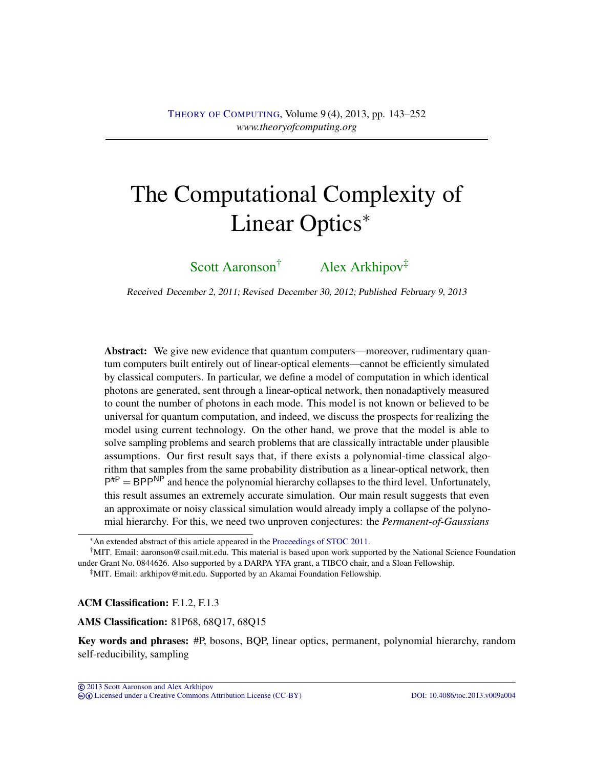# The Computational Complexity of Linear Optics*

Scott Aaronson[†] Alex Arkhipov[‡]

*Received December 2, 2011; Revised December 30, 2012; Published February 9, 2013*

**Abstract:** We give new evidence that quantum computers—moreover, rudimentary quantum computers built entirely out of linear-optical elements—cannot be efficiently simulated by classical computers. In particular, we define a model of computation in which identical photons are generated, sent through a linear-optical network, then nonadaptively measured to count the number of photons in each mode. This model is not known or believed to be universal for quantum computation, and indeed, we discuss the prospects for realizing the model using current technology. On the other hand, we prove that the model is able to solve sampling problems and search problems that are classically intractable under plausible assumptions. Our first result says that, if there exists a polynomial-time classical algorithm that samples from the same probability distribution as a linear-optical network, then $\mathsf{P}^{\#\mathsf{P}} = \mathsf{BPP}^{\mathsf{NP}}$ and hence the polynomial hierarchy collapses to the third level. Unfortunately, this result assumes an extremely accurate simulation. Our main result suggests that even an approximate or noisy classical simulation would already imply a collapse of the polynomial hierarchy. For this, we need two unproven conjectures: the *Permanent-of-Gaussians*

---

*An extended abstract of this article appeared in the Proceedings of STOC 2011.

[†]MIT. Email: aaronson@csail.mit.edu. This material is based upon work supported by the National Science Foundation under Grant No. 0844626. Also supported by a DARPA YFA grant, a TIBCO chair, and a Sloan Fellowship.

[‡]MIT. Email: arkhipov@mit.edu. Supported by an Akamai Foundation Fellowship.

**ACM Classification:** F.1.2, F.1.3

**AMS Classification:** 81P68, 68Q17, 68Q15

**Key words and phrases:** #P, bosons, BQP, linear optics, permanent, polynomial hierarchy, random self-reducibility, sampling

© 2013 Scott Aaronson and Alex Arkhipov
Licensed under a Creative Commons Attribution License (CC-BY) DOI: 10.4086/toc.2013.v009a004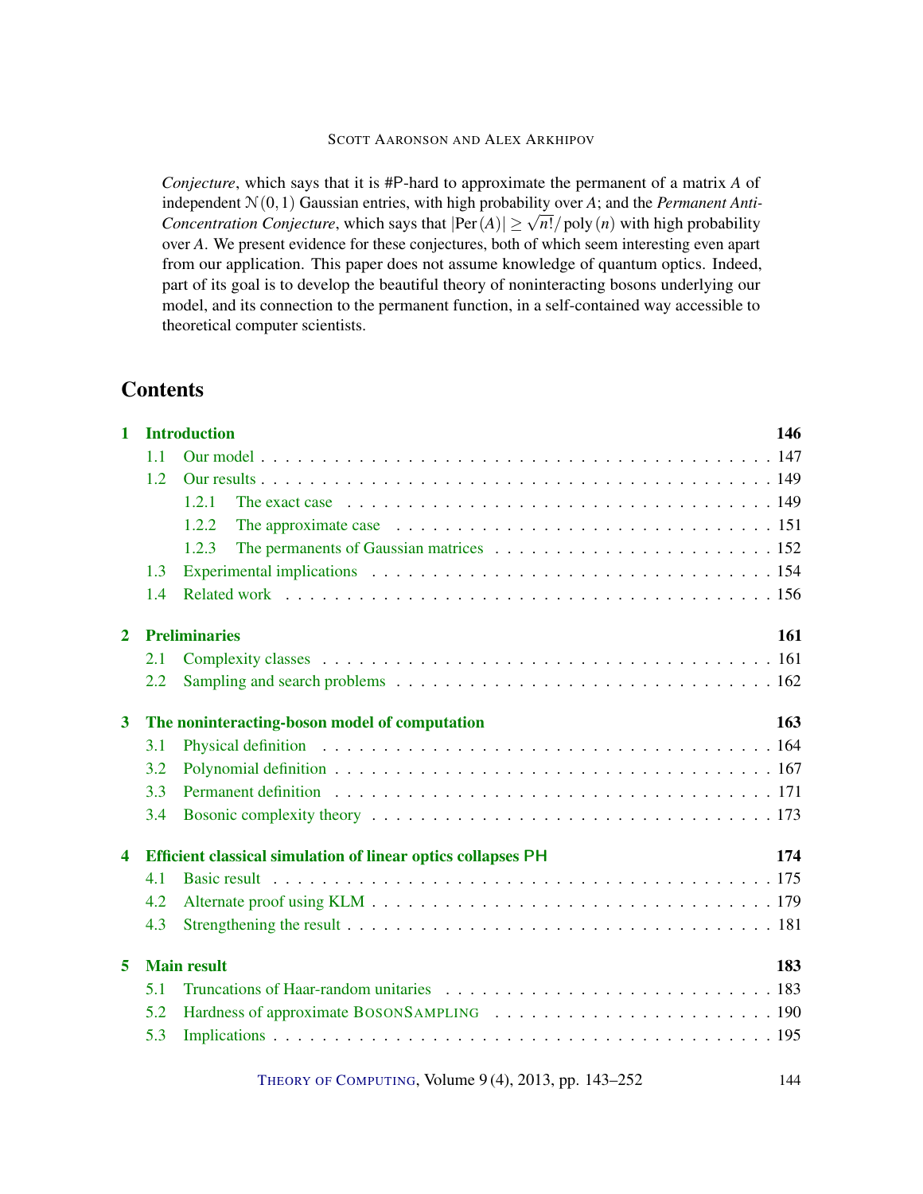*Conjecture*, which says that it is #P-hard to approximate the permanent of a matrix $A$ of independent $\mathcal{N}(0,1)$ Gaussian entries, with high probability over $A$; and the *Permanent Anti-Concentration Conjecture*, which says that $|\mathrm{Per}(A)| \geq \sqrt{n!}/\mathrm{poly}(n)$ with high probability over $A$. We present evidence for these conjectures, both of which seem interesting even apart from our application. This paper does not assume knowledge of quantum optics. Indeed, part of its goal is to develop the beautiful theory of noninteracting bosons underlying our model, and its connection to the permanent function, in a self-contained way accessible to theoretical computer scientists.

## Contents

- **1 Introduction** — 146
  - 1.1 Our model — 147
  - 1.2 Our results — 149
    - 1.2.1 The exact case — 149
    - 1.2.2 The approximate case — 151
    - 1.2.3 The permanents of Gaussian matrices — 152
  - 1.3 Experimental implications — 154
  - 1.4 Related work — 156
- **2 Preliminaries** — 161
  - 2.1 Complexity classes — 161
  - 2.2 Sampling and search problems — 162
- **3 The noninteracting-boson model of computation** — 163
  - 3.1 Physical definition — 164
  - 3.2 Polynomial definition — 167
  - 3.3 Permanent definition — 171
  - 3.4 Bosonic complexity theory — 173
- **4 Efficient classical simulation of linear optics collapses PH** — 174
  - 4.1 Basic result — 175
  - 4.2 Alternate proof using KLM — 179
  - 4.3 Strengthening the result — 181
- **5 Main result** — 183
  - 5.1 Truncations of Haar-random unitaries — 183
  - 5.2 Hardness of approximate BOSONSAMPLING — 190
  - 5.3 Implications — 195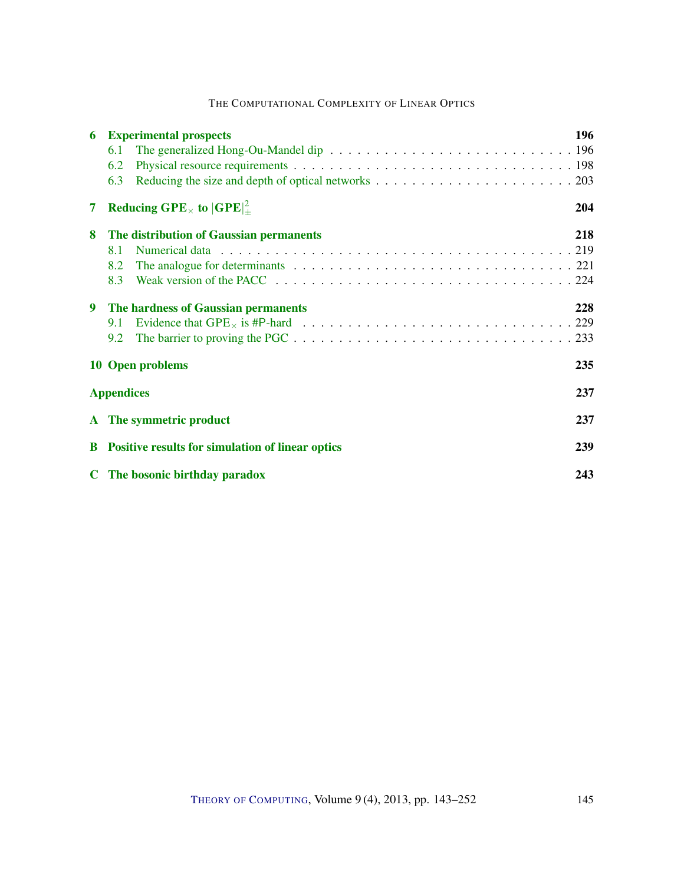**6 Experimental prospects** 196

- 6.1 The generalized Hong-Ou-Mandel dip . . . 196
- 6.2 Physical resource requirements . . . 198
- 6.3 Reducing the size and depth of optical networks . . . 203

**7 Reducing $\mathbf{GPE}_\times$ to $|\mathbf{GPE}|^2_\pm$** 204

**8 The distribution of Gaussian permanents** 218

- 8.1 Numerical data . . . 219
- 8.2 The analogue for determinants . . . 221
- 8.3 Weak version of the PACC . . . 224

**9 The hardness of Gaussian permanents** 228

- 9.1 Evidence that $\mathrm{GPE}_\times$ is #P-hard . . . 229
- 9.2 The barrier to proving the PGC . . . 233

**10 Open problems** 235

**Appendices** 237

**A The symmetric product** 237

**B Positive results for simulation of linear optics** 239

**C The bosonic birthday paradox** 243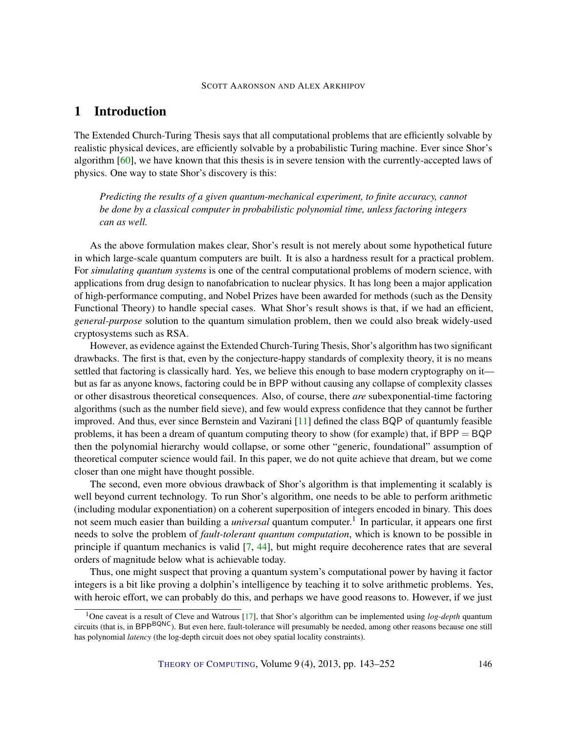# 1 Introduction

The Extended Church-Turing Thesis says that all computational problems that are efficiently solvable by realistic physical devices, are efficiently solvable by a probabilistic Turing machine. Ever since Shor's algorithm [60], we have known that this thesis is in severe tension with the currently-accepted laws of physics. One way to state Shor's discovery is this:

> *Predicting the results of a given quantum-mechanical experiment, to finite accuracy, cannot be done by a classical computer in probabilistic polynomial time, unless factoring integers can as well.*

As the above formulation makes clear, Shor's result is not merely about some hypothetical future in which large-scale quantum computers are built. It is also a hardness result for a practical problem. For *simulating quantum systems* is one of the central computational problems of modern science, with applications from drug design to nanofabrication to nuclear physics. It has long been a major application of high-performance computing, and Nobel Prizes have been awarded for methods (such as the Density Functional Theory) to handle special cases. What Shor's result shows is that, if we had an efficient, *general-purpose* solution to the quantum simulation problem, then we could also break widely-used cryptosystems such as RSA.

However, as evidence against the Extended Church-Turing Thesis, Shor's algorithm has two significant drawbacks. The first is that, even by the conjecture-happy standards of complexity theory, it is no means settled that factoring is classically hard. Yes, we believe this enough to base modern cryptography on it—but as far as anyone knows, factoring could be in $\mathsf{BPP}$ without causing any collapse of complexity classes or other disastrous theoretical consequences. Also, of course, there *are* subexponential-time factoring algorithms (such as the number field sieve), and few would express confidence that they cannot be further improved. And thus, ever since Bernstein and Vazirani [11] defined the class $\mathsf{BQP}$ of quantumly feasible problems, it has been a dream of quantum computing theory to show (for example) that, if $\mathsf{BPP} = \mathsf{BQP}$ then the polynomial hierarchy would collapse, or some other "generic, foundational" assumption of theoretical computer science would fail. In this paper, we do not quite achieve that dream, but we come closer than one might have thought possible.

The second, even more obvious drawback of Shor's algorithm is that implementing it scalably is well beyond current technology. To run Shor's algorithm, one needs to be able to perform arithmetic (including modular exponentiation) on a coherent superposition of integers encoded in binary. This does not seem much easier than building a *universal* quantum computer.[1] In particular, it appears one first needs to solve the problem of *fault-tolerant quantum computation*, which is known to be possible in principle if quantum mechanics is valid [7, 44], but might require decoherence rates that are several orders of magnitude below what is achievable today.

Thus, one might suspect that proving a quantum system's computational power by having it factor integers is a bit like proving a dolphin's intelligence by teaching it to solve arithmetic problems. Yes, with heroic effort, we can probably do this, and perhaps we have good reasons to. However, if we just

[1] One caveat is a result of Cleve and Watrous [17], that Shor's algorithm can be implemented using *log-depth* quantum circuits (that is, in $\mathsf{BPP}^{\mathsf{BQNC}}$). But even here, fault-tolerance will presumably be needed, among other reasons because one still has polynomial *latency* (the log-depth circuit does not obey spatial locality constraints).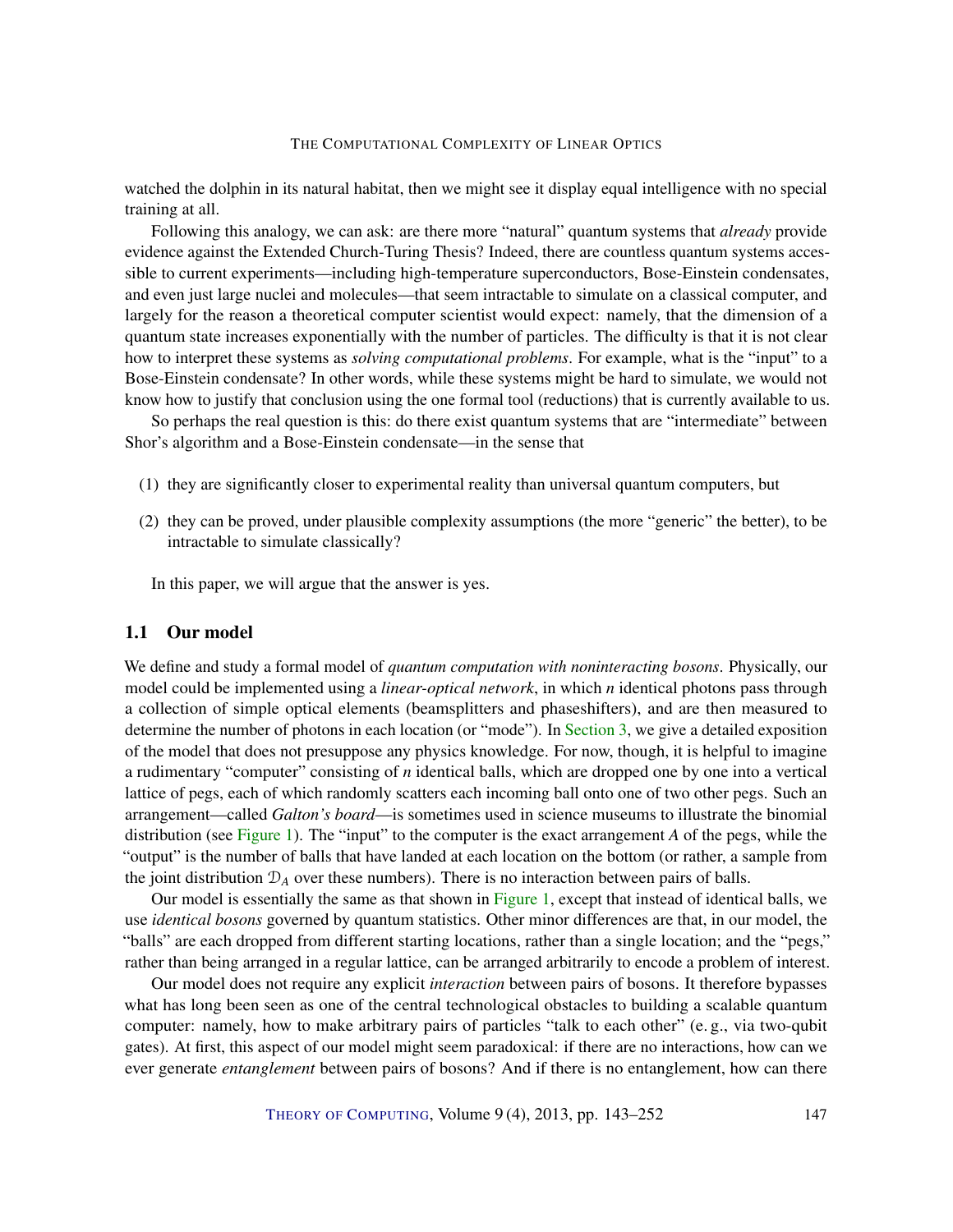watched the dolphin in its natural habitat, then we might see it display equal intelligence with no special training at all.

Following this analogy, we can ask: are there more "natural" quantum systems that *already* provide evidence against the Extended Church-Turing Thesis? Indeed, there are countless quantum systems accessible to current experiments—including high-temperature superconductors, Bose-Einstein condensates, and even just large nuclei and molecules—that seem intractable to simulate on a classical computer, and largely for the reason a theoretical computer scientist would expect: namely, that the dimension of a quantum state increases exponentially with the number of particles. The difficulty is that it is not clear how to interpret these systems as *solving computational problems*. For example, what is the "input" to a Bose-Einstein condensate? In other words, while these systems might be hard to simulate, we would not know how to justify that conclusion using the one formal tool (reductions) that is currently available to us.

So perhaps the real question is this: do there exist quantum systems that are "intermediate" between Shor's algorithm and a Bose-Einstein condensate—in the sense that

(1) they are significantly closer to experimental reality than universal quantum computers, but

(2) they can be proved, under plausible complexity assumptions (the more "generic" the better), to be intractable to simulate classically?

In this paper, we will argue that the answer is yes.

## 1.1 Our model

We define and study a formal model of *quantum computation with noninteracting bosons*. Physically, our model could be implemented using a *linear-optical network*, in which $n$ identical photons pass through a collection of simple optical elements (beamsplitters and phaseshifters), and are then measured to determine the number of photons in each location (or "mode"). In Section 3, we give a detailed exposition of the model that does not presuppose any physics knowledge. For now, though, it is helpful to imagine a rudimentary "computer" consisting of $n$ identical balls, which are dropped one by one into a vertical lattice of pegs, each of which randomly scatters each incoming ball onto one of two other pegs. Such an arrangement—called *Galton's board*—is sometimes used in science museums to illustrate the binomial distribution (see Figure 1). The "input" to the computer is the exact arrangement $A$ of the pegs, while the "output" is the number of balls that have landed at each location on the bottom (or rather, a sample from the joint distribution $\mathcal{D}_A$ over these numbers). There is no interaction between pairs of balls.

Our model is essentially the same as that shown in Figure 1, except that instead of identical balls, we use *identical bosons* governed by quantum statistics. Other minor differences are that, in our model, the "balls" are each dropped from different starting locations, rather than a single location; and the "pegs," rather than being arranged in a regular lattice, can be arranged arbitrarily to encode a problem of interest.

Our model does not require any explicit *interaction* between pairs of bosons. It therefore bypasses what has long been seen as one of the central technological obstacles to building a scalable quantum computer: namely, how to make arbitrary pairs of particles "talk to each other" (e. g., via two-qubit gates). At first, this aspect of our model might seem paradoxical: if there are no interactions, how can we ever generate *entanglement* between pairs of bosons? And if there is no entanglement, how can there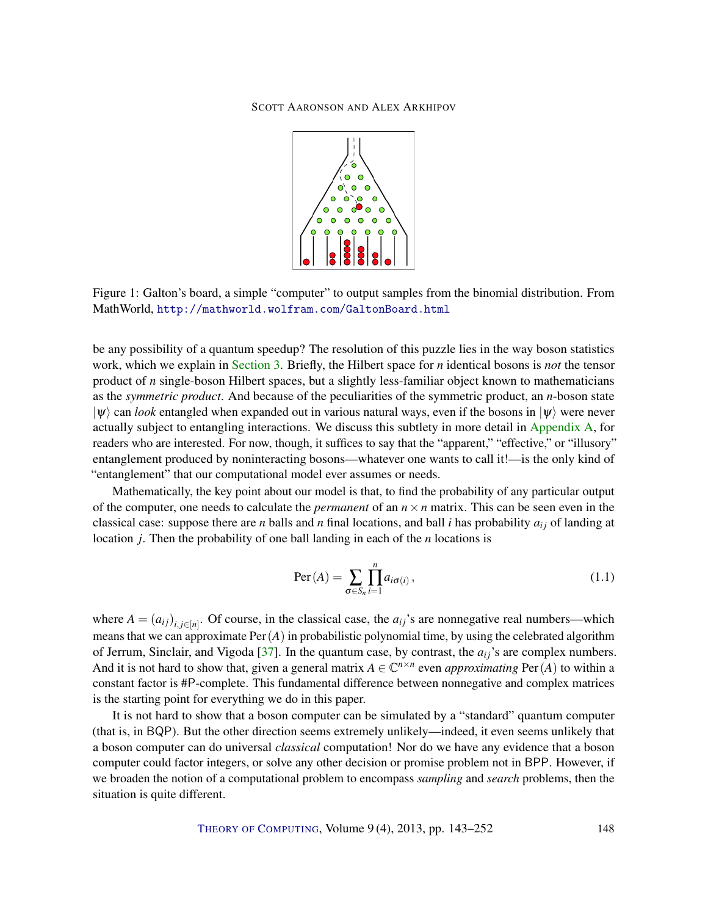Figure 1: Galton's board, a simple "computer" to output samples from the binomial distribution. From MathWorld, http://mathworld.wolfram.com/GaltonBoard.html

be any possibility of a quantum speedup? The resolution of this puzzle lies in the way boson statistics work, which we explain in Section 3. Briefly, the Hilbert space for $n$ identical bosons is *not* the tensor product of $n$ single-boson Hilbert spaces, but a slightly less-familiar object known to mathematicians as the *symmetric product*. And because of the peculiarities of the symmetric product, an $n$-boson state $|\psi\rangle$ can *look* entangled when expanded out in various natural ways, even if the bosons in $|\psi\rangle$ were never actually subject to entangling interactions. We discuss this subtlety in more detail in Appendix A, for readers who are interested. For now, though, it suffices to say that the "apparent," "effective," or "illusory" entanglement produced by noninteracting bosons—whatever one wants to call it!—is the only kind of "entanglement" that our computational model ever assumes or needs.

Mathematically, the key point about our model is that, to find the probability of any particular output of the computer, one needs to calculate the *permanent* of an $n \times n$ matrix. This can be seen even in the classical case: suppose there are $n$ balls and $n$ final locations, and ball $i$ has probability $a_{ij}$ of landing at location $j$. Then the probability of one ball landing in each of the $n$ locations is

$$\operatorname{Per}(A) = \sum_{\sigma \in S_n} \prod_{i=1}^{n} a_{i\sigma(i)}, \tag{1.1}$$

where $A = (a_{ij})_{i,j \in [n]}$. Of course, in the classical case, the $a_{ij}$'s are nonnegative real numbers—which means that we can approximate $\operatorname{Per}(A)$ in probabilistic polynomial time, by using the celebrated algorithm of Jerrum, Sinclair, and Vigoda [37]. In the quantum case, by contrast, the $a_{ij}$'s are complex numbers. And it is not hard to show that, given a general matrix $A \in \mathbb{C}^{n \times n}$ even *approximating* $\operatorname{Per}(A)$ to within a constant factor is #P-complete. This fundamental difference between nonnegative and complex matrices is the starting point for everything we do in this paper.

It is not hard to show that a boson computer can be simulated by a "standard" quantum computer (that is, in BQP). But the other direction seems extremely unlikely—indeed, it even seems unlikely that a boson computer can do universal *classical* computation! Nor do we have any evidence that a boson computer could factor integers, or solve any other decision or promise problem not in BPP. However, if we broaden the notion of a computational problem to encompass *sampling* and *search* problems, then the situation is quite different.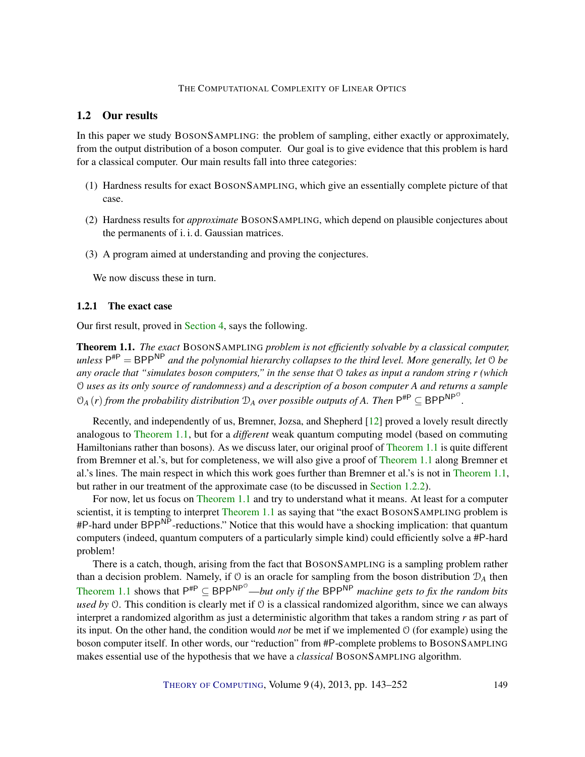## 1.2 Our results

In this paper we study BosonSampling: the problem of sampling, either exactly or approximately, from the output distribution of a boson computer. Our goal is to give evidence that this problem is hard for a classical computer. Our main results fall into three categories:

(1) Hardness results for exact BosonSampling, which give an essentially complete picture of that case.

(2) Hardness results for *approximate* BosonSampling, which depend on plausible conjectures about the permanents of i. i. d. Gaussian matrices.

(3) A program aimed at understanding and proving the conjectures.

We now discuss these in turn.

### 1.2.1 The exact case

Our first result, proved in Section 4, says the following.

**Theorem 1.1.** *The exact* BosonSampling *problem is not efficiently solvable by a classical computer, unless* $\mathsf{P}^{\#\mathsf{P}} = \mathsf{BPP}^{\mathsf{NP}}$ *and the polynomial hierarchy collapses to the third level. More generally, let* $\mathcal{O}$ *be any oracle that "simulates boson computers," in the sense that* $\mathcal{O}$ *takes as input a random string* $r$ *(which* $\mathcal{O}$ *uses as its only source of randomness) and a description of a boson computer* $A$ *and returns a sample* $\mathcal{O}_A(r)$ *from the probability distribution* $\mathcal{D}_A$ *over possible outputs of* $A$*. Then* $\mathsf{P}^{\#\mathsf{P}} \subseteq \mathsf{BPP}^{\mathsf{NP}^{\mathcal{O}}}$.

Recently, and independently of us, Bremner, Jozsa, and Shepherd [12] proved a lovely result directly analogous to Theorem 1.1, but for a *different* weak quantum computing model (based on commuting Hamiltonians rather than bosons). As we discuss later, our original proof of Theorem 1.1 is quite different from Bremner et al.'s, but for completeness, we will also give a proof of Theorem 1.1 along Bremner et al.'s lines. The main respect in which this work goes further than Bremner et al.'s is not in Theorem 1.1, but rather in our treatment of the approximate case (to be discussed in Section 1.2.2).

For now, let us focus on Theorem 1.1 and try to understand what it means. At least for a computer scientist, it is tempting to interpret Theorem 1.1 as saying that "the exact BosonSampling problem is #P-hard under $\mathsf{BPP}^{\mathsf{NP}}$-reductions." Notice that this would have a shocking implication: that quantum computers (indeed, quantum computers of a particularly simple kind) could efficiently solve a #P-hard problem!

There is a catch, though, arising from the fact that BosonSampling is a sampling problem rather than a decision problem. Namely, if $\mathcal{O}$ is an oracle for sampling from the boson distribution $\mathcal{D}_A$ then Theorem 1.1 shows that $\mathsf{P}^{\#\mathsf{P}} \subseteq \mathsf{BPP}^{\mathsf{NP}^{\mathcal{O}}}$—*but only if the* $\mathsf{BPP}^{\mathsf{NP}}$ *machine gets to fix the random bits used by* $\mathcal{O}$. This condition is clearly met if $\mathcal{O}$ is a classical randomized algorithm, since we can always interpret a randomized algorithm as just a deterministic algorithm that takes a random string $r$ as part of its input. On the other hand, the condition would *not* be met if we implemented $\mathcal{O}$ (for example) using the boson computer itself. In other words, our "reduction" from #P-complete problems to BosonSampling makes essential use of the hypothesis that we have a *classical* BosonSampling algorithm.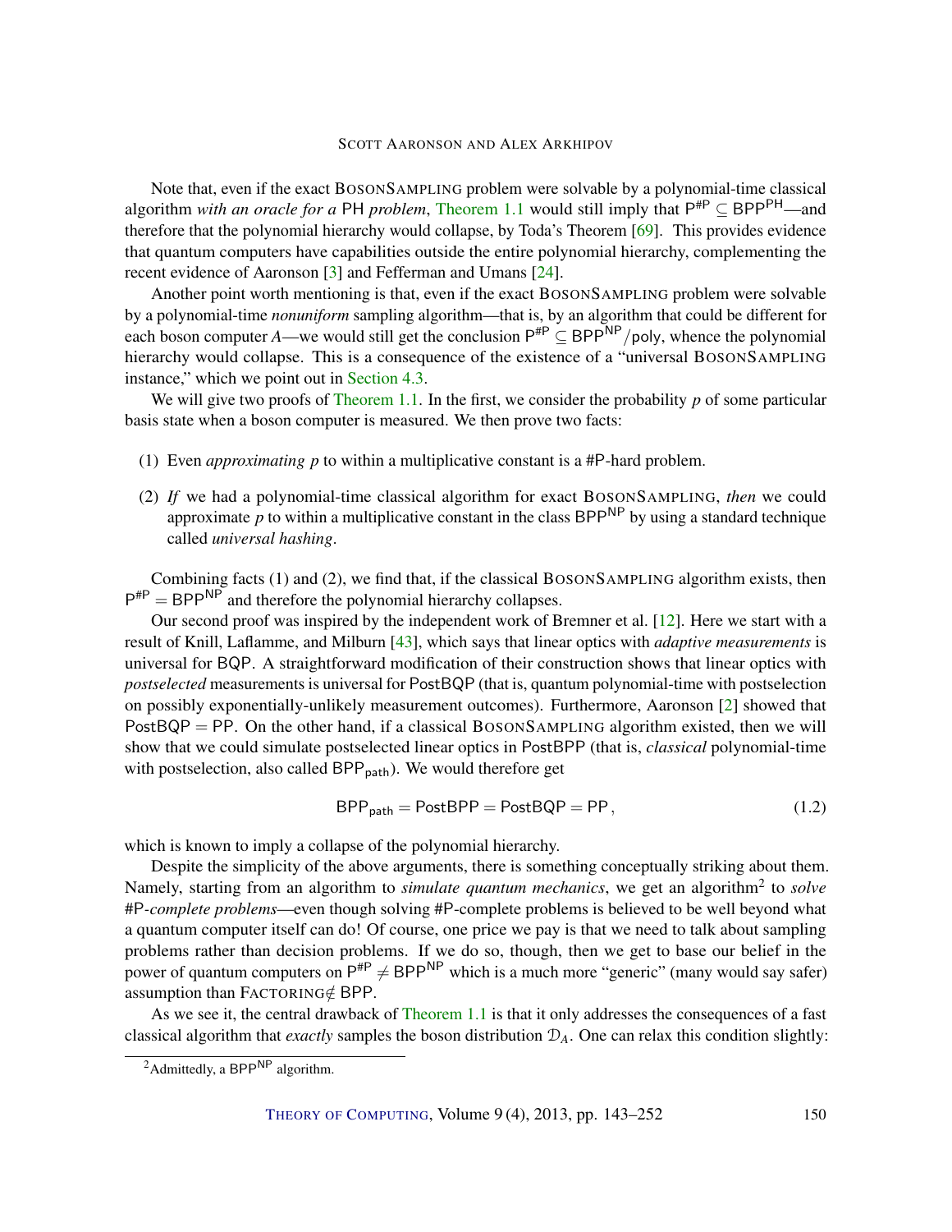Note that, even if the exact BosonSampling problem were solvable by a polynomial-time classical algorithm *with an oracle for a* PH *problem*, Theorem 1.1 would still imply that $\mathsf{P}^{\#\mathsf{P}} \subseteq \mathsf{BPP}^{\mathsf{PH}}$—and therefore that the polynomial hierarchy would collapse, by Toda's Theorem [69]. This provides evidence that quantum computers have capabilities outside the entire polynomial hierarchy, complementing the recent evidence of Aaronson [3] and Fefferman and Umans [24].

Another point worth mentioning is that, even if the exact BosonSampling problem were solvable by a polynomial-time *nonuniform* sampling algorithm—that is, by an algorithm that could be different for each boson computer $A$—we would still get the conclusion $\mathsf{P}^{\#\mathsf{P}} \subseteq \mathsf{BPP}^{\mathsf{NP}}/\mathsf{poly}$, whence the polynomial hierarchy would collapse. This is a consequence of the existence of a "universal BosonSampling instance," which we point out in Section 4.3.

We will give two proofs of Theorem 1.1. In the first, we consider the probability $p$ of some particular basis state when a boson computer is measured. We then prove two facts:

(1) Even *approximating* $p$ to within a multiplicative constant is a #P-hard problem.

(2) *If* we had a polynomial-time classical algorithm for exact BosonSampling, *then* we could approximate $p$ to within a multiplicative constant in the class $\mathsf{BPP}^{\mathsf{NP}}$ by using a standard technique called *universal hashing*.

Combining facts (1) and (2), we find that, if the classical BosonSampling algorithm exists, then $\mathsf{P}^{\#\mathsf{P}} = \mathsf{BPP}^{\mathsf{NP}}$ and therefore the polynomial hierarchy collapses.

Our second proof was inspired by the independent work of Bremner et al. [12]. Here we start with a result of Knill, Laflamme, and Milburn [43], which says that linear optics with *adaptive measurements* is universal for BQP. A straightforward modification of their construction shows that linear optics with *postselected* measurements is universal for PostBQP (that is, quantum polynomial-time with postselection on possibly exponentially-unlikely measurement outcomes). Furthermore, Aaronson [2] showed that PostBQP = PP. On the other hand, if a classical BosonSampling algorithm existed, then we will show that we could simulate postselected linear optics in PostBPP (that is, *classical* polynomial-time with postselection, also called $\mathsf{BPP}_{\mathsf{path}}$). We would therefore get

$$\mathsf{BPP}_{\mathsf{path}} = \mathsf{PostBPP} = \mathsf{PostBQP} = \mathsf{PP}, \tag{1.2}$$

which is known to imply a collapse of the polynomial hierarchy.

Despite the simplicity of the above arguments, there is something conceptually striking about them. Namely, starting from an algorithm to *simulate quantum mechanics*, we get an algorithm[2] to *solve #P-complete problems*—even though solving #P-complete problems is believed to be well beyond what a quantum computer itself can do! Of course, one price we pay is that we need to talk about sampling problems rather than decision problems. If we do so, though, then we get to base our belief in the power of quantum computers on $\mathsf{P}^{\#\mathsf{P}} \neq \mathsf{BPP}^{\mathsf{NP}}$ which is a much more "generic" (many would say safer) assumption than Factoring$\notin$ BPP.

As we see it, the central drawback of Theorem 1.1 is that it only addresses the consequences of a fast classical algorithm that *exactly* samples the boson distribution $\mathcal{D}_A$. One can relax this condition slightly:

[2] Admittedly, a $\mathsf{BPP}^{\mathsf{NP}}$ algorithm.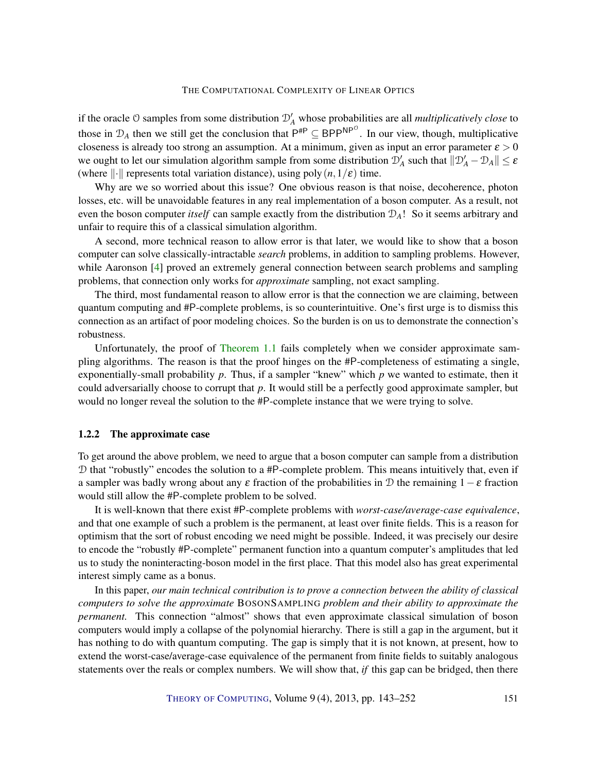if the oracle $\mathcal{O}$ samples from some distribution $\mathcal{D}'_A$ whose probabilities are all *multiplicatively close* to those in $\mathcal{D}_A$ then we still get the conclusion that $\mathsf{P}^{\#\mathsf{P}} \subseteq \mathsf{BPP}^{\mathsf{NP}^{\mathcal{O}}}$. In our view, though, multiplicative closeness is already too strong an assumption. At a minimum, given as input an error parameter $\varepsilon > 0$ we ought to let our simulation algorithm sample from some distribution $\mathcal{D}'_A$ such that $\|\mathcal{D}'_A - \mathcal{D}_A\| \leq \varepsilon$ (where $\|\cdot\|$ represents total variation distance), using $\mathrm{poly}(n, 1/\varepsilon)$ time.

Why are we so worried about this issue? One obvious reason is that noise, decoherence, photon losses, etc. will be unavoidable features in any real implementation of a boson computer. As a result, not even the boson computer *itself* can sample exactly from the distribution $\mathcal{D}_A$! So it seems arbitrary and unfair to require this of a classical simulation algorithm.

A second, more technical reason to allow error is that later, we would like to show that a boson computer can solve classically-intractable *search* problems, in addition to sampling problems. However, while Aaronson [4] proved an extremely general connection between search problems and sampling problems, that connection only works for *approximate* sampling, not exact sampling.

The third, most fundamental reason to allow error is that the connection we are claiming, between quantum computing and #P-complete problems, is so counterintuitive. One's first urge is to dismiss this connection as an artifact of poor modeling choices. So the burden is on us to demonstrate the connection's robustness.

Unfortunately, the proof of Theorem 1.1 fails completely when we consider approximate sampling algorithms. The reason is that the proof hinges on the #P-completeness of estimating a single, exponentially-small probability $p$. Thus, if a sampler "knew" which $p$ we wanted to estimate, then it could adversarially choose to corrupt that $p$. It would still be a perfectly good approximate sampler, but would no longer reveal the solution to the #P-complete instance that we were trying to solve.

### 1.2.2 The approximate case

To get around the above problem, we need to argue that a boson computer can sample from a distribution $\mathcal{D}$ that "robustly" encodes the solution to a #P-complete problem. This means intuitively that, even if a sampler was badly wrong about any $\varepsilon$ fraction of the probabilities in $\mathcal{D}$ the remaining $1-\varepsilon$ fraction would still allow the #P-complete problem to be solved.

It is well-known that there exist #P-complete problems with *worst-case/average-case equivalence*, and that one example of such a problem is the permanent, at least over finite fields. This is a reason for optimism that the sort of robust encoding we need might be possible. Indeed, it was precisely our desire to encode the "robustly #P-complete" permanent function into a quantum computer's amplitudes that led us to study the noninteracting-boson model in the first place. That this model also has great experimental interest simply came as a bonus.

In this paper, *our main technical contribution is to prove a connection between the ability of classical computers to solve the approximate* BOSONSAMPLING *problem and their ability to approximate the permanent.* This connection "almost" shows that even approximate classical simulation of boson computers would imply a collapse of the polynomial hierarchy. There is still a gap in the argument, but it has nothing to do with quantum computing. The gap is simply that it is not known, at present, how to extend the worst-case/average-case equivalence of the permanent from finite fields to suitably analogous statements over the reals or complex numbers. We will show that, *if* this gap can be bridged, then there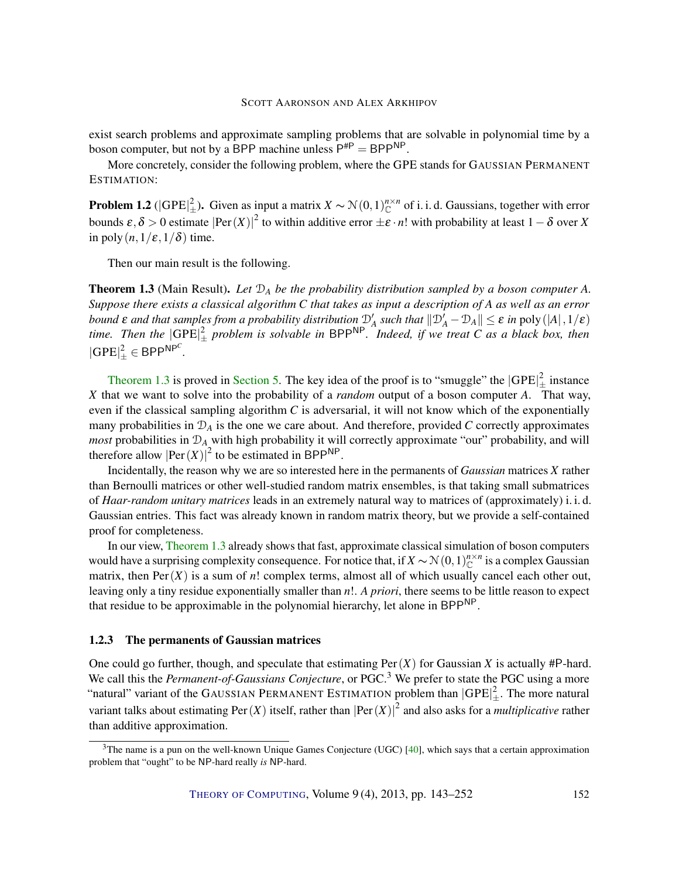exist search problems and approximate sampling problems that are solvable in polynomial time by a boson computer, but not by a BPP machine unless $\mathsf{P}^{\#\mathsf{P}} = \mathsf{BPP}^{\mathsf{NP}}$.

More concretely, consider the following problem, where the GPE stands for GAUSSIAN PERMANENT ESTIMATION:

**Problem 1.2** ($|\mathrm{GPE}|^2_{\pm}$)**.** Given as input a matrix $X \sim \mathcal{N}(0,1)^{n\times n}_{\mathbb{C}}$ of i. i. d. Gaussians, together with error bounds $\varepsilon, \delta > 0$ estimate $|\mathrm{Per}(X)|^2$ to within additive error $\pm\varepsilon \cdot n!$ with probability at least $1-\delta$ over $X$ in $\mathrm{poly}(n, 1/\varepsilon, 1/\delta)$ time.

Then our main result is the following.

**Theorem 1.3** (Main Result)**.** *Let $\mathcal{D}_A$ be the probability distribution sampled by a boson computer $A$. Suppose there exists a classical algorithm $C$ that takes as input a description of $A$ as well as an error bound $\varepsilon$ and that samples from a probability distribution $\mathcal{D}'_A$ such that $\|\mathcal{D}'_A - \mathcal{D}_A\| \leq \varepsilon$ in $\mathrm{poly}(|A|, 1/\varepsilon)$ time. Then the $|\mathrm{GPE}|^2_{\pm}$ problem is solvable in $\mathsf{BPP}^{\mathsf{NP}}$. Indeed, if we treat $C$ as a black box, then $|\mathrm{GPE}|^2_{\pm} \in \mathsf{BPP}^{\mathsf{NP}^C}$.*

Theorem 1.3 is proved in Section 5. The key idea of the proof is to "smuggle" the $|\mathrm{GPE}|^2_{\pm}$ instance $X$ that we want to solve into the probability of a *random* output of a boson computer $A$. That way, even if the classical sampling algorithm $C$ is adversarial, it will not know which of the exponentially many probabilities in $\mathcal{D}_A$ is the one we care about. And therefore, provided $C$ correctly approximates *most* probabilities in $\mathcal{D}_A$ with high probability it will correctly approximate "our" probability, and will therefore allow $|\mathrm{Per}(X)|^2$ to be estimated in $\mathsf{BPP}^{\mathsf{NP}}$.

Incidentally, the reason why we are so interested here in the permanents of *Gaussian* matrices $X$ rather than Bernoulli matrices or other well-studied random matrix ensembles, is that taking small submatrices of *Haar-random unitary matrices* leads in an extremely natural way to matrices of (approximately) i. i. d. Gaussian entries. This fact was already known in random matrix theory, but we provide a self-contained proof for completeness.

In our view, Theorem 1.3 already shows that fast, approximate classical simulation of boson computers would have a surprising complexity consequence. For notice that, if $X \sim \mathcal{N}(0,1)^{n\times n}_{\mathbb{C}}$ is a complex Gaussian matrix, then $\mathrm{Per}(X)$ is a sum of $n!$ complex terms, almost all of which usually cancel each other out, leaving only a tiny residue exponentially smaller than $n!$. *A priori*, there seems to be little reason to expect that residue to be approximable in the polynomial hierarchy, let alone in $\mathsf{BPP}^{\mathsf{NP}}$.

### 1.2.3 The permanents of Gaussian matrices

One could go further, though, and speculate that estimating $\mathrm{Per}(X)$ for Gaussian $X$ is actually #P-hard. We call this the *Permanent-of-Gaussians Conjecture*, or PGC.[3] We prefer to state the PGC using a more "natural" variant of the GAUSSIAN PERMANENT ESTIMATION problem than $|\mathrm{GPE}|^2_{\pm}$. The more natural variant talks about estimating $\mathrm{Per}(X)$ itself, rather than $|\mathrm{Per}(X)|^2$ and also asks for a *multiplicative* rather than additive approximation.

[3]The name is a pun on the well-known Unique Games Conjecture (UGC) [40], which says that a certain approximation problem that "ought" to be NP-hard really *is* NP-hard.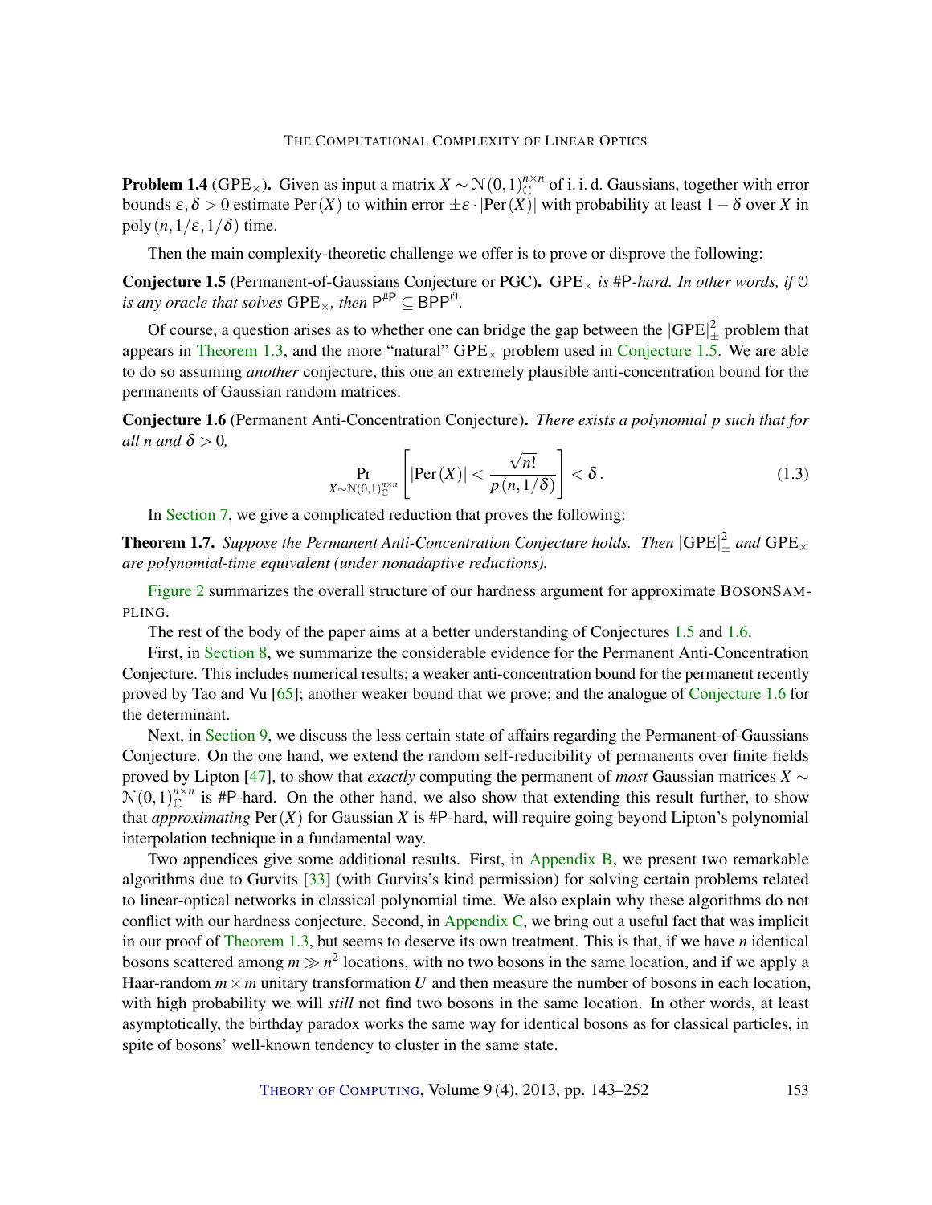**Problem 1.4** ($\text{GPE}_\times$)**.** Given as input a matrix $X \sim \mathcal{N}(0,1)_{\mathbb{C}}^{n\times n}$ of i. i. d. Gaussians, together with error bounds $\varepsilon, \delta > 0$ estimate $\text{Per}(X)$ to within error $\pm\varepsilon \cdot |\text{Per}(X)|$ with probability at least $1-\delta$ over $X$ in $\text{poly}(n, 1/\varepsilon, 1/\delta)$ time.

Then the main complexity-theoretic challenge we offer is to prove or disprove the following:

**Conjecture 1.5** (Permanent-of-Gaussians Conjecture or PGC)**.** *$\text{GPE}_\times$ is #P-hard. In other words, if $\mathcal{O}$ is any oracle that solves $\text{GPE}_\times$, then $\mathsf{P}^{\#\mathsf{P}} \subseteq \mathsf{BPP}^{\mathcal{O}}$.*

Of course, a question arises as to whether one can bridge the gap between the $|\text{GPE}|_\pm^2$ problem that appears in Theorem 1.3, and the more "natural" $\text{GPE}_\times$ problem used in Conjecture 1.5. We are able to do so assuming *another* conjecture, this one an extremely plausible anti-concentration bound for the permanents of Gaussian random matrices.

**Conjecture 1.6** (Permanent Anti-Concentration Conjecture)**.** *There exists a polynomial $p$ such that for all $n$ and $\delta > 0$,*

$$\Pr_{X\sim\mathcal{N}(0,1)_{\mathbb{C}}^{n\times n}}\left[|\text{Per}(X)| < \frac{\sqrt{n!}}{p(n,1/\delta)}\right] < \delta\,. \tag{1.3}$$

In Section 7, we give a complicated reduction that proves the following:

**Theorem 1.7.** *Suppose the Permanent Anti-Concentration Conjecture holds. Then $|\text{GPE}|_\pm^2$ and $\text{GPE}_\times$ are polynomial-time equivalent (under nonadaptive reductions).*

Figure 2 summarizes the overall structure of our hardness argument for approximate BosonSampling.

The rest of the body of the paper aims at a better understanding of Conjectures 1.5 and 1.6.

First, in Section 8, we summarize the considerable evidence for the Permanent Anti-Concentration Conjecture. This includes numerical results; a weaker anti-concentration bound for the permanent recently proved by Tao and Vu [65]; another weaker bound that we prove; and the analogue of Conjecture 1.6 for the determinant.

Next, in Section 9, we discuss the less certain state of affairs regarding the Permanent-of-Gaussians Conjecture. On the one hand, we extend the random self-reducibility of permanents over finite fields proved by Lipton [47], to show that *exactly* computing the permanent of *most* Gaussian matrices $X \sim \mathcal{N}(0,1)_{\mathbb{C}}^{n\times n}$ is #P-hard. On the other hand, we also show that extending this result further, to show that *approximating* $\text{Per}(X)$ for Gaussian $X$ is #P-hard, will require going beyond Lipton's polynomial interpolation technique in a fundamental way.

Two appendices give some additional results. First, in Appendix B, we present two remarkable algorithms due to Gurvits [33] (with Gurvits's kind permission) for solving certain problems related to linear-optical networks in classical polynomial time. We also explain why these algorithms do not conflict with our hardness conjecture. Second, in Appendix C, we bring out a useful fact that was implicit in our proof of Theorem 1.3, but seems to deserve its own treatment. This is that, if we have $n$ identical bosons scattered among $m \gg n^2$ locations, with no two bosons in the same location, and if we apply a Haar-random $m \times m$ unitary transformation $U$ and then measure the number of bosons in each location, with high probability we will *still* not find two bosons in the same location. In other words, at least asymptotically, the birthday paradox works the same way for identical bosons as for classical particles, in spite of bosons' well-known tendency to cluster in the same state.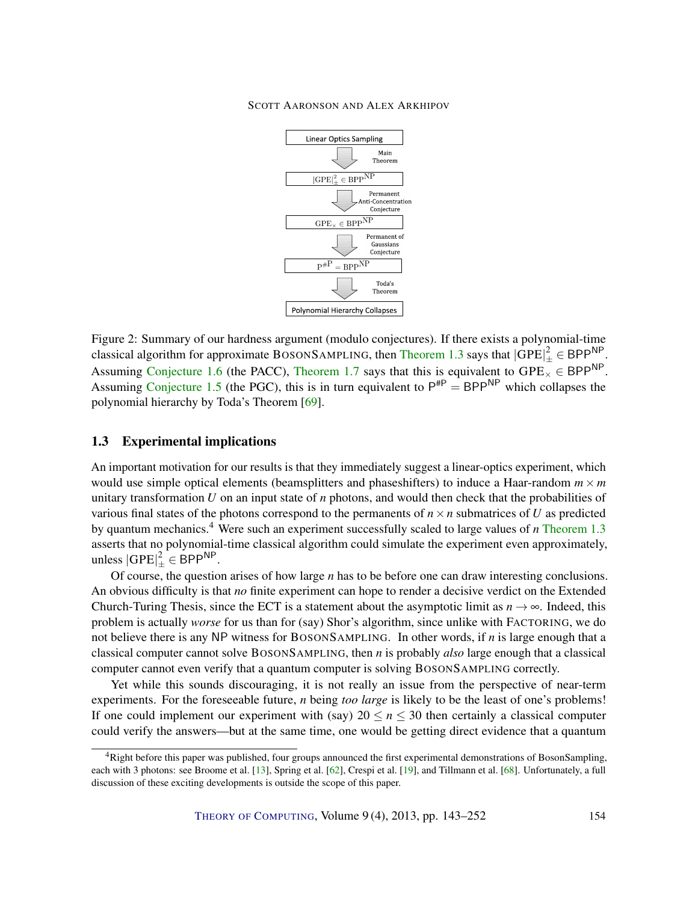Linear Optics Sampling

↓ Main Theorem

$|\mathrm{GPE}|_{\pm}^{2} \in \mathrm{BPP}^{\mathrm{NP}}$

↓ Permanent Anti-Concentration Conjecture

$\mathrm{GPE}_{\times} \in \mathrm{BPP}^{\mathrm{NP}}$

↓ Permanent of Gaussians Conjecture

$\mathrm{P}^{\#\mathrm{P}} = \mathrm{BPP}^{\mathrm{NP}}$

↓ Toda's Theorem

Polynomial Hierarchy Collapses

Figure 2: Summary of our hardness argument (modulo conjectures). If there exists a polynomial-time classical algorithm for approximate BOSONSAMPLING, then Theorem 1.3 says that $|\mathrm{GPE}|_{\pm}^{2} \in \mathsf{BPP}^{\mathsf{NP}}$. Assuming Conjecture 1.6 (the PACC), Theorem 1.7 says that this is equivalent to $\mathrm{GPE}_{\times} \in \mathsf{BPP}^{\mathsf{NP}}$. Assuming Conjecture 1.5 (the PGC), this is in turn equivalent to $\mathsf{P}^{\#\mathsf{P}} = \mathsf{BPP}^{\mathsf{NP}}$ which collapses the polynomial hierarchy by Toda's Theorem [69].

### 1.3 Experimental implications

An important motivation for our results is that they immediately suggest a linear-optics experiment, which would use simple optical elements (beamsplitters and phaseshifters) to induce a Haar-random $m \times m$ unitary transformation $U$ on an input state of $n$ photons, and would then check that the probabilities of various final states of the photons correspond to the permanents of $n \times n$ submatrices of $U$ as predicted by quantum mechanics.[4] Were such an experiment successfully scaled to large values of $n$ Theorem 1.3 asserts that no polynomial-time classical algorithm could simulate the experiment even approximately, unless $|\mathrm{GPE}|_{\pm}^{2} \in \mathsf{BPP}^{\mathsf{NP}}$.

Of course, the question arises of how large $n$ has to be before one can draw interesting conclusions. An obvious difficulty is that *no* finite experiment can hope to render a decisive verdict on the Extended Church-Turing Thesis, since the ECT is a statement about the asymptotic limit as $n \to \infty$. Indeed, this problem is actually *worse* for us than for (say) Shor's algorithm, since unlike with FACTORING, we do not believe there is any NP witness for BOSONSAMPLING. In other words, if $n$ is large enough that a classical computer cannot solve BOSONSAMPLING, then $n$ is probably *also* large enough that a classical computer cannot even verify that a quantum computer is solving BOSONSAMPLING correctly.

Yet while this sounds discouraging, it is not really an issue from the perspective of near-term experiments. For the foreseeable future, $n$ being *too large* is likely to be the least of one's problems! If one could implement our experiment with (say) $20 \leq n \leq 30$ then certainly a classical computer could verify the answers—but at the same time, one would be getting direct evidence that a quantum

[4] Right before this paper was published, four groups announced the first experimental demonstrations of BosonSampling, each with 3 photons: see Broome et al. [13], Spring et al. [62], Crespi et al. [19], and Tillmann et al. [68]. Unfortunately, a full discussion of these exciting developments is outside the scope of this paper.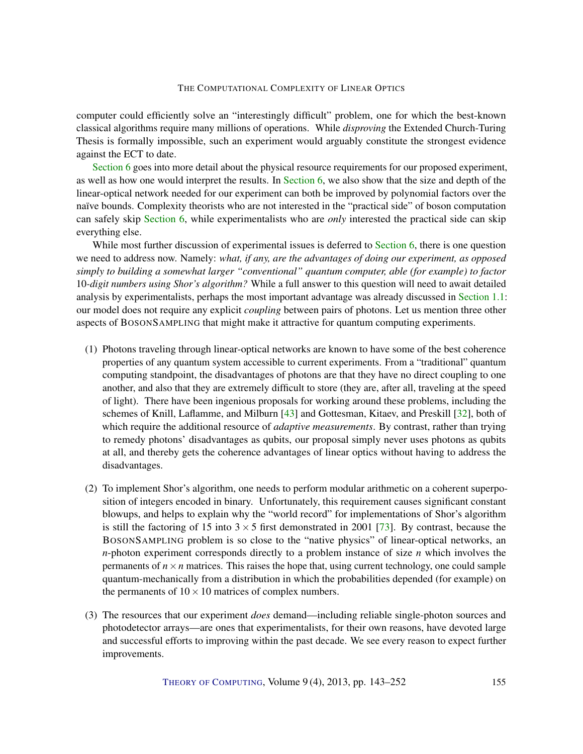computer could efficiently solve an "interestingly difficult" problem, one for which the best-known classical algorithms require many millions of operations. While *disproving* the Extended Church-Turing Thesis is formally impossible, such an experiment would arguably constitute the strongest evidence against the ECT to date.

Section 6 goes into more detail about the physical resource requirements for our proposed experiment, as well as how one would interpret the results. In Section 6, we also show that the size and depth of the linear-optical network needed for our experiment can both be improved by polynomial factors over the naïve bounds. Complexity theorists who are not interested in the "practical side" of boson computation can safely skip Section 6, while experimentalists who are *only* interested the practical side can skip everything else.

While most further discussion of experimental issues is deferred to Section 6, there is one question we need to address now. Namely: *what, if any, are the advantages of doing our experiment, as opposed simply to building a somewhat larger "conventional" quantum computer, able (for example) to factor 10-digit numbers using Shor's algorithm?* While a full answer to this question will need to await detailed analysis by experimentalists, perhaps the most important advantage was already discussed in Section 1.1: our model does not require any explicit *coupling* between pairs of photons. Let us mention three other aspects of BosonSampling that might make it attractive for quantum computing experiments.

(1) Photons traveling through linear-optical networks are known to have some of the best coherence properties of any quantum system accessible to current experiments. From a "traditional" quantum computing standpoint, the disadvantages of photons are that they have no direct coupling to one another, and also that they are extremely difficult to store (they are, after all, traveling at the speed of light). There have been ingenious proposals for working around these problems, including the schemes of Knill, Laflamme, and Milburn [43] and Gottesman, Kitaev, and Preskill [32], both of which require the additional resource of *adaptive measurements*. By contrast, rather than trying to remedy photons' disadvantages as qubits, our proposal simply never uses photons as qubits at all, and thereby gets the coherence advantages of linear optics without having to address the disadvantages.

(2) To implement Shor's algorithm, one needs to perform modular arithmetic on a coherent superposition of integers encoded in binary. Unfortunately, this requirement causes significant constant blowups, and helps to explain why the "world record" for implementations of Shor's algorithm is still the factoring of 15 into $3 \times 5$ first demonstrated in 2001 [73]. By contrast, because the BosonSampling problem is so close to the "native physics" of linear-optical networks, an $n$-photon experiment corresponds directly to a problem instance of size $n$ which involves the permanents of $n \times n$ matrices. This raises the hope that, using current technology, one could sample quantum-mechanically from a distribution in which the probabilities depended (for example) on the permanents of $10 \times 10$ matrices of complex numbers.

(3) The resources that our experiment *does* demand—including reliable single-photon sources and photodetector arrays—are ones that experimentalists, for their own reasons, have devoted large and successful efforts to improving within the past decade. We see every reason to expect further improvements.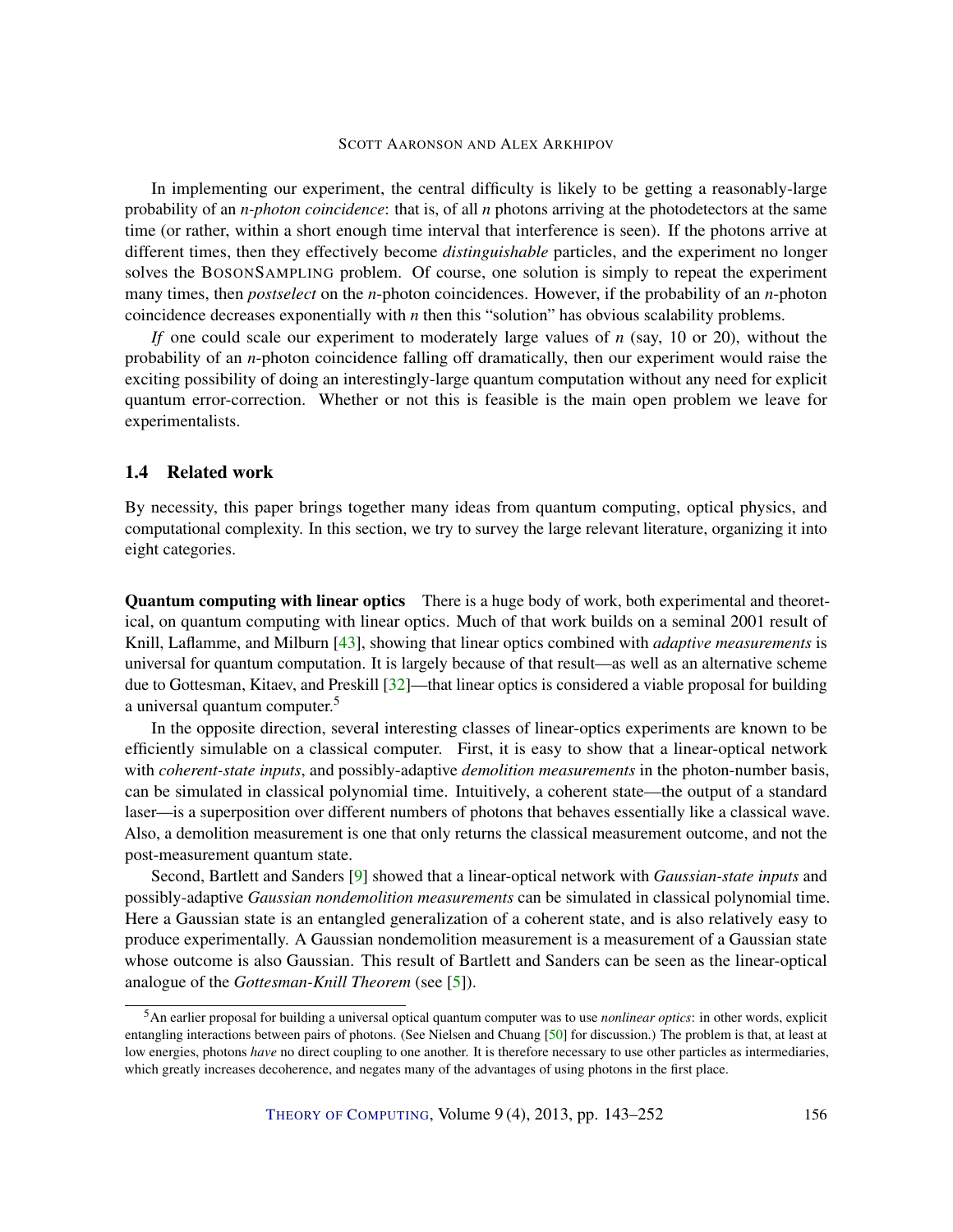In implementing our experiment, the central difficulty is likely to be getting a reasonably-large probability of an *n-photon coincidence*: that is, of all $n$ photons arriving at the photodetectors at the same time (or rather, within a short enough time interval that interference is seen). If the photons arrive at different times, then they effectively become *distinguishable* particles, and the experiment no longer solves the BOSONSAMPLING problem. Of course, one solution is simply to repeat the experiment many times, then *postselect* on the $n$-photon coincidences. However, if the probability of an $n$-photon coincidence decreases exponentially with $n$ then this "solution" has obvious scalability problems.

*If* one could scale our experiment to moderately large values of $n$ (say, 10 or 20), without the probability of an $n$-photon coincidence falling off dramatically, then our experiment would raise the exciting possibility of doing an interestingly-large quantum computation without any need for explicit quantum error-correction. Whether or not this is feasible is the main open problem we leave for experimentalists.

### 1.4 Related work

By necessity, this paper brings together many ideas from quantum computing, optical physics, and computational complexity. In this section, we try to survey the large relevant literature, organizing it into eight categories.

**Quantum computing with linear optics** There is a huge body of work, both experimental and theoretical, on quantum computing with linear optics. Much of that work builds on a seminal 2001 result of Knill, Laflamme, and Milburn [43], showing that linear optics combined with *adaptive measurements* is universal for quantum computation. It is largely because of that result—as well as an alternative scheme due to Gottesman, Kitaev, and Preskill [32]—that linear optics is considered a viable proposal for building a universal quantum computer.[5]

In the opposite direction, several interesting classes of linear-optics experiments are known to be efficiently simulable on a classical computer. First, it is easy to show that a linear-optical network with *coherent-state inputs*, and possibly-adaptive *demolition measurements* in the photon-number basis, can be simulated in classical polynomial time. Intuitively, a coherent state—the output of a standard laser—is a superposition over different numbers of photons that behaves essentially like a classical wave. Also, a demolition measurement is one that only returns the classical measurement outcome, and not the post-measurement quantum state.

Second, Bartlett and Sanders [9] showed that a linear-optical network with *Gaussian-state inputs* and possibly-adaptive *Gaussian nondemolition measurements* can be simulated in classical polynomial time. Here a Gaussian state is an entangled generalization of a coherent state, and is also relatively easy to produce experimentally. A Gaussian nondemolition measurement is a measurement of a Gaussian state whose outcome is also Gaussian. This result of Bartlett and Sanders can be seen as the linear-optical analogue of the *Gottesman-Knill Theorem* (see [5]).

[5] An earlier proposal for building a universal optical quantum computer was to use *nonlinear optics*: in other words, explicit entangling interactions between pairs of photons. (See Nielsen and Chuang [50] for discussion.) The problem is that, at least at low energies, photons *have* no direct coupling to one another. It is therefore necessary to use other particles as intermediaries, which greatly increases decoherence, and negates many of the advantages of using photons in the first place.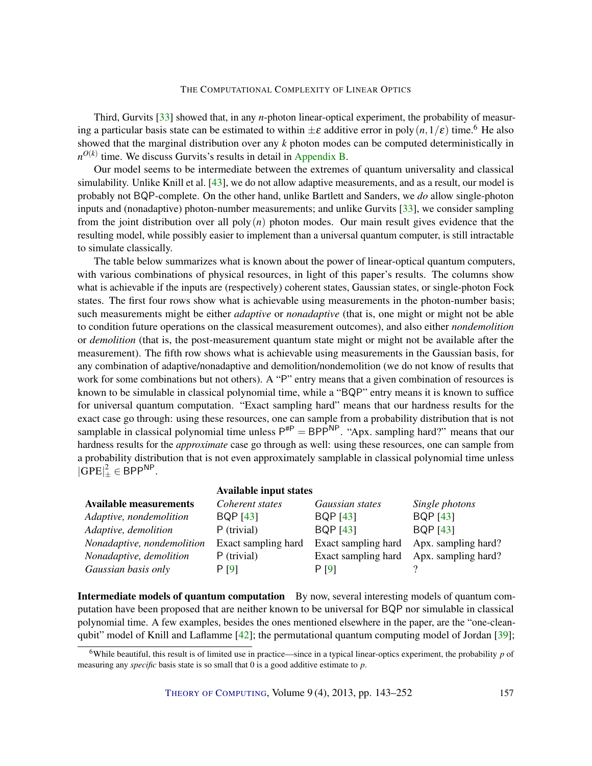Third, Gurvits [33] showed that, in any $n$-photon linear-optical experiment, the probability of measuring a particular basis state can be estimated to within $\pm\varepsilon$ additive error in $\text{poly}(n, 1/\varepsilon)$ time.[6] He also showed that the marginal distribution over any $k$ photon modes can be computed deterministically in $n^{O(k)}$ time. We discuss Gurvits's results in detail in Appendix B.

Our model seems to be intermediate between the extremes of quantum universality and classical simulability. Unlike Knill et al. [43], we do not allow adaptive measurements, and as a result, our model is probably not BQP-complete. On the other hand, unlike Bartlett and Sanders, we *do* allow single-photon inputs and (nonadaptive) photon-number measurements; and unlike Gurvits [33], we consider sampling from the joint distribution over all $\text{poly}(n)$ photon modes. Our main result gives evidence that the resulting model, while possibly easier to implement than a universal quantum computer, is still intractable to simulate classically.

The table below summarizes what is known about the power of linear-optical quantum computers, with various combinations of physical resources, in light of this paper's results. The columns show what is achievable if the inputs are (respectively) coherent states, Gaussian states, or single-photon Fock states. The first four rows show what is achievable using measurements in the photon-number basis; such measurements might be either *adaptive* or *nonadaptive* (that is, one might or might not be able to condition future operations on the classical measurement outcomes), and also either *nondemolition* or *demolition* (that is, the post-measurement quantum state might or might not be available after the measurement). The fifth row shows what is achievable using measurements in the Gaussian basis, for any combination of adaptive/nonadaptive and demolition/nondemolition (we do not know of results that work for some combinations but not others). A "P" entry means that a given combination of resources is known to be simulable in classical polynomial time, while a "BQP" entry means it is known to suffice for universal quantum computation. "Exact sampling hard" means that our hardness results for the exact case go through: using these resources, one can sample from a probability distribution that is not samplable in classical polynomial time unless $\mathsf{P}^{\#\mathsf{P}} = \mathsf{BPP}^{\mathsf{NP}}$. "Apx. sampling hard?" means that our hardness results for the *approximate* case go through as well: using these resources, one can sample from a probability distribution that is not even approximately samplable in classical polynomial time unless $|\text{GPE}|_{\pm}^{2} \in \mathsf{BPP}^{\mathsf{NP}}$.

| | **Available input states** | | |
|---|---|---|---|
| **Available measurements** | *Coherent states* | *Gaussian states* | *Single photons* |
| *Adaptive, nondemolition* | BQP [43] | BQP [43] | BQP [43] |
| *Adaptive, demolition* | P (trivial) | BQP [43] | BQP [43] |
| *Nonadaptive, nondemolition* | Exact sampling hard | Exact sampling hard | Apx. sampling hard? |
| *Nonadaptive, demolition* | P (trivial) | Exact sampling hard | Apx. sampling hard? |
| *Gaussian basis only* | P [9] | P [9] | ? |

**Intermediate models of quantum computation** By now, several interesting models of quantum computation have been proposed that are neither known to be universal for BQP nor simulable in classical polynomial time. A few examples, besides the ones mentioned elsewhere in the paper, are the "one-clean-qubit" model of Knill and Laflamme [42]; the permutational quantum computing model of Jordan [39];

[6] While beautiful, this result is of limited use in practice—since in a typical linear-optics experiment, the probability $p$ of measuring any *specific* basis state is so small that 0 is a good additive estimate to $p$.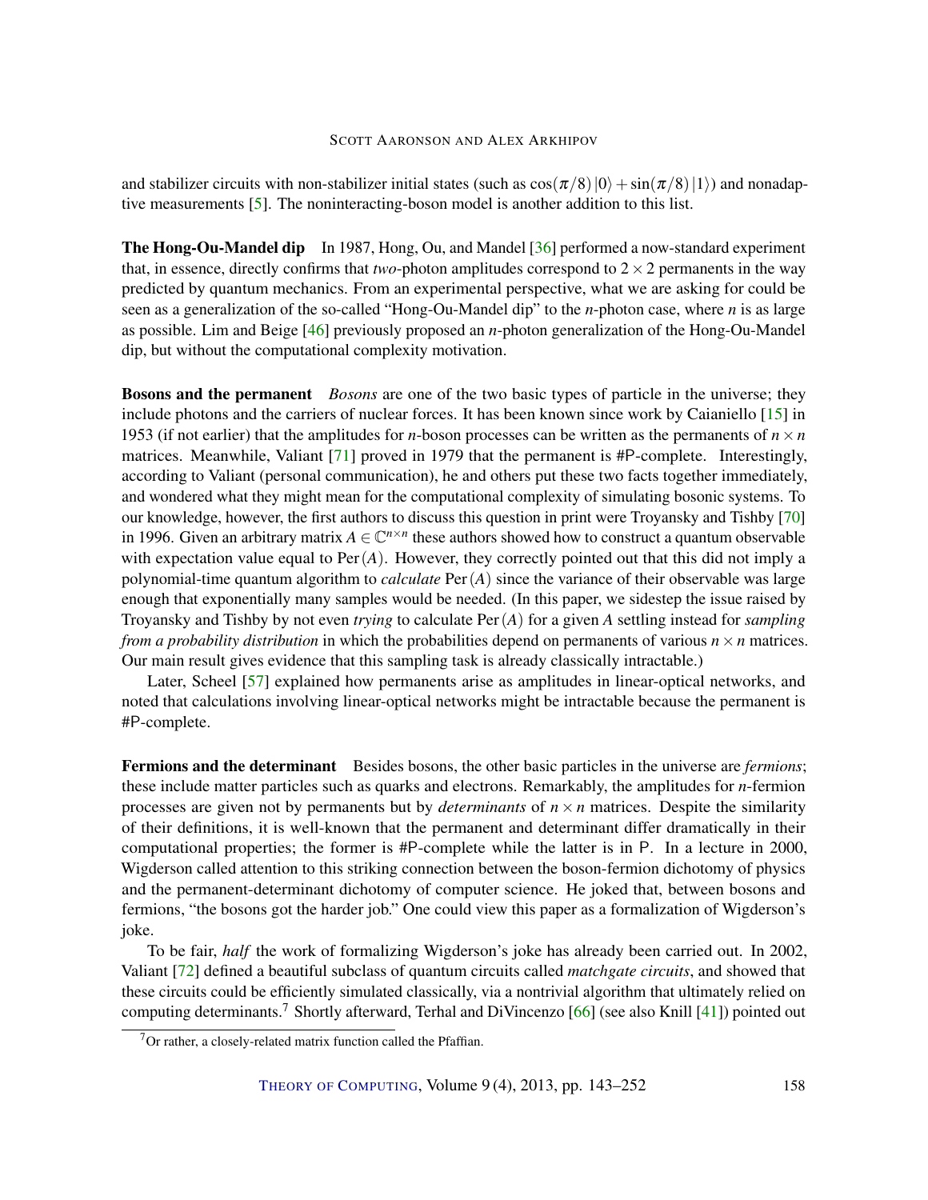and stabilizer circuits with non-stabilizer initial states (such as $\cos(\pi/8)|0\rangle + \sin(\pi/8)|1\rangle$) and nonadaptive measurements [5]. The noninteracting-boson model is another addition to this list.

**The Hong-Ou-Mandel dip** In 1987, Hong, Ou, and Mandel [36] performed a now-standard experiment that, in essence, directly confirms that *two*-photon amplitudes correspond to $2 \times 2$ permanents in the way predicted by quantum mechanics. From an experimental perspective, what we are asking for could be seen as a generalization of the so-called "Hong-Ou-Mandel dip" to the $n$-photon case, where $n$ is as large as possible. Lim and Beige [46] previously proposed an $n$-photon generalization of the Hong-Ou-Mandel dip, but without the computational complexity motivation.

**Bosons and the permanent** *Bosons* are one of the two basic types of particle in the universe; they include photons and the carriers of nuclear forces. It has been known since work by Caianiello [15] in 1953 (if not earlier) that the amplitudes for $n$-boson processes can be written as the permanents of $n \times n$ matrices. Meanwhile, Valiant [71] proved in 1979 that the permanent is #P-complete. Interestingly, according to Valiant (personal communication), he and others put these two facts together immediately, and wondered what they might mean for the computational complexity of simulating bosonic systems. To our knowledge, however, the first authors to discuss this question in print were Troyansky and Tishby [70] in 1996. Given an arbitrary matrix $A \in \mathbb{C}^{n \times n}$ these authors showed how to construct a quantum observable with expectation value equal to $\operatorname{Per}(A)$. However, they correctly pointed out that this did not imply a polynomial-time quantum algorithm to *calculate* $\operatorname{Per}(A)$ since the variance of their observable was large enough that exponentially many samples would be needed. (In this paper, we sidestep the issue raised by Troyansky and Tishby by not even *trying* to calculate $\operatorname{Per}(A)$ for a given $A$ settling instead for *sampling from a probability distribution* in which the probabilities depend on permanents of various $n \times n$ matrices. Our main result gives evidence that this sampling task is already classically intractable.)

Later, Scheel [57] explained how permanents arise as amplitudes in linear-optical networks, and noted that calculations involving linear-optical networks might be intractable because the permanent is #P-complete.

**Fermions and the determinant** Besides bosons, the other basic particles in the universe are *fermions*; these include matter particles such as quarks and electrons. Remarkably, the amplitudes for $n$-fermion processes are given not by permanents but by *determinants* of $n \times n$ matrices. Despite the similarity of their definitions, it is well-known that the permanent and determinant differ dramatically in their computational properties; the former is #P-complete while the latter is in P. In a lecture in 2000, Wigderson called attention to this striking connection between the boson-fermion dichotomy of physics and the permanent-determinant dichotomy of computer science. He joked that, between bosons and fermions, "the bosons got the harder job." One could view this paper as a formalization of Wigderson's joke.

To be fair, *half* the work of formalizing Wigderson's joke has already been carried out. In 2002, Valiant [72] defined a beautiful subclass of quantum circuits called *matchgate circuits*, and showed that these circuits could be efficiently simulated classically, via a nontrivial algorithm that ultimately relied on computing determinants.[7] Shortly afterward, Terhal and DiVincenzo [66] (see also Knill [41]) pointed out

[7] Or rather, a closely-related matrix function called the Pfaffian.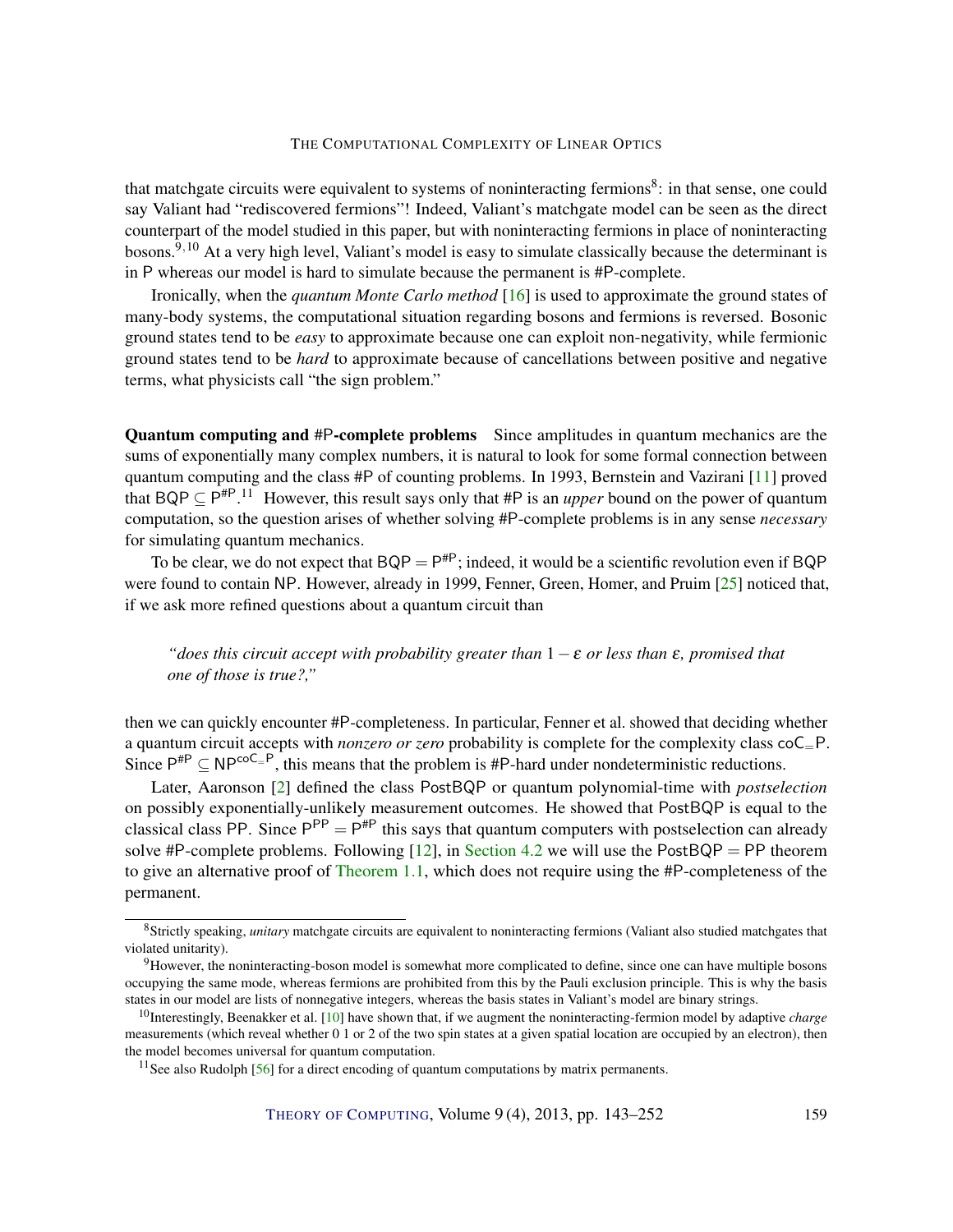that matchgate circuits were equivalent to systems of noninteracting fermions[8]: in that sense, one could say Valiant had "rediscovered fermions"! Indeed, Valiant's matchgate model can be seen as the direct counterpart of the model studied in this paper, but with noninteracting fermions in place of noninteracting bosons.[9,10] At a very high level, Valiant's model is easy to simulate classically because the determinant is in $\mathsf{P}$ whereas our model is hard to simulate because the permanent is #$\mathsf{P}$-complete.

Ironically, when the *quantum Monte Carlo method* [16] is used to approximate the ground states of many-body systems, the computational situation regarding bosons and fermions is reversed. Bosonic ground states tend to be *easy* to approximate because one can exploit non-negativity, while fermionic ground states tend to be *hard* to approximate because of cancellations between positive and negative terms, what physicists call "the sign problem."

**Quantum computing and #P-complete problems** Since amplitudes in quantum mechanics are the sums of exponentially many complex numbers, it is natural to look for some formal connection between quantum computing and the class #$\mathsf{P}$ of counting problems. In 1993, Bernstein and Vazirani [11] proved that $\mathsf{BQP} \subseteq \mathsf{P}^{\#\mathsf{P}}$.[11] However, this result says only that #$\mathsf{P}$ is an *upper* bound on the power of quantum computation, so the question arises of whether solving #$\mathsf{P}$-complete problems is in any sense *necessary* for simulating quantum mechanics.

To be clear, we do not expect that $\mathsf{BQP} = \mathsf{P}^{\#\mathsf{P}}$; indeed, it would be a scientific revolution even if $\mathsf{BQP}$ were found to contain $\mathsf{NP}$. However, already in 1999, Fenner, Green, Homer, and Pruim [25] noticed that, if we ask more refined questions about a quantum circuit than

> *"does this circuit accept with probability greater than $1-\varepsilon$ or less than $\varepsilon$, promised that one of those is true?,"*

then we can quickly encounter #$\mathsf{P}$-completeness. In particular, Fenner et al. showed that deciding whether a quantum circuit accepts with *nonzero or zero* probability is complete for the complexity class $\mathsf{coC_{=}P}$. Since $\mathsf{P}^{\#\mathsf{P}} \subseteq \mathsf{NP}^{\mathsf{coC_{=}P}}$, this means that the problem is #$\mathsf{P}$-hard under nondeterministic reductions.

Later, Aaronson [2] defined the class $\mathsf{PostBQP}$ or quantum polynomial-time with *postselection* on possibly exponentially-unlikely measurement outcomes. He showed that $\mathsf{PostBQP}$ is equal to the classical class $\mathsf{PP}$. Since $\mathsf{P}^{\mathsf{PP}} = \mathsf{P}^{\#\mathsf{P}}$ this says that quantum computers with postselection can already solve #$\mathsf{P}$-complete problems. Following [12], in Section 4.2 we will use the $\mathsf{PostBQP} = \mathsf{PP}$ theorem to give an alternative proof of Theorem 1.1, which does not require using the #$\mathsf{P}$-completeness of the permanent.

---

[8] Strictly speaking, *unitary* matchgate circuits are equivalent to noninteracting fermions (Valiant also studied matchgates that violated unitarity).

[9] However, the noninteracting-boson model is somewhat more complicated to define, since one can have multiple bosons occupying the same mode, whereas fermions are prohibited from this by the Pauli exclusion principle. This is why the basis states in our model are lists of nonnegative integers, whereas the basis states in Valiant's model are binary strings.

[10] Interestingly, Beenakker et al. [10] have shown that, if we augment the noninteracting-fermion model by adaptive *charge* measurements (which reveal whether 0 1 or 2 of the two spin states at a given spatial location are occupied by an electron), then the model becomes universal for quantum computation.

[11] See also Rudolph [56] for a direct encoding of quantum computations by matrix permanents.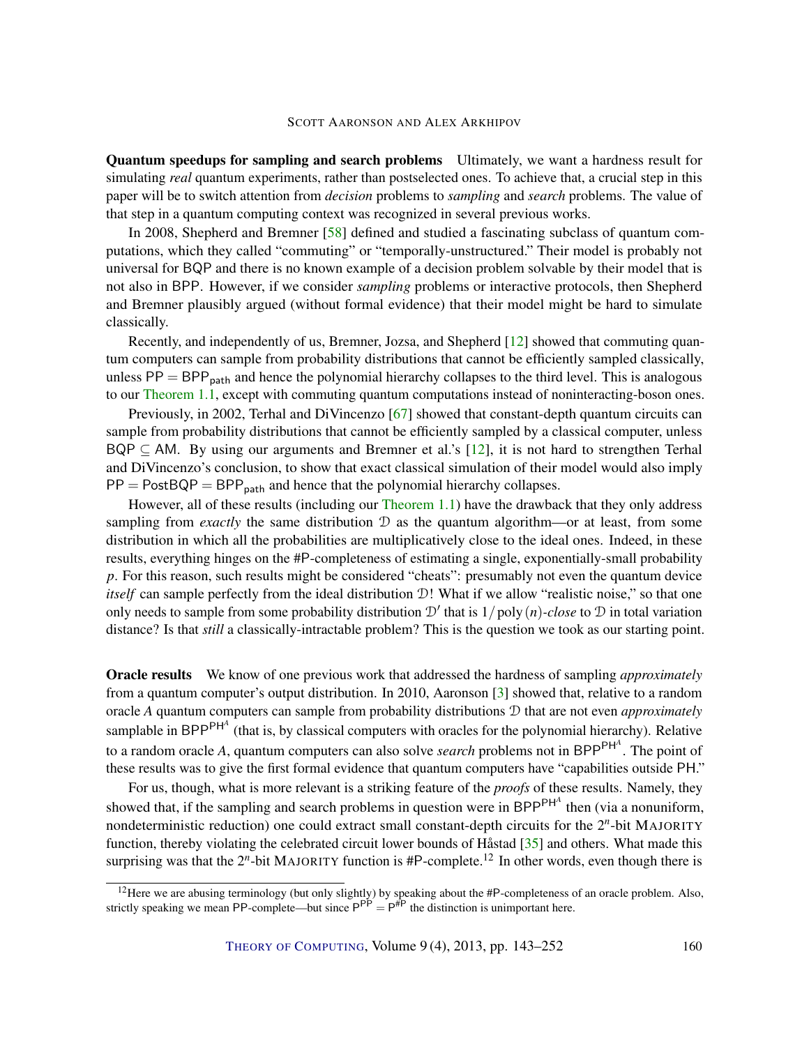**Quantum speedups for sampling and search problems** Ultimately, we want a hardness result for simulating *real* quantum experiments, rather than postselected ones. To achieve that, a crucial step in this paper will be to switch attention from *decision* problems to *sampling* and *search* problems. The value of that step in a quantum computing context was recognized in several previous works.

In 2008, Shepherd and Bremner [58] defined and studied a fascinating subclass of quantum computations, which they called "commuting" or "temporally-unstructured." Their model is probably not universal for BQP and there is no known example of a decision problem solvable by their model that is not also in BPP. However, if we consider *sampling* problems or interactive protocols, then Shepherd and Bremner plausibly argued (without formal evidence) that their model might be hard to simulate classically.

Recently, and independently of us, Bremner, Jozsa, and Shepherd [12] showed that commuting quantum computers can sample from probability distributions that cannot be efficiently sampled classically, unless $\mathsf{PP} = \mathsf{BPP_{path}}$ and hence the polynomial hierarchy collapses to the third level. This is analogous to our Theorem 1.1, except with commuting quantum computations instead of noninteracting-boson ones.

Previously, in 2002, Terhal and DiVincenzo [67] showed that constant-depth quantum circuits can sample from probability distributions that cannot be efficiently sampled by a classical computer, unless $\mathsf{BQP} \subseteq \mathsf{AM}$. By using our arguments and Bremner et al.'s [12], it is not hard to strengthen Terhal and DiVincenzo's conclusion, to show that exact classical simulation of their model would also imply $\mathsf{PP} = \mathsf{PostBQP} = \mathsf{BPP_{path}}$ and hence that the polynomial hierarchy collapses.

However, all of these results (including our Theorem 1.1) have the drawback that they only address sampling from *exactly* the same distribution $\mathcal{D}$ as the quantum algorithm—or at least, from some distribution in which all the probabilities are multiplicatively close to the ideal ones. Indeed, in these results, everything hinges on the #P-completeness of estimating a single, exponentially-small probability $p$. For this reason, such results might be considered "cheats": presumably not even the quantum device *itself* can sample perfectly from the ideal distribution $\mathcal{D}$! What if we allow "realistic noise," so that one only needs to sample from some probability distribution $\mathcal{D}'$ that is $1/\operatorname{poly}(n)$-*close* to $\mathcal{D}$ in total variation distance? Is that *still* a classically-intractable problem? This is the question we took as our starting point.

**Oracle results** We know of one previous work that addressed the hardness of sampling *approximately* from a quantum computer's output distribution. In 2010, Aaronson [3] showed that, relative to a random oracle $A$ quantum computers can sample from probability distributions $\mathcal{D}$ that are not even *approximately* samplable in $\mathsf{BPP}^{\mathsf{PH}^A}$ (that is, by classical computers with oracles for the polynomial hierarchy). Relative to a random oracle $A$, quantum computers can also solve *search* problems not in $\mathsf{BPP}^{\mathsf{PH}^A}$. The point of these results was to give the first formal evidence that quantum computers have "capabilities outside PH."

For us, though, what is more relevant is a striking feature of the *proofs* of these results. Namely, they showed that, if the sampling and search problems in question were in $\mathsf{BPP}^{\mathsf{PH}^A}$ then (via a nonuniform, nondeterministic reduction) one could extract small constant-depth circuits for the $2^n$-bit MAJORITY function, thereby violating the celebrated circuit lower bounds of Håstad [35] and others. What made this surprising was that the $2^n$-bit MAJORITY function is #P-complete.[12] In other words, even though there is

[12] Here we are abusing terminology (but only slightly) by speaking about the #P-completeness of an oracle problem. Also, strictly speaking we mean PP-complete—but since $\mathsf{P}^{\mathsf{PP}} = \mathsf{P}^{\#\mathsf{P}}$ the distinction is unimportant here.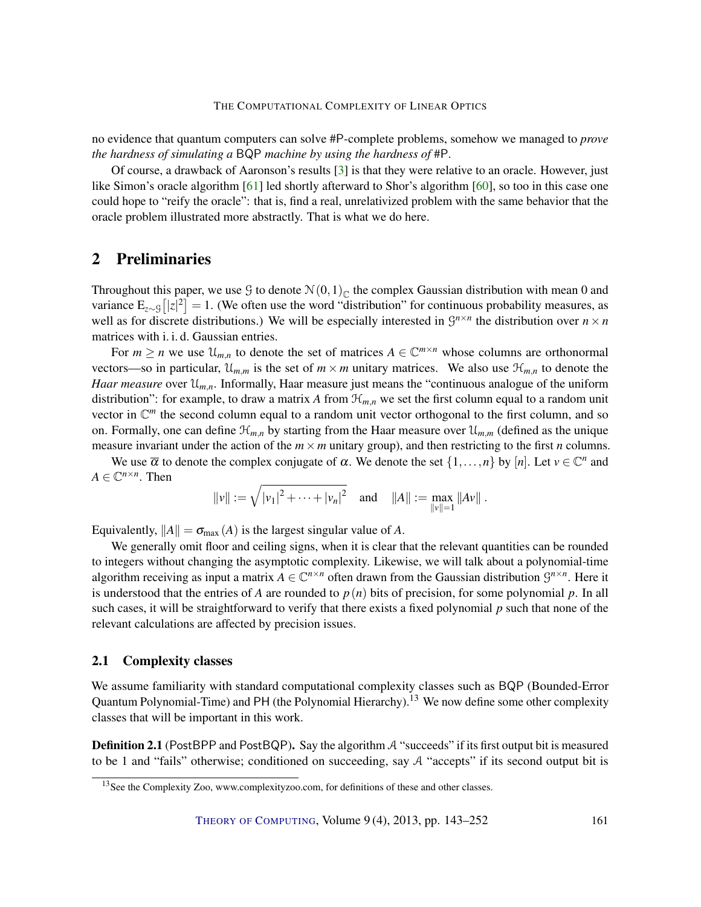no evidence that quantum computers can solve #P-complete problems, somehow we managed to *prove the hardness of simulating a* BQP *machine by using the hardness of* #P.

Of course, a drawback of Aaronson's results [3] is that they were relative to an oracle. However, just like Simon's oracle algorithm [61] led shortly afterward to Shor's algorithm [60], so too in this case one could hope to "reify the oracle": that is, find a real, unrelativized problem with the same behavior that the oracle problem illustrated more abstractly. That is what we do here.

## 2 Preliminaries

Throughout this paper, we use $\mathcal{G}$ to denote $\mathcal{N}(0,1)_{\mathbb{C}}$ the complex Gaussian distribution with mean 0 and variance $\mathrm{E}_{z \sim \mathcal{G}}\left[|z|^2\right] = 1$. (We often use the word "distribution" for continuous probability measures, as well as for discrete distributions.) We will be especially interested in $\mathcal{G}^{n \times n}$ the distribution over $n \times n$ matrices with i. i. d. Gaussian entries.

For $m \geq n$ we use $\mathcal{U}_{m,n}$ to denote the set of matrices $A \in \mathbb{C}^{m \times n}$ whose columns are orthonormal vectors—so in particular, $\mathcal{U}_{m,m}$ is the set of $m \times m$ unitary matrices. We also use $\mathcal{H}_{m,n}$ to denote the *Haar measure* over $\mathcal{U}_{m,n}$. Informally, Haar measure just means the "continuous analogue of the uniform distribution": for example, to draw a matrix $A$ from $\mathcal{H}_{m,n}$ we set the first column equal to a random unit vector in $\mathbb{C}^m$ the second column equal to a random unit vector orthogonal to the first column, and so on. Formally, one can define $\mathcal{H}_{m,n}$ by starting from the Haar measure over $\mathcal{U}_{m,m}$ (defined as the unique measure invariant under the action of the $m \times m$ unitary group), and then restricting to the first $n$ columns.

We use $\overline{\alpha}$ to denote the complex conjugate of $\alpha$. We denote the set $\{1, \ldots, n\}$ by $[n]$. Let $v \in \mathbb{C}^n$ and $A \in \mathbb{C}^{n \times n}$. Then

$$\|v\| := \sqrt{|v_1|^2 + \cdots + |v_n|^2} \quad \text{and} \quad \|A\| := \max_{\|v\|=1} \|Av\| .$$

Equivalently, $\|A\| = \sigma_{\max}(A)$ is the largest singular value of $A$.

We generally omit floor and ceiling signs, when it is clear that the relevant quantities can be rounded to integers without changing the asymptotic complexity. Likewise, we will talk about a polynomial-time algorithm receiving as input a matrix $A \in \mathbb{C}^{n \times n}$ often drawn from the Gaussian distribution $\mathcal{G}^{n \times n}$. Here it is understood that the entries of $A$ are rounded to $p(n)$ bits of precision, for some polynomial $p$. In all such cases, it will be straightforward to verify that there exists a fixed polynomial $p$ such that none of the relevant calculations are affected by precision issues.

### 2.1 Complexity classes

We assume familiarity with standard computational complexity classes such as BQP (Bounded-Error Quantum Polynomial-Time) and PH (the Polynomial Hierarchy).[13] We now define some other complexity classes that will be important in this work.

**Definition 2.1** (PostBPP and PostBQP)**.** Say the algorithm $\mathcal{A}$ "succeeds" if its first output bit is measured to be 1 and "fails" otherwise; conditioned on succeeding, say $\mathcal{A}$ "accepts" if its second output bit is

[13] See the Complexity Zoo, www.complexityzoo.com, for definitions of these and other classes.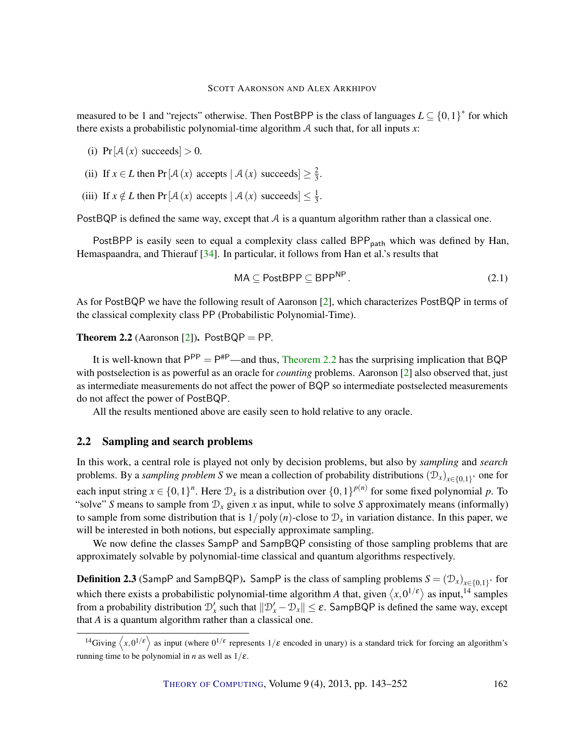measured to be 1 and "rejects" otherwise. Then PostBPP is the class of languages $L \subseteq \{0,1\}^*$ for which there exists a probabilistic polynomial-time algorithm $\mathcal{A}$ such that, for all inputs $x$:

(i) $\Pr[\mathcal{A}(x) \text{ succeeds}] > 0$.

(ii) If $x \in L$ then $\Pr[\mathcal{A}(x) \text{ accepts} \mid \mathcal{A}(x) \text{ succeeds}] \geq \frac{2}{3}$.

(iii) If $x \notin L$ then $\Pr[\mathcal{A}(x) \text{ accepts} \mid \mathcal{A}(x) \text{ succeeds}] \leq \frac{1}{3}$.

PostBQP is defined the same way, except that $\mathcal{A}$ is a quantum algorithm rather than a classical one.

PostBPP is easily seen to equal a complexity class called $\mathsf{BPP}_{\mathsf{path}}$ which was defined by Han, Hemaspaandra, and Thierauf [34]. In particular, it follows from Han et al.'s results that

$$\mathsf{MA} \subseteq \mathsf{PostBPP} \subseteq \mathsf{BPP}^{\mathsf{NP}}. \tag{2.1}$$

As for PostBQP we have the following result of Aaronson [2], which characterizes PostBQP in terms of the classical complexity class PP (Probabilistic Polynomial-Time).

**Theorem 2.2** (Aaronson [2]). PostBQP = PP.

It is well-known that $\mathsf{P}^{\mathsf{PP}} = \mathsf{P}^{\#\mathsf{P}}$—and thus, Theorem 2.2 has the surprising implication that BQP with postselection is as powerful as an oracle for *counting* problems. Aaronson [2] also observed that, just as intermediate measurements do not affect the power of BQP so intermediate postselected measurements do not affect the power of PostBQP.

All the results mentioned above are easily seen to hold relative to any oracle.

## 2.2 Sampling and search problems

In this work, a central role is played not only by decision problems, but also by *sampling* and *search* problems. By a *sampling problem* $S$ we mean a collection of probability distributions $(\mathcal{D}_x)_{x\in\{0,1\}^*}$ one for each input string $x \in \{0,1\}^n$. Here $\mathcal{D}_x$ is a distribution over $\{0,1\}^{p(n)}$ for some fixed polynomial $p$. To "solve" $S$ means to sample from $\mathcal{D}_x$ given $x$ as input, while to solve $S$ approximately means (informally) to sample from some distribution that is $1/\operatorname{poly}(n)$-close to $\mathcal{D}_x$ in variation distance. In this paper, we will be interested in both notions, but especially approximate sampling.

We now define the classes SampP and SampBQP consisting of those sampling problems that are approximately solvable by polynomial-time classical and quantum algorithms respectively.

**Definition 2.3** (SampP and SampBQP). SampP is the class of sampling problems $S = (\mathcal{D}_x)_{x\in\{0,1\}^*}$ for which there exists a probabilistic polynomial-time algorithm $A$ that, given $\langle x, 0^{1/\varepsilon}\rangle$ as input,[14] samples from a probability distribution $\mathcal{D}'_x$ such that $\|\mathcal{D}'_x - \mathcal{D}_x\| \leq \varepsilon$. SampBQP is defined the same way, except that $A$ is a quantum algorithm rather than a classical one.

[14] Giving $\langle x, 0^{1/\varepsilon}\rangle$ as input (where $0^{1/\varepsilon}$ represents $1/\varepsilon$ encoded in unary) is a standard trick for forcing an algorithm's running time to be polynomial in $n$ as well as $1/\varepsilon$.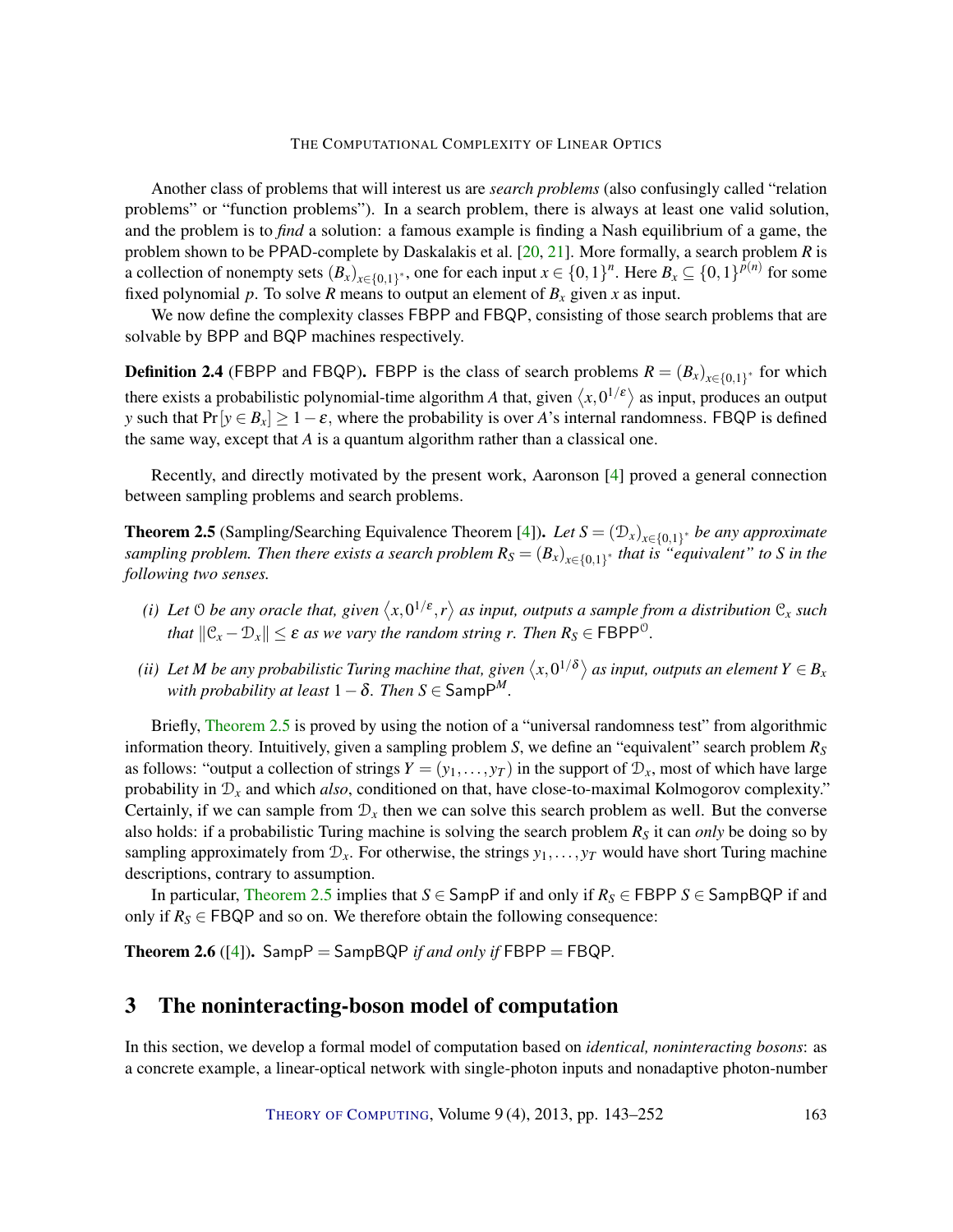Another class of problems that will interest us are *search problems* (also confusingly called "relation problems" or "function problems"). In a search problem, there is always at least one valid solution, and the problem is to *find* a solution: a famous example is finding a Nash equilibrium of a game, the problem shown to be PPAD-complete by Daskalakis et al. [20, 21]. More formally, a search problem $R$ is a collection of nonempty sets $(B_x)_{x\in\{0,1\}^*}$, one for each input $x \in \{0,1\}^n$. Here $B_x \subseteq \{0,1\}^{p(n)}$ for some fixed polynomial $p$. To solve $R$ means to output an element of $B_x$ given $x$ as input.

We now define the complexity classes FBPP and FBQP, consisting of those search problems that are solvable by BPP and BQP machines respectively.

**Definition 2.4** (FBPP and FBQP)**.** FBPP is the class of search problems $R = (B_x)_{x\in\{0,1\}^*}$ for which there exists a probabilistic polynomial-time algorithm $A$ that, given $\langle x, 0^{1/\varepsilon}\rangle$ as input, produces an output $y$ such that $\Pr[y \in B_x] \geq 1-\varepsilon$, where the probability is over $A$'s internal randomness. FBQP is defined the same way, except that $A$ is a quantum algorithm rather than a classical one.

Recently, and directly motivated by the present work, Aaronson [4] proved a general connection between sampling problems and search problems.

**Theorem 2.5** (Sampling/Searching Equivalence Theorem [4])**.** *Let $S = (\mathcal{D}_x)_{x\in\{0,1\}^*}$ be any approximate sampling problem. Then there exists a search problem $R_S = (B_x)_{x\in\{0,1\}^*}$ that is "equivalent" to $S$ in the following two senses.*

*(i) Let $\mathcal{O}$ be any oracle that, given $\langle x, 0^{1/\varepsilon}, r\rangle$ as input, outputs a sample from a distribution $\mathcal{C}_x$ such that $\|\mathcal{C}_x - \mathcal{D}_x\| \leq \varepsilon$ as we vary the random string $r$. Then $R_S \in \mathsf{FBPP}^{\mathcal{O}}$.*

*(ii) Let $M$ be any probabilistic Turing machine that, given $\langle x, 0^{1/\delta}\rangle$ as input, outputs an element $Y \in B_x$ with probability at least $1-\delta$. Then $S \in \mathsf{SampP}^{M}$.*

Briefly, Theorem 2.5 is proved by using the notion of a "universal randomness test" from algorithmic information theory. Intuitively, given a sampling problem $S$, we define an "equivalent" search problem $R_S$ as follows: "output a collection of strings $Y = (y_1, \ldots, y_T)$ in the support of $\mathcal{D}_x$, most of which have large probability in $\mathcal{D}_x$ and which *also*, conditioned on that, have close-to-maximal Kolmogorov complexity." Certainly, if we can sample from $\mathcal{D}_x$ then we can solve this search problem as well. But the converse also holds: if a probabilistic Turing machine is solving the search problem $R_S$ it can *only* be doing so by sampling approximately from $\mathcal{D}_x$. For otherwise, the strings $y_1, \ldots, y_T$ would have short Turing machine descriptions, contrary to assumption.

In particular, Theorem 2.5 implies that $S \in \mathsf{SampP}$ if and only if $R_S \in \mathsf{FBPP}$ $S \in \mathsf{SampBQP}$ if and only if $R_S \in \mathsf{FBQP}$ and so on. We therefore obtain the following consequence:

**Theorem 2.6** ([4])**.** $\mathsf{SampP} = \mathsf{SampBQP}$ *if and only if* $\mathsf{FBPP} = \mathsf{FBQP}$.

# 3 The noninteracting-boson model of computation

In this section, we develop a formal model of computation based on *identical, noninteracting bosons*: as a concrete example, a linear-optical network with single-photon inputs and nonadaptive photon-number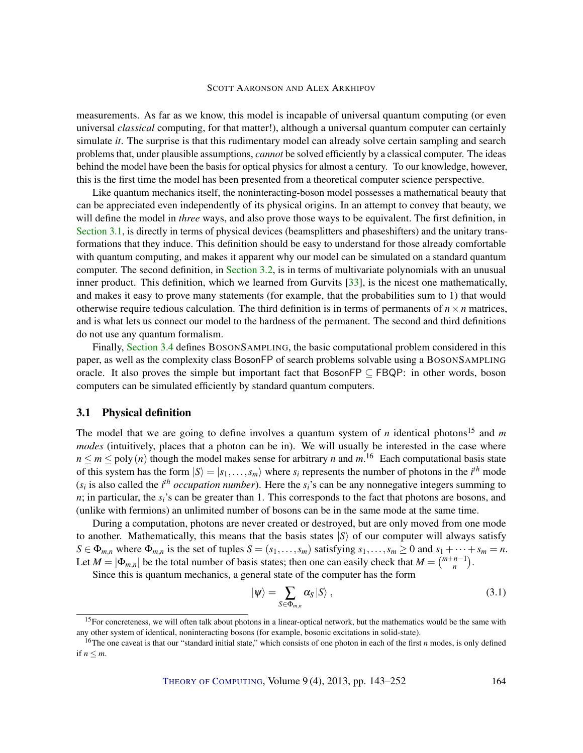measurements. As far as we know, this model is incapable of universal quantum computing (or even universal *classical* computing, for that matter!), although a universal quantum computer can certainly simulate *it*. The surprise is that this rudimentary model can already solve certain sampling and search problems that, under plausible assumptions, *cannot* be solved efficiently by a classical computer. The ideas behind the model have been the basis for optical physics for almost a century. To our knowledge, however, this is the first time the model has been presented from a theoretical computer science perspective.

Like quantum mechanics itself, the noninteracting-boson model possesses a mathematical beauty that can be appreciated even independently of its physical origins. In an attempt to convey that beauty, we will define the model in *three* ways, and also prove those ways to be equivalent. The first definition, in Section 3.1, is directly in terms of physical devices (beamsplitters and phaseshifters) and the unitary transformations that they induce. This definition should be easy to understand for those already comfortable with quantum computing, and makes it apparent why our model can be simulated on a standard quantum computer. The second definition, in Section 3.2, is in terms of multivariate polynomials with an unusual inner product. This definition, which we learned from Gurvits [33], is the nicest one mathematically, and makes it easy to prove many statements (for example, that the probabilities sum to 1) that would otherwise require tedious calculation. The third definition is in terms of permanents of $n \times n$ matrices, and is what lets us connect our model to the hardness of the permanent. The second and third definitions do not use any quantum formalism.

Finally, Section 3.4 defines BOSONSAMPLING, the basic computational problem considered in this paper, as well as the complexity class BosonFP of search problems solvable using a BOSONSAMPLING oracle. It also proves the simple but important fact that $\mathsf{BosonFP} \subseteq \mathsf{FBQP}$: in other words, boson computers can be simulated efficiently by standard quantum computers.

## 3.1 Physical definition

The model that we are going to define involves a quantum system of $n$ identical photons[15] and $m$ *modes* (intuitively, places that a photon can be in). We will usually be interested in the case where $n \leq m \leq \mathrm{poly}(n)$ though the model makes sense for arbitrary $n$ and $m$.[16] Each computational basis state of this system has the form $|S\rangle = |s_1, \ldots, s_m\rangle$ where $s_i$ represents the number of photons in the $i^{th}$ mode ($s_i$ is also called the $i^{th}$ *occupation number*). Here the $s_i$'s can be any nonnegative integers summing to $n$; in particular, the $s_i$'s can be greater than 1. This corresponds to the fact that photons are bosons, and (unlike with fermions) an unlimited number of bosons can be in the same mode at the same time.

During a computation, photons are never created or destroyed, but are only moved from one mode to another. Mathematically, this means that the basis states $|S\rangle$ of our computer will always satisfy $S \in \Phi_{m,n}$ where $\Phi_{m,n}$ is the set of tuples $S = (s_1, \ldots, s_m)$ satisfying $s_1, \ldots, s_m \geq 0$ and $s_1 + \cdots + s_m = n$. Let $M = |\Phi_{m,n}|$ be the total number of basis states; then one can easily check that $M = \binom{m+n-1}{n}$.

Since this is quantum mechanics, a general state of the computer has the form

$$|\psi\rangle = \sum_{S \in \Phi_{m,n}} \alpha_S |S\rangle \,, \tag{3.1}$$

[15] For concreteness, we will often talk about photons in a linear-optical network, but the mathematics would be the same with any other system of identical, noninteracting bosons (for example, bosonic excitations in solid-state).

[16] The one caveat is that our "standard initial state," which consists of one photon in each of the first $n$ modes, is only defined if $n \leq m$.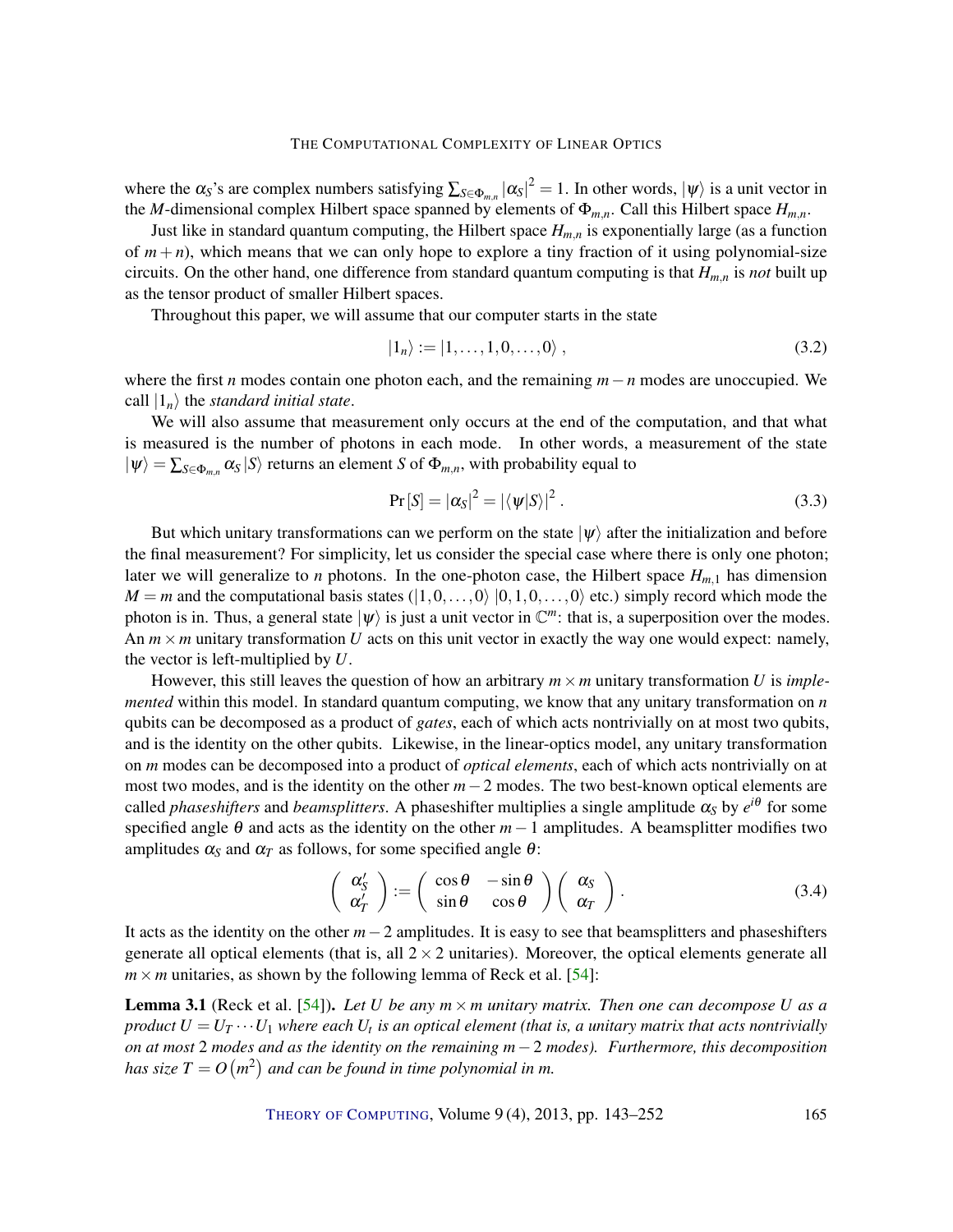where the $\alpha_S$'s are complex numbers satisfying $\sum_{S\in\Phi_{m,n}} |\alpha_S|^2 = 1$. In other words, $|\psi\rangle$ is a unit vector in the $M$-dimensional complex Hilbert space spanned by elements of $\Phi_{m,n}$. Call this Hilbert space $H_{m,n}$.

Just like in standard quantum computing, the Hilbert space $H_{m,n}$ is exponentially large (as a function of $m+n$), which means that we can only hope to explore a tiny fraction of it using polynomial-size circuits. On the other hand, one difference from standard quantum computing is that $H_{m,n}$ is *not* built up as the tensor product of smaller Hilbert spaces.

Throughout this paper, we will assume that our computer starts in the state

$$|1_n\rangle := |1,\dots,1,0,\dots,0\rangle\,, \tag{3.2}$$

where the first $n$ modes contain one photon each, and the remaining $m-n$ modes are unoccupied. We call $|1_n\rangle$ the *standard initial state*.

We will also assume that measurement only occurs at the end of the computation, and that what is measured is the number of photons in each mode. In other words, a measurement of the state $|\psi\rangle = \sum_{S\in\Phi_{m,n}} \alpha_S |S\rangle$ returns an element $S$ of $\Phi_{m,n}$, with probability equal to

$$\Pr[S] = |\alpha_S|^2 = |\langle\psi|S\rangle|^2\,. \tag{3.3}$$

But which unitary transformations can we perform on the state $|\psi\rangle$ after the initialization and before the final measurement? For simplicity, let us consider the special case where there is only one photon; later we will generalize to $n$ photons. In the one-photon case, the Hilbert space $H_{m,1}$ has dimension $M=m$ and the computational basis states ($|1,0,\dots,0\rangle$ $|0,1,0,\dots,0\rangle$ etc.) simply record which mode the photon is in. Thus, a general state $|\psi\rangle$ is just a unit vector in $\mathbb{C}^m$: that is, a superposition over the modes. An $m\times m$ unitary transformation $U$ acts on this unit vector in exactly the way one would expect: namely, the vector is left-multiplied by $U$.

However, this still leaves the question of how an arbitrary $m\times m$ unitary transformation $U$ is *implemented* within this model. In standard quantum computing, we know that any unitary transformation on $n$ qubits can be decomposed as a product of *gates*, each of which acts nontrivially on at most two qubits, and is the identity on the other qubits. Likewise, in the linear-optics model, any unitary transformation on $m$ modes can be decomposed into a product of *optical elements*, each of which acts nontrivially on at most two modes, and is the identity on the other $m-2$ modes. The two best-known optical elements are called *phaseshifters* and *beamsplitters*. A phaseshifter multiplies a single amplitude $\alpha_S$ by $e^{i\theta}$ for some specified angle $\theta$ and acts as the identity on the other $m-1$ amplitudes. A beamsplitter modifies two amplitudes $\alpha_S$ and $\alpha_T$ as follows, for some specified angle $\theta$:

$$\begin{pmatrix} \alpha_S' \\ \alpha_T' \end{pmatrix} := \begin{pmatrix} \cos\theta & -\sin\theta \\ \sin\theta & \cos\theta \end{pmatrix} \begin{pmatrix} \alpha_S \\ \alpha_T \end{pmatrix}. \tag{3.4}$$

It acts as the identity on the other $m-2$ amplitudes. It is easy to see that beamsplitters and phaseshifters generate all optical elements (that is, all $2\times 2$ unitaries). Moreover, the optical elements generate all $m\times m$ unitaries, as shown by the following lemma of Reck et al. [54]:

**Lemma 3.1** (Reck et al. [54]). *Let $U$ be any $m\times m$ unitary matrix. Then one can decompose $U$ as a product $U = U_T \cdots U_1$ where each $U_t$ is an optical element (that is, a unitary matrix that acts nontrivially on at most 2 modes and as the identity on the remaining $m-2$ modes). Furthermore, this decomposition has size $T = O(m^2)$ and can be found in time polynomial in $m$.*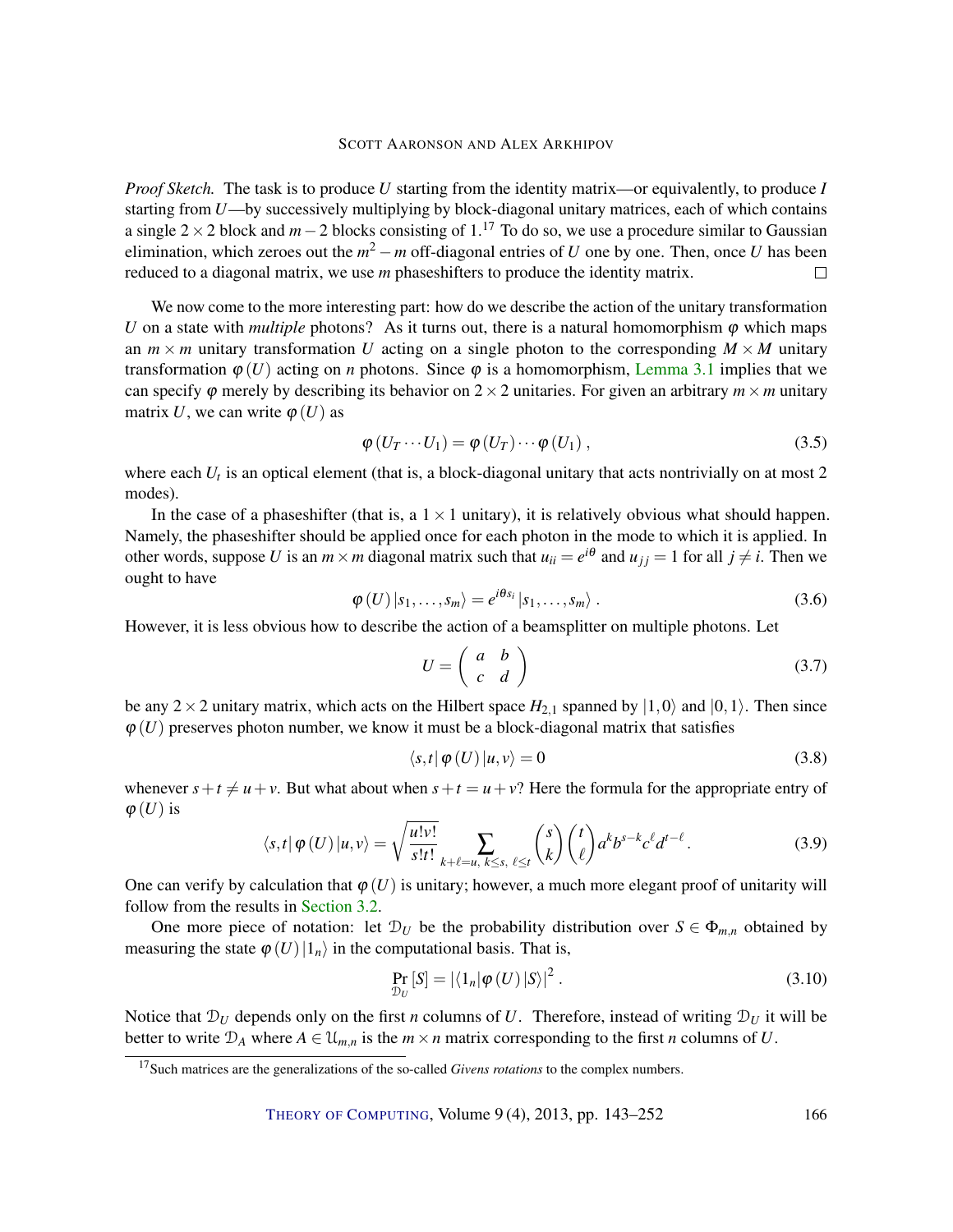*Proof Sketch.* The task is to produce $U$ starting from the identity matrix—or equivalently, to produce $I$ starting from $U$—by successively multiplying by block-diagonal unitary matrices, each of which contains a single $2 \times 2$ block and $m-2$ blocks consisting of 1.[17] To do so, we use a procedure similar to Gaussian elimination, which zeroes out the $m^2 - m$ off-diagonal entries of $U$ one by one. Then, once $U$ has been reduced to a diagonal matrix, we use $m$ phaseshifters to produce the identity matrix. □

We now come to the more interesting part: how do we describe the action of the unitary transformation $U$ on a state with *multiple* photons? As it turns out, there is a natural homomorphism $\varphi$ which maps an $m \times m$ unitary transformation $U$ acting on a single photon to the corresponding $M \times M$ unitary transformation $\varphi(U)$ acting on $n$ photons. Since $\varphi$ is a homomorphism, Lemma 3.1 implies that we can specify $\varphi$ merely by describing its behavior on $2 \times 2$ unitaries. For given an arbitrary $m \times m$ unitary matrix $U$, we can write $\varphi(U)$ as

$$\varphi(U_T \cdots U_1) = \varphi(U_T) \cdots \varphi(U_1), \tag{3.5}$$

where each $U_t$ is an optical element (that is, a block-diagonal unitary that acts nontrivially on at most 2 modes).

In the case of a phaseshifter (that is, a $1 \times 1$ unitary), it is relatively obvious what should happen. Namely, the phaseshifter should be applied once for each photon in the mode to which it is applied. In other words, suppose $U$ is an $m \times m$ diagonal matrix such that $u_{ii} = e^{i\theta}$ and $u_{jj} = 1$ for all $j \neq i$. Then we ought to have

$$\varphi(U)\, |s_1, \ldots, s_m\rangle = e^{i\theta s_i}\, |s_1, \ldots, s_m\rangle. \tag{3.6}$$

However, it is less obvious how to describe the action of a beamsplitter on multiple photons. Let

$$U = \begin{pmatrix} a & b \\ c & d \end{pmatrix} \tag{3.7}$$

be any $2 \times 2$ unitary matrix, which acts on the Hilbert space $H_{2,1}$ spanned by $|1,0\rangle$ and $|0,1\rangle$. Then since $\varphi(U)$ preserves photon number, we know it must be a block-diagonal matrix that satisfies

$$\langle s,t|\, \varphi(U)\, |u,v\rangle = 0 \tag{3.8}$$

whenever $s + t \neq u + v$. But what about when $s + t = u + v$? Here the formula for the appropriate entry of $\varphi(U)$ is

$$\langle s,t|\, \varphi(U)\, |u,v\rangle = \sqrt{\frac{u!v!}{s!t!}} \sum_{k+\ell=u,\ k\leq s,\ \ell\leq t} \binom{s}{k}\binom{t}{\ell} a^k b^{s-k} c^{\ell} d^{t-\ell}. \tag{3.9}$$

One can verify by calculation that $\varphi(U)$ is unitary; however, a much more elegant proof of unitarity will follow from the results in Section 3.2.

One more piece of notation: let $\mathcal{D}_U$ be the probability distribution over $S \in \Phi_{m,n}$ obtained by measuring the state $\varphi(U)\,|1_n\rangle$ in the computational basis. That is,

$$\Pr_{\mathcal{D}_U}[S] = |\langle 1_n | \varphi(U) | S \rangle|^2. \tag{3.10}$$

Notice that $\mathcal{D}_U$ depends only on the first $n$ columns of $U$. Therefore, instead of writing $\mathcal{D}_U$ it will be better to write $\mathcal{D}_A$ where $A \in \mathcal{U}_{m,n}$ is the $m \times n$ matrix corresponding to the first $n$ columns of $U$.

[17] Such matrices are the generalizations of the so-called *Givens rotations* to the complex numbers.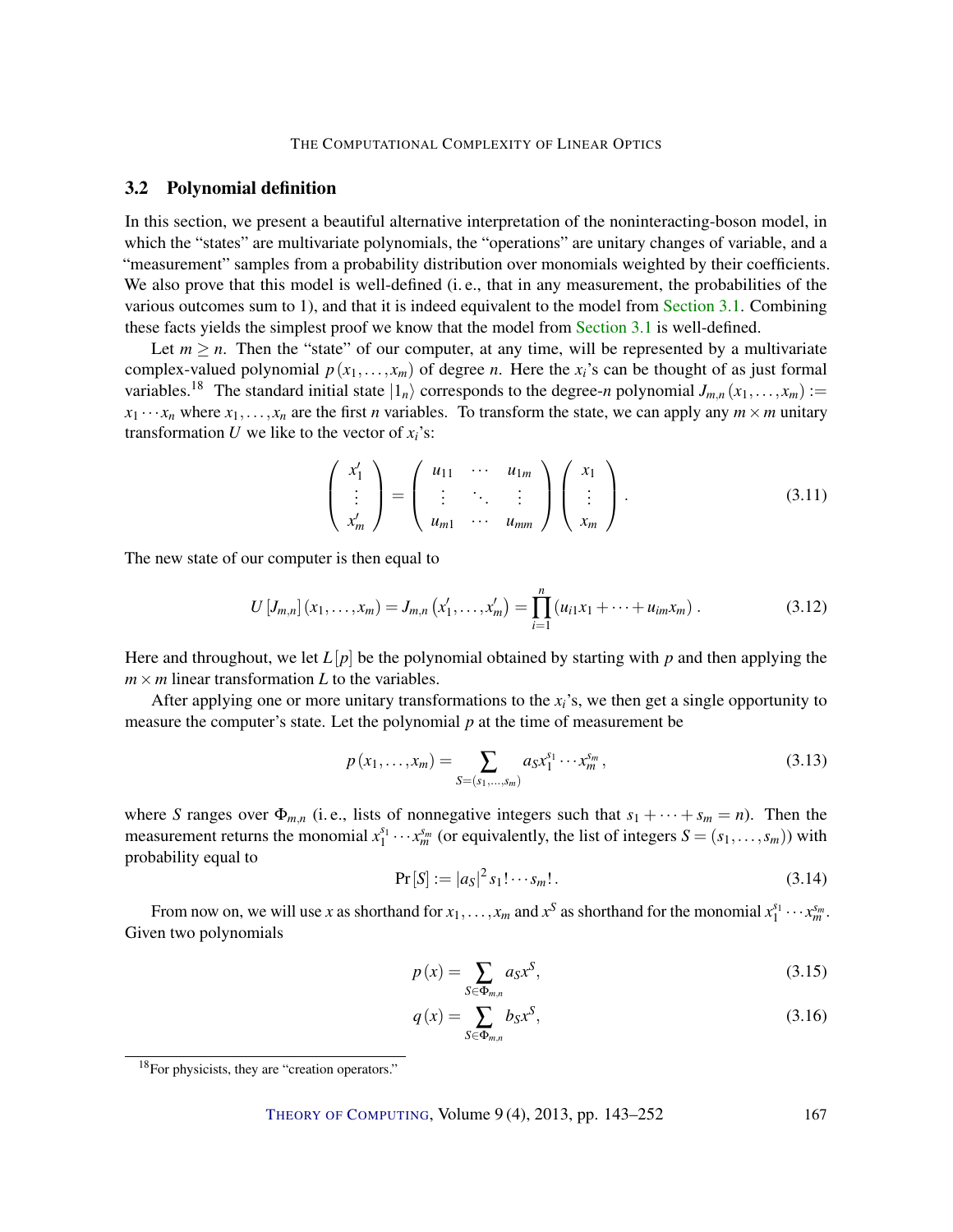### 3.2 Polynomial definition

In this section, we present a beautiful alternative interpretation of the noninteracting-boson model, in which the "states" are multivariate polynomials, the "operations" are unitary changes of variable, and a "measurement" samples from a probability distribution over monomials weighted by their coefficients. We also prove that this model is well-defined (i. e., that in any measurement, the probabilities of the various outcomes sum to 1), and that it is indeed equivalent to the model from Section 3.1. Combining these facts yields the simplest proof we know that the model from Section 3.1 is well-defined.

Let $m \geq n$. Then the "state" of our computer, at any time, will be represented by a multivariate complex-valued polynomial $p(x_1, \ldots, x_m)$ of degree $n$. Here the $x_i$'s can be thought of as just formal variables.[18] The standard initial state $|1_n\rangle$ corresponds to the degree-$n$ polynomial $J_{m,n}(x_1, \ldots, x_m) := x_1 \cdots x_n$ where $x_1, \ldots, x_n$ are the first $n$ variables. To transform the state, we can apply any $m \times m$ unitary transformation $U$ we like to the vector of $x_i$'s:

$$\begin{pmatrix} x_1' \\ \vdots \\ x_m' \end{pmatrix} = \begin{pmatrix} u_{11} & \cdots & u_{1m} \\ \vdots & \ddots & \vdots \\ u_{m1} & \cdots & u_{mm} \end{pmatrix} \begin{pmatrix} x_1 \\ \vdots \\ x_m \end{pmatrix}. \tag{3.11}$$

The new state of our computer is then equal to

$$U[J_{m,n}](x_1, \ldots, x_m) = J_{m,n}(x_1', \ldots, x_m') = \prod_{i=1}^{n} (u_{i1}x_1 + \cdots + u_{im}x_m). \tag{3.12}$$

Here and throughout, we let $L[p]$ be the polynomial obtained by starting with $p$ and then applying the $m \times m$ linear transformation $L$ to the variables.

After applying one or more unitary transformations to the $x_i$'s, we then get a single opportunity to measure the computer's state. Let the polynomial $p$ at the time of measurement be

$$p(x_1, \ldots, x_m) = \sum_{S=(s_1, \ldots, s_m)} a_S x_1^{s_1} \cdots x_m^{s_m}, \tag{3.13}$$

where $S$ ranges over $\Phi_{m,n}$ (i. e., lists of nonnegative integers such that $s_1 + \cdots + s_m = n$). Then the measurement returns the monomial $x_1^{s_1} \cdots x_m^{s_m}$ (or equivalently, the list of integers $S = (s_1, \ldots, s_m)$) with probability equal to

$$\Pr[S] := |a_S|^2 s_1! \cdots s_m!. \tag{3.14}$$

From now on, we will use $x$ as shorthand for $x_1, \ldots, x_m$ and $x^S$ as shorthand for the monomial $x_1^{s_1} \cdots x_m^{s_m}$. Given two polynomials

$$p(x) = \sum_{S \in \Phi_{m,n}} a_S x^S, \tag{3.15}$$

$$q(x) = \sum_{S \in \Phi_{m,n}} b_S x^S, \tag{3.16}$$

[18] For physicists, they are "creation operators."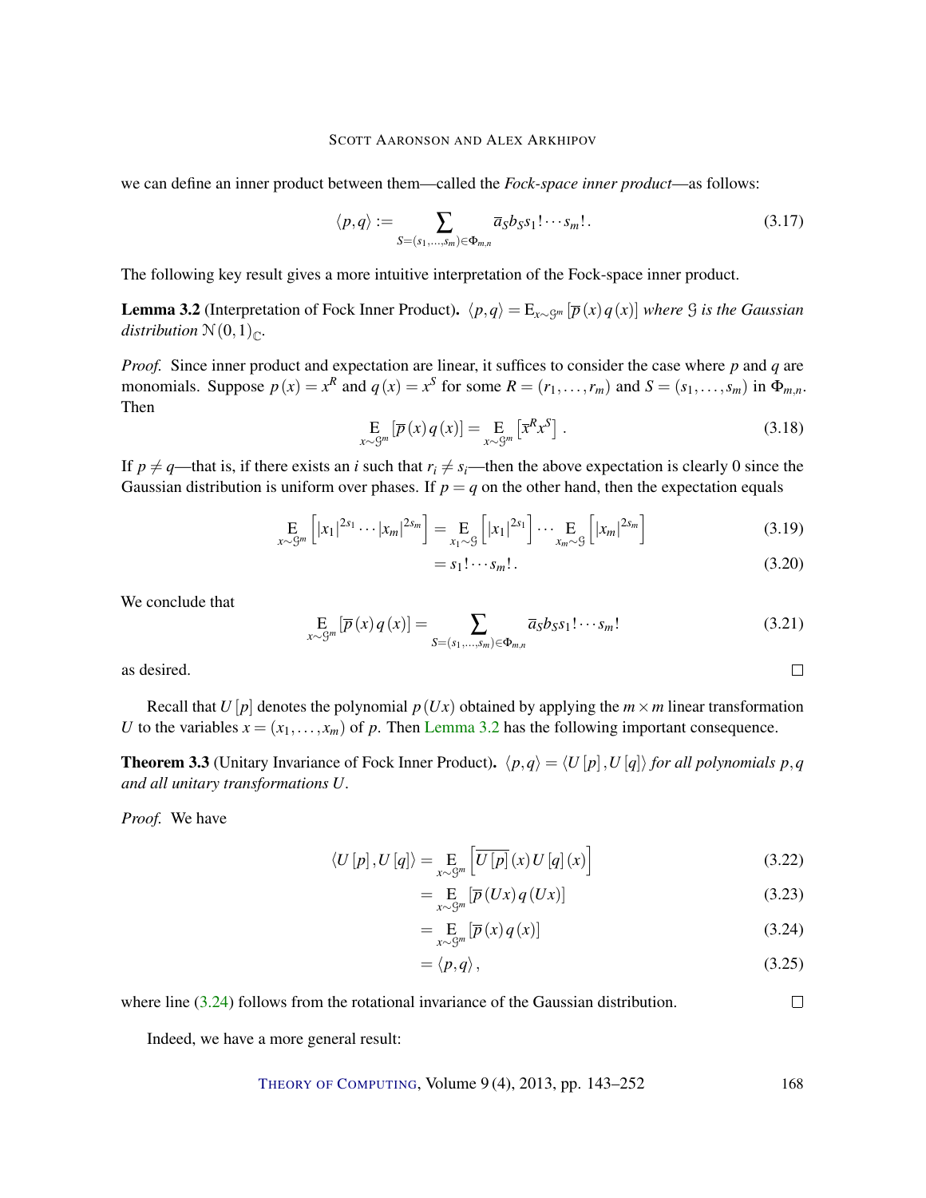we can define an inner product between them—called the *Fock-space inner product*—as follows:

$$\langle p,q\rangle := \sum_{S=(s_1,\ldots,s_m)\in\Phi_{m,n}} \overline{a}_S b_S s_1!\cdots s_m!. \tag{3.17}$$

The following key result gives a more intuitive interpretation of the Fock-space inner product.

**Lemma 3.2** (Interpretation of Fock Inner Product). *$\langle p,q\rangle = \mathrm{E}_{x\sim\mathcal{G}^m}\left[\overline{p}(x)\,q(x)\right]$ where $\mathcal{G}$ is the Gaussian distribution $\mathcal{N}(0,1)_{\mathbb{C}}$.*

*Proof.* Since inner product and expectation are linear, it suffices to consider the case where $p$ and $q$ are monomials. Suppose $p(x) = x^R$ and $q(x) = x^S$ for some $R = (r_1,\ldots,r_m)$ and $S = (s_1,\ldots,s_m)$ in $\Phi_{m,n}$. Then

$$\mathop{\mathrm{E}}_{x\sim\mathcal{G}^m}\left[\overline{p}(x)\,q(x)\right] = \mathop{\mathrm{E}}_{x\sim\mathcal{G}^m}\left[\overline{x}^R x^S\right]. \tag{3.18}$$

If $p \neq q$—that is, if there exists an $i$ such that $r_i \neq s_i$—then the above expectation is clearly 0 since the Gaussian distribution is uniform over phases. If $p = q$ on the other hand, then the expectation equals

$$\begin{aligned}
\mathop{\mathrm{E}}_{x\sim\mathcal{G}^m}\left[|x_1|^{2s_1}\cdots|x_m|^{2s_m}\right] &= \mathop{\mathrm{E}}_{x_1\sim\mathcal{G}}\left[|x_1|^{2s_1}\right]\cdots\mathop{\mathrm{E}}_{x_m\sim\mathcal{G}}\left[|x_m|^{2s_m}\right] &(3.19)\\
&= s_1!\cdots s_m!. &(3.20)
\end{aligned}$$

We conclude that

$$\mathop{\mathrm{E}}_{x\sim\mathcal{G}^m}\left[\overline{p}(x)\,q(x)\right] = \sum_{S=(s_1,\ldots,s_m)\in\Phi_{m,n}} \overline{a}_S b_S s_1!\cdots s_m! \tag{3.21}$$

as desired. $\square$

Recall that $U[p]$ denotes the polynomial $p(Ux)$ obtained by applying the $m\times m$ linear transformation $U$ to the variables $x = (x_1,\ldots,x_m)$ of $p$. Then Lemma 3.2 has the following important consequence.

**Theorem 3.3** (Unitary Invariance of Fock Inner Product). *$\langle p,q\rangle = \langle U[p],U[q]\rangle$ for all polynomials $p,q$ and all unitary transformations $U$.*

*Proof.* We have

$$\begin{aligned}
\langle U[p],U[q]\rangle &= \mathop{\mathrm{E}}_{x\sim\mathcal{G}^m}\left[\overline{U[p]}(x)\,U[q](x)\right] &(3.22)\\
&= \mathop{\mathrm{E}}_{x\sim\mathcal{G}^m}\left[\overline{p}(Ux)\,q(Ux)\right] &(3.23)\\
&= \mathop{\mathrm{E}}_{x\sim\mathcal{G}^m}\left[\overline{p}(x)\,q(x)\right] &(3.24)\\
&= \langle p,q\rangle, &(3.25)
\end{aligned}$$

where line (3.24) follows from the rotational invariance of the Gaussian distribution. $\square$

Indeed, we have a more general result: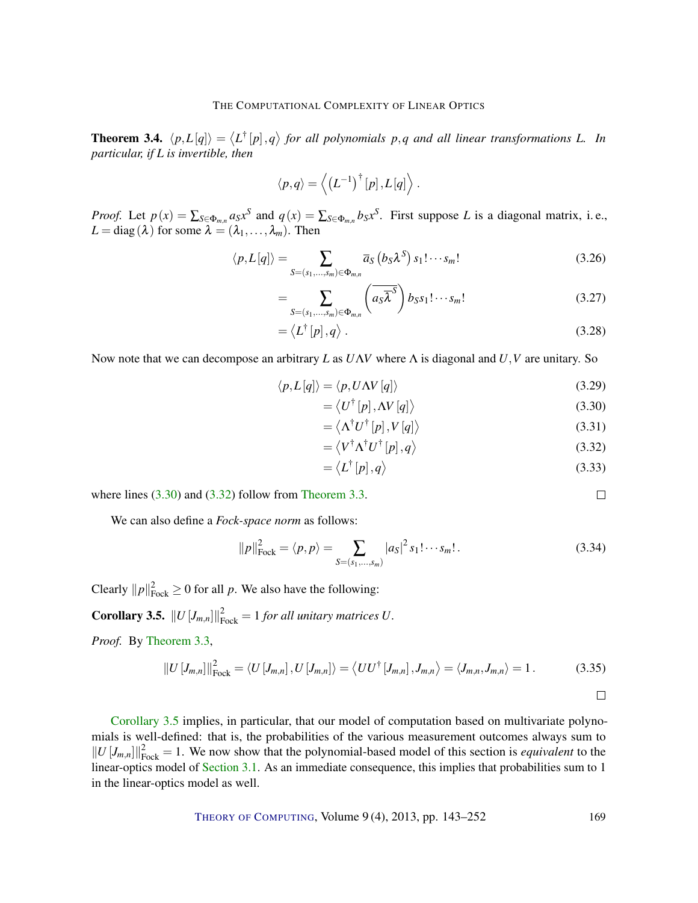**Theorem 3.4.** $\langle p, L[q]\rangle = \langle L^{\dagger}[p], q\rangle$ *for all polynomials* $p, q$ *and all linear transformations* $L$*. In particular, if* $L$ *is invertible, then*

$$\langle p, q\rangle = \left\langle \left(L^{-1}\right)^{\dagger}[p], L[q]\right\rangle .$$

*Proof.* Let $p(x) = \sum_{S\in\Phi_{m,n}} a_S x^S$ and $q(x) = \sum_{S\in\Phi_{m,n}} b_S x^S$. First suppose $L$ is a diagonal matrix, i. e., $L = \operatorname{diag}(\lambda)$ for some $\lambda = (\lambda_1, \ldots, \lambda_m)$. Then

$$\langle p, L[q]\rangle = \sum_{S=(s_1,\ldots,s_m)\in\Phi_{m,n}} \overline{a}_S \left(b_S \lambda^S\right) s_1! \cdots s_m! \tag{3.26}$$

$$= \sum_{S=(s_1,\ldots,s_m)\in\Phi_{m,n}} \left(\overline{a_S \overline{\lambda}^S}\right) b_S s_1! \cdots s_m! \tag{3.27}$$

$$= \left\langle L^{\dagger}[p], q\right\rangle . \tag{3.28}$$

Now note that we can decompose an arbitrary $L$ as $U\Lambda V$ where $\Lambda$ is diagonal and $U, V$ are unitary. So

$$\langle p, L[q]\rangle = \langle p, U\Lambda V[q]\rangle \tag{3.29}$$

$$= \left\langle U^{\dagger}[p], \Lambda V[q]\right\rangle \tag{3.30}$$

$$= \left\langle \Lambda^{\dagger} U^{\dagger}[p], V[q]\right\rangle \tag{3.31}$$

$$= \left\langle V^{\dagger}\Lambda^{\dagger} U^{\dagger}[p], q\right\rangle \tag{3.32}$$

$$= \left\langle L^{\dagger}[p], q\right\rangle \tag{3.33}$$

where lines (3.30) and (3.32) follow from Theorem 3.3. □

We can also define a *Fock-space norm* as follows:

$$\|p\|_{\text{Fock}}^2 = \langle p, p\rangle = \sum_{S=(s_1,\ldots,s_m)} |a_S|^2 s_1! \cdots s_m! . \tag{3.34}$$

Clearly $\|p\|_{\text{Fock}}^2 \geq 0$ for all $p$. We also have the following:

**Corollary 3.5.** $\|U[J_{m,n}]\|_{\text{Fock}}^2 = 1$ *for all unitary matrices* $U$.

*Proof.* By Theorem 3.3,

$$\|U[J_{m,n}]\|_{\text{Fock}}^2 = \langle U[J_{m,n}], U[J_{m,n}]\rangle = \left\langle UU^{\dagger}[J_{m,n}], J_{m,n}\right\rangle = \langle J_{m,n}, J_{m,n}\rangle = 1 . \tag{3.35}$$

□

Corollary 3.5 implies, in particular, that our model of computation based on multivariate polynomials is well-defined: that is, the probabilities of the various measurement outcomes always sum to $\|U[J_{m,n}]\|_{\text{Fock}}^2 = 1$. We now show that the polynomial-based model of this section is *equivalent* to the linear-optics model of Section 3.1. As an immediate consequence, this implies that probabilities sum to 1 in the linear-optics model as well.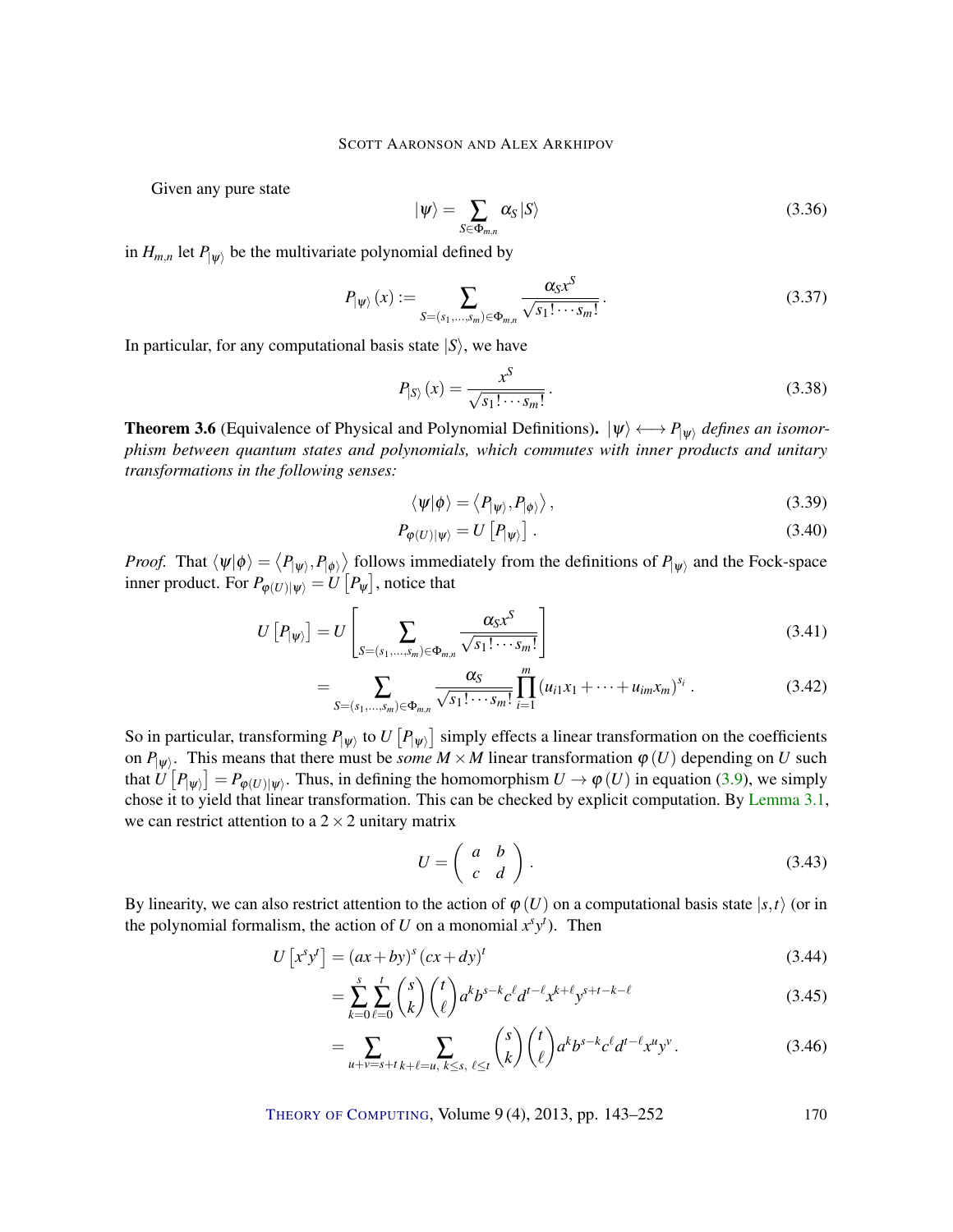Given any pure state

$$|\psi\rangle = \sum_{S \in \Phi_{m,n}} \alpha_S |S\rangle \tag{3.36}$$

in $H_{m,n}$ let $P_{|\psi\rangle}$ be the multivariate polynomial defined by

$$P_{|\psi\rangle}(x) := \sum_{S=(s_1,\ldots,s_m)\in\Phi_{m,n}} \frac{\alpha_S x^S}{\sqrt{s_1!\cdots s_m!}}. \tag{3.37}$$

In particular, for any computational basis state $|S\rangle$, we have

$$P_{|S\rangle}(x) = \frac{x^S}{\sqrt{s_1!\cdots s_m!}}. \tag{3.38}$$

**Theorem 3.6** (Equivalence of Physical and Polynomial Definitions). *$|\psi\rangle \longleftrightarrow P_{|\psi\rangle}$ defines an isomorphism between quantum states and polynomials, which commutes with inner products and unitary transformations in the following senses:*

$$\langle\psi|\phi\rangle = \left\langle P_{|\psi\rangle}, P_{|\phi\rangle}\right\rangle, \tag{3.39}$$

$$P_{\varphi(U)|\psi\rangle} = U\left[P_{|\psi\rangle}\right]. \tag{3.40}$$

*Proof.* That $\langle\psi|\phi\rangle = \left\langle P_{|\psi\rangle}, P_{|\phi\rangle}\right\rangle$ follows immediately from the definitions of $P_{|\psi\rangle}$ and the Fock-space inner product. For $P_{\varphi(U)|\psi\rangle} = U\left[P_\psi\right]$, notice that

$$U\left[P_{|\psi\rangle}\right] = U\left[\sum_{S=(s_1,\ldots,s_m)\in\Phi_{m,n}} \frac{\alpha_S x^S}{\sqrt{s_1!\cdots s_m!}}\right] \tag{3.41}$$

$$= \sum_{S=(s_1,\ldots,s_m)\in\Phi_{m,n}} \frac{\alpha_S}{\sqrt{s_1!\cdots s_m!}} \prod_{i=1}^{m} \left(u_{i1}x_1 + \cdots + u_{im}x_m\right)^{s_i}. \tag{3.42}$$

So in particular, transforming $P_{|\psi\rangle}$ to $U\left[P_{|\psi\rangle}\right]$ simply effects a linear transformation on the coefficients on $P_{|\psi\rangle}$. This means that there must be *some* $M \times M$ linear transformation $\varphi(U)$ depending on $U$ such that $U\left[P_{|\psi\rangle}\right] = P_{\varphi(U)|\psi\rangle}$. Thus, in defining the homomorphism $U \to \varphi(U)$ in equation (3.9), we simply chose it to yield that linear transformation. This can be checked by explicit computation. By Lemma 3.1, we can restrict attention to a $2 \times 2$ unitary matrix

$$U = \begin{pmatrix} a & b \\ c & d \end{pmatrix}. \tag{3.43}$$

By linearity, we can also restrict attention to the action of $\varphi(U)$ on a computational basis state $|s,t\rangle$ (or in the polynomial formalism, the action of $U$ on a monomial $x^s y^t$). Then

$$U\left[x^s y^t\right] = (ax+by)^s (cx+dy)^t \tag{3.44}$$

$$= \sum_{k=0}^{s}\sum_{\ell=0}^{t} \binom{s}{k}\binom{t}{\ell} a^k b^{s-k} c^\ell d^{t-\ell} x^{k+\ell} y^{s+t-k-\ell} \tag{3.45}$$

$$= \sum_{u+v=s+t} \sum_{k+\ell=u,\ k\le s,\ \ell\le t} \binom{s}{k}\binom{t}{\ell} a^k b^{s-k} c^\ell d^{t-\ell} x^u y^v. \tag{3.46}$$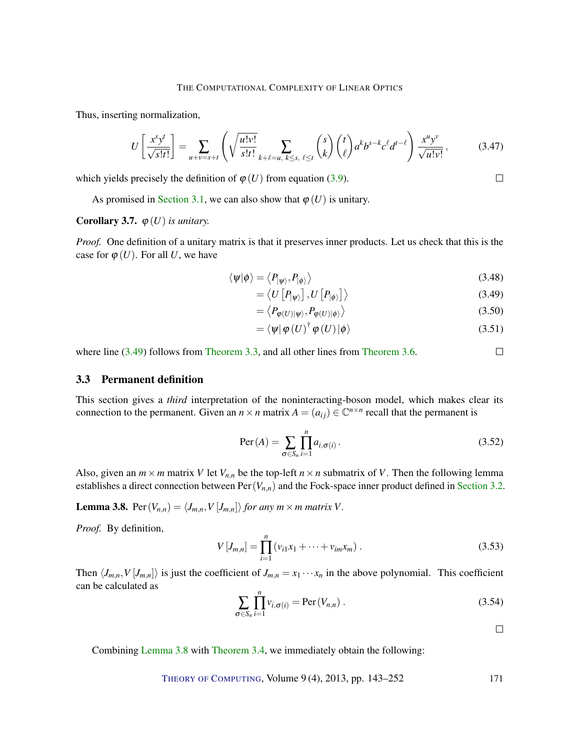Thus, inserting normalization,

$$U\left[\frac{x^s y^t}{\sqrt{s!t!}}\right] = \sum_{u+v=s+t}\left(\sqrt{\frac{u!v!}{s!t!}}\sum_{k+\ell=u,\ k\leq s,\ \ell\leq t}\binom{s}{k}\binom{t}{\ell}a^k b^{s-k}c^{\ell}d^{t-\ell}\right)\frac{x^u y^v}{\sqrt{u!v!}}, \tag{3.47}$$

which yields precisely the definition of $\varphi(U)$ from equation (3.9). □

As promised in Section 3.1, we can also show that $\varphi(U)$ is unitary.

**Corollary 3.7.** *$\varphi(U)$ is unitary.*

*Proof.* One definition of a unitary matrix is that it preserves inner products. Let us check that this is the case for $\varphi(U)$. For all $U$, we have

$$\langle\psi|\phi\rangle = \left\langle P_{|\psi\rangle}, P_{|\phi\rangle}\right\rangle \tag{3.48}$$

$$= \left\langle U\left[P_{|\psi\rangle}\right], U\left[P_{|\phi\rangle}\right]\right\rangle \tag{3.49}$$

$$= \left\langle P_{\varphi(U)|\psi\rangle}, P_{\varphi(U)|\phi\rangle}\right\rangle \tag{3.50}$$

$$= \langle\psi|\,\varphi(U)^{\dagger}\,\varphi(U)\,|\phi\rangle \tag{3.51}$$

where line (3.49) follows from Theorem 3.3, and all other lines from Theorem 3.6. □

### 3.3 Permanent definition

This section gives a *third* interpretation of the noninteracting-boson model, which makes clear its connection to the permanent. Given an $n \times n$ matrix $A = (a_{ij}) \in \mathbb{C}^{n\times n}$ recall that the permanent is

$$\operatorname{Per}(A) = \sum_{\sigma\in S_n}\prod_{i=1}^{n} a_{i,\sigma(i)}. \tag{3.52}$$

Also, given an $m \times m$ matrix $V$ let $V_{n,n}$ be the top-left $n \times n$ submatrix of $V$. Then the following lemma establishes a direct connection between $\operatorname{Per}(V_{n,n})$ and the Fock-space inner product defined in Section 3.2.

**Lemma 3.8.** $\operatorname{Per}(V_{n,n}) = \langle J_{m,n}, V[J_{m,n}]\rangle$ *for any $m \times m$ matrix $V$.*

*Proof.* By definition,

$$V[J_{m,n}] = \prod_{i=1}^{n}(v_{i1}x_1 + \cdots + v_{im}x_m). \tag{3.53}$$

Then $\langle J_{m,n}, V[J_{m,n}]\rangle$ is just the coefficient of $J_{m,n} = x_1 \cdots x_n$ in the above polynomial. This coefficient can be calculated as

$$\sum_{\sigma\in S_n}\prod_{i=1}^{n} v_{i,\sigma(i)} = \operatorname{Per}(V_{n,n}). \tag{3.54}$$

□

Combining Lemma 3.8 with Theorem 3.4, we immediately obtain the following: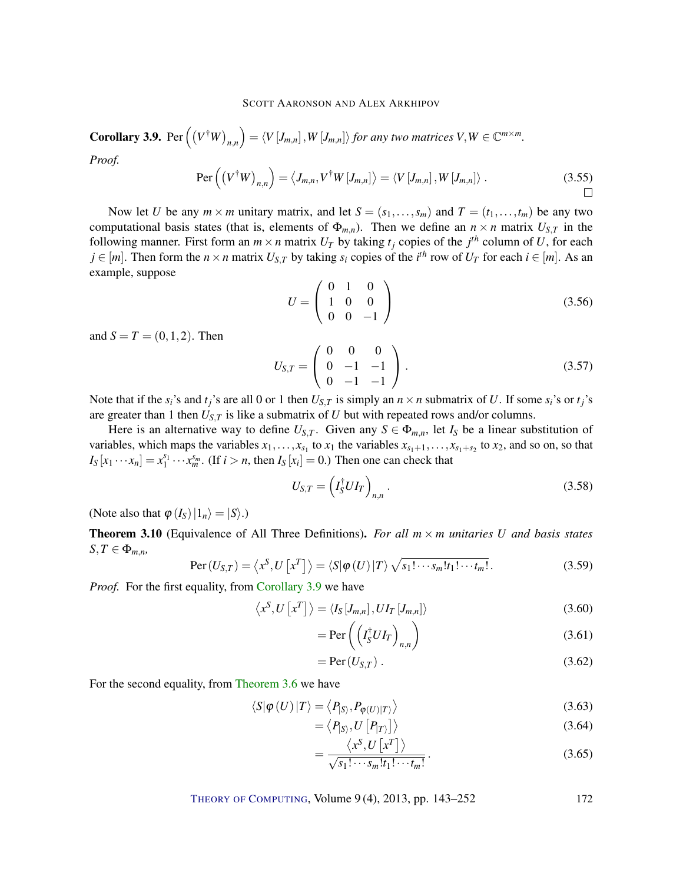**Corollary 3.9.** $\operatorname{Per}\left(\left(V^{\dagger}W\right)_{n,n}\right) = \langle V[J_{m,n}], W[J_{m,n}]\rangle$ *for any two matrices* $V, W \in \mathbb{C}^{m\times m}$.

*Proof.*

$$\operatorname{Per}\left(\left(V^{\dagger}W\right)_{n,n}\right) = \left\langle J_{m,n}, V^{\dagger}W[J_{m,n}]\right\rangle = \langle V[J_{m,n}], W[J_{m,n}]\rangle . \tag{3.55}$$

□

Now let $U$ be any $m\times m$ unitary matrix, and let $S = (s_1,\ldots,s_m)$ and $T = (t_1,\ldots,t_m)$ be any two computational basis states (that is, elements of $\Phi_{m,n}$). Then we define an $n\times n$ matrix $U_{S,T}$ in the following manner. First form an $m\times n$ matrix $U_T$ by taking $t_j$ copies of the $j^{th}$ column of $U$, for each $j\in[m]$. Then form the $n\times n$ matrix $U_{S,T}$ by taking $s_i$ copies of the $i^{th}$ row of $U_T$ for each $i\in[m]$. As an example, suppose

$$U = \begin{pmatrix} 0 & 1 & 0 \\ 1 & 0 & 0 \\ 0 & 0 & -1 \end{pmatrix} \tag{3.56}$$

and $S = T = (0,1,2)$. Then

$$U_{S,T} = \begin{pmatrix} 0 & 0 & 0 \\ 0 & -1 & -1 \\ 0 & -1 & -1 \end{pmatrix}. \tag{3.57}$$

Note that if the $s_i$'s and $t_j$'s are all 0 or 1 then $U_{S,T}$ is simply an $n\times n$ submatrix of $U$. If some $s_i$'s or $t_j$'s are greater than 1 then $U_{S,T}$ is like a submatrix of $U$ but with repeated rows and/or columns.

Here is an alternative way to define $U_{S,T}$. Given any $S\in\Phi_{m,n}$, let $I_S$ be a linear substitution of variables, which maps the variables $x_1,\ldots,x_{s_1}$ to $x_1$ the variables $x_{s_1+1},\ldots,x_{s_1+s_2}$ to $x_2$, and so on, so that $I_S[x_1\cdots x_n] = x_1^{s_1}\cdots x_m^{s_m}$. (If $i>n$, then $I_S[x_i] = 0$.) Then one can check that

$$U_{S,T} = \left(I_S^{\dagger} U I_T\right)_{n,n}. \tag{3.58}$$

(Note also that $\varphi(I_S)|1_n\rangle = |S\rangle$.)

**Theorem 3.10** (Equivalence of All Three Definitions). *For all* $m\times m$ *unitaries* $U$ *and basis states* $S,T\in\Phi_{m,n}$,

$$\operatorname{Per}(U_{S,T}) = \left\langle x^S, U\left[x^T\right]\right\rangle = \langle S|\varphi(U)|T\rangle\sqrt{s_1!\cdots s_m! t_1!\cdots t_m!}. \tag{3.59}$$

*Proof.* For the first equality, from Corollary 3.9 we have

$$\left\langle x^S, U\left[x^T\right]\right\rangle = \langle I_S[J_{m,n}], UI_T[J_{m,n}]\rangle \tag{3.60}$$

$$= \operatorname{Per}\left(\left(I_S^{\dagger} U I_T\right)_{n,n}\right) \tag{3.61}$$

$$= \operatorname{Per}(U_{S,T}). \tag{3.62}$$

For the second equality, from Theorem 3.6 we have

$$\langle S|\varphi(U)|T\rangle = \left\langle P_{|S\rangle}, P_{\varphi(U)|T\rangle}\right\rangle \tag{3.63}$$

$$= \left\langle P_{|S\rangle}, U\left[P_{|T\rangle}\right]\right\rangle \tag{3.64}$$

$$= \frac{\left\langle x^S, U\left[x^T\right]\right\rangle}{\sqrt{s_1!\cdots s_m! t_1!\cdots t_m!}}. \tag{3.65}$$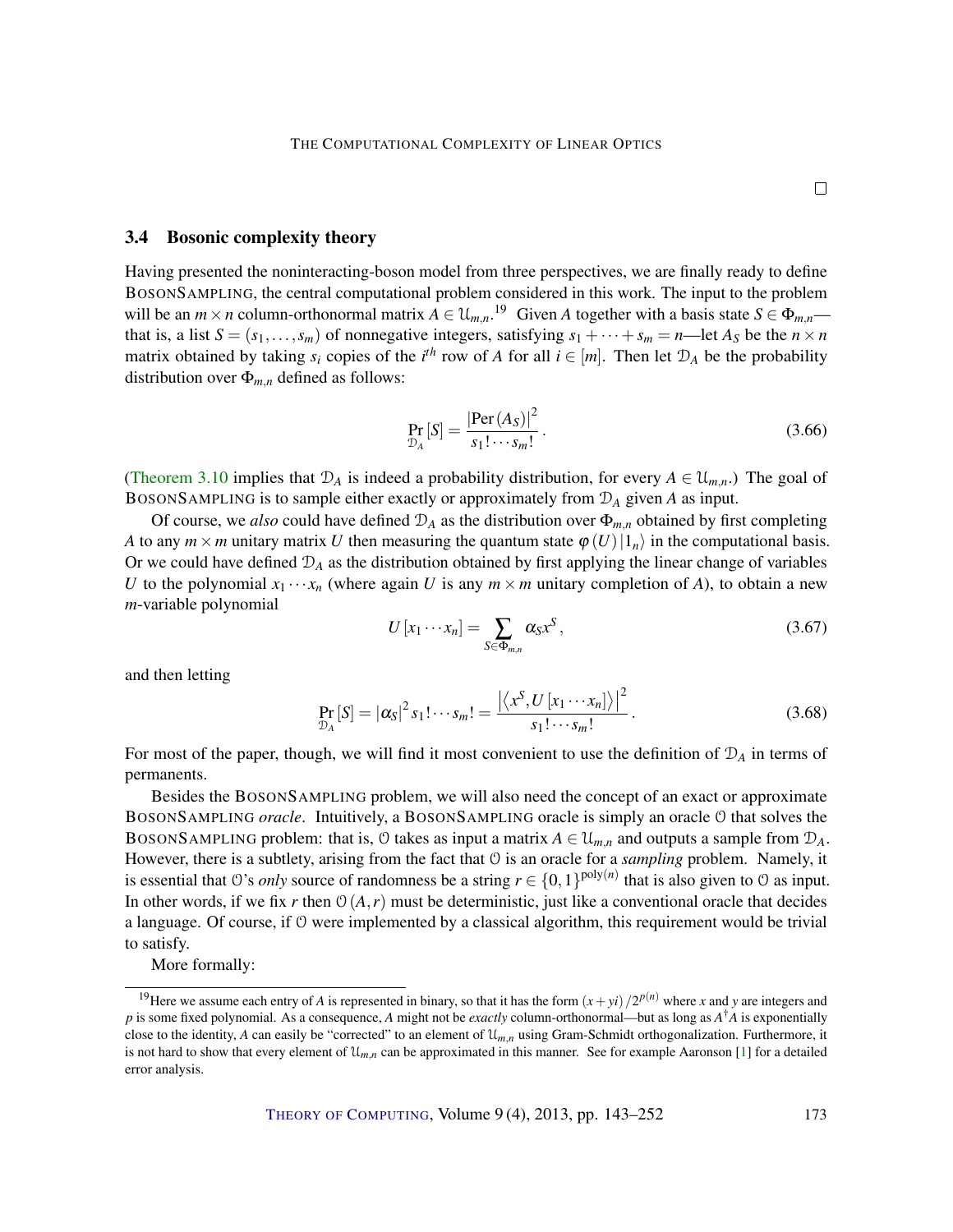□

### 3.4 Bosonic complexity theory

Having presented the noninteracting-boson model from three perspectives, we are finally ready to define BosonSampling, the central computational problem considered in this work. The input to the problem will be an $m \times n$ column-orthonormal matrix $A \in \mathcal{U}_{m,n}$.[19] Given $A$ together with a basis state $S \in \Phi_{m,n}$—that is, a list $S = (s_1, \ldots, s_m)$ of nonnegative integers, satisfying $s_1 + \cdots + s_m = n$—let $A_S$ be the $n \times n$ matrix obtained by taking $s_i$ copies of the $i^{th}$ row of $A$ for all $i \in [m]$. Then let $\mathcal{D}_A$ be the probability distribution over $\Phi_{m,n}$ defined as follows:

$$\Pr_{\mathcal{D}_A}[S] = \frac{|\mathrm{Per}(A_S)|^2}{s_1! \cdots s_m!}. \tag{3.66}$$

(Theorem 3.10 implies that $\mathcal{D}_A$ is indeed a probability distribution, for every $A \in \mathcal{U}_{m,n}$.) The goal of BosonSampling is to sample either exactly or approximately from $\mathcal{D}_A$ given $A$ as input.

Of course, we *also* could have defined $\mathcal{D}_A$ as the distribution over $\Phi_{m,n}$ obtained by first completing $A$ to any $m \times m$ unitary matrix $U$ then measuring the quantum state $\varphi(U)|1_n\rangle$ in the computational basis. Or we could have defined $\mathcal{D}_A$ as the distribution obtained by first applying the linear change of variables $U$ to the polynomial $x_1 \cdots x_n$ (where again $U$ is any $m \times m$ unitary completion of $A$), to obtain a new $m$-variable polynomial

$$U[x_1 \cdots x_n] = \sum_{S \in \Phi_{m,n}} \alpha_S x^S, \tag{3.67}$$

and then letting

$$\Pr_{\mathcal{D}_A}[S] = |\alpha_S|^2 s_1! \cdots s_m! = \frac{\left|\left\langle x^S, U[x_1 \cdots x_n]\right\rangle\right|^2}{s_1! \cdots s_m!}. \tag{3.68}$$

For most of the paper, though, we will find it most convenient to use the definition of $\mathcal{D}_A$ in terms of permanents.

Besides the BosonSampling problem, we will also need the concept of an exact or approximate BosonSampling *oracle*. Intuitively, a BosonSampling oracle is simply an oracle $\mathcal{O}$ that solves the BosonSampling problem: that is, $\mathcal{O}$ takes as input a matrix $A \in \mathcal{U}_{m,n}$ and outputs a sample from $\mathcal{D}_A$. However, there is a subtlety, arising from the fact that $\mathcal{O}$ is an oracle for a *sampling* problem. Namely, it is essential that $\mathcal{O}$'s *only* source of randomness be a string $r \in \{0,1\}^{\mathrm{poly}(n)}$ that is also given to $\mathcal{O}$ as input. In other words, if we fix $r$ then $\mathcal{O}(A, r)$ must be deterministic, just like a conventional oracle that decides a language. Of course, if $\mathcal{O}$ were implemented by a classical algorithm, this requirement would be trivial to satisfy.

More formally:

---

[19] Here we assume each entry of $A$ is represented in binary, so that it has the form $(x + yi)/2^{p(n)}$ where $x$ and $y$ are integers and $p$ is some fixed polynomial. As a consequence, $A$ might not be *exactly* column-orthonormal—but as long as $A^\dagger A$ is exponentially close to the identity, $A$ can easily be "corrected" to an element of $\mathcal{U}_{m,n}$ using Gram-Schmidt orthogonalization. Furthermore, it is not hard to show that every element of $\mathcal{U}_{m,n}$ can be approximated in this manner. See for example Aaronson [1] for a detailed error analysis.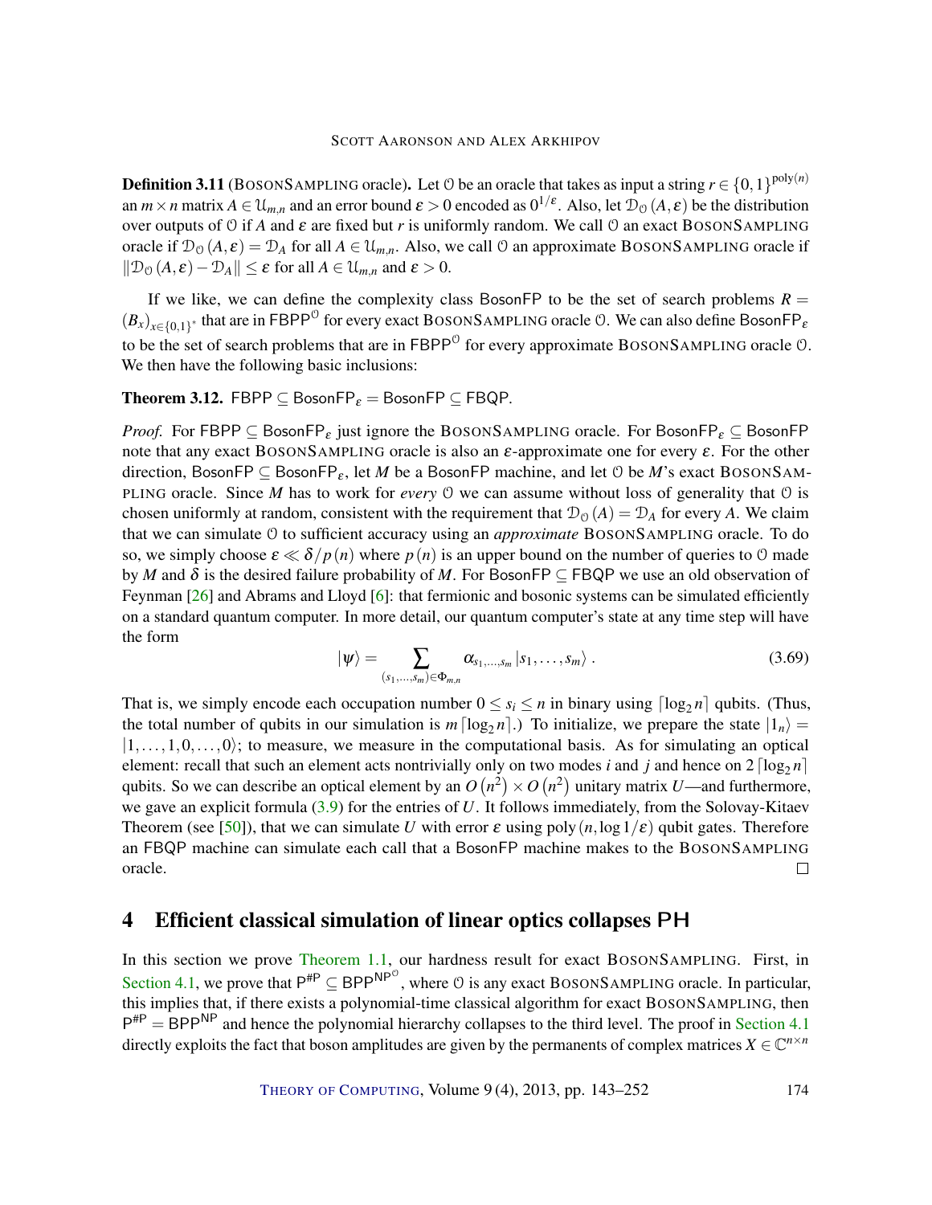**Definition 3.11** (BOSONSAMPLING oracle)**.** Let $\mathcal{O}$ be an oracle that takes as input a string $r \in \{0,1\}^{\text{poly}(n)}$ an $m \times n$ matrix $A \in \mathcal{U}_{m,n}$ and an error bound $\varepsilon > 0$ encoded as $0^{1/\varepsilon}$. Also, let $\mathcal{D}_{\mathcal{O}}(A,\varepsilon)$ be the distribution over outputs of $\mathcal{O}$ if $A$ and $\varepsilon$ are fixed but $r$ is uniformly random. We call $\mathcal{O}$ an exact BOSONSAMPLING oracle if $\mathcal{D}_{\mathcal{O}}(A,\varepsilon) = \mathcal{D}_A$ for all $A \in \mathcal{U}_{m,n}$. Also, we call $\mathcal{O}$ an approximate BOSONSAMPLING oracle if $\|\mathcal{D}_{\mathcal{O}}(A,\varepsilon) - \mathcal{D}_A\| \le \varepsilon$ for all $A \in \mathcal{U}_{m,n}$ and $\varepsilon > 0$.

If we like, we can define the complexity class $\mathsf{BosonFP}$ to be the set of search problems $R = (B_x)_{x\in\{0,1\}^*}$ that are in $\mathsf{FBPP}^{\mathcal{O}}$ for every exact BOSONSAMPLING oracle $\mathcal{O}$. We can also define $\mathsf{BosonFP}_\varepsilon$ to be the set of search problems that are in $\mathsf{FBPP}^{\mathcal{O}}$ for every approximate BOSONSAMPLING oracle $\mathcal{O}$. We then have the following basic inclusions:

**Theorem 3.12.** $\mathsf{FBPP} \subseteq \mathsf{BosonFP}_\varepsilon = \mathsf{BosonFP} \subseteq \mathsf{FBQP}$.

*Proof.* For $\mathsf{FBPP} \subseteq \mathsf{BosonFP}_\varepsilon$ just ignore the BOSONSAMPLING oracle. For $\mathsf{BosonFP}_\varepsilon \subseteq \mathsf{BosonFP}$ note that any exact BOSONSAMPLING oracle is also an $\varepsilon$-approximate one for every $\varepsilon$. For the other direction, $\mathsf{BosonFP} \subseteq \mathsf{BosonFP}_\varepsilon$, let $M$ be a $\mathsf{BosonFP}$ machine, and let $\mathcal{O}$ be $M$'s exact BOSONSAMPLING oracle. Since $M$ has to work for *every* $\mathcal{O}$ we can assume without loss of generality that $\mathcal{O}$ is chosen uniformly at random, consistent with the requirement that $\mathcal{D}_{\mathcal{O}}(A) = \mathcal{D}_A$ for every $A$. We claim that we can simulate $\mathcal{O}$ to sufficient accuracy using an *approximate* BOSONSAMPLING oracle. To do so, we simply choose $\varepsilon \ll \delta/p(n)$ where $p(n)$ is an upper bound on the number of queries to $\mathcal{O}$ made by $M$ and $\delta$ is the desired failure probability of $M$. For $\mathsf{BosonFP} \subseteq \mathsf{FBQP}$ we use an old observation of Feynman [26] and Abrams and Lloyd [6]: that fermionic and bosonic systems can be simulated efficiently on a standard quantum computer. In more detail, our quantum computer's state at any time step will have the form

$$|\psi\rangle = \sum_{(s_1,\ldots,s_m)\in\Phi_{m,n}} \alpha_{s_1,\ldots,s_m} |s_1,\ldots,s_m\rangle \,. \tag{3.69}$$

That is, we simply encode each occupation number $0 \le s_i \le n$ in binary using $\lceil \log_2 n \rceil$ qubits. (Thus, the total number of qubits in our simulation is $m\lceil \log_2 n \rceil$.) To initialize, we prepare the state $|1_n\rangle = |1,\ldots,1,0,\ldots,0\rangle$; to measure, we measure in the computational basis. As for simulating an optical element: recall that such an element acts nontrivially only on two modes $i$ and $j$ and hence on $2\lceil \log_2 n \rceil$ qubits. So we can describe an optical element by an $O(n^2) \times O(n^2)$ unitary matrix $U$—and furthermore, we gave an explicit formula (3.9) for the entries of $U$. It follows immediately, from the Solovay-Kitaev Theorem (see [50]), that we can simulate $U$ with error $\varepsilon$ using $\text{poly}(n, \log 1/\varepsilon)$ qubit gates. Therefore an $\mathsf{FBQP}$ machine can simulate each call that a $\mathsf{BosonFP}$ machine makes to the BOSONSAMPLING oracle. $\square$

# 4 Efficient classical simulation of linear optics collapses PH

In this section we prove Theorem 1.1, our hardness result for exact BOSONSAMPLING. First, in Section 4.1, we prove that $\mathsf{P}^{\#\mathsf{P}} \subseteq \mathsf{BPP}^{\mathsf{NP}^{\mathcal{O}}}$, where $\mathcal{O}$ is any exact BOSONSAMPLING oracle. In particular, this implies that, if there exists a polynomial-time classical algorithm for exact BOSONSAMPLING, then $\mathsf{P}^{\#\mathsf{P}} = \mathsf{BPP}^{\mathsf{NP}}$ and hence the polynomial hierarchy collapses to the third level. The proof in Section 4.1 directly exploits the fact that boson amplitudes are given by the permanents of complex matrices $X \in \mathbb{C}^{n\times n}$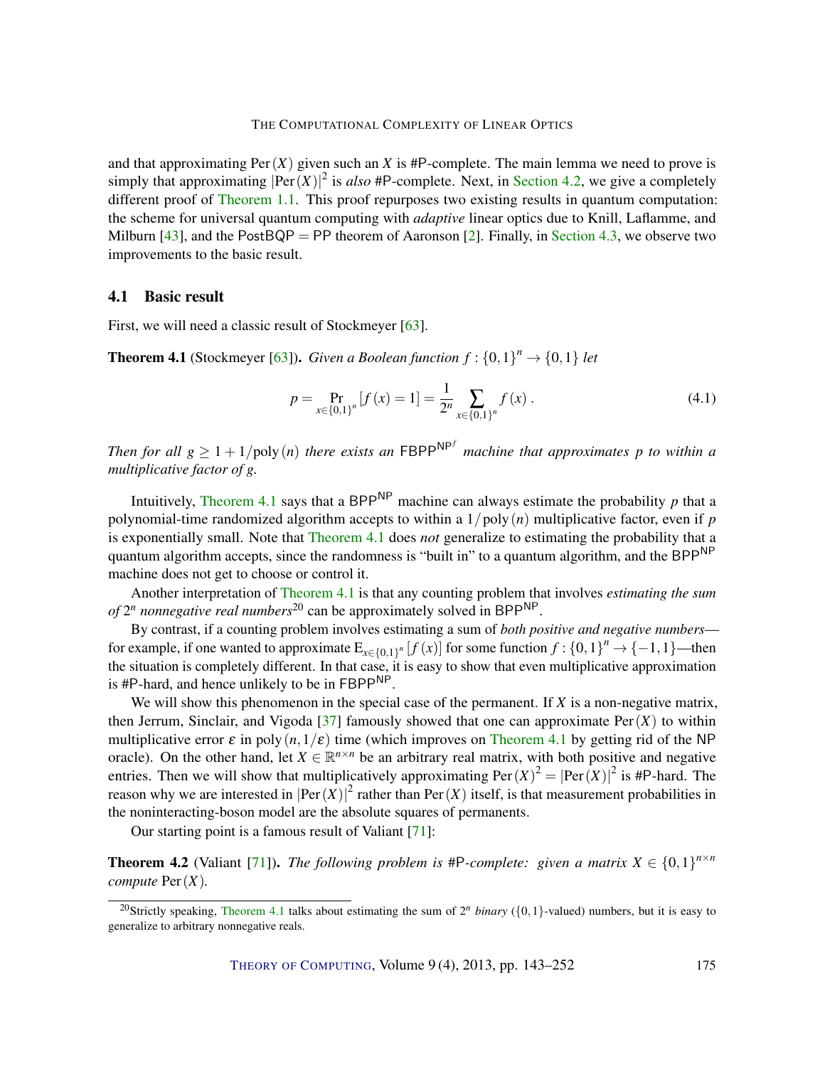and that approximating $\text{Per}(X)$ given such an $X$ is #P-complete. The main lemma we need to prove is simply that approximating $|\text{Per}(X)|^2$ is *also* #P-complete. Next, in Section 4.2, we give a completely different proof of Theorem 1.1. This proof repurposes two existing results in quantum computation: the scheme for universal quantum computing with *adaptive* linear optics due to Knill, Laflamme, and Milburn [43], and the PostBQP = PP theorem of Aaronson [2]. Finally, in Section 4.3, we observe two improvements to the basic result.

## 4.1 Basic result

First, we will need a classic result of Stockmeyer [63].

**Theorem 4.1** (Stockmeyer [63]). *Given a Boolean function $f : \{0,1\}^n \to \{0,1\}$ let*

$$p = \Pr_{x \in \{0,1\}^n} [f(x) = 1] = \frac{1}{2^n} \sum_{x \in \{0,1\}^n} f(x) \,. \tag{4.1}$$

*Then for all $g \geq 1 + 1/\text{poly}(n)$ there exists an $\mathsf{FBPP}^{\mathsf{NP}^f}$ machine that approximates $p$ to within a multiplicative factor of $g$.*

Intuitively, Theorem 4.1 says that a $\mathsf{BPP}^{\mathsf{NP}}$ machine can always estimate the probability $p$ that a polynomial-time randomized algorithm accepts to within a $1/\text{poly}(n)$ multiplicative factor, even if $p$ is exponentially small. Note that Theorem 4.1 does *not* generalize to estimating the probability that a quantum algorithm accepts, since the randomness is "built in" to a quantum algorithm, and the $\mathsf{BPP}^{\mathsf{NP}}$ machine does not get to choose or control it.

Another interpretation of Theorem 4.1 is that any counting problem that involves *estimating the sum of $2^n$ nonnegative real numbers*[20] can be approximately solved in $\mathsf{BPP}^{\mathsf{NP}}$.

By contrast, if a counting problem involves estimating a sum of *both positive and negative numbers*—for example, if one wanted to approximate $\mathrm{E}_{x \in \{0,1\}^n}[f(x)]$ for some function $f : \{0,1\}^n \to \{-1,1\}$—then the situation is completely different. In that case, it is easy to show that even multiplicative approximation is #P-hard, and hence unlikely to be in $\mathsf{FBPP}^{\mathsf{NP}}$.

We will show this phenomenon in the special case of the permanent. If $X$ is a non-negative matrix, then Jerrum, Sinclair, and Vigoda [37] famously showed that one can approximate $\text{Per}(X)$ to within multiplicative error $\varepsilon$ in $\text{poly}(n, 1/\varepsilon)$ time (which improves on Theorem 4.1 by getting rid of the NP oracle). On the other hand, let $X \in \mathbb{R}^{n \times n}$ be an arbitrary real matrix, with both positive and negative entries. Then we will show that multiplicatively approximating $\text{Per}(X)^2 = |\text{Per}(X)|^2$ is #P-hard. The reason why we are interested in $|\text{Per}(X)|^2$ rather than $\text{Per}(X)$ itself, is that measurement probabilities in the noninteracting-boson model are the absolute squares of permanents.

Our starting point is a famous result of Valiant [71]:

**Theorem 4.2** (Valiant [71]). *The following problem is #P-complete: given a matrix $X \in \{0,1\}^{n \times n}$ compute $\text{Per}(X)$.*

[20] Strictly speaking, Theorem 4.1 talks about estimating the sum of $2^n$ *binary* ($\{0,1\}$-valued) numbers, but it is easy to generalize to arbitrary nonnegative reals.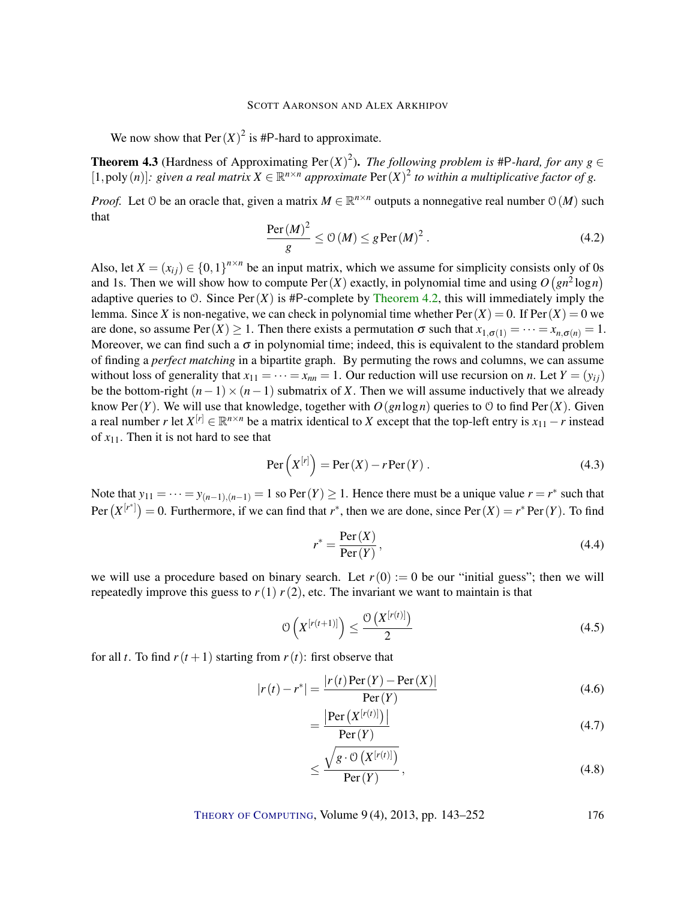We now show that $\operatorname{Per}(X)^2$ is #P-hard to approximate.

**Theorem 4.3** (Hardness of Approximating $\operatorname{Per}(X)^2$). *The following problem is #P-hard, for any $g \in [1, \operatorname{poly}(n)]$: given a real matrix $X \in \mathbb{R}^{n\times n}$ approximate $\operatorname{Per}(X)^2$ to within a multiplicative factor of $g$.*

*Proof.* Let $\mathcal{O}$ be an oracle that, given a matrix $M \in \mathbb{R}^{n\times n}$ outputs a nonnegative real number $\mathcal{O}(M)$ such that

$$\frac{\operatorname{Per}(M)^2}{g} \leq \mathcal{O}(M) \leq g \operatorname{Per}(M)^2 . \tag{4.2}$$

Also, let $X = (x_{ij}) \in \{0,1\}^{n\times n}$ be an input matrix, which we assume for simplicity consists only of 0s and 1s. Then we will show how to compute $\operatorname{Per}(X)$ exactly, in polynomial time and using $O(gn^2 \log n)$ adaptive queries to $\mathcal{O}$. Since $\operatorname{Per}(X)$ is #P-complete by Theorem 4.2, this will immediately imply the lemma. Since $X$ is non-negative, we can check in polynomial time whether $\operatorname{Per}(X) = 0$. If $\operatorname{Per}(X) = 0$ we are done, so assume $\operatorname{Per}(X) \geq 1$. Then there exists a permutation $\sigma$ such that $x_{1,\sigma(1)} = \cdots = x_{n,\sigma(n)} = 1$. Moreover, we can find such a $\sigma$ in polynomial time; indeed, this is equivalent to the standard problem of finding a *perfect matching* in a bipartite graph. By permuting the rows and columns, we can assume without loss of generality that $x_{11} = \cdots = x_{nn} = 1$. Our reduction will use recursion on $n$. Let $Y = (y_{ij})$ be the bottom-right $(n-1)\times(n-1)$ submatrix of $X$. Then we will assume inductively that we already know $\operatorname{Per}(Y)$. We will use that knowledge, together with $O(gn \log n)$ queries to $\mathcal{O}$ to find $\operatorname{Per}(X)$. Given a real number $r$ let $X^{[r]} \in \mathbb{R}^{n\times n}$ be a matrix identical to $X$ except that the top-left entry is $x_{11} - r$ instead of $x_{11}$. Then it is not hard to see that

$$\operatorname{Per}\left(X^{[r]}\right) = \operatorname{Per}(X) - r \operatorname{Per}(Y) . \tag{4.3}$$

Note that $y_{11} = \cdots = y_{(n-1),(n-1)} = 1$ so $\operatorname{Per}(Y) \geq 1$. Hence there must be a unique value $r = r^*$ such that $\operatorname{Per}\left(X^{[r^*]}\right) = 0$. Furthermore, if we can find that $r^*$, then we are done, since $\operatorname{Per}(X) = r^* \operatorname{Per}(Y)$. To find

$$r^* = \frac{\operatorname{Per}(X)}{\operatorname{Per}(Y)}, \tag{4.4}$$

we will use a procedure based on binary search. Let $r(0) := 0$ be our "initial guess"; then we will repeatedly improve this guess to $r(1)$ $r(2)$, etc. The invariant we want to maintain is that

$$\mathcal{O}\left(X^{[r(t+1)]}\right) \leq \frac{\mathcal{O}\left(X^{[r(t)]}\right)}{2} \tag{4.5}$$

for all $t$. To find $r(t+1)$ starting from $r(t)$: first observe that

$$|r(t) - r^*| = \frac{|r(t)\operatorname{Per}(Y) - \operatorname{Per}(X)|}{\operatorname{Per}(Y)} \tag{4.6}$$

$$= \frac{\left|\operatorname{Per}\left(X^{[r(t)]}\right)\right|}{\operatorname{Per}(Y)} \tag{4.7}$$

$$\leq \frac{\sqrt{g \cdot \mathcal{O}\left(X^{[r(t)]}\right)}}{\operatorname{Per}(Y)}, \tag{4.8}$$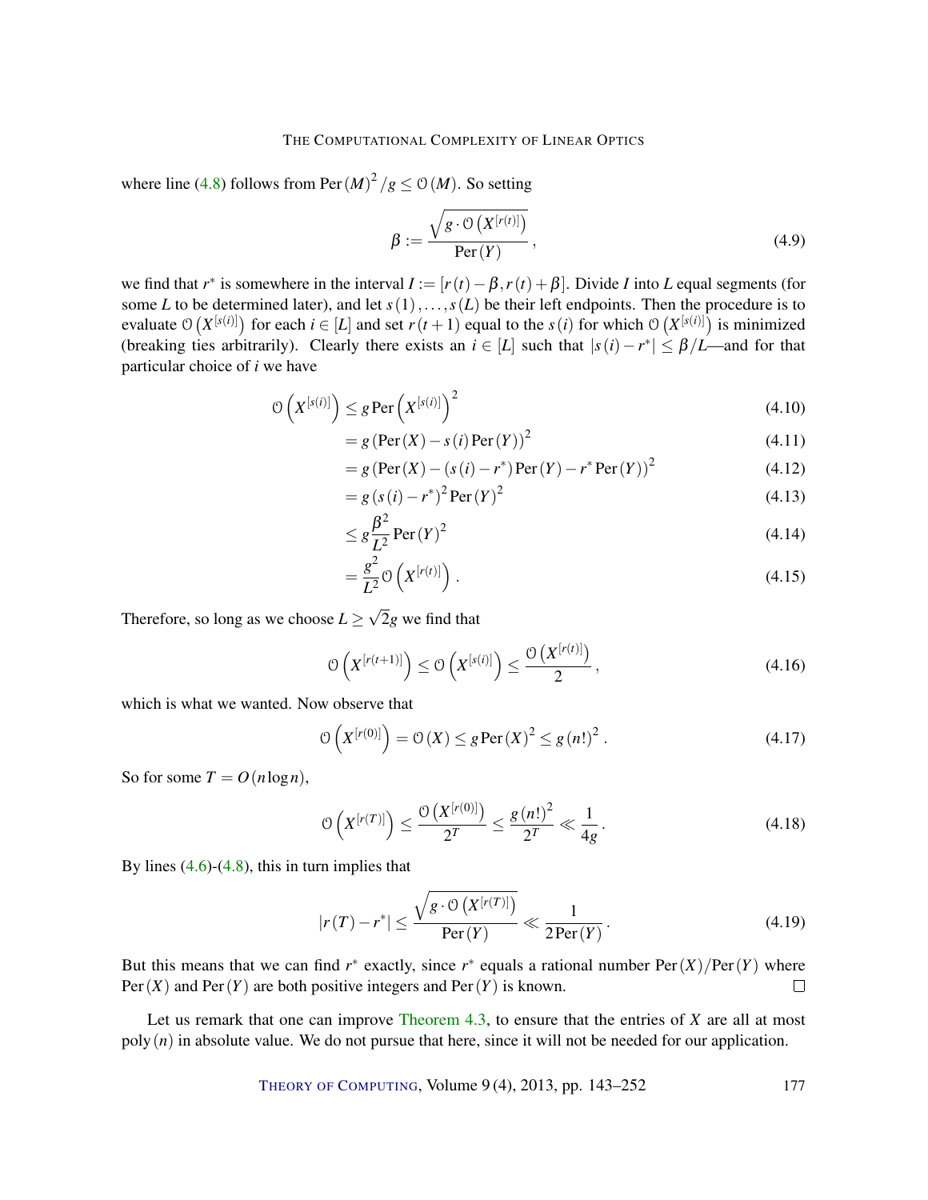where line (4.8) follows from $\operatorname{Per}(M)^2/g \leq \mathcal{O}(M)$. So setting

$$\beta := \frac{\sqrt{g \cdot \mathcal{O}\left(X^{[r(t)]}\right)}}{\operatorname{Per}(Y)}, \tag{4.9}$$

we find that $r^*$ is somewhere in the interval $I := [r(t) - \beta, r(t) + \beta]$. Divide $I$ into $L$ equal segments (for some $L$ to be determined later), and let $s(1), \ldots, s(L)$ be their left endpoints. Then the procedure is to evaluate $\mathcal{O}\left(X^{[s(i)]}\right)$ for each $i \in [L]$ and set $r(t+1)$ equal to the $s(i)$ for which $\mathcal{O}\left(X^{[s(i)]}\right)$ is minimized (breaking ties arbitrarily). Clearly there exists an $i \in [L]$ such that $|s(i) - r^*| \leq \beta/L$—and for that particular choice of $i$ we have

$$\begin{align}
\mathcal{O}\left(X^{[s(i)]}\right) &\leq g \operatorname{Per}\left(X^{[s(i)]}\right)^2 \tag{4.10}\\
&= g \left(\operatorname{Per}(X) - s(i)\operatorname{Per}(Y)\right)^2 \tag{4.11}\\
&= g \left(\operatorname{Per}(X) - (s(i) - r^*)\operatorname{Per}(Y) - r^* \operatorname{Per}(Y)\right)^2 \tag{4.12}\\
&= g \left(s(i) - r^*\right)^2 \operatorname{Per}(Y)^2 \tag{4.13}\\
&\leq g \frac{\beta^2}{L^2} \operatorname{Per}(Y)^2 \tag{4.14}\\
&= \frac{g^2}{L^2} \mathcal{O}\left(X^{[r(t)]}\right). \tag{4.15}
\end{align}$$

Therefore, so long as we choose $L \geq \sqrt{2}g$ we find that

$$\mathcal{O}\left(X^{[r(t+1)]}\right) \leq \mathcal{O}\left(X^{[s(i)]}\right) \leq \frac{\mathcal{O}\left(X^{[r(t)]}\right)}{2}, \tag{4.16}$$

which is what we wanted. Now observe that

$$\mathcal{O}\left(X^{[r(0)]}\right) = \mathcal{O}(X) \leq g \operatorname{Per}(X)^2 \leq g\,(n!)^2. \tag{4.17}$$

So for some $T = O(n \log n)$,

$$\mathcal{O}\left(X^{[r(T)]}\right) \leq \frac{\mathcal{O}\left(X^{[r(0)]}\right)}{2^T} \leq \frac{g\,(n!)^2}{2^T} \ll \frac{1}{4g}. \tag{4.18}$$

By lines (4.6)-(4.8), this in turn implies that

$$|r(T) - r^*| \leq \frac{\sqrt{g \cdot \mathcal{O}\left(X^{[r(T)]}\right)}}{\operatorname{Per}(Y)} \ll \frac{1}{2\operatorname{Per}(Y)}. \tag{4.19}$$

But this means that we can find $r^*$ exactly, since $r^*$ equals a rational number $\operatorname{Per}(X)/\operatorname{Per}(Y)$ where $\operatorname{Per}(X)$ and $\operatorname{Per}(Y)$ are both positive integers and $\operatorname{Per}(Y)$ is known. □

Let us remark that one can improve Theorem 4.3, to ensure that the entries of $X$ are all at most $\operatorname{poly}(n)$ in absolute value. We do not pursue that here, since it will not be needed for our application.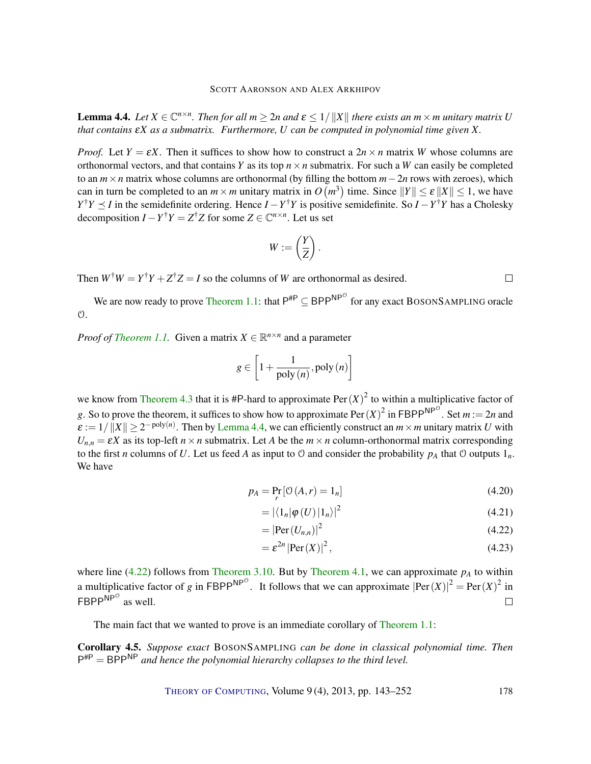**Lemma 4.4.** *Let $X \in \mathbb{C}^{n\times n}$. Then for all $m \geq 2n$ and $\varepsilon \leq 1/\|X\|$ there exists an $m \times m$ unitary matrix $U$ that contains $\varepsilon X$ as a submatrix. Furthermore, $U$ can be computed in polynomial time given $X$.*

*Proof.* Let $Y = \varepsilon X$. Then it suffices to show how to construct a $2n \times n$ matrix $W$ whose columns are orthonormal vectors, and that contains $Y$ as its top $n \times n$ submatrix. For such a $W$ can easily be completed to an $m \times n$ matrix whose columns are orthonormal (by filling the bottom $m - 2n$ rows with zeroes), which can in turn be completed to an $m \times m$ unitary matrix in $O(m^3)$ time. Since $\|Y\| \leq \varepsilon \|X\| \leq 1$, we have $Y^\dagger Y \preceq I$ in the semidefinite ordering. Hence $I - Y^\dagger Y$ is positive semidefinite. So $I - Y^\dagger Y$ has a Cholesky decomposition $I - Y^\dagger Y = Z^\dagger Z$ for some $Z \in \mathbb{C}^{n\times n}$. Let us set

$$W := \begin{pmatrix} Y \\ Z \end{pmatrix}.$$

Then $W^\dagger W = Y^\dagger Y + Z^\dagger Z = I$ so the columns of $W$ are orthonormal as desired. □

We are now ready to prove Theorem 1.1: that $\mathsf{P}^{\#\mathsf{P}} \subseteq \mathsf{BPP}^{\mathsf{NP}^{\mathcal{O}}}$ for any exact BosonSampling oracle $\mathcal{O}$.

*Proof of Theorem 1.1.* Given a matrix $X \in \mathbb{R}^{n\times n}$ and a parameter

$$g \in \left[1 + \frac{1}{\operatorname{poly}(n)}, \operatorname{poly}(n)\right]$$

we know from Theorem 4.3 that it is #P-hard to approximate $\operatorname{Per}(X)^2$ to within a multiplicative factor of $g$. So to prove the theorem, it suffices to show how to approximate $\operatorname{Per}(X)^2$ in $\mathsf{FBPP}^{\mathsf{NP}^{\mathcal{O}}}$. Set $m := 2n$ and $\varepsilon := 1/\|X\| \geq 2^{-\operatorname{poly}(n)}$. Then by Lemma 4.4, we can efficiently construct an $m \times m$ unitary matrix $U$ with $U_{n,n} = \varepsilon X$ as its top-left $n \times n$ submatrix. Let $A$ be the $m \times n$ column-orthonormal matrix corresponding to the first $n$ columns of $U$. Let us feed $A$ as input to $\mathcal{O}$ and consider the probability $p_A$ that $\mathcal{O}$ outputs $1_n$. We have

$$\begin{aligned}
p_A &= \Pr_r[\mathcal{O}(A,r) = 1_n] && (4.20)\\
&= |\langle 1_n|\varphi(U)|1_n\rangle|^2 && (4.21)\\
&= |\operatorname{Per}(U_{n,n})|^2 && (4.22)\\
&= \varepsilon^{2n}|\operatorname{Per}(X)|^2, && (4.23)
\end{aligned}$$

where line (4.22) follows from Theorem 3.10. But by Theorem 4.1, we can approximate $p_A$ to within a multiplicative factor of $g$ in $\mathsf{FBPP}^{\mathsf{NP}^{\mathcal{O}}}$. It follows that we can approximate $|\operatorname{Per}(X)|^2 = \operatorname{Per}(X)^2$ in $\mathsf{FBPP}^{\mathsf{NP}^{\mathcal{O}}}$ as well. □

The main fact that we wanted to prove is an immediate corollary of Theorem 1.1:

**Corollary 4.5.** *Suppose exact* BosonSampling *can be done in classical polynomial time. Then $\mathsf{P}^{\#\mathsf{P}} = \mathsf{BPP}^{\mathsf{NP}}$ and hence the polynomial hierarchy collapses to the third level.*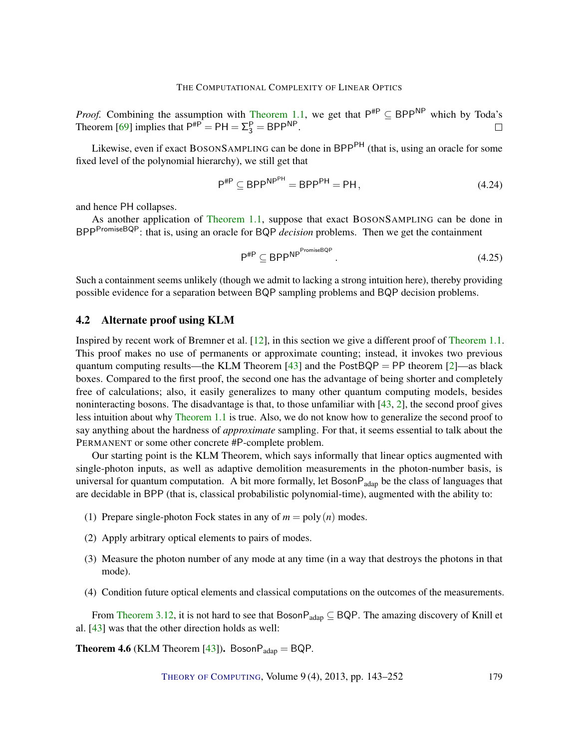*Proof.* Combining the assumption with Theorem 1.1, we get that $\mathsf{P}^{\#\mathsf{P}} \subseteq \mathsf{BPP}^{\mathsf{NP}}$ which by Toda's Theorem [69] implies that $\mathsf{P}^{\#\mathsf{P}} = \mathsf{PH} = \Sigma_3^{\mathsf{P}} = \mathsf{BPP}^{\mathsf{NP}}$. □

Likewise, even if exact BOSONSAMPLING can be done in $\mathsf{BPP}^{\mathsf{PH}}$ (that is, using an oracle for some fixed level of the polynomial hierarchy), we still get that

$$\mathsf{P}^{\#\mathsf{P}} \subseteq \mathsf{BPP}^{\mathsf{NP}^{\mathsf{PH}}} = \mathsf{BPP}^{\mathsf{PH}} = \mathsf{PH}\,, \tag{4.24}$$

and hence PH collapses.

As another application of Theorem 1.1, suppose that exact BOSONSAMPLING can be done in $\mathsf{BPP}^{\mathsf{PromiseBQP}}$: that is, using an oracle for BQP *decision* problems. Then we get the containment

$$\mathsf{P}^{\#\mathsf{P}} \subseteq \mathsf{BPP}^{\mathsf{NP}^{\mathsf{PromiseBQP}}}\,. \tag{4.25}$$

Such a containment seems unlikely (though we admit to lacking a strong intuition here), thereby providing possible evidence for a separation between BQP sampling problems and BQP decision problems.

## 4.2 Alternate proof using KLM

Inspired by recent work of Bremner et al. [12], in this section we give a different proof of Theorem 1.1. This proof makes no use of permanents or approximate counting; instead, it invokes two previous quantum computing results—the KLM Theorem [43] and the PostBQP = PP theorem [2]—as black boxes. Compared to the first proof, the second one has the advantage of being shorter and completely free of calculations; also, it easily generalizes to many other quantum computing models, besides noninteracting bosons. The disadvantage is that, to those unfamiliar with [43, 2], the second proof gives less intuition about why Theorem 1.1 is true. Also, we do not know how to generalize the second proof to say anything about the hardness of *approximate* sampling. For that, it seems essential to talk about the PERMANENT or some other concrete #P-complete problem.

Our starting point is the KLM Theorem, which says informally that linear optics augmented with single-photon inputs, as well as adaptive demolition measurements in the photon-number basis, is universal for quantum computation. A bit more formally, let $\mathsf{BosonP}_{\text{adap}}$ be the class of languages that are decidable in BPP (that is, classical probabilistic polynomial-time), augmented with the ability to:

(1) Prepare single-photon Fock states in any of $m = \text{poly}(n)$ modes.

(2) Apply arbitrary optical elements to pairs of modes.

(3) Measure the photon number of any mode at any time (in a way that destroys the photons in that mode).

(4) Condition future optical elements and classical computations on the outcomes of the measurements.

From Theorem 3.12, it is not hard to see that $\mathsf{BosonP}_{\text{adap}} \subseteq \mathsf{BQP}$. The amazing discovery of Knill et al. [43] was that the other direction holds as well:

**Theorem 4.6** (KLM Theorem [43]). $\mathsf{BosonP}_{\text{adap}} = \mathsf{BQP}$.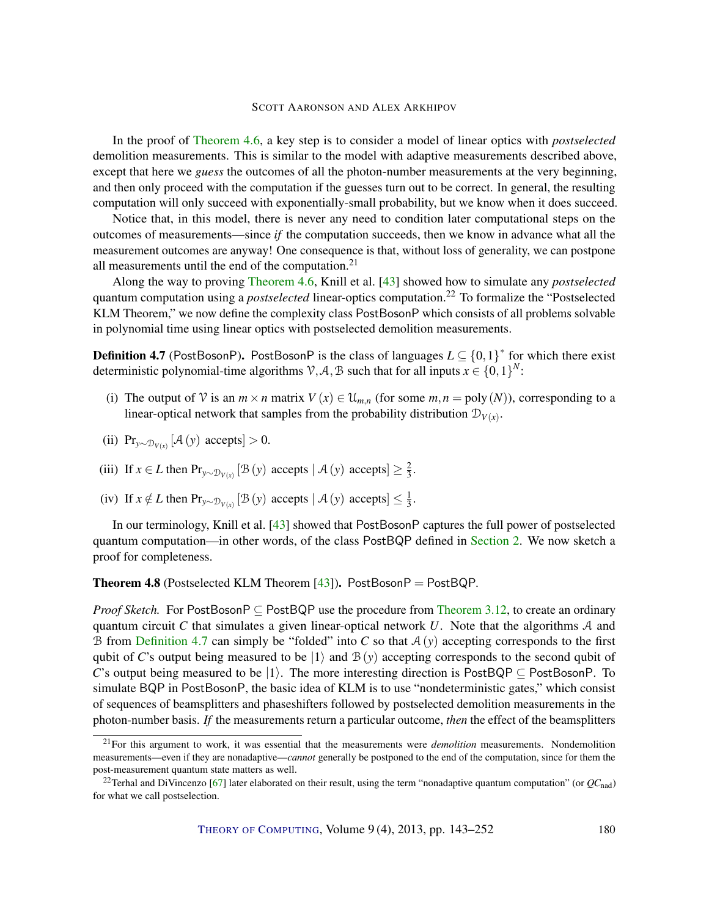In the proof of Theorem 4.6, a key step is to consider a model of linear optics with *postselected* demolition measurements. This is similar to the model with adaptive measurements described above, except that here we *guess* the outcomes of all the photon-number measurements at the very beginning, and then only proceed with the computation if the guesses turn out to be correct. In general, the resulting computation will only succeed with exponentially-small probability, but we know when it does succeed.

Notice that, in this model, there is never any need to condition later computational steps on the outcomes of measurements—since *if* the computation succeeds, then we know in advance what all the measurement outcomes are anyway! One consequence is that, without loss of generality, we can postpone all measurements until the end of the computation.[21]

Along the way to proving Theorem 4.6, Knill et al. [43] showed how to simulate any *postselected* quantum computation using a *postselected* linear-optics computation.[22] To formalize the "Postselected KLM Theorem," we now define the complexity class PostBosonP which consists of all problems solvable in polynomial time using linear optics with postselected demolition measurements.

**Definition 4.7** (PostBosonP)**.** PostBosonP is the class of languages $L \subseteq \{0,1\}^*$ for which there exist deterministic polynomial-time algorithms $\mathcal{V}, \mathcal{A}, \mathcal{B}$ such that for all inputs $x \in \{0,1\}^N$:

(i) The output of $\mathcal{V}$ is an $m \times n$ matrix $V(x) \in \mathcal{U}_{m,n}$ (for some $m, n = \operatorname{poly}(N)$), corresponding to a linear-optical network that samples from the probability distribution $\mathcal{D}_{V(x)}$.

(ii) $\Pr_{y \sim \mathcal{D}_{V(x)}}[\mathcal{A}(y) \text{ accepts}] > 0$.

(iii) If $x \in L$ then $\Pr_{y \sim \mathcal{D}_{V(x)}}[\mathcal{B}(y) \text{ accepts} \mid \mathcal{A}(y) \text{ accepts}] \geq \frac{2}{3}$.

(iv) If $x \notin L$ then $\Pr_{y \sim \mathcal{D}_{V(x)}}[\mathcal{B}(y) \text{ accepts} \mid \mathcal{A}(y) \text{ accepts}] \leq \frac{1}{3}$.

In our terminology, Knill et al. [43] showed that PostBosonP captures the full power of postselected quantum computation—in other words, of the class PostBQP defined in Section 2. We now sketch a proof for completeness.

**Theorem 4.8** (Postselected KLM Theorem [43])**.** PostBosonP $=$ PostBQP.

*Proof Sketch.* For PostBosonP $\subseteq$ PostBQP use the procedure from Theorem 3.12, to create an ordinary quantum circuit $C$ that simulates a given linear-optical network $U$. Note that the algorithms $\mathcal{A}$ and $\mathcal{B}$ from Definition 4.7 can simply be "folded" into $C$ so that $\mathcal{A}(y)$ accepting corresponds to the first qubit of $C$'s output being measured to be $|1\rangle$ and $\mathcal{B}(y)$ accepting corresponds to the second qubit of $C$'s output being measured to be $|1\rangle$. The more interesting direction is PostBQP $\subseteq$ PostBosonP. To simulate BQP in PostBosonP, the basic idea of KLM is to use "nondeterministic gates," which consist of sequences of beamsplitters and phaseshifters followed by postselected demolition measurements in the photon-number basis. *If* the measurements return a particular outcome, *then* the effect of the beamsplitters

[21] For this argument to work, it was essential that the measurements were *demolition* measurements. Nondemolition measurements—even if they are nonadaptive—*cannot* generally be postponed to the end of the computation, since for them the post-measurement quantum state matters as well.

[22] Terhal and DiVincenzo [67] later elaborated on their result, using the term "nonadaptive quantum computation" (or $QC_{\text{nad}}$) for what we call postselection.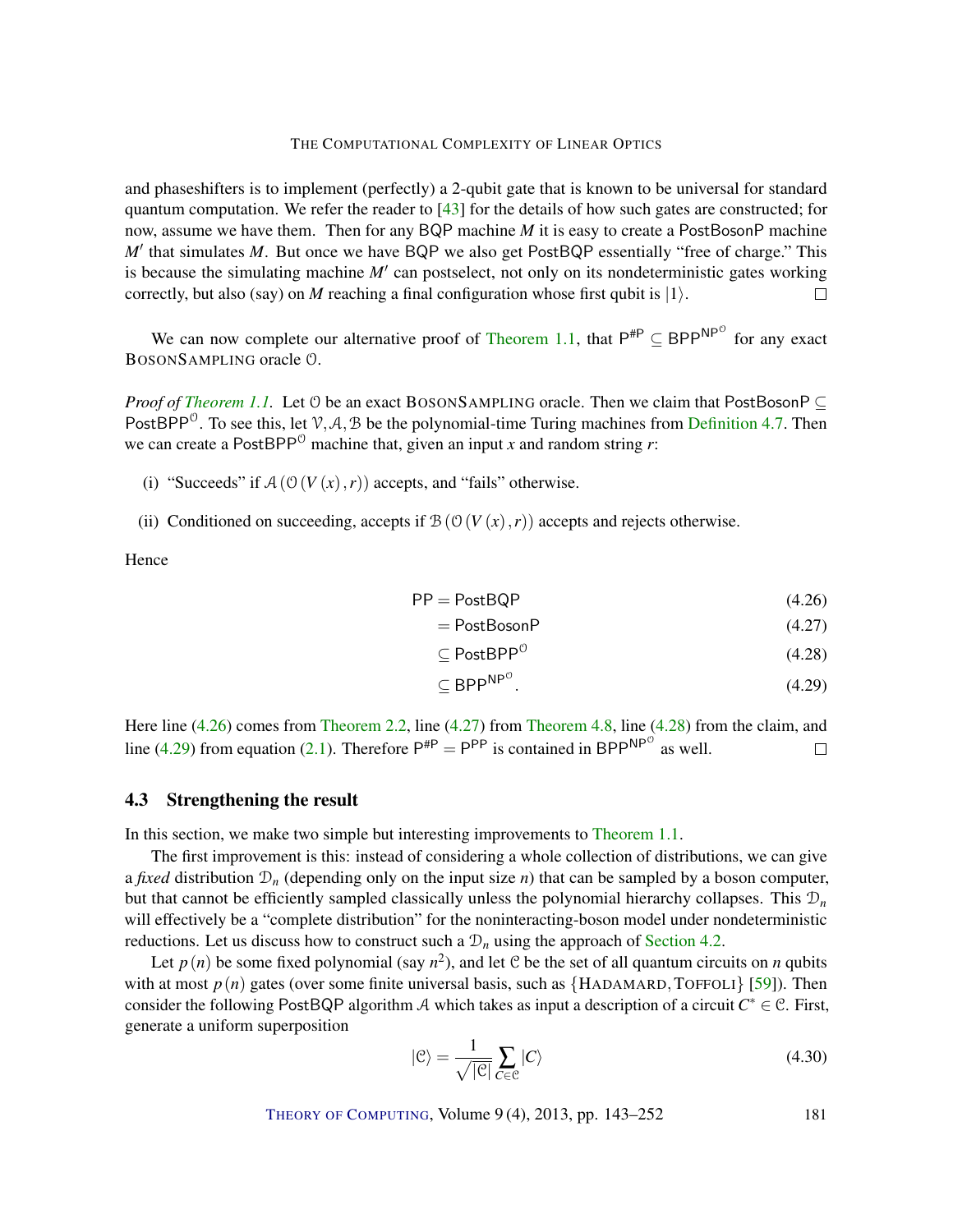and phaseshifters is to implement (perfectly) a 2-qubit gate that is known to be universal for standard quantum computation. We refer the reader to [43] for the details of how such gates are constructed; for now, assume we have them. Then for any BQP machine $M$ it is easy to create a PostBosonP machine $M'$ that simulates $M$. But once we have BQP we also get PostBQP essentially "free of charge." This is because the simulating machine $M'$ can postselect, not only on its nondeterministic gates working correctly, but also (say) on $M$ reaching a final configuration whose first qubit is $|1\rangle$. □

We can now complete our alternative proof of Theorem 1.1, that $\mathsf{P}^{\#\mathsf{P}} \subseteq \mathsf{BPP}^{\mathsf{NP}^{\mathcal{O}}}$ for any exact BosonSampling oracle $\mathcal{O}$.

*Proof of Theorem 1.1.* Let $\mathcal{O}$ be an exact BosonSampling oracle. Then we claim that $\mathsf{PostBosonP} \subseteq \mathsf{PostBPP}^{\mathcal{O}}$. To see this, let $\mathcal{V}, \mathcal{A}, \mathcal{B}$ be the polynomial-time Turing machines from Definition 4.7. Then we can create a $\mathsf{PostBPP}^{\mathcal{O}}$ machine that, given an input $x$ and random string $r$:

(i) "Succeeds" if $\mathcal{A}(\mathcal{O}(V(x), r))$ accepts, and "fails" otherwise.

(ii) Conditioned on succeeding, accepts if $\mathcal{B}(\mathcal{O}(V(x), r))$ accepts and rejects otherwise.

Hence

$$\mathsf{PP} = \mathsf{PostBQP} \tag{4.26}$$

$$= \mathsf{PostBosonP} \tag{4.27}$$

$$\subseteq \mathsf{PostBPP}^{\mathcal{O}} \tag{4.28}$$

$$\subseteq \mathsf{BPP}^{\mathsf{NP}^{\mathcal{O}}}. \tag{4.29}$$

Here line (4.26) comes from Theorem 2.2, line (4.27) from Theorem 4.8, line (4.28) from the claim, and line (4.29) from equation (2.1). Therefore $\mathsf{P}^{\#\mathsf{P}} = \mathsf{P}^{\mathsf{PP}}$ is contained in $\mathsf{BPP}^{\mathsf{NP}^{\mathcal{O}}}$ as well. □

### 4.3 Strengthening the result

In this section, we make two simple but interesting improvements to Theorem 1.1.

The first improvement is this: instead of considering a whole collection of distributions, we can give a *fixed* distribution $\mathcal{D}_n$ (depending only on the input size $n$) that can be sampled by a boson computer, but that cannot be efficiently sampled classically unless the polynomial hierarchy collapses. This $\mathcal{D}_n$ will effectively be a "complete distribution" for the noninteracting-boson model under nondeterministic reductions. Let us discuss how to construct such a $\mathcal{D}_n$ using the approach of Section 4.2.

Let $p(n)$ be some fixed polynomial (say $n^2$), and let $\mathcal{C}$ be the set of all quantum circuits on $n$ qubits with at most $p(n)$ gates (over some finite universal basis, such as {Hadamard, Toffoli} [59]). Then consider the following PostBQP algorithm $\mathcal{A}$ which takes as input a description of a circuit $C^* \in \mathcal{C}$. First, generate a uniform superposition

$$|\mathcal{C}\rangle = \frac{1}{\sqrt{|\mathcal{C}|}} \sum_{C \in \mathcal{C}} |C\rangle \tag{4.30}$$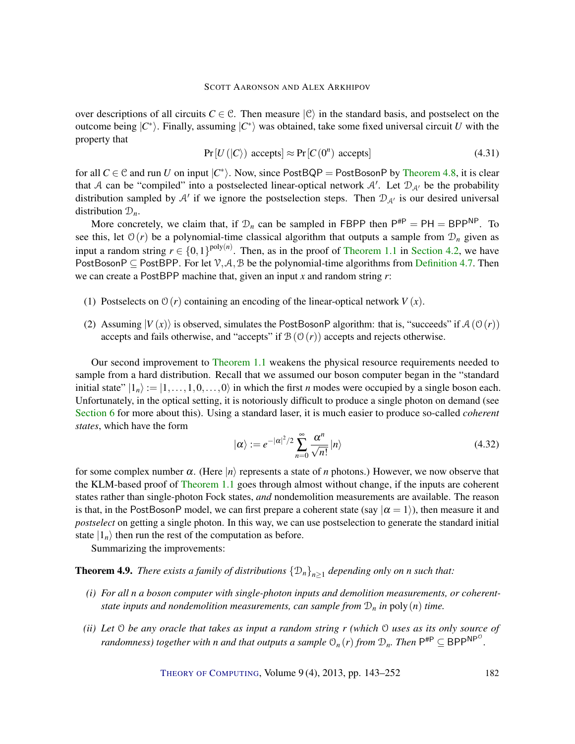over descriptions of all circuits $C \in \mathcal{C}$. Then measure $|\mathcal{C}\rangle$ in the standard basis, and postselect on the outcome being $|C^*\rangle$. Finally, assuming $|C^*\rangle$ was obtained, take some fixed universal circuit $U$ with the property that

$$\Pr[U(|C\rangle) \text{ accepts}] \approx \Pr[C(0^n) \text{ accepts}] \tag{4.31}$$

for all $C \in \mathcal{C}$ and run $U$ on input $|C^*\rangle$. Now, since $\mathsf{PostBQP} = \mathsf{PostBosonP}$ by Theorem 4.8, it is clear that $\mathcal{A}$ can be "compiled" into a postselected linear-optical network $\mathcal{A}'$. Let $\mathcal{D}_{\mathcal{A}'}$ be the probability distribution sampled by $\mathcal{A}'$ if we ignore the postselection steps. Then $\mathcal{D}_{\mathcal{A}'}$ is our desired universal distribution $\mathcal{D}_n$.

More concretely, we claim that, if $\mathcal{D}_n$ can be sampled in $\mathsf{FBPP}$ then $\mathsf{P}^{\#\mathsf{P}} = \mathsf{PH} = \mathsf{BPP}^{\mathsf{NP}}$. To see this, let $\mathcal{O}(r)$ be a polynomial-time classical algorithm that outputs a sample from $\mathcal{D}_n$ given as input a random string $r \in \{0,1\}^{\text{poly}(n)}$. Then, as in the proof of Theorem 1.1 in Section 4.2, we have $\mathsf{PostBosonP} \subseteq \mathsf{PostBPP}$. For let $\mathcal{V}, \mathcal{A}, \mathcal{B}$ be the polynomial-time algorithms from Definition 4.7. Then we can create a $\mathsf{PostBPP}$ machine that, given an input $x$ and random string $r$:

(1) Postselects on $\mathcal{O}(r)$ containing an encoding of the linear-optical network $V(x)$.

(2) Assuming $|V(x)\rangle$ is observed, simulates the $\mathsf{PostBosonP}$ algorithm: that is, "succeeds" if $\mathcal{A}(\mathcal{O}(r))$ accepts and fails otherwise, and "accepts" if $\mathcal{B}(\mathcal{O}(r))$ accepts and rejects otherwise.

Our second improvement to Theorem 1.1 weakens the physical resource requirements needed to sample from a hard distribution. Recall that we assumed our boson computer began in the "standard initial state" $|1_n\rangle := |1,\ldots,1,0,\ldots,0\rangle$ in which the first $n$ modes were occupied by a single boson each. Unfortunately, in the optical setting, it is notoriously difficult to produce a single photon on demand (see Section 6 for more about this). Using a standard laser, it is much easier to produce so-called *coherent states*, which have the form

$$|\alpha\rangle := e^{-|\alpha|^2/2} \sum_{n=0}^{\infty} \frac{\alpha^n}{\sqrt{n!}} |n\rangle \tag{4.32}$$

for some complex number $\alpha$. (Here $|n\rangle$ represents a state of $n$ photons.) However, we now observe that the KLM-based proof of Theorem 1.1 goes through almost without change, if the inputs are coherent states rather than single-photon Fock states, *and* nondemolition measurements are available. The reason is that, in the $\mathsf{PostBosonP}$ model, we can first prepare a coherent state (say $|\alpha = 1\rangle$), then measure it and *postselect* on getting a single photon. In this way, we can use postselection to generate the standard initial state $|1_n\rangle$ then run the rest of the computation as before.

Summarizing the improvements:

**Theorem 4.9.** *There exists a family of distributions $\{\mathcal{D}_n\}_{n\geq 1}$ depending only on n such that:*

*(i) For all n a boson computer with single-photon inputs and demolition measurements, or coherent-state inputs and nondemolition measurements, can sample from $\mathcal{D}_n$ in $\text{poly}(n)$ time.*

*(ii) Let $\mathcal{O}$ be any oracle that takes as input a random string r (which $\mathcal{O}$ uses as its only source of randomness) together with n and that outputs a sample $\mathcal{O}_n(r)$ from $\mathcal{D}_n$. Then $\mathsf{P}^{\#\mathsf{P}} \subseteq \mathsf{BPP}^{\mathsf{NP}^{\mathcal{O}}}$.*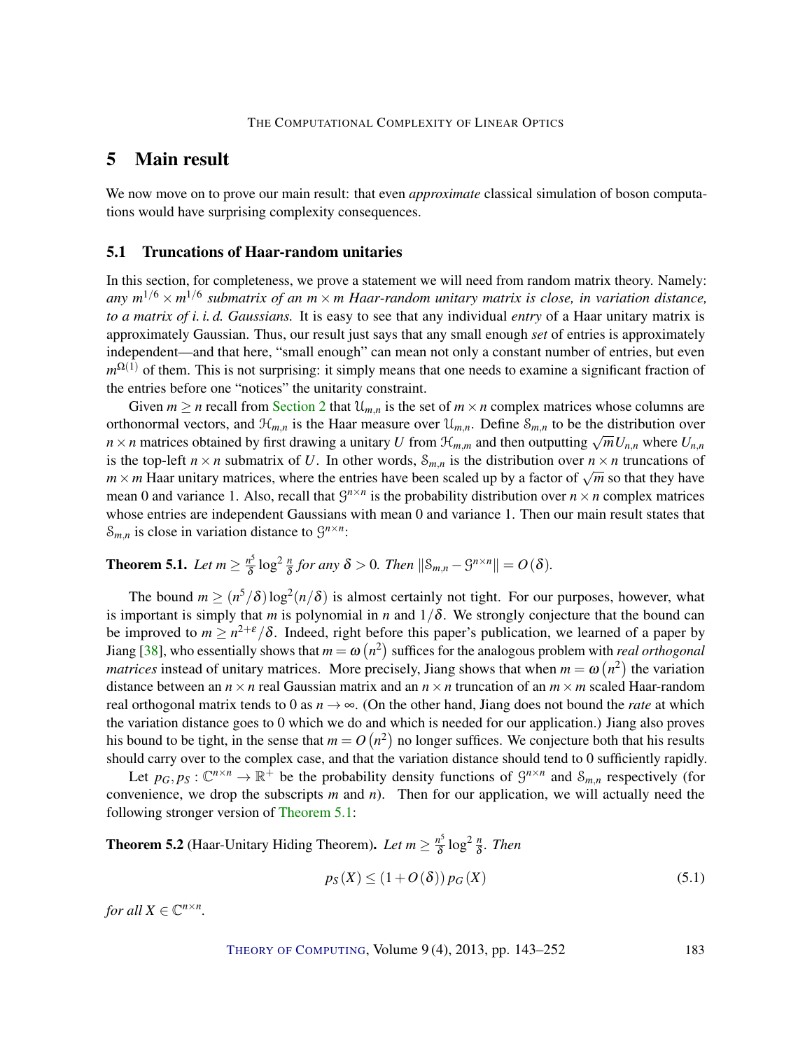## 5 Main result

We now move on to prove our main result: that even *approximate* classical simulation of boson computations would have surprising complexity consequences.

### 5.1 Truncations of Haar-random unitaries

In this section, for completeness, we prove a statement we will need from random matrix theory. Namely: *any $m^{1/6} \times m^{1/6}$ submatrix of an $m \times m$ Haar-random unitary matrix is close, in variation distance, to a matrix of i. i. d. Gaussians.* It is easy to see that any individual *entry* of a Haar unitary matrix is approximately Gaussian. Thus, our result just says that any small enough *set* of entries is approximately independent—and that here, "small enough" can mean not only a constant number of entries, but even $m^{\Omega(1)}$ of them. This is not surprising: it simply means that one needs to examine a significant fraction of the entries before one "notices" the unitarity constraint.

Given $m \geq n$ recall from Section 2 that $\mathcal{U}_{m,n}$ is the set of $m \times n$ complex matrices whose columns are orthonormal vectors, and $\mathcal{H}_{m,n}$ is the Haar measure over $\mathcal{U}_{m,n}$. Define $\mathcal{S}_{m,n}$ to be the distribution over $n \times n$ matrices obtained by first drawing a unitary $U$ from $\mathcal{H}_{m,m}$ and then outputting $\sqrt{m}U_{n,n}$ where $U_{n,n}$ is the top-left $n \times n$ submatrix of $U$. In other words, $\mathcal{S}_{m,n}$ is the distribution over $n \times n$ truncations of $m \times m$ Haar unitary matrices, where the entries have been scaled up by a factor of $\sqrt{m}$ so that they have mean 0 and variance 1. Also, recall that $\mathcal{G}^{n \times n}$ is the probability distribution over $n \times n$ complex matrices whose entries are independent Gaussians with mean 0 and variance 1. Then our main result states that $\mathcal{S}_{m,n}$ is close in variation distance to $\mathcal{G}^{n \times n}$:

**Theorem 5.1.** *Let $m \geq \frac{n^5}{\delta} \log^2 \frac{n}{\delta}$ for any $\delta > 0$. Then $\|\mathcal{S}_{m,n} - \mathcal{G}^{n \times n}\| = O(\delta)$.*

The bound $m \geq (n^5/\delta)\log^2(n/\delta)$ is almost certainly not tight. For our purposes, however, what is important is simply that $m$ is polynomial in $n$ and $1/\delta$. We strongly conjecture that the bound can be improved to $m \geq n^{2+\varepsilon}/\delta$. Indeed, right before this paper's publication, we learned of a paper by Jiang [38], who essentially shows that $m = \omega(n^2)$ suffices for the analogous problem with *real orthogonal matrices* instead of unitary matrices. More precisely, Jiang shows that when $m = \omega(n^2)$ the variation distance between an $n \times n$ real Gaussian matrix and an $n \times n$ truncation of an $m \times m$ scaled Haar-random real orthogonal matrix tends to 0 as $n \to \infty$. (On the other hand, Jiang does not bound the *rate* at which the variation distance goes to 0 which we do and which is needed for our application.) Jiang also proves his bound to be tight, in the sense that $m = O(n^2)$ no longer suffices. We conjecture both that his results should carry over to the complex case, and that the variation distance should tend to 0 sufficiently rapidly.

Let $p_G, p_S : \mathbb{C}^{n \times n} \to \mathbb{R}^+$ be the probability density functions of $\mathcal{G}^{n \times n}$ and $\mathcal{S}_{m,n}$ respectively (for convenience, we drop the subscripts $m$ and $n$). Then for our application, we will actually need the following stronger version of Theorem 5.1:

**Theorem 5.2** (Haar-Unitary Hiding Theorem)**.** *Let $m \geq \frac{n^5}{\delta} \log^2 \frac{n}{\delta}$. Then*

$$p_S(X) \leq (1 + O(\delta))\, p_G(X) \tag{5.1}$$

*for all $X \in \mathbb{C}^{n \times n}$.*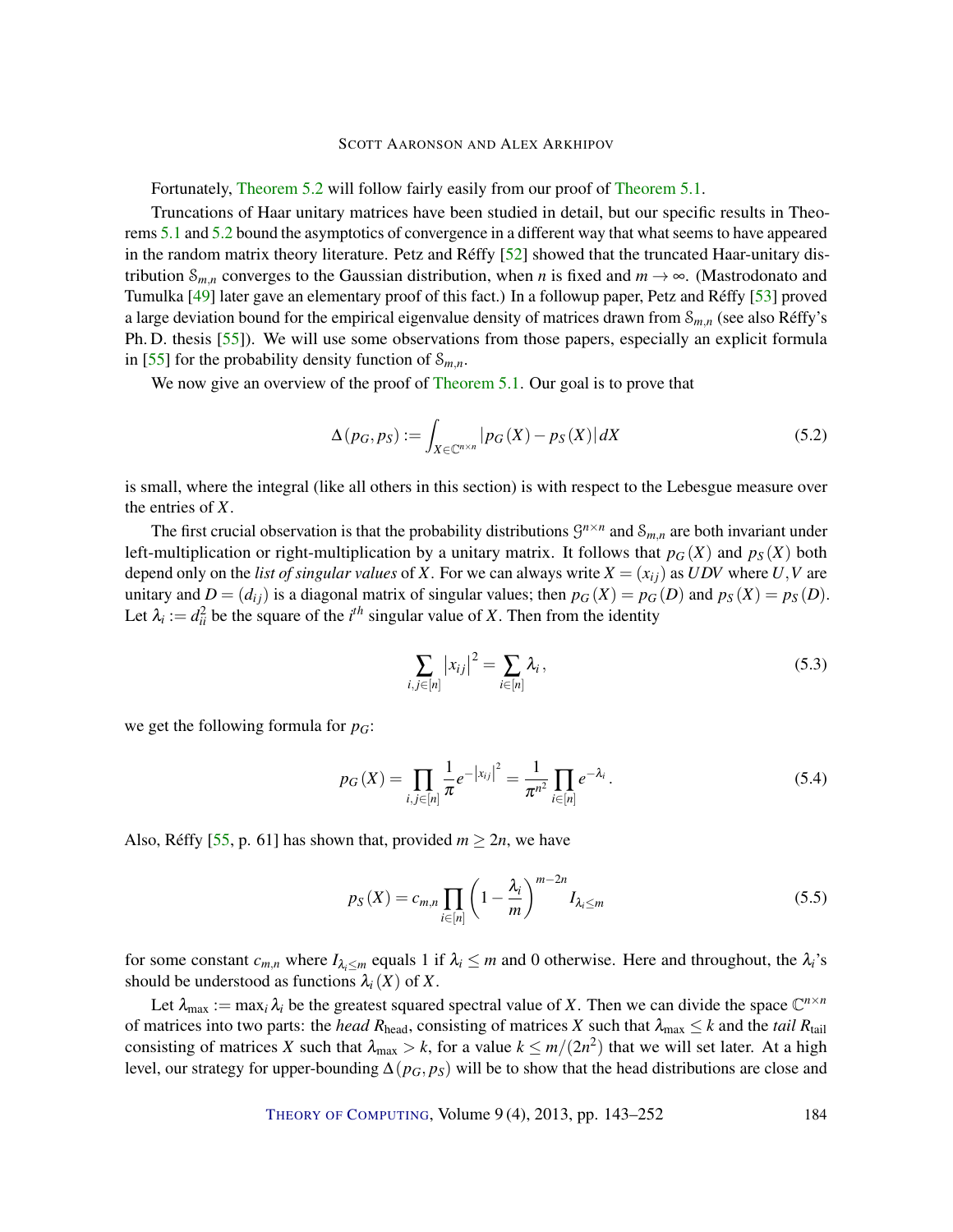Fortunately, Theorem 5.2 will follow fairly easily from our proof of Theorem 5.1.

Truncations of Haar unitary matrices have been studied in detail, but our specific results in Theorems 5.1 and 5.2 bound the asymptotics of convergence in a different way that what seems to have appeared in the random matrix theory literature. Petz and Réffy [52] showed that the truncated Haar-unitary distribution $\mathcal{S}_{m,n}$ converges to the Gaussian distribution, when $n$ is fixed and $m \to \infty$. (Mastrodonato and Tumulka [49] later gave an elementary proof of this fact.) In a followup paper, Petz and Réffy [53] proved a large deviation bound for the empirical eigenvalue density of matrices drawn from $\mathcal{S}_{m,n}$ (see also Réffy's Ph. D. thesis [55]). We will use some observations from those papers, especially an explicit formula in [55] for the probability density function of $\mathcal{S}_{m,n}$.

We now give an overview of the proof of Theorem 5.1. Our goal is to prove that

$$\Delta(p_G, p_S) := \int_{X \in \mathbb{C}^{n \times n}} |p_G(X) - p_S(X)| \, dX \tag{5.2}$$

is small, where the integral (like all others in this section) is with respect to the Lebesgue measure over the entries of $X$.

The first crucial observation is that the probability distributions $\mathcal{G}^{n \times n}$ and $\mathcal{S}_{m,n}$ are both invariant under left-multiplication or right-multiplication by a unitary matrix. It follows that $p_G(X)$ and $p_S(X)$ both depend only on the *list of singular values* of $X$. For we can always write $X = (x_{ij})$ as $UDV$ where $U, V$ are unitary and $D = (d_{ij})$ is a diagonal matrix of singular values; then $p_G(X) = p_G(D)$ and $p_S(X) = p_S(D)$. Let $\lambda_i := d_{ii}^2$ be the square of the $i^{th}$ singular value of $X$. Then from the identity

$$\sum_{i,j \in [n]} |x_{ij}|^2 = \sum_{i \in [n]} \lambda_i \,, \tag{5.3}$$

we get the following formula for $p_G$:

$$p_G(X) = \prod_{i,j \in [n]} \frac{1}{\pi} e^{-|x_{ij}|^2} = \frac{1}{\pi^{n^2}} \prod_{i \in [n]} e^{-\lambda_i} \,. \tag{5.4}$$

Also, Réffy [55, p. 61] has shown that, provided $m \geq 2n$, we have

$$p_S(X) = c_{m,n} \prod_{i \in [n]} \left(1 - \frac{\lambda_i}{m}\right)^{m-2n} I_{\lambda_i \leq m} \tag{5.5}$$

for some constant $c_{m,n}$ where $I_{\lambda_i \leq m}$ equals 1 if $\lambda_i \leq m$ and 0 otherwise. Here and throughout, the $\lambda_i$'s should be understood as functions $\lambda_i(X)$ of $X$.

Let $\lambda_{\max} := \max_i \lambda_i$ be the greatest squared spectral value of $X$. Then we can divide the space $\mathbb{C}^{n \times n}$ of matrices into two parts: the *head* $R_{\text{head}}$, consisting of matrices $X$ such that $\lambda_{\max} \leq k$ and the *tail* $R_{\text{tail}}$ consisting of matrices $X$ such that $\lambda_{\max} > k$, for a value $k \leq m/(2n^2)$ that we will set later. At a high level, our strategy for upper-bounding $\Delta(p_G, p_S)$ will be to show that the head distributions are close and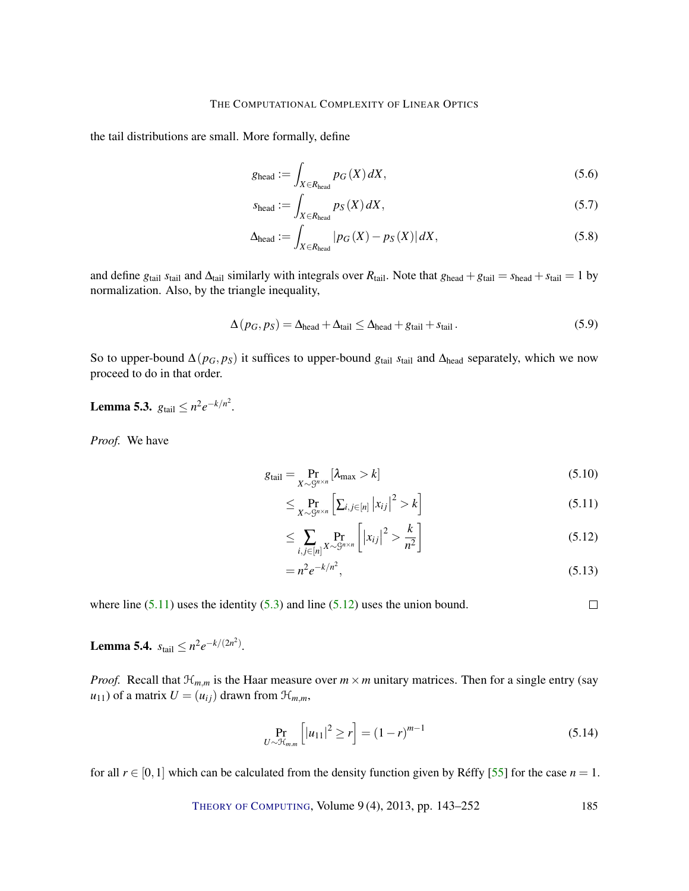the tail distributions are small. More formally, define

$$g_{\text{head}} := \int_{X \in R_{\text{head}}} p_G(X)\, dX, \tag{5.6}$$

$$s_{\text{head}} := \int_{X \in R_{\text{head}}} p_S(X)\, dX, \tag{5.7}$$

$$\Delta_{\text{head}} := \int_{X \in R_{\text{head}}} |p_G(X) - p_S(X)|\, dX, \tag{5.8}$$

and define $g_{\text{tail}}$ $s_{\text{tail}}$ and $\Delta_{\text{tail}}$ similarly with integrals over $R_{\text{tail}}$. Note that $g_{\text{head}} + g_{\text{tail}} = s_{\text{head}} + s_{\text{tail}} = 1$ by normalization. Also, by the triangle inequality,

$$\Delta(p_G, p_S) = \Delta_{\text{head}} + \Delta_{\text{tail}} \leq \Delta_{\text{head}} + g_{\text{tail}} + s_{\text{tail}}\,. \tag{5.9}$$

So to upper-bound $\Delta(p_G, p_S)$ it suffices to upper-bound $g_{\text{tail}}$ $s_{\text{tail}}$ and $\Delta_{\text{head}}$ separately, which we now proceed to do in that order.

**Lemma 5.3.** $g_{\text{tail}} \leq n^2 e^{-k/n^2}$.

*Proof.* We have

$$\begin{aligned}
g_{\text{tail}} &= \Pr_{X \sim \mathcal{G}^{n\times n}}[\lambda_{\max} > k] && (5.10)\\
&\leq \Pr_{X \sim \mathcal{G}^{n\times n}}\left[\textstyle\sum_{i,j\in[n]} |x_{ij}|^2 > k\right] && (5.11)\\
&\leq \sum_{i,j\in[n]} \Pr_{X \sim \mathcal{G}^{n\times n}}\left[|x_{ij}|^2 > \frac{k}{n^2}\right] && (5.12)\\
&= n^2 e^{-k/n^2}, && (5.13)
\end{aligned}$$

where line (5.11) uses the identity (5.3) and line (5.12) uses the union bound. □

**Lemma 5.4.** $s_{\text{tail}} \leq n^2 e^{-k/(2n^2)}$.

*Proof.* Recall that $\mathcal{H}_{m,m}$ is the Haar measure over $m \times m$ unitary matrices. Then for a single entry (say $u_{11}$) of a matrix $U = (u_{ij})$ drawn from $\mathcal{H}_{m,m}$,

$$\Pr_{U \sim \mathcal{H}_{m,m}}\left[|u_{11}|^2 \geq r\right] = (1-r)^{m-1} \tag{5.14}$$

for all $r \in [0,1]$ which can be calculated from the density function given by Réffy [55] for the case $n = 1$.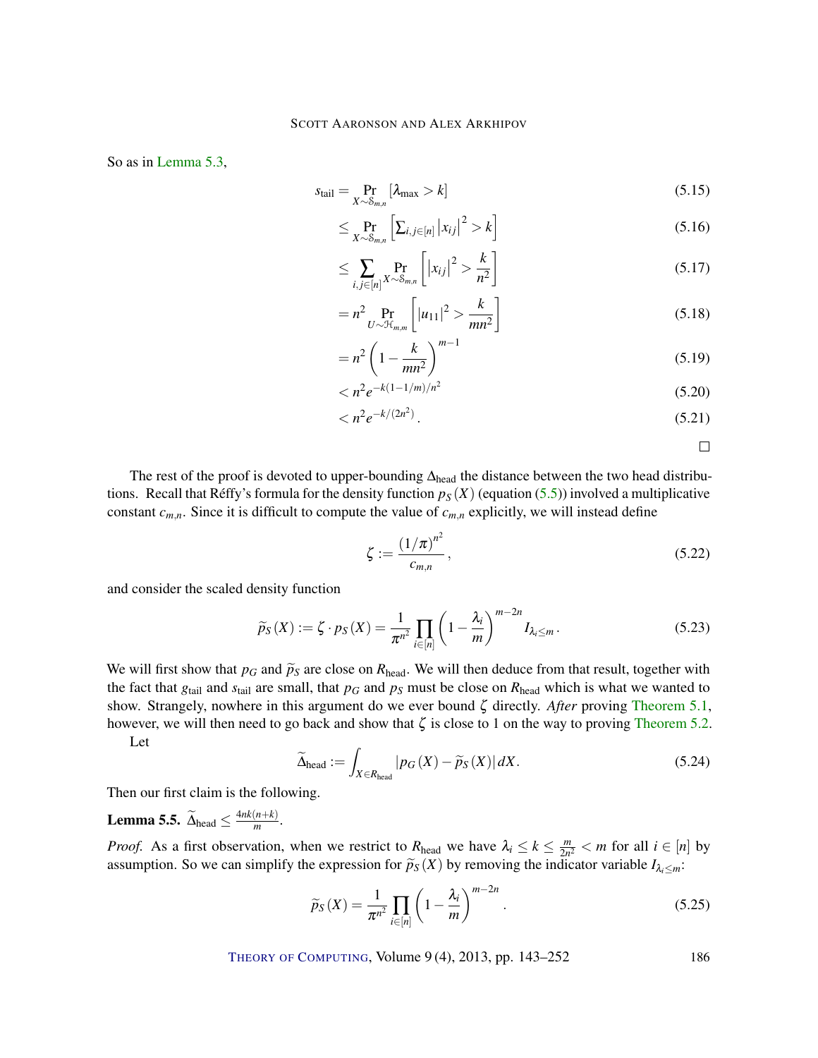So as in Lemma 5.3,

$$
\begin{aligned}
s_{\text{tail}} &= \Pr_{X \sim \mathcal{S}_{m,n}} [\lambda_{\max} > k] && (5.15)\\
&\leq \Pr_{X \sim \mathcal{S}_{m,n}} \left[ \sum_{i,j \in [n]} |x_{ij}|^2 > k \right] && (5.16)\\
&\leq \sum_{i,j \in [n]} \Pr_{X \sim \mathcal{S}_{m,n}} \left[ |x_{ij}|^2 > \frac{k}{n^2} \right] && (5.17)\\
&= n^2 \Pr_{U \sim \mathcal{H}_{m,m}} \left[ |u_{11}|^2 > \frac{k}{mn^2} \right] && (5.18)\\
&= n^2 \left( 1 - \frac{k}{mn^2} \right)^{m-1} && (5.19)\\
&< n^2 e^{-k(1-1/m)/n^2} && (5.20)\\
&< n^2 e^{-k/(2n^2)}\,. && (5.21)
\end{aligned}
$$

□

The rest of the proof is devoted to upper-bounding $\Delta_{\text{head}}$ the distance between the two head distributions. Recall that Réffy's formula for the density function $p_S(X)$ (equation (5.5)) involved a multiplicative constant $c_{m,n}$. Since it is difficult to compute the value of $c_{m,n}$ explicitly, we will instead define

$$
\zeta := \frac{(1/\pi)^{n^2}}{c_{m,n}}\,, \tag{5.22}
$$

and consider the scaled density function

$$
\widetilde{p}_S(X) := \zeta \cdot p_S(X) = \frac{1}{\pi^{n^2}} \prod_{i \in [n]} \left( 1 - \frac{\lambda_i}{m} \right)^{m-2n} I_{\lambda_i \leq m}\,. \tag{5.23}
$$

We will first show that $p_G$ and $\widetilde{p}_S$ are close on $R_{\text{head}}$. We will then deduce from that result, together with the fact that $g_{\text{tail}}$ and $s_{\text{tail}}$ are small, that $p_G$ and $p_S$ must be close on $R_{\text{head}}$ which is what we wanted to show. Strangely, nowhere in this argument do we ever bound $\zeta$ directly. *After* proving Theorem 5.1, however, we will then need to go back and show that $\zeta$ is close to 1 on the way to proving Theorem 5.2.

Let

$$
\widetilde{\Delta}_{\text{head}} := \int_{X \in R_{\text{head}}} |p_G(X) - \widetilde{p}_S(X)|\, dX. \tag{5.24}
$$

Then our first claim is the following.

**Lemma 5.5.** $\widetilde{\Delta}_{\text{head}} \leq \frac{4nk(n+k)}{m}$.

*Proof.* As a first observation, when we restrict to $R_{\text{head}}$ we have $\lambda_i \leq k \leq \frac{m}{2n^2} < m$ for all $i \in [n]$ by assumption. So we can simplify the expression for $\widetilde{p}_S(X)$ by removing the indicator variable $I_{\lambda_i \leq m}$:

$$
\widetilde{p}_S(X) = \frac{1}{\pi^{n^2}} \prod_{i \in [n]} \left( 1 - \frac{\lambda_i}{m} \right)^{m-2n}. \tag{5.25}
$$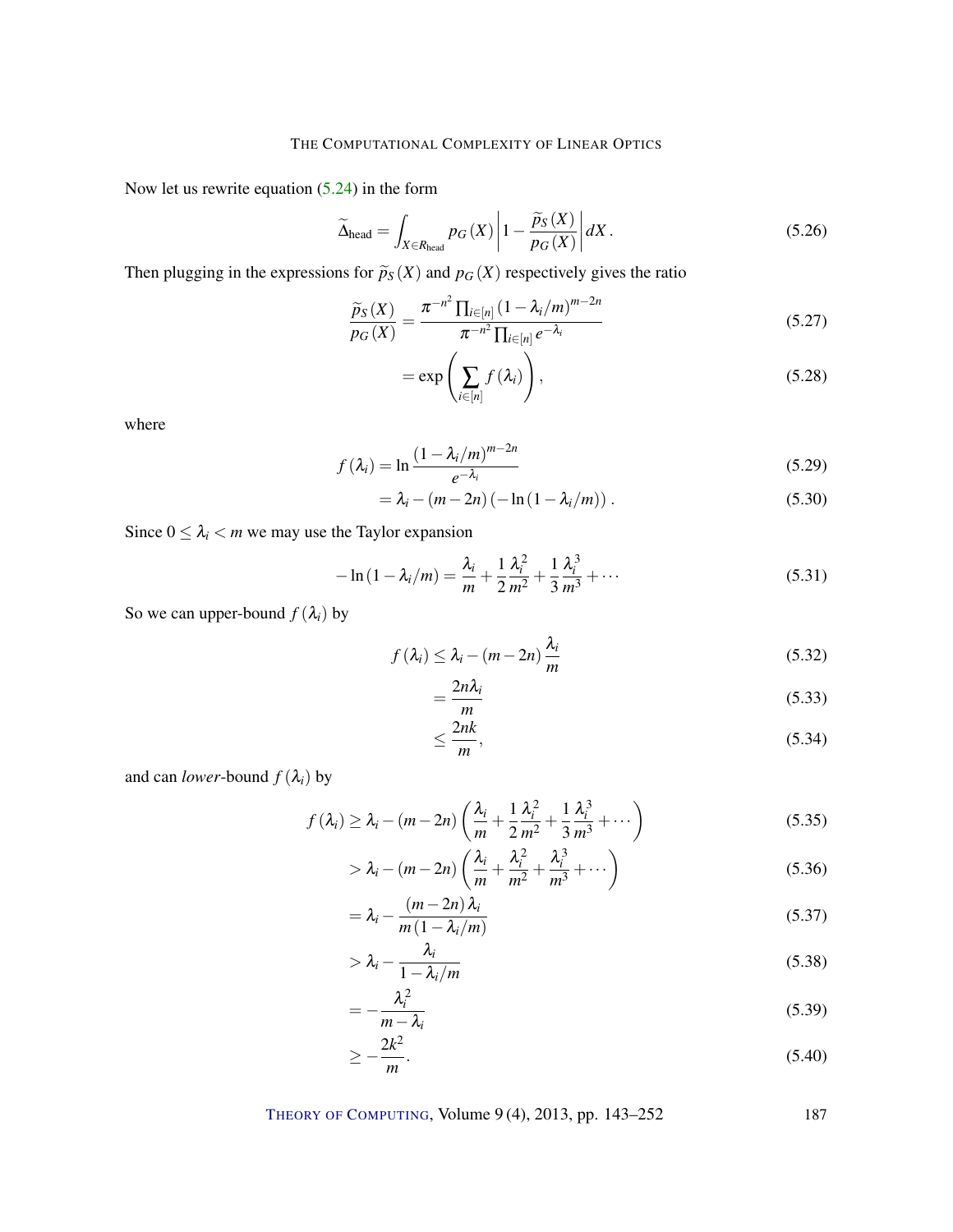Now let us rewrite equation (5.24) in the form

$$\widetilde{\Delta}_{\text{head}} = \int_{X \in R_{\text{head}}} p_G(X) \left| 1 - \frac{\widetilde{p}_S(X)}{p_G(X)} \right| dX \,. \tag{5.26}$$

Then plugging in the expressions for $\widetilde{p}_S(X)$ and $p_G(X)$ respectively gives the ratio

$$\frac{\widetilde{p}_S(X)}{p_G(X)} = \frac{\pi^{-n^2} \prod_{i \in [n]} (1 - \lambda_i/m)^{m-2n}}{\pi^{-n^2} \prod_{i \in [n]} e^{-\lambda_i}} \tag{5.27}$$

$$= \exp\left( \sum_{i \in [n]} f(\lambda_i) \right), \tag{5.28}$$

where

$$f(\lambda_i) = \ln \frac{(1 - \lambda_i/m)^{m-2n}}{e^{-\lambda_i}} \tag{5.29}$$

$$= \lambda_i - (m - 2n)(-\ln(1 - \lambda_i/m)) \,. \tag{5.30}$$

Since $0 \le \lambda_i < m$ we may use the Taylor expansion

$$-\ln(1 - \lambda_i/m) = \frac{\lambda_i}{m} + \frac{1}{2}\frac{\lambda_i^2}{m^2} + \frac{1}{3}\frac{\lambda_i^3}{m^3} + \cdots \tag{5.31}$$

So we can upper-bound $f(\lambda_i)$ by

$$f(\lambda_i) \le \lambda_i - (m - 2n)\frac{\lambda_i}{m} \tag{5.32}$$

$$= \frac{2n\lambda_i}{m} \tag{5.33}$$

$$\le \frac{2nk}{m}, \tag{5.34}$$

and can *lower*-bound $f(\lambda_i)$ by

$$f(\lambda_i) \ge \lambda_i - (m - 2n)\left( \frac{\lambda_i}{m} + \frac{1}{2}\frac{\lambda_i^2}{m^2} + \frac{1}{3}\frac{\lambda_i^3}{m^3} + \cdots \right) \tag{5.35}$$

$$> \lambda_i - (m - 2n)\left( \frac{\lambda_i}{m} + \frac{\lambda_i^2}{m^2} + \frac{\lambda_i^3}{m^3} + \cdots \right) \tag{5.36}$$

$$= \lambda_i - \frac{(m - 2n)\lambda_i}{m(1 - \lambda_i/m)} \tag{5.37}$$

$$> \lambda_i - \frac{\lambda_i}{1 - \lambda_i/m} \tag{5.38}$$

$$= -\frac{\lambda_i^2}{m - \lambda_i} \tag{5.39}$$

$$\ge -\frac{2k^2}{m}. \tag{5.40}$$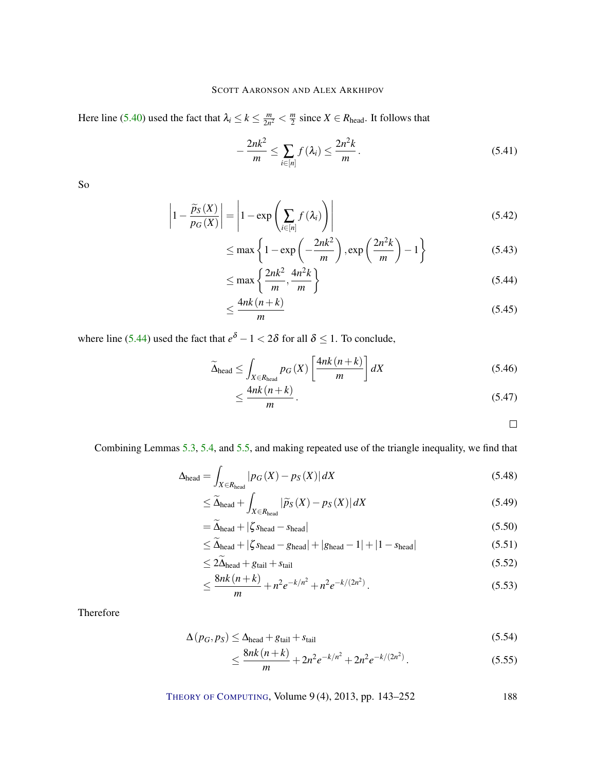Here line (5.40) used the fact that $\lambda_i \leq k \leq \frac{m}{2n^2} < \frac{m}{2}$ since $X \in R_{\text{head}}$. It follows that

$$-\frac{2nk^2}{m} \leq \sum_{i \in [n]} f(\lambda_i) \leq \frac{2n^2 k}{m}. \tag{5.41}$$

So

$$\left| 1 - \frac{\widetilde{p}_S(X)}{p_G(X)} \right| = \left| 1 - \exp\left( \sum_{i \in [n]} f(\lambda_i) \right) \right| \tag{5.42}$$

$$\leq \max\left\{ 1 - \exp\left( -\frac{2nk^2}{m} \right), \exp\left( \frac{2n^2 k}{m} \right) - 1 \right\} \tag{5.43}$$

$$\leq \max\left\{ \frac{2nk^2}{m}, \frac{4n^2 k}{m} \right\} \tag{5.44}$$

$$\leq \frac{4nk(n+k)}{m} \tag{5.45}$$

where line (5.44) used the fact that $e^\delta - 1 < 2\delta$ for all $\delta \leq 1$. To conclude,

$$\widetilde{\Delta}_{\text{head}} \leq \int_{X \in R_{\text{head}}} p_G(X) \left[ \frac{4nk(n+k)}{m} \right] dX \tag{5.46}$$

$$\leq \frac{4nk(n+k)}{m}. \tag{5.47}$$

□

Combining Lemmas 5.3, 5.4, and 5.5, and making repeated use of the triangle inequality, we find that

$$\Delta_{\text{head}} = \int_{X \in R_{\text{head}}} |p_G(X) - p_S(X)| \, dX \tag{5.48}$$

$$\leq \widetilde{\Delta}_{\text{head}} + \int_{X \in R_{\text{head}}} |\widetilde{p}_S(X) - p_S(X)| \, dX \tag{5.49}$$

$$= \widetilde{\Delta}_{\text{head}} + |\zeta s_{\text{head}} - s_{\text{head}}| \tag{5.50}$$

$$\leq \widetilde{\Delta}_{\text{head}} + |\zeta s_{\text{head}} - g_{\text{head}}| + |g_{\text{head}} - 1| + |1 - s_{\text{head}}| \tag{5.51}$$

$$\leq 2\widetilde{\Delta}_{\text{head}} + g_{\text{tail}} + s_{\text{tail}} \tag{5.52}$$

$$\leq \frac{8nk(n+k)}{m} + n^2 e^{-k/n^2} + n^2 e^{-k/(2n^2)}. \tag{5.53}$$

Therefore

$$\Delta(p_G, p_S) \leq \Delta_{\text{head}} + g_{\text{tail}} + s_{\text{tail}} \tag{5.54}$$

$$\leq \frac{8nk(n+k)}{m} + 2n^2 e^{-k/n^2} + 2n^2 e^{-k/(2n^2)}. \tag{5.55}$$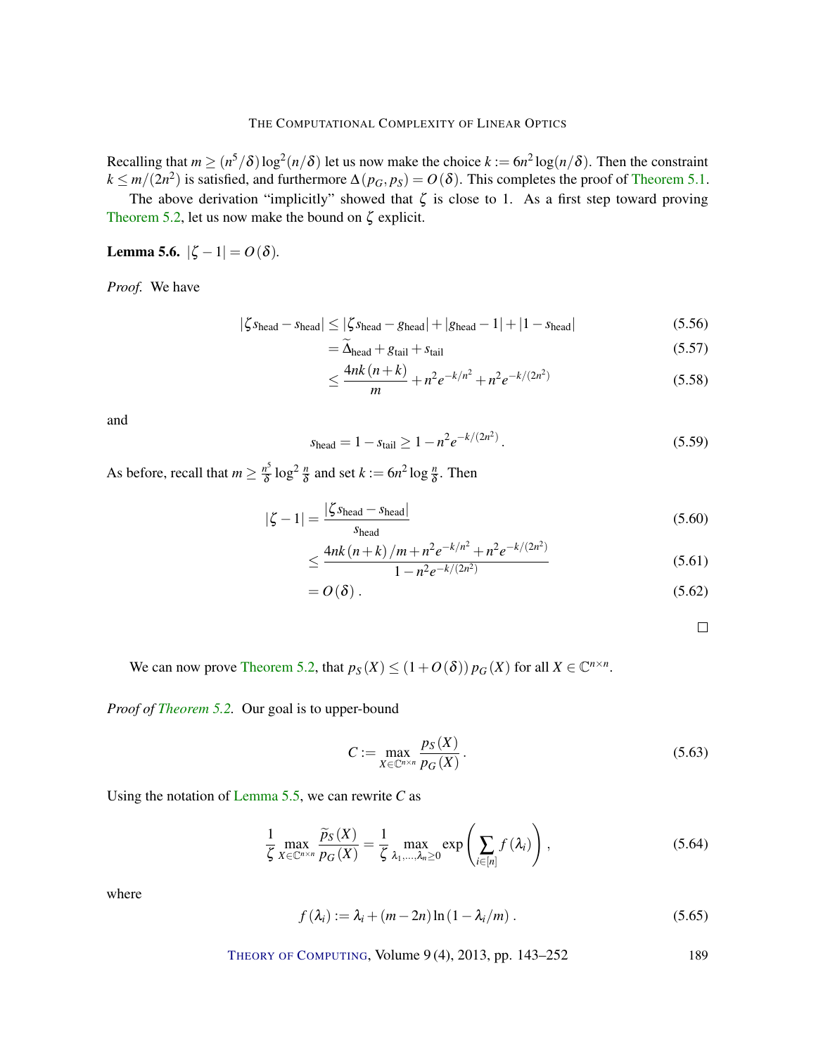Recalling that $m \geq (n^5/\delta)\log^2(n/\delta)$ let us now make the choice $k := 6n^2 \log(n/\delta)$. Then the constraint $k \leq m/(2n^2)$ is satisfied, and furthermore $\Delta(p_G, p_S) = O(\delta)$. This completes the proof of Theorem 5.1.

The above derivation "implicitly" showed that $\zeta$ is close to 1. As a first step toward proving Theorem 5.2, let us now make the bound on $\zeta$ explicit.

**Lemma 5.6.** $|\zeta - 1| = O(\delta)$.

*Proof.* We have

$$
\begin{aligned}
|\zeta s_{\text{head}} - s_{\text{head}}| &\leq |\zeta s_{\text{head}} - g_{\text{head}}| + |g_{\text{head}} - 1| + |1 - s_{\text{head}}| && (5.56)\\
&= \widetilde{\Delta}_{\text{head}} + g_{\text{tail}} + s_{\text{tail}} && (5.57)\\
&\leq \frac{4nk(n+k)}{m} + n^2 e^{-k/n^2} + n^2 e^{-k/(2n^2)} && (5.58)
\end{aligned}
$$

and

$$
s_{\text{head}} = 1 - s_{\text{tail}} \geq 1 - n^2 e^{-k/(2n^2)}. \tag{5.59}
$$

As before, recall that $m \geq \frac{n^5}{\delta} \log^2 \frac{n}{\delta}$ and set $k := 6n^2 \log \frac{n}{\delta}$. Then

$$
\begin{aligned}
|\zeta - 1| &= \frac{|\zeta s_{\text{head}} - s_{\text{head}}|}{s_{\text{head}}} && (5.60)\\
&\leq \frac{4nk(n+k)/m + n^2 e^{-k/n^2} + n^2 e^{-k/(2n^2)}}{1 - n^2 e^{-k/(2n^2)}} && (5.61)\\
&= O(\delta). && (5.62)
\end{aligned}
$$

□

We can now prove Theorem 5.2, that $p_S(X) \leq (1 + O(\delta))\, p_G(X)$ for all $X \in \mathbb{C}^{n \times n}$.

*Proof of Theorem 5.2.* Our goal is to upper-bound

$$
C := \max_{X \in \mathbb{C}^{n \times n}} \frac{p_S(X)}{p_G(X)}. \tag{5.63}
$$

Using the notation of Lemma 5.5, we can rewrite $C$ as

$$
\frac{1}{\zeta} \max_{X \in \mathbb{C}^{n \times n}} \frac{\widetilde{p}_S(X)}{p_G(X)} = \frac{1}{\zeta} \max_{\lambda_1, \ldots, \lambda_n \geq 0} \exp\left( \sum_{i \in [n]} f(\lambda_i) \right), \tag{5.64}
$$

where

$$
f(\lambda_i) := \lambda_i + (m - 2n) \ln(1 - \lambda_i/m). \tag{5.65}
$$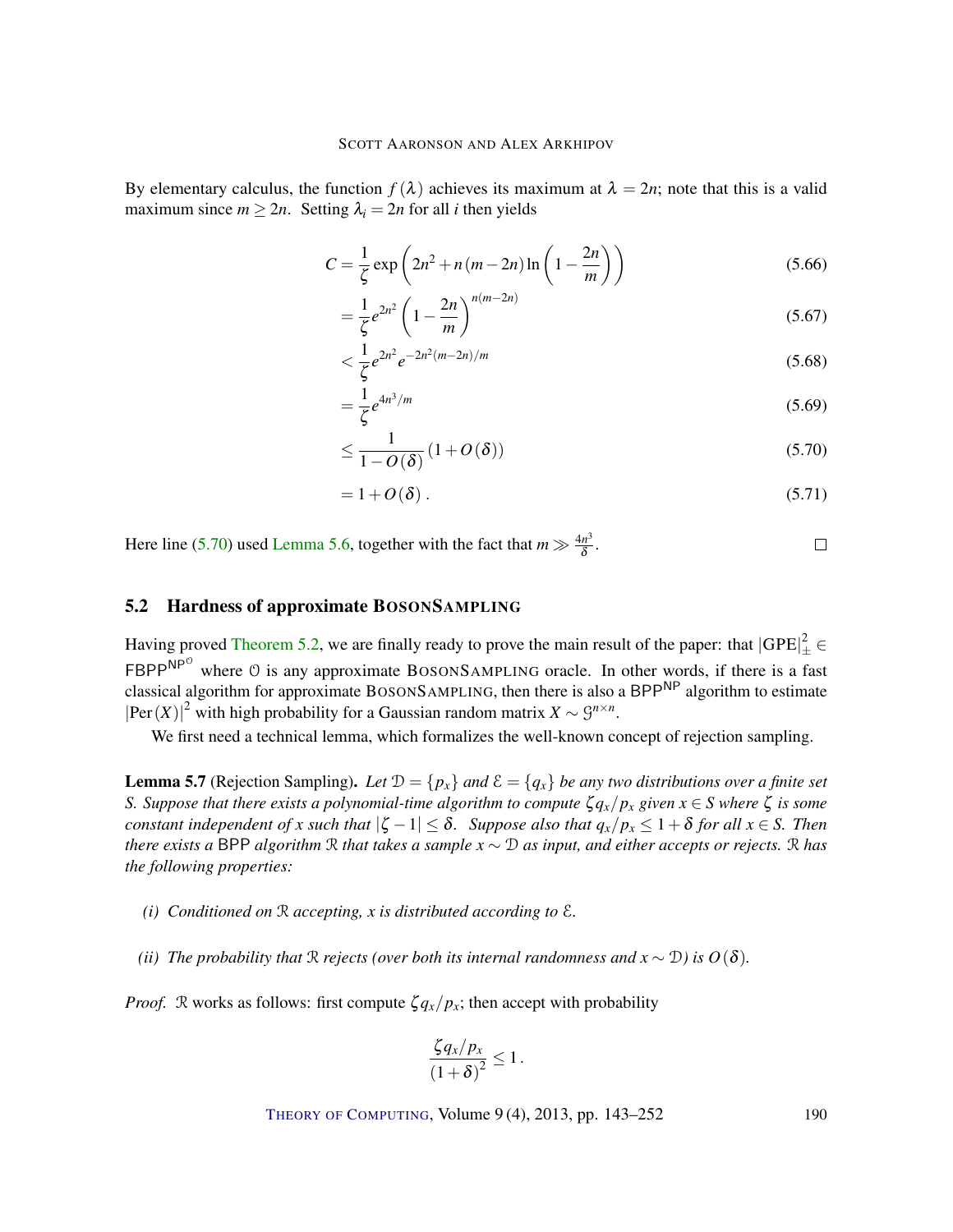By elementary calculus, the function $f(\lambda)$ achieves its maximum at $\lambda = 2n$; note that this is a valid maximum since $m \geq 2n$. Setting $\lambda_i = 2n$ for all $i$ then yields

$$C = \frac{1}{\zeta} \exp\left(2n^2 + n(m-2n)\ln\left(1 - \frac{2n}{m}\right)\right) \tag{5.66}$$

$$= \frac{1}{\zeta} e^{2n^2} \left(1 - \frac{2n}{m}\right)^{n(m-2n)} \tag{5.67}$$

$$< \frac{1}{\zeta} e^{2n^2} e^{-2n^2(m-2n)/m} \tag{5.68}$$

$$= \frac{1}{\zeta} e^{4n^3/m} \tag{5.69}$$

$$\leq \frac{1}{1 - O(\delta)} (1 + O(\delta)) \tag{5.70}$$

$$= 1 + O(\delta). \tag{5.71}$$

Here line (5.70) used Lemma 5.6, together with the fact that $m \gg \frac{4n^3}{\delta}$. $\square$

## 5.2 Hardness of approximate BosonSampling

Having proved Theorem 5.2, we are finally ready to prove the main result of the paper: that $|\text{GPE}|_{\pm}^2 \in \mathsf{FBPP}^{\mathsf{NP}^{\mathcal{O}}}$ where $\mathcal{O}$ is any approximate BosonSampling oracle. In other words, if there is a fast classical algorithm for approximate BosonSampling, then there is also a $\mathsf{BPP}^{\mathsf{NP}}$ algorithm to estimate $|\text{Per}(X)|^2$ with high probability for a Gaussian random matrix $X \sim \mathcal{G}^{n \times n}$.

We first need a technical lemma, which formalizes the well-known concept of rejection sampling.

**Lemma 5.7** (Rejection Sampling). *Let $\mathcal{D} = \{p_x\}$ and $\mathcal{E} = \{q_x\}$ be any two distributions over a finite set $S$. Suppose that there exists a polynomial-time algorithm to compute $\zeta q_x / p_x$ given $x \in S$ where $\zeta$ is some constant independent of $x$ such that $|\zeta - 1| \leq \delta$. Suppose also that $q_x / p_x \leq 1 + \delta$ for all $x \in S$. Then there exists a $\mathsf{BPP}$ algorithm $\mathcal{R}$ that takes a sample $x \sim \mathcal{D}$ as input, and either accepts or rejects. $\mathcal{R}$ has the following properties:*

*(i) Conditioned on $\mathcal{R}$ accepting, $x$ is distributed according to $\mathcal{E}$.*

*(ii) The probability that $\mathcal{R}$ rejects (over both its internal randomness and $x \sim \mathcal{D}$) is $O(\delta)$.*

*Proof.* $\mathcal{R}$ works as follows: first compute $\zeta q_x / p_x$; then accept with probability

$$\frac{\zeta q_x / p_x}{(1+\delta)^2} \leq 1.$$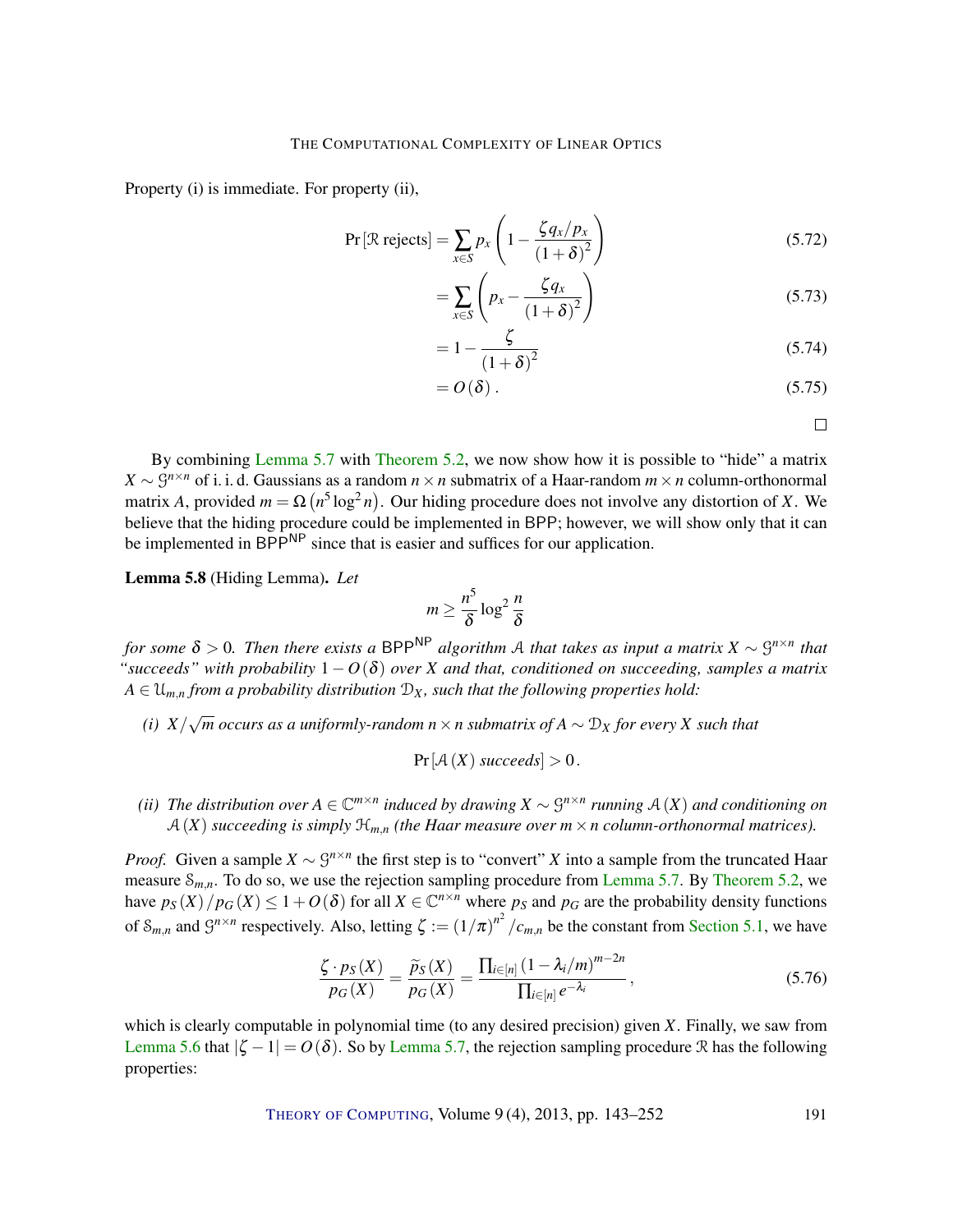Property (i) is immediate. For property (ii),

$$\Pr[\mathcal{R} \text{ rejects}] = \sum_{x \in S} p_x \left(1 - \frac{\zeta q_x / p_x}{(1+\delta)^2}\right) \tag{5.72}$$

$$= \sum_{x \in S} \left(p_x - \frac{\zeta q_x}{(1+\delta)^2}\right) \tag{5.73}$$

$$= 1 - \frac{\zeta}{(1+\delta)^2} \tag{5.74}$$

$$= O(\delta)\,. \tag{5.75}$$

□

By combining Lemma 5.7 with Theorem 5.2, we now show how it is possible to "hide" a matrix $X \sim \mathcal{G}^{n\times n}$ of i. i. d. Gaussians as a random $n \times n$ submatrix of a Haar-random $m \times n$ column-orthonormal matrix $A$, provided $m = \Omega\left(n^5 \log^2 n\right)$. Our hiding procedure does not involve any distortion of $X$. We believe that the hiding procedure could be implemented in BPP; however, we will show only that it can be implemented in $\mathsf{BPP}^{\mathsf{NP}}$ since that is easier and suffices for our application.

**Lemma 5.8** (Hiding Lemma)**.** *Let*

$$m \geq \frac{n^5}{\delta} \log^2 \frac{n}{\delta}$$

*for some $\delta > 0$. Then there exists a $\mathsf{BPP}^{\mathsf{NP}}$ algorithm $\mathcal{A}$ that takes as input a matrix $X \sim \mathcal{G}^{n\times n}$ that "succeeds" with probability $1 - O(\delta)$ over $X$ and that, conditioned on succeeding, samples a matrix $A \in \mathcal{U}_{m,n}$ from a probability distribution $\mathcal{D}_X$, such that the following properties hold:*

*(i) $X/\sqrt{m}$ occurs as a uniformly-random $n \times n$ submatrix of $A \sim \mathcal{D}_X$ for every $X$ such that*

$$\Pr[\mathcal{A}(X) \text{ succeeds}] > 0\,.$$

*(ii) The distribution over $A \in \mathbb{C}^{m\times n}$ induced by drawing $X \sim \mathcal{G}^{n\times n}$ running $\mathcal{A}(X)$ and conditioning on $\mathcal{A}(X)$ succeeding is simply $\mathcal{H}_{m,n}$ (the Haar measure over $m \times n$ column-orthonormal matrices).*

*Proof.* Given a sample $X \sim \mathcal{G}^{n\times n}$ the first step is to "convert" $X$ into a sample from the truncated Haar measure $\mathcal{S}_{m,n}$. To do so, we use the rejection sampling procedure from Lemma 5.7. By Theorem 5.2, we have $p_S(X)/p_G(X) \leq 1 + O(\delta)$ for all $X \in \mathbb{C}^{n\times n}$ where $p_S$ and $p_G$ are the probability density functions of $\mathcal{S}_{m,n}$ and $\mathcal{G}^{n\times n}$ respectively. Also, letting $\zeta := (1/\pi)^{n^2}/c_{m,n}$ be the constant from Section 5.1, we have

$$\frac{\zeta \cdot p_S(X)}{p_G(X)} = \frac{\widetilde{p}_S(X)}{p_G(X)} = \frac{\prod_{i\in[n]} (1 - \lambda_i/m)^{m-2n}}{\prod_{i\in[n]} e^{-\lambda_i}}\,, \tag{5.76}$$

which is clearly computable in polynomial time (to any desired precision) given $X$. Finally, we saw from Lemma 5.6 that $|\zeta - 1| = O(\delta)$. So by Lemma 5.7, the rejection sampling procedure $\mathcal{R}$ has the following properties: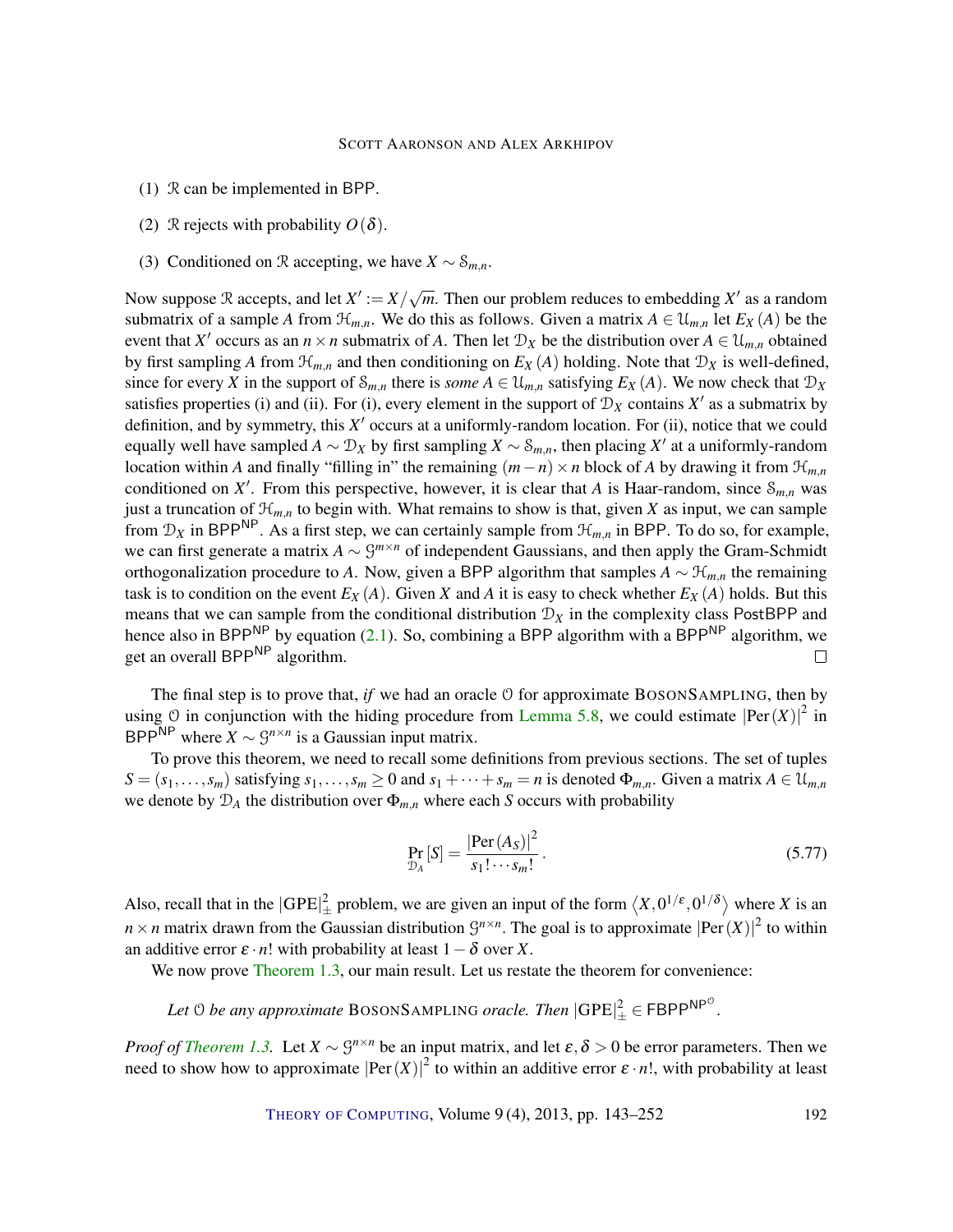(1) $\mathcal{R}$ can be implemented in BPP.

(2) $\mathcal{R}$ rejects with probability $O(\delta)$.

(3) Conditioned on $\mathcal{R}$ accepting, we have $X \sim \mathcal{S}_{m,n}$.

Now suppose $\mathcal{R}$ accepts, and let $X' := X/\sqrt{m}$. Then our problem reduces to embedding $X'$ as a random submatrix of a sample $A$ from $\mathcal{H}_{m,n}$. We do this as follows. Given a matrix $A \in \mathcal{U}_{m,n}$ let $E_X(A)$ be the event that $X'$ occurs as an $n \times n$ submatrix of $A$. Then let $\mathcal{D}_X$ be the distribution over $A \in \mathcal{U}_{m,n}$ obtained by first sampling $A$ from $\mathcal{H}_{m,n}$ and then conditioning on $E_X(A)$ holding. Note that $\mathcal{D}_X$ is well-defined, since for every $X$ in the support of $\mathcal{S}_{m,n}$ there is *some* $A \in \mathcal{U}_{m,n}$ satisfying $E_X(A)$. We now check that $\mathcal{D}_X$ satisfies properties (i) and (ii). For (i), every element in the support of $\mathcal{D}_X$ contains $X'$ as a submatrix by definition, and by symmetry, this $X'$ occurs at a uniformly-random location. For (ii), notice that we could equally well have sampled $A \sim \mathcal{D}_X$ by first sampling $X \sim \mathcal{S}_{m,n}$, then placing $X'$ at a uniformly-random location within $A$ and finally "filling in" the remaining $(m-n) \times n$ block of $A$ by drawing it from $\mathcal{H}_{m,n}$ conditioned on $X'$. From this perspective, however, it is clear that $A$ is Haar-random, since $\mathcal{S}_{m,n}$ was just a truncation of $\mathcal{H}_{m,n}$ to begin with. What remains to show is that, given $X$ as input, we can sample from $\mathcal{D}_X$ in $\mathsf{BPP}^{\mathsf{NP}}$. As a first step, we can certainly sample from $\mathcal{H}_{m,n}$ in BPP. To do so, for example, we can first generate a matrix $A \sim \mathcal{G}^{m \times n}$ of independent Gaussians, and then apply the Gram-Schmidt orthogonalization procedure to $A$. Now, given a BPP algorithm that samples $A \sim \mathcal{H}_{m,n}$ the remaining task is to condition on the event $E_X(A)$. Given $X$ and $A$ it is easy to check whether $E_X(A)$ holds. But this means that we can sample from the conditional distribution $\mathcal{D}_X$ in the complexity class PostBPP and hence also in $\mathsf{BPP}^{\mathsf{NP}}$ by equation (2.1). So, combining a BPP algorithm with a $\mathsf{BPP}^{\mathsf{NP}}$ algorithm, we get an overall $\mathsf{BPP}^{\mathsf{NP}}$ algorithm. □

The final step is to prove that, *if* we had an oracle $\mathcal{O}$ for approximate BOSONSAMPLING, then by using $\mathcal{O}$ in conjunction with the hiding procedure from Lemma 5.8, we could estimate $|\mathrm{Per}(X)|^2$ in $\mathsf{BPP}^{\mathsf{NP}}$ where $X \sim \mathcal{G}^{n \times n}$ is a Gaussian input matrix.

To prove this theorem, we need to recall some definitions from previous sections. The set of tuples $S = (s_1, \ldots, s_m)$ satisfying $s_1, \ldots, s_m \geq 0$ and $s_1 + \cdots + s_m = n$ is denoted $\Phi_{m,n}$. Given a matrix $A \in \mathcal{U}_{m,n}$ we denote by $\mathcal{D}_A$ the distribution over $\Phi_{m,n}$ where each $S$ occurs with probability

$$\Pr_{\mathcal{D}_A}[S] = \frac{|\mathrm{Per}(A_S)|^2}{s_1! \cdots s_m!}. \tag{5.77}$$

Also, recall that in the $|\mathrm{GPE}|_{\pm}^2$ problem, we are given an input of the form $\langle X, 0^{1/\varepsilon}, 0^{1/\delta} \rangle$ where $X$ is an $n \times n$ matrix drawn from the Gaussian distribution $\mathcal{G}^{n \times n}$. The goal is to approximate $|\mathrm{Per}(X)|^2$ to within an additive error $\varepsilon \cdot n!$ with probability at least $1 - \delta$ over $X$.

We now prove Theorem 1.3, our main result. Let us restate the theorem for convenience:

*Let $\mathcal{O}$ be any approximate* BOSONSAMPLING *oracle. Then* $|\mathrm{GPE}|_{\pm}^2 \in \mathsf{FBPP}^{\mathsf{NP}^{\mathcal{O}}}$.

*Proof of Theorem 1.3.* Let $X \sim \mathcal{G}^{n \times n}$ be an input matrix, and let $\varepsilon, \delta > 0$ be error parameters. Then we need to show how to approximate $|\mathrm{Per}(X)|^2$ to within an additive error $\varepsilon \cdot n!$, with probability at least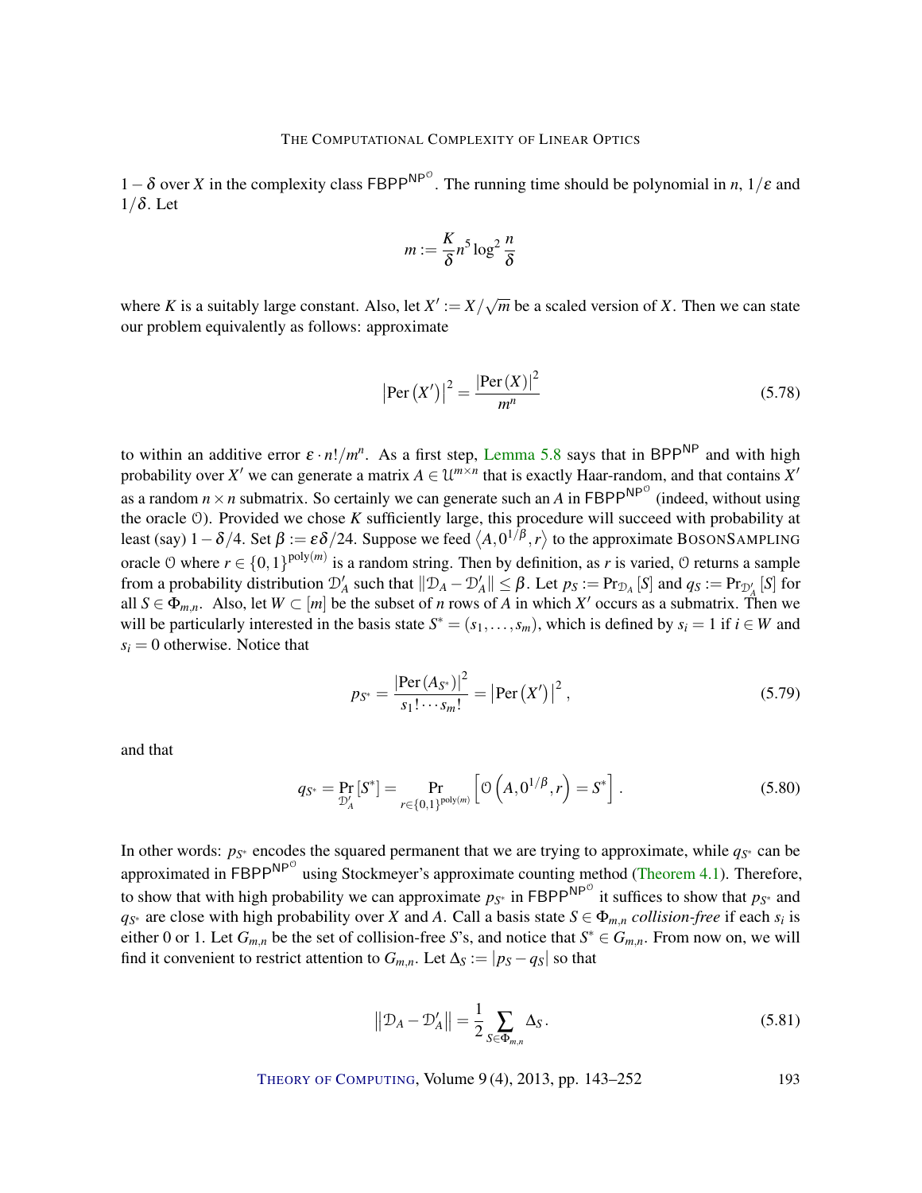$1-\delta$ over $X$ in the complexity class $\mathsf{FBPP}^{\mathsf{NP}^{\mathcal{O}}}$. The running time should be polynomial in $n$, $1/\varepsilon$ and $1/\delta$. Let

$$m := \frac{K}{\delta} n^5 \log^2 \frac{n}{\delta}$$

where $K$ is a suitably large constant. Also, let $X' := X/\sqrt{m}$ be a scaled version of $X$. Then we can state our problem equivalently as follows: approximate

$$\left|\operatorname{Per}\left(X'\right)\right|^2 = \frac{\left|\operatorname{Per}(X)\right|^2}{m^n} \tag{5.78}$$

to within an additive error $\varepsilon \cdot n!/m^n$. As a first step, Lemma 5.8 says that in $\mathsf{BPP}^{\mathsf{NP}}$ and with high probability over $X'$ we can generate a matrix $A \in \mathcal{U}^{m\times n}$ that is exactly Haar-random, and that contains $X'$ as a random $n \times n$ submatrix. So certainly we can generate such an $A$ in $\mathsf{FBPP}^{\mathsf{NP}^{\mathcal{O}}}$ (indeed, without using the oracle $\mathcal{O}$). Provided we chose $K$ sufficiently large, this procedure will succeed with probability at least (say) $1-\delta/4$. Set $\beta := \varepsilon\delta/24$. Suppose we feed $\left\langle A, 0^{1/\beta}, r\right\rangle$ to the approximate BosonSampling oracle $\mathcal{O}$ where $r \in \{0,1\}^{\operatorname{poly}(m)}$ is a random string. Then by definition, as $r$ is varied, $\mathcal{O}$ returns a sample from a probability distribution $\mathcal{D}'_A$ such that $\left\|\mathcal{D}_A - \mathcal{D}'_A\right\| \leq \beta$. Let $p_S := \Pr_{\mathcal{D}_A}[S]$ and $q_S := \Pr_{\mathcal{D}'_A}[S]$ for all $S \in \Phi_{m,n}$. Also, let $W \subset [m]$ be the subset of $n$ rows of $A$ in which $X'$ occurs as a submatrix. Then we will be particularly interested in the basis state $S^* = (s_1,\ldots,s_m)$, which is defined by $s_i = 1$ if $i \in W$ and $s_i = 0$ otherwise. Notice that

$$p_{S^*} = \frac{\left|\operatorname{Per}\left(A_{S^*}\right)\right|^2}{s_1!\cdots s_m!} = \left|\operatorname{Per}\left(X'\right)\right|^2, \tag{5.79}$$

and that

$$q_{S^*} = \Pr_{\mathcal{D}'_A}\left[S^*\right] = \Pr_{r\in\{0,1\}^{\operatorname{poly}(m)}}\left[\mathcal{O}\left(A, 0^{1/\beta}, r\right) = S^*\right]. \tag{5.80}$$

In other words: $p_{S^*}$ encodes the squared permanent that we are trying to approximate, while $q_{S^*}$ can be approximated in $\mathsf{FBPP}^{\mathsf{NP}^{\mathcal{O}}}$ using Stockmeyer's approximate counting method (Theorem 4.1). Therefore, to show that with high probability we can approximate $p_{S^*}$ in $\mathsf{FBPP}^{\mathsf{NP}^{\mathcal{O}}}$ it suffices to show that $p_{S^*}$ and $q_{S^*}$ are close with high probability over $X$ and $A$. Call a basis state $S \in \Phi_{m,n}$ *collision-free* if each $s_i$ is either 0 or 1. Let $G_{m,n}$ be the set of collision-free $S$'s, and notice that $S^* \in G_{m,n}$. From now on, we will find it convenient to restrict attention to $G_{m,n}$. Let $\Delta_S := |p_S - q_S|$ so that

$$\left\|\mathcal{D}_A - \mathcal{D}'_A\right\| = \frac{1}{2}\sum_{S\in\Phi_{m,n}} \Delta_S. \tag{5.81}$$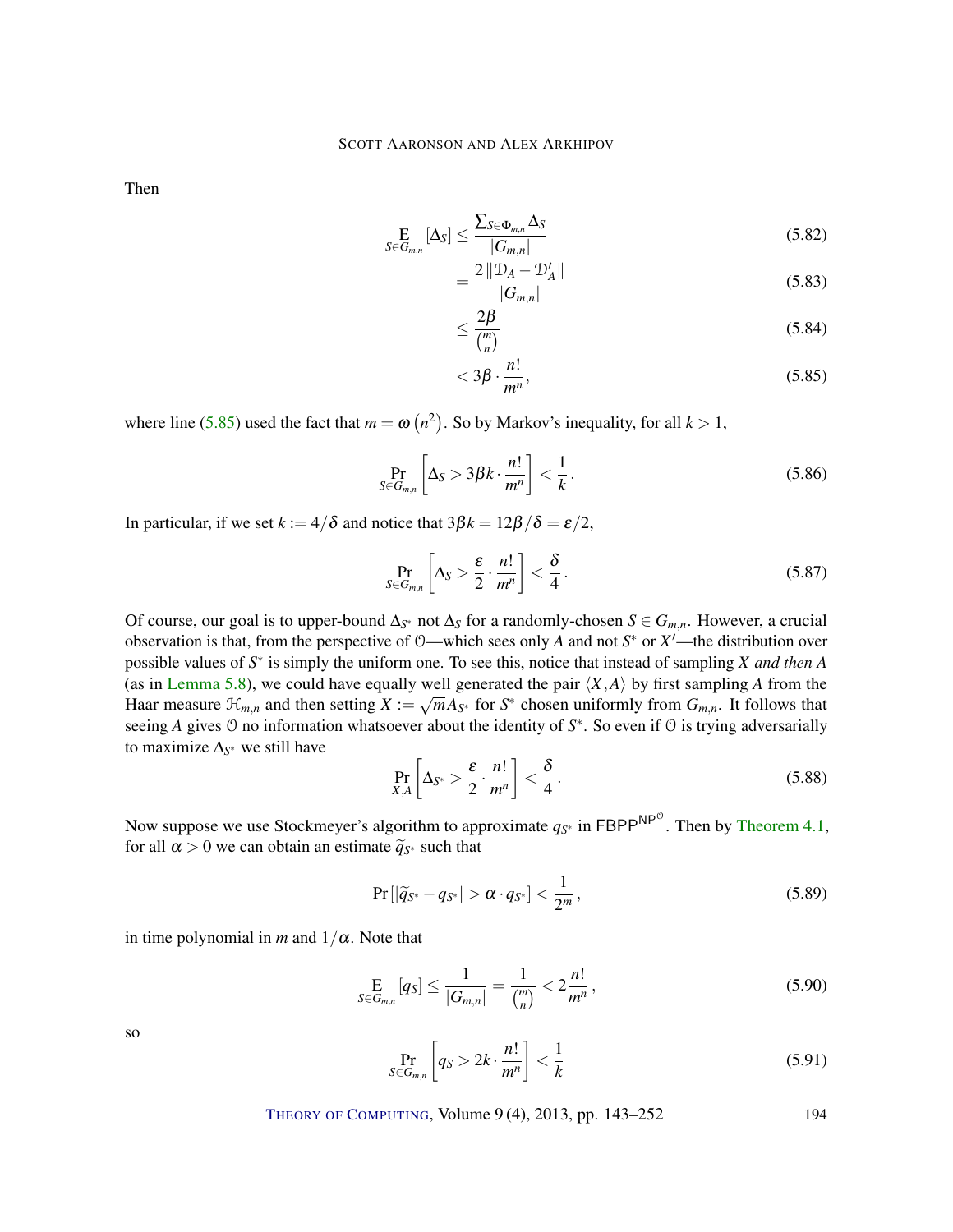Then

$$\operatorname*{E}_{S \in G_{m,n}} [\Delta_S] \leq \frac{\sum_{S \in \Phi_{m,n}} \Delta_S}{|G_{m,n}|} \tag{5.82}$$

$$= \frac{2 \left\| \mathcal{D}_A - \mathcal{D}'_A \right\|}{|G_{m,n}|} \tag{5.83}$$

$$\leq \frac{2\beta}{\binom{m}{n}} \tag{5.84}$$

$$< 3\beta \cdot \frac{n!}{m^n}, \tag{5.85}$$

where line (5.85) used the fact that $m = \omega\left(n^2\right)$. So by Markov's inequality, for all $k > 1$,

$$\Pr_{S \in G_{m,n}} \left[ \Delta_S > 3\beta k \cdot \frac{n!}{m^n} \right] < \frac{1}{k}. \tag{5.86}$$

In particular, if we set $k := 4/\delta$ and notice that $3\beta k = 12\beta/\delta = \varepsilon/2$,

$$\Pr_{S \in G_{m,n}} \left[ \Delta_S > \frac{\varepsilon}{2} \cdot \frac{n!}{m^n} \right] < \frac{\delta}{4}. \tag{5.87}$$

Of course, our goal is to upper-bound $\Delta_{S^*}$ not $\Delta_S$ for a randomly-chosen $S \in G_{m,n}$. However, a crucial observation is that, from the perspective of $\mathcal{O}$—which sees only $A$ and not $S^*$ or $X'$—the distribution over possible values of $S^*$ is simply the uniform one. To see this, notice that instead of sampling $X$ *and then* $A$ (as in Lemma 5.8), we could have equally well generated the pair $\langle X, A \rangle$ by first sampling $A$ from the Haar measure $\mathcal{H}_{m,n}$ and then setting $X := \sqrt{m} A_{S^*}$ for $S^*$ chosen uniformly from $G_{m,n}$. It follows that seeing $A$ gives $\mathcal{O}$ no information whatsoever about the identity of $S^*$. So even if $\mathcal{O}$ is trying adversarially to maximize $\Delta_{S^*}$ we still have

$$\Pr_{X,A} \left[ \Delta_{S^*} > \frac{\varepsilon}{2} \cdot \frac{n!}{m^n} \right] < \frac{\delta}{4}. \tag{5.88}$$

Now suppose we use Stockmeyer's algorithm to approximate $q_{S^*}$ in $\mathsf{FBPP}^{\mathsf{NP}^{\mathcal{O}}}$. Then by Theorem 4.1, for all $\alpha > 0$ we can obtain an estimate $\widetilde{q}_{S^*}$ such that

$$\Pr\left[ |\widetilde{q}_{S^*} - q_{S^*}| > \alpha \cdot q_{S^*} \right] < \frac{1}{2^m}, \tag{5.89}$$

in time polynomial in $m$ and $1/\alpha$. Note that

$$\operatorname*{E}_{S \in G_{m,n}} [q_S] \leq \frac{1}{|G_{m,n}|} = \frac{1}{\binom{m}{n}} < 2\frac{n!}{m^n}, \tag{5.90}$$

so

$$\Pr_{S \in G_{m,n}} \left[ q_S > 2k \cdot \frac{n!}{m^n} \right] < \frac{1}{k} \tag{5.91}$$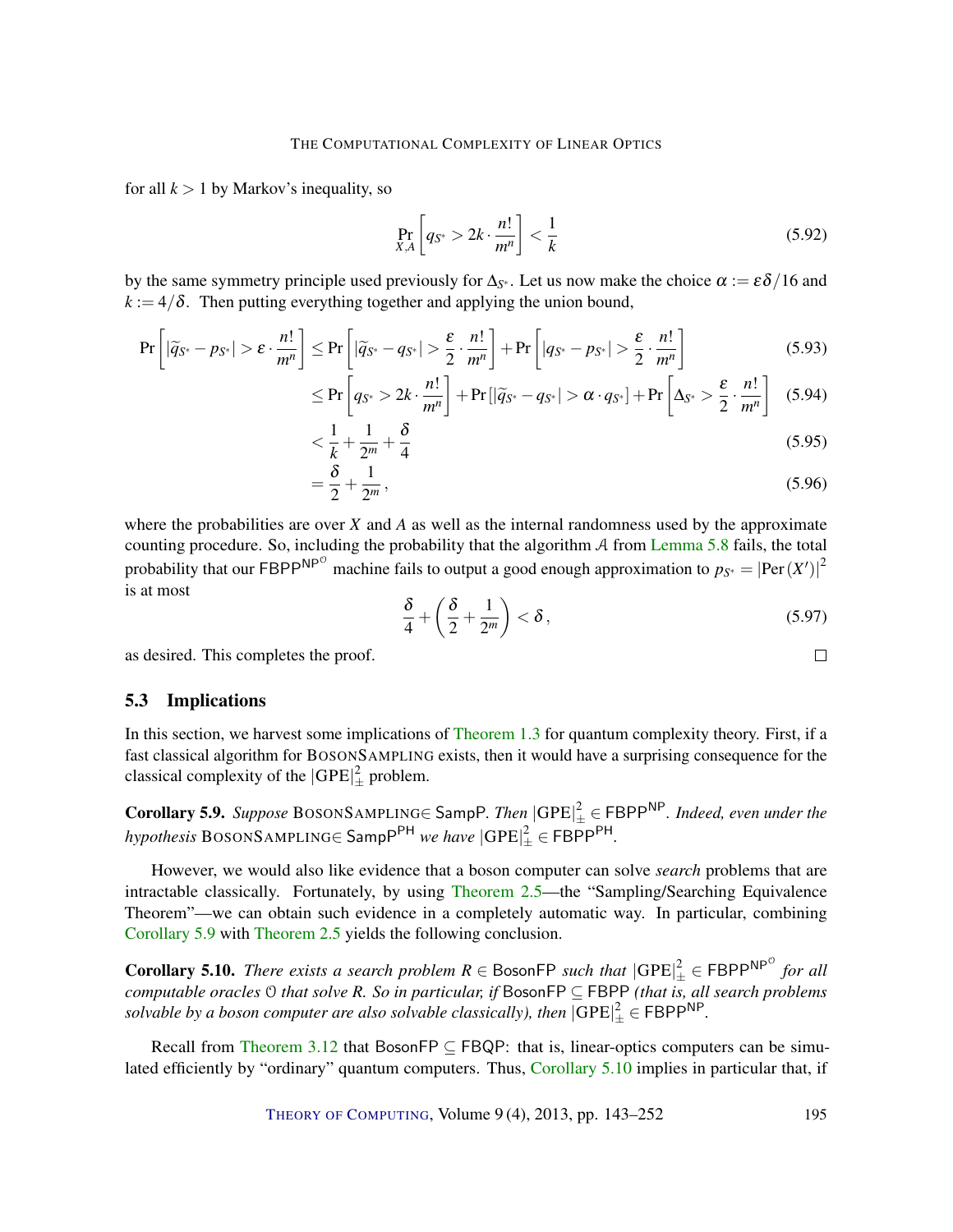for all $k > 1$ by Markov's inequality, so

$$\Pr_{X,A}\left[q_{S^*} > 2k \cdot \frac{n!}{m^n}\right] < \frac{1}{k} \tag{5.92}$$

by the same symmetry principle used previously for $\Delta_{S^*}$. Let us now make the choice $\alpha := \varepsilon\delta/16$ and $k := 4/\delta$. Then putting everything together and applying the union bound,

$$\begin{aligned}
\Pr\left[|\widetilde{q}_{S^*} - p_{S^*}| > \varepsilon \cdot \frac{n!}{m^n}\right] &\leq \Pr\left[|\widetilde{q}_{S^*} - q_{S^*}| > \frac{\varepsilon}{2} \cdot \frac{n!}{m^n}\right] + \Pr\left[|q_{S^*} - p_{S^*}| > \frac{\varepsilon}{2} \cdot \frac{n!}{m^n}\right] && (5.93)\\
&\leq \Pr\left[q_{S^*} > 2k \cdot \frac{n!}{m^n}\right] + \Pr\left[|\widetilde{q}_{S^*} - q_{S^*}| > \alpha \cdot q_{S^*}\right] + \Pr\left[\Delta_{S^*} > \frac{\varepsilon}{2} \cdot \frac{n!}{m^n}\right] && (5.94)\\
&< \frac{1}{k} + \frac{1}{2^m} + \frac{\delta}{4} && (5.95)\\
&= \frac{\delta}{2} + \frac{1}{2^m}, && (5.96)
\end{aligned}$$

where the probabilities are over $X$ and $A$ as well as the internal randomness used by the approximate counting procedure. So, including the probability that the algorithm $\mathcal{A}$ from Lemma 5.8 fails, the total probability that our $\mathsf{FBPP}^{\mathsf{NP}^{\mathcal{O}}}$ machine fails to output a good enough approximation to $p_{S^*} = |\mathrm{Per}(X')|^2$ is at most

$$\frac{\delta}{4} + \left(\frac{\delta}{2} + \frac{1}{2^m}\right) < \delta, \tag{5.97}$$

as desired. This completes the proof. □

## 5.3 Implications

In this section, we harvest some implications of Theorem 1.3 for quantum complexity theory. First, if a fast classical algorithm for BosonSampling exists, then it would have a surprising consequence for the classical complexity of the $|\mathrm{GPE}|_{\pm}^2$ problem.

**Corollary 5.9.** *Suppose* BosonSampling$\in \mathsf{SampP}$. *Then* $|\mathrm{GPE}|_{\pm}^2 \in \mathsf{FBPP}^{\mathsf{NP}}$. *Indeed, even under the hypothesis* BosonSampling$\in \mathsf{SampP}^{\mathsf{PH}}$ *we have* $|\mathrm{GPE}|_{\pm}^2 \in \mathsf{FBPP}^{\mathsf{PH}}$.

However, we would also like evidence that a boson computer can solve *search* problems that are intractable classically. Fortunately, by using Theorem 2.5—the "Sampling/Searching Equivalence Theorem"—we can obtain such evidence in a completely automatic way. In particular, combining Corollary 5.9 with Theorem 2.5 yields the following conclusion.

**Corollary 5.10.** *There exists a search problem* $R \in \mathsf{BosonFP}$ *such that* $|\mathrm{GPE}|_{\pm}^2 \in \mathsf{FBPP}^{\mathsf{NP}^{\mathcal{O}}}$ *for all computable oracles* $\mathcal{O}$ *that solve* $R$. *So in particular, if* $\mathsf{BosonFP} \subseteq \mathsf{FBPP}$ *(that is, all search problems solvable by a boson computer are also solvable classically), then* $|\mathrm{GPE}|_{\pm}^2 \in \mathsf{FBPP}^{\mathsf{NP}}$.

Recall from Theorem 3.12 that $\mathsf{BosonFP} \subseteq \mathsf{FBQP}$: that is, linear-optics computers can be simulated efficiently by "ordinary" quantum computers. Thus, Corollary 5.10 implies in particular that, if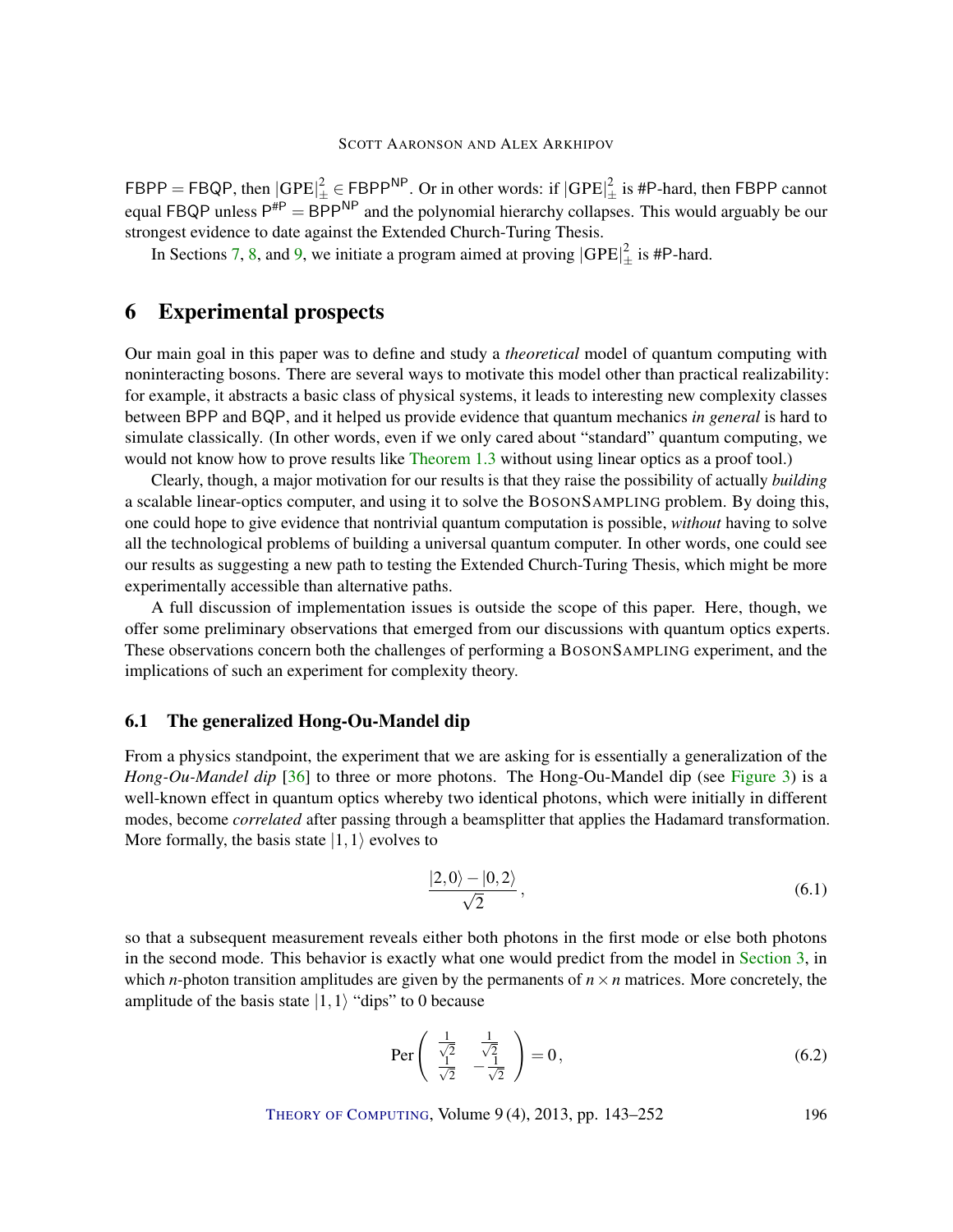$\mathsf{FBPP} = \mathsf{FBQP}$, then $|\mathrm{GPE}|^2_{\pm} \in \mathsf{FBPP}^{\mathsf{NP}}$. Or in other words: if $|\mathrm{GPE}|^2_{\pm}$ is #P-hard, then FBPP cannot equal FBQP unless $\mathsf{P}^{\#\mathsf{P}} = \mathsf{BPP}^{\mathsf{NP}}$ and the polynomial hierarchy collapses. This would arguably be our strongest evidence to date against the Extended Church-Turing Thesis.

In Sections 7, 8, and 9, we initiate a program aimed at proving $|\mathrm{GPE}|^2_{\pm}$ is #P-hard.

## 6 Experimental prospects

Our main goal in this paper was to define and study a *theoretical* model of quantum computing with noninteracting bosons. There are several ways to motivate this model other than practical realizability: for example, it abstracts a basic class of physical systems, it leads to interesting new complexity classes between BPP and BQP, and it helped us provide evidence that quantum mechanics *in general* is hard to simulate classically. (In other words, even if we only cared about "standard" quantum computing, we would not know how to prove results like Theorem 1.3 without using linear optics as a proof tool.)

Clearly, though, a major motivation for our results is that they raise the possibility of actually *building* a scalable linear-optics computer, and using it to solve the BOSONSAMPLING problem. By doing this, one could hope to give evidence that nontrivial quantum computation is possible, *without* having to solve all the technological problems of building a universal quantum computer. In other words, one could see our results as suggesting a new path to testing the Extended Church-Turing Thesis, which might be more experimentally accessible than alternative paths.

A full discussion of implementation issues is outside the scope of this paper. Here, though, we offer some preliminary observations that emerged from our discussions with quantum optics experts. These observations concern both the challenges of performing a BOSONSAMPLING experiment, and the implications of such an experiment for complexity theory.

### 6.1 The generalized Hong-Ou-Mandel dip

From a physics standpoint, the experiment that we are asking for is essentially a generalization of the *Hong-Ou-Mandel dip* [36] to three or more photons. The Hong-Ou-Mandel dip (see Figure 3) is a well-known effect in quantum optics whereby two identical photons, which were initially in different modes, become *correlated* after passing through a beamsplitter that applies the Hadamard transformation. More formally, the basis state $|1,1\rangle$ evolves to

$$\frac{|2,0\rangle - |0,2\rangle}{\sqrt{2}}, \tag{6.1}$$

so that a subsequent measurement reveals either both photons in the first mode or else both photons in the second mode. This behavior is exactly what one would predict from the model in Section 3, in which $n$-photon transition amplitudes are given by the permanents of $n \times n$ matrices. More concretely, the amplitude of the basis state $|1,1\rangle$ "dips" to 0 because

$$\mathrm{Per}\begin{pmatrix} \frac{1}{\sqrt{2}} & \frac{1}{\sqrt{2}} \\ \frac{1}{\sqrt{2}} & -\frac{1}{\sqrt{2}} \end{pmatrix} = 0, \tag{6.2}$$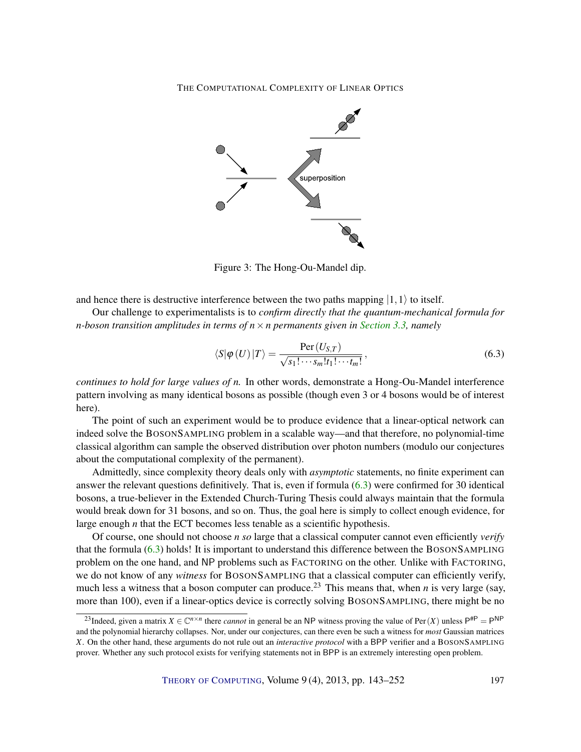Figure 3: The Hong-Ou-Mandel dip.

and hence there is destructive interference between the two paths mapping $|1,1\rangle$ to itself.

Our challenge to experimentalists is to *confirm directly that the quantum-mechanical formula for n-boson transition amplitudes in terms of $n \times n$ permanents given in Section 3.3, namely*

$$\langle S|\varphi(U)|T\rangle = \frac{\operatorname{Per}(U_{S,T})}{\sqrt{s_1! \cdots s_m! t_1! \cdots t_m!}}, \tag{6.3}$$

*continues to hold for large values of n.* In other words, demonstrate a Hong-Ou-Mandel interference pattern involving as many identical bosons as possible (though even 3 or 4 bosons would be of interest here).

The point of such an experiment would be to produce evidence that a linear-optical network can indeed solve the BOSONSAMPLING problem in a scalable way—and that therefore, no polynomial-time classical algorithm can sample the observed distribution over photon numbers (modulo our conjectures about the computational complexity of the permanent).

Admittedly, since complexity theory deals only with *asymptotic* statements, no finite experiment can answer the relevant questions definitively. That is, even if formula (6.3) were confirmed for 30 identical bosons, a true-believer in the Extended Church-Turing Thesis could always maintain that the formula would break down for 31 bosons, and so on. Thus, the goal here is simply to collect enough evidence, for large enough $n$ that the ECT becomes less tenable as a scientific hypothesis.

Of course, one should not choose *n so* large that a classical computer cannot even efficiently *verify* that the formula (6.3) holds! It is important to understand this difference between the BOSONSAMPLING problem on the one hand, and NP problems such as FACTORING on the other. Unlike with FACTORING, we do not know of any *witness* for BOSONSAMPLING that a classical computer can efficiently verify, much less a witness that a boson computer can produce.[23] This means that, when $n$ is very large (say, more than 100), even if a linear-optics device is correctly solving BOSONSAMPLING, there might be no

[23] Indeed, given a matrix $X \in \mathbb{C}^{n \times n}$ there *cannot* in general be an NP witness proving the value of $\operatorname{Per}(X)$ unless $\mathsf{P}^{\#\mathsf{P}} = \mathsf{P}^{\mathsf{NP}}$ and the polynomial hierarchy collapses. Nor, under our conjectures, can there even be such a witness for *most* Gaussian matrices $X$. On the other hand, these arguments do not rule out an *interactive protocol* with a BPP verifier and a BOSONSAMPLING prover. Whether any such protocol exists for verifying statements not in BPP is an extremely interesting open problem.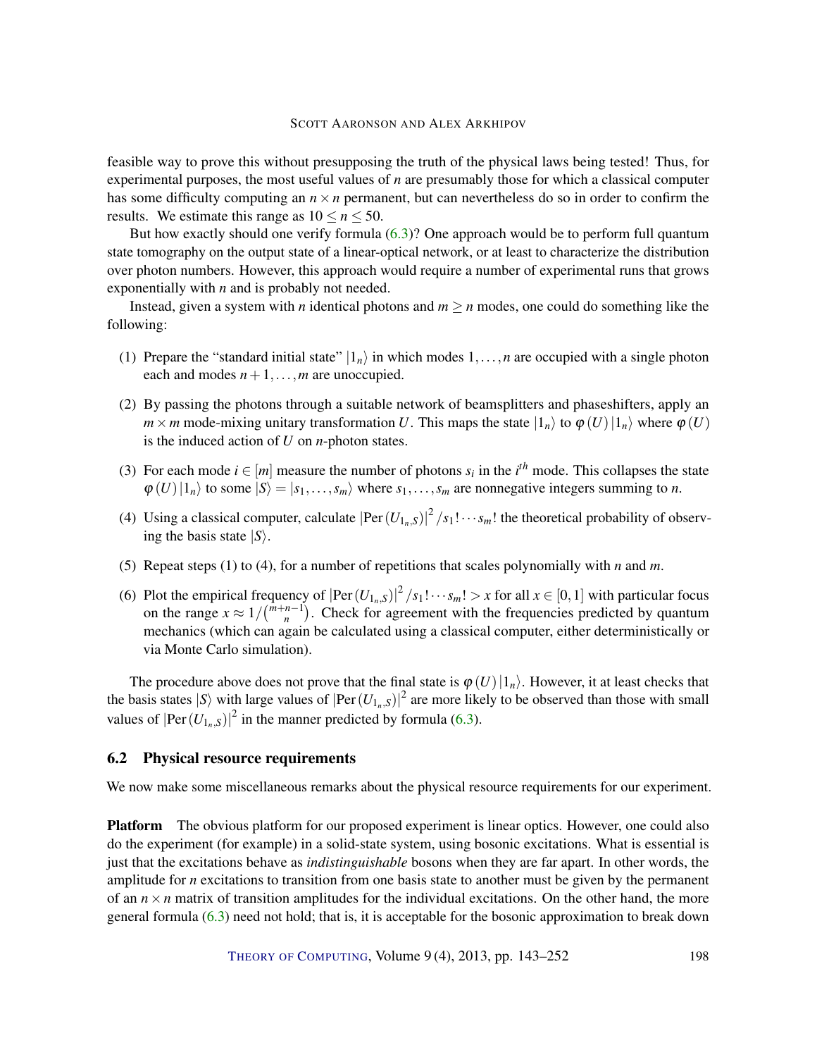feasible way to prove this without presupposing the truth of the physical laws being tested! Thus, for experimental purposes, the most useful values of $n$ are presumably those for which a classical computer has some difficulty computing an $n \times n$ permanent, but can nevertheless do so in order to confirm the results. We estimate this range as $10 \leq n \leq 50$.

But how exactly should one verify formula (6.3)? One approach would be to perform full quantum state tomography on the output state of a linear-optical network, or at least to characterize the distribution over photon numbers. However, this approach would require a number of experimental runs that grows exponentially with $n$ and is probably not needed.

Instead, given a system with $n$ identical photons and $m \geq n$ modes, one could do something like the following:

(1) Prepare the "standard initial state" $|1_n\rangle$ in which modes $1, \ldots, n$ are occupied with a single photon each and modes $n+1, \ldots, m$ are unoccupied.

(2) By passing the photons through a suitable network of beamsplitters and phaseshifters, apply an $m \times m$ mode-mixing unitary transformation $U$. This maps the state $|1_n\rangle$ to $\varphi(U)|1_n\rangle$ where $\varphi(U)$ is the induced action of $U$ on $n$-photon states.

(3) For each mode $i \in [m]$ measure the number of photons $s_i$ in the $i^{th}$ mode. This collapses the state $\varphi(U)|1_n\rangle$ to some $|S\rangle = |s_1, \ldots, s_m\rangle$ where $s_1, \ldots, s_m$ are nonnegative integers summing to $n$.

(4) Using a classical computer, calculate $|\mathrm{Per}(U_{1_n,S})|^2 / s_1! \cdots s_m!$ the theoretical probability of observing the basis state $|S\rangle$.

(5) Repeat steps (1) to (4), for a number of repetitions that scales polynomially with $n$ and $m$.

(6) Plot the empirical frequency of $|\mathrm{Per}(U_{1_n,S})|^2 / s_1! \cdots s_m! > x$ for all $x \in [0,1]$ with particular focus on the range $x \approx 1/\binom{m+n-1}{n}$. Check for agreement with the frequencies predicted by quantum mechanics (which can again be calculated using a classical computer, either deterministically or via Monte Carlo simulation).

The procedure above does not prove that the final state is $\varphi(U)|1_n\rangle$. However, it at least checks that the basis states $|S\rangle$ with large values of $|\mathrm{Per}(U_{1_n,S})|^2$ are more likely to be observed than those with small values of $|\mathrm{Per}(U_{1_n,S})|^2$ in the manner predicted by formula (6.3).

## 6.2 Physical resource requirements

We now make some miscellaneous remarks about the physical resource requirements for our experiment.

**Platform** The obvious platform for our proposed experiment is linear optics. However, one could also do the experiment (for example) in a solid-state system, using bosonic excitations. What is essential is just that the excitations behave as *indistinguishable* bosons when they are far apart. In other words, the amplitude for $n$ excitations to transition from one basis state to another must be given by the permanent of an $n \times n$ matrix of transition amplitudes for the individual excitations. On the other hand, the more general formula (6.3) need not hold; that is, it is acceptable for the bosonic approximation to break down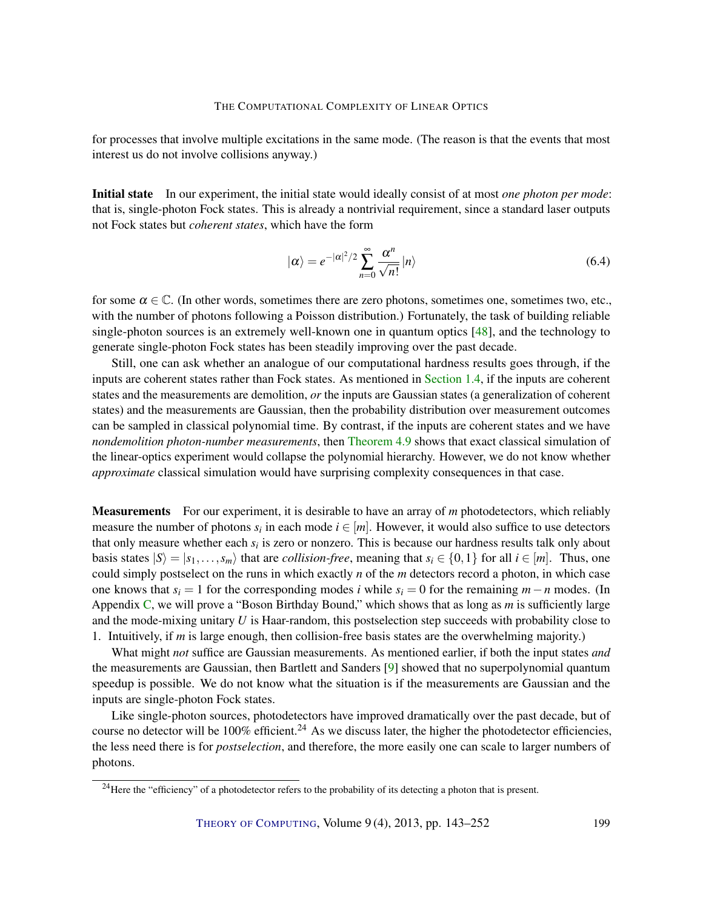for processes that involve multiple excitations in the same mode. (The reason is that the events that most interest us do not involve collisions anyway.)

**Initial state** In our experiment, the initial state would ideally consist of at most *one photon per mode*: that is, single-photon Fock states. This is already a nontrivial requirement, since a standard laser outputs not Fock states but *coherent states*, which have the form

$$|\alpha\rangle = e^{-|\alpha|^2/2} \sum_{n=0}^{\infty} \frac{\alpha^n}{\sqrt{n!}} |n\rangle \tag{6.4}$$

for some $\alpha \in \mathbb{C}$. (In other words, sometimes there are zero photons, sometimes one, sometimes two, etc., with the number of photons following a Poisson distribution.) Fortunately, the task of building reliable single-photon sources is an extremely well-known one in quantum optics [48], and the technology to generate single-photon Fock states has been steadily improving over the past decade.

Still, one can ask whether an analogue of our computational hardness results goes through, if the inputs are coherent states rather than Fock states. As mentioned in Section 1.4, if the inputs are coherent states and the measurements are demolition, *or* the inputs are Gaussian states (a generalization of coherent states) and the measurements are Gaussian, then the probability distribution over measurement outcomes can be sampled in classical polynomial time. By contrast, if the inputs are coherent states and we have *nondemolition photon-number measurements*, then Theorem 4.9 shows that exact classical simulation of the linear-optics experiment would collapse the polynomial hierarchy. However, we do not know whether *approximate* classical simulation would have surprising complexity consequences in that case.

**Measurements** For our experiment, it is desirable to have an array of $m$ photodetectors, which reliably measure the number of photons $s_i$ in each mode $i \in [m]$. However, it would also suffice to use detectors that only measure whether each $s_i$ is zero or nonzero. This is because our hardness results talk only about basis states $|S\rangle = |s_1, \ldots, s_m\rangle$ that are *collision-free*, meaning that $s_i \in \{0,1\}$ for all $i \in [m]$. Thus, one could simply postselect on the runs in which exactly $n$ of the $m$ detectors record a photon, in which case one knows that $s_i = 1$ for the corresponding modes $i$ while $s_i = 0$ for the remaining $m-n$ modes. (In Appendix C, we will prove a "Boson Birthday Bound," which shows that as long as $m$ is sufficiently large and the mode-mixing unitary $U$ is Haar-random, this postselection step succeeds with probability close to 1. Intuitively, if $m$ is large enough, then collision-free basis states are the overwhelming majority.)

What might *not* suffice are Gaussian measurements. As mentioned earlier, if both the input states *and* the measurements are Gaussian, then Bartlett and Sanders [9] showed that no superpolynomial quantum speedup is possible. We do not know what the situation is if the measurements are Gaussian and the inputs are single-photon Fock states.

Like single-photon sources, photodetectors have improved dramatically over the past decade, but of course no detector will be 100% efficient.[24] As we discuss later, the higher the photodetector efficiencies, the less need there is for *postselection*, and therefore, the more easily one can scale to larger numbers of photons.

---

[24] Here the "efficiency" of a photodetector refers to the probability of its detecting a photon that is present.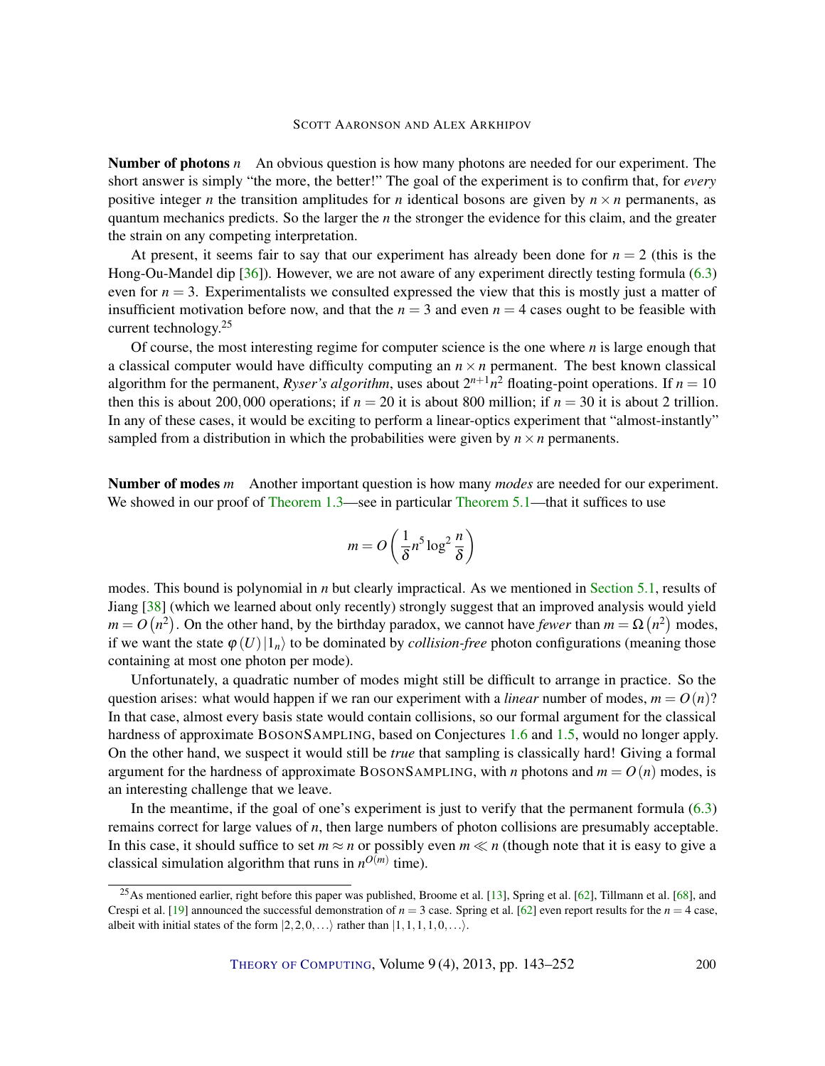**Number of photons $n$** An obvious question is how many photons are needed for our experiment. The short answer is simply "the more, the better!" The goal of the experiment is to confirm that, for *every* positive integer $n$ the transition amplitudes for $n$ identical bosons are given by $n \times n$ permanents, as quantum mechanics predicts. So the larger the $n$ the stronger the evidence for this claim, and the greater the strain on any competing interpretation.

At present, it seems fair to say that our experiment has already been done for $n = 2$ (this is the Hong-Ou-Mandel dip [36]). However, we are not aware of any experiment directly testing formula (6.3) even for $n = 3$. Experimentalists we consulted expressed the view that this is mostly just a matter of insufficient motivation before now, and that the $n = 3$ and even $n = 4$ cases ought to be feasible with current technology.[25]

Of course, the most interesting regime for computer science is the one where $n$ is large enough that a classical computer would have difficulty computing an $n \times n$ permanent. The best known classical algorithm for the permanent, *Ryser's algorithm*, uses about $2^{n+1}n^2$ floating-point operations. If $n = 10$ then this is about 200,000 operations; if $n = 20$ it is about 800 million; if $n = 30$ it is about 2 trillion. In any of these cases, it would be exciting to perform a linear-optics experiment that "almost-instantly" sampled from a distribution in which the probabilities were given by $n \times n$ permanents.

**Number of modes $m$** Another important question is how many *modes* are needed for our experiment. We showed in our proof of Theorem 1.3—see in particular Theorem 5.1—that it suffices to use

$$m = O\left(\frac{1}{\delta} n^5 \log^2 \frac{n}{\delta}\right)$$

modes. This bound is polynomial in $n$ but clearly impractical. As we mentioned in Section 5.1, results of Jiang [38] (which we learned about only recently) strongly suggest that an improved analysis would yield $m = O(n^2)$. On the other hand, by the birthday paradox, we cannot have *fewer* than $m = \Omega(n^2)$ modes, if we want the state $\varphi(U)|1_n\rangle$ to be dominated by *collision-free* photon configurations (meaning those containing at most one photon per mode).

Unfortunately, a quadratic number of modes might still be difficult to arrange in practice. So the question arises: what would happen if we ran our experiment with a *linear* number of modes, $m = O(n)$? In that case, almost every basis state would contain collisions, so our formal argument for the classical hardness of approximate BosonSampling, based on Conjectures 1.6 and 1.5, would no longer apply. On the other hand, we suspect it would still be *true* that sampling is classically hard! Giving a formal argument for the hardness of approximate BosonSampling, with $n$ photons and $m = O(n)$ modes, is an interesting challenge that we leave.

In the meantime, if the goal of one's experiment is just to verify that the permanent formula (6.3) remains correct for large values of $n$, then large numbers of photon collisions are presumably acceptable. In this case, it should suffice to set $m \approx n$ or possibly even $m \ll n$ (though note that it is easy to give a classical simulation algorithm that runs in $n^{O(m)}$ time).

---

[25] As mentioned earlier, right before this paper was published, Broome et al. [13], Spring et al. [62], Tillmann et al. [68], and Crespi et al. [19] announced the successful demonstration of $n = 3$ case. Spring et al. [62] even report results for the $n = 4$ case, albeit with initial states of the form $|2, 2, 0, \ldots\rangle$ rather than $|1, 1, 1, 1, 0, \ldots\rangle$.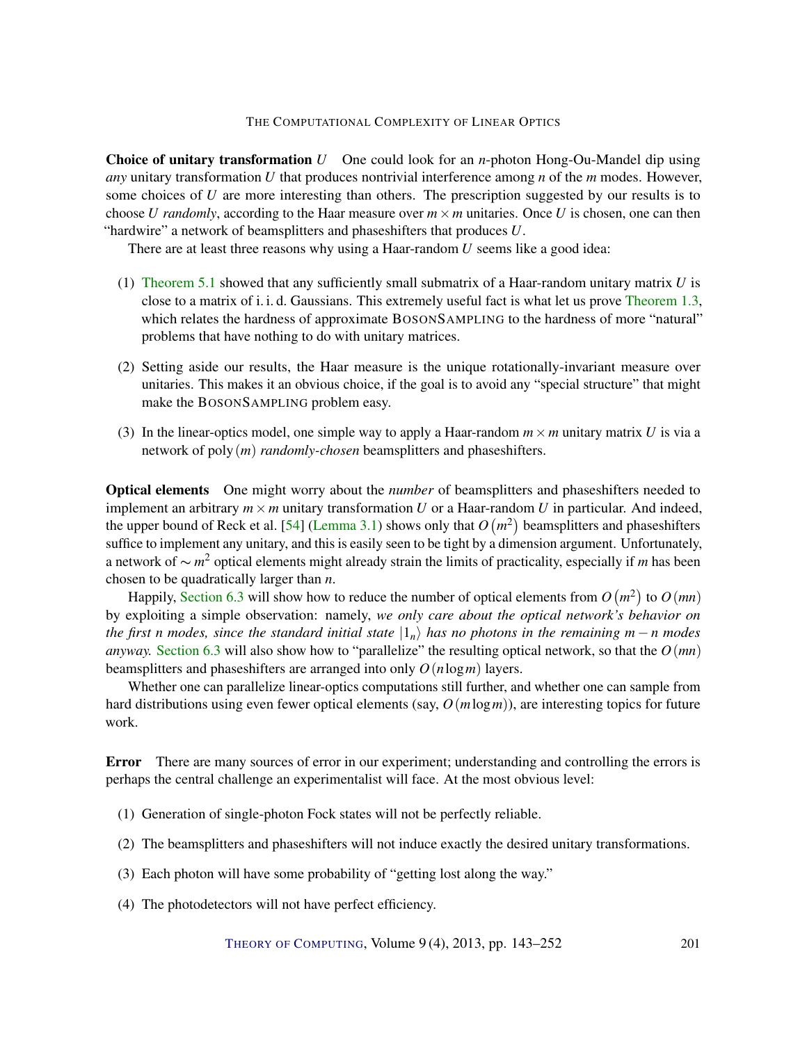**Choice of unitary transformation $U$** One could look for an $n$-photon Hong-Ou-Mandel dip using *any* unitary transformation $U$ that produces nontrivial interference among $n$ of the $m$ modes. However, some choices of $U$ are more interesting than others. The prescription suggested by our results is to choose $U$ *randomly*, according to the Haar measure over $m \times m$ unitaries. Once $U$ is chosen, one can then "hardwire" a network of beamsplitters and phaseshifters that produces $U$.

There are at least three reasons why using a Haar-random $U$ seems like a good idea:

(1) Theorem 5.1 showed that any sufficiently small submatrix of a Haar-random unitary matrix $U$ is close to a matrix of i. i. d. Gaussians. This extremely useful fact is what let us prove Theorem 1.3, which relates the hardness of approximate BOSONSAMPLING to the hardness of more "natural" problems that have nothing to do with unitary matrices.

(2) Setting aside our results, the Haar measure is the unique rotationally-invariant measure over unitaries. This makes it an obvious choice, if the goal is to avoid any "special structure" that might make the BOSONSAMPLING problem easy.

(3) In the linear-optics model, one simple way to apply a Haar-random $m \times m$ unitary matrix $U$ is via a network of $\text{poly}(m)$ *randomly-chosen* beamsplitters and phaseshifters.

**Optical elements** One might worry about the *number* of beamsplitters and phaseshifters needed to implement an arbitrary $m \times m$ unitary transformation $U$ or a Haar-random $U$ in particular. And indeed, the upper bound of Reck et al. [54] (Lemma 3.1) shows only that $O\left(m^2\right)$ beamsplitters and phaseshifters suffice to implement any unitary, and this is easily seen to be tight by a dimension argument. Unfortunately, a network of $\sim m^2$ optical elements might already strain the limits of practicality, especially if $m$ has been chosen to be quadratically larger than $n$.

Happily, Section 6.3 will show how to reduce the number of optical elements from $O\left(m^2\right)$ to $O(mn)$ by exploiting a simple observation: namely, *we only care about the optical network's behavior on the first $n$ modes, since the standard initial state $|1_n\rangle$ has no photons in the remaining $m-n$ modes anyway.* Section 6.3 will also show how to "parallelize" the resulting optical network, so that the $O(mn)$ beamsplitters and phaseshifters are arranged into only $O(n \log m)$ layers.

Whether one can parallelize linear-optics computations still further, and whether one can sample from hard distributions using even fewer optical elements (say, $O(m \log m)$), are interesting topics for future work.

**Error** There are many sources of error in our experiment; understanding and controlling the errors is perhaps the central challenge an experimentalist will face. At the most obvious level:

(1) Generation of single-photon Fock states will not be perfectly reliable.

(2) The beamsplitters and phaseshifters will not induce exactly the desired unitary transformations.

(3) Each photon will have some probability of "getting lost along the way."

(4) The photodetectors will not have perfect efficiency.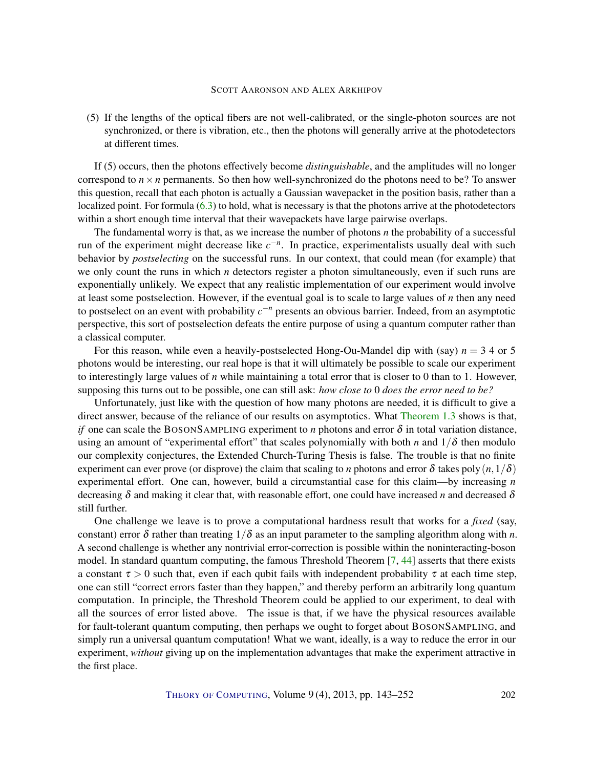(5) If the lengths of the optical fibers are not well-calibrated, or the single-photon sources are not synchronized, or there is vibration, etc., then the photons will generally arrive at the photodetectors at different times.

If (5) occurs, then the photons effectively become *distinguishable*, and the amplitudes will no longer correspond to $n \times n$ permanents. So then how well-synchronized do the photons need to be? To answer this question, recall that each photon is actually a Gaussian wavepacket in the position basis, rather than a localized point. For formula (6.3) to hold, what is necessary is that the photons arrive at the photodetectors within a short enough time interval that their wavepackets have large pairwise overlaps.

The fundamental worry is that, as we increase the number of photons $n$ the probability of a successful run of the experiment might decrease like $c^{-n}$. In practice, experimentalists usually deal with such behavior by *postselecting* on the successful runs. In our context, that could mean (for example) that we only count the runs in which $n$ detectors register a photon simultaneously, even if such runs are exponentially unlikely. We expect that any realistic implementation of our experiment would involve at least some postselection. However, if the eventual goal is to scale to large values of $n$ then any need to postselect on an event with probability $c^{-n}$ presents an obvious barrier. Indeed, from an asymptotic perspective, this sort of postselection defeats the entire purpose of using a quantum computer rather than a classical computer.

For this reason, while even a heavily-postselected Hong-Ou-Mandel dip with (say) $n = 3$ 4 or 5 photons would be interesting, our real hope is that it will ultimately be possible to scale our experiment to interestingly large values of $n$ while maintaining a total error that is closer to 0 than to 1. However, supposing this turns out to be possible, one can still ask: *how close to* 0 *does the error need to be?*

Unfortunately, just like with the question of how many photons are needed, it is difficult to give a direct answer, because of the reliance of our results on asymptotics. What Theorem 1.3 shows is that, *if* one can scale the BosonSampling experiment to $n$ photons and error $\delta$ in total variation distance, using an amount of "experimental effort" that scales polynomially with both $n$ and $1/\delta$ then modulo our complexity conjectures, the Extended Church-Turing Thesis is false. The trouble is that no finite experiment can ever prove (or disprove) the claim that scaling to $n$ photons and error $\delta$ takes $\operatorname{poly}(n, 1/\delta)$ experimental effort. One can, however, build a circumstantial case for this claim—by increasing $n$ decreasing $\delta$ and making it clear that, with reasonable effort, one could have increased $n$ and decreased $\delta$ still further.

One challenge we leave is to prove a computational hardness result that works for a *fixed* (say, constant) error $\delta$ rather than treating $1/\delta$ as an input parameter to the sampling algorithm along with $n$. A second challenge is whether any nontrivial error-correction is possible within the noninteracting-boson model. In standard quantum computing, the famous Threshold Theorem [7, 44] asserts that there exists a constant $\tau > 0$ such that, even if each qubit fails with independent probability $\tau$ at each time step, one can still "correct errors faster than they happen," and thereby perform an arbitrarily long quantum computation. In principle, the Threshold Theorem could be applied to our experiment, to deal with all the sources of error listed above. The issue is that, if we have the physical resources available for fault-tolerant quantum computing, then perhaps we ought to forget about BosonSampling, and simply run a universal quantum computation! What we want, ideally, is a way to reduce the error in our experiment, *without* giving up on the implementation advantages that make the experiment attractive in the first place.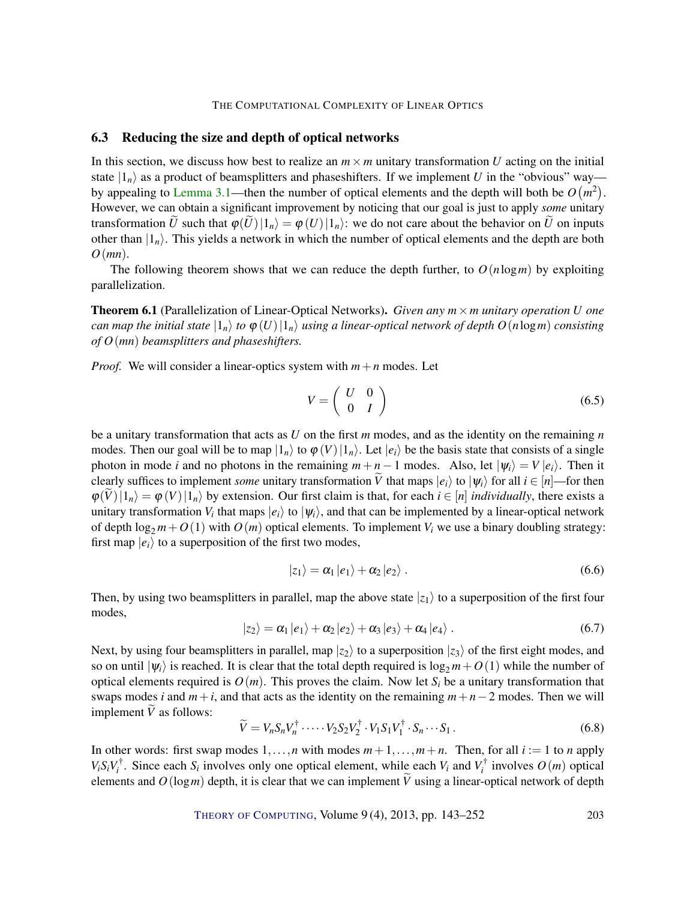## 6.3 Reducing the size and depth of optical networks

In this section, we discuss how best to realize an $m \times m$ unitary transformation $U$ acting on the initial state $|1_n\rangle$ as a product of beamsplitters and phaseshifters. If we implement $U$ in the "obvious" way—by appealing to Lemma 3.1—then the number of optical elements and the depth will both be $O(m^2)$. However, we can obtain a significant improvement by noticing that our goal is just to apply *some* unitary transformation $\widetilde{U}$ such that $\varphi(\widetilde{U})|1_n\rangle = \varphi(U)|1_n\rangle$: we do not care about the behavior on $\widetilde{U}$ on inputs other than $|1_n\rangle$. This yields a network in which the number of optical elements and the depth are both $O(mn)$.

The following theorem shows that we can reduce the depth further, to $O(n \log m)$ by exploiting parallelization.

**Theorem 6.1** (Parallelization of Linear-Optical Networks). *Given any $m \times m$ unitary operation $U$ one can map the initial state $|1_n\rangle$ to $\varphi(U)|1_n\rangle$ using a linear-optical network of depth $O(n \log m)$ consisting of $O(mn)$ beamsplitters and phaseshifters.*

*Proof.* We will consider a linear-optics system with $m+n$ modes. Let

$$V = \begin{pmatrix} U & 0 \\ 0 & I \end{pmatrix} \tag{6.5}$$

be a unitary transformation that acts as $U$ on the first $m$ modes, and as the identity on the remaining $n$ modes. Then our goal will be to map $|1_n\rangle$ to $\varphi(V)|1_n\rangle$. Let $|e_i\rangle$ be the basis state that consists of a single photon in mode $i$ and no photons in the remaining $m+n-1$ modes. Also, let $|\psi_i\rangle = V|e_i\rangle$. Then it clearly suffices to implement *some* unitary transformation $\widetilde{V}$ that maps $|e_i\rangle$ to $|\psi_i\rangle$ for all $i \in [n]$—for then $\varphi(\widetilde{V})|1_n\rangle = \varphi(V)|1_n\rangle$ by extension. Our first claim is that, for each $i \in [n]$ *individually*, there exists a unitary transformation $V_i$ that maps $|e_i\rangle$ to $|\psi_i\rangle$, and that can be implemented by a linear-optical network of depth $\log_2 m + O(1)$ with $O(m)$ optical elements. To implement $V_i$ we use a binary doubling strategy: first map $|e_i\rangle$ to a superposition of the first two modes,

$$|z_1\rangle = \alpha_1|e_1\rangle + \alpha_2|e_2\rangle . \tag{6.6}$$

Then, by using two beamsplitters in parallel, map the above state $|z_1\rangle$ to a superposition of the first four modes,

$$|z_2\rangle = \alpha_1|e_1\rangle + \alpha_2|e_2\rangle + \alpha_3|e_3\rangle + \alpha_4|e_4\rangle . \tag{6.7}$$

Next, by using four beamsplitters in parallel, map $|z_2\rangle$ to a superposition $|z_3\rangle$ of the first eight modes, and so on until $|\psi_i\rangle$ is reached. It is clear that the total depth required is $\log_2 m + O(1)$ while the number of optical elements required is $O(m)$. This proves the claim. Now let $S_i$ be a unitary transformation that swaps modes $i$ and $m+i$, and that acts as the identity on the remaining $m+n-2$ modes. Then we will implement $\widetilde{V}$ as follows:

$$\widetilde{V} = V_n S_n V_n^{\dagger} \cdot \cdots \cdot V_2 S_2 V_2^{\dagger} \cdot V_1 S_1 V_1^{\dagger} \cdot S_n \cdots S_1 . \tag{6.8}$$

In other words: first swap modes $1,\ldots,n$ with modes $m+1,\ldots,m+n$. Then, for all $i := 1$ to $n$ apply $V_i S_i V_i^{\dagger}$. Since each $S_i$ involves only one optical element, while each $V_i$ and $V_i^{\dagger}$ involves $O(m)$ optical elements and $O(\log m)$ depth, it is clear that we can implement $\widetilde{V}$ using a linear-optical network of depth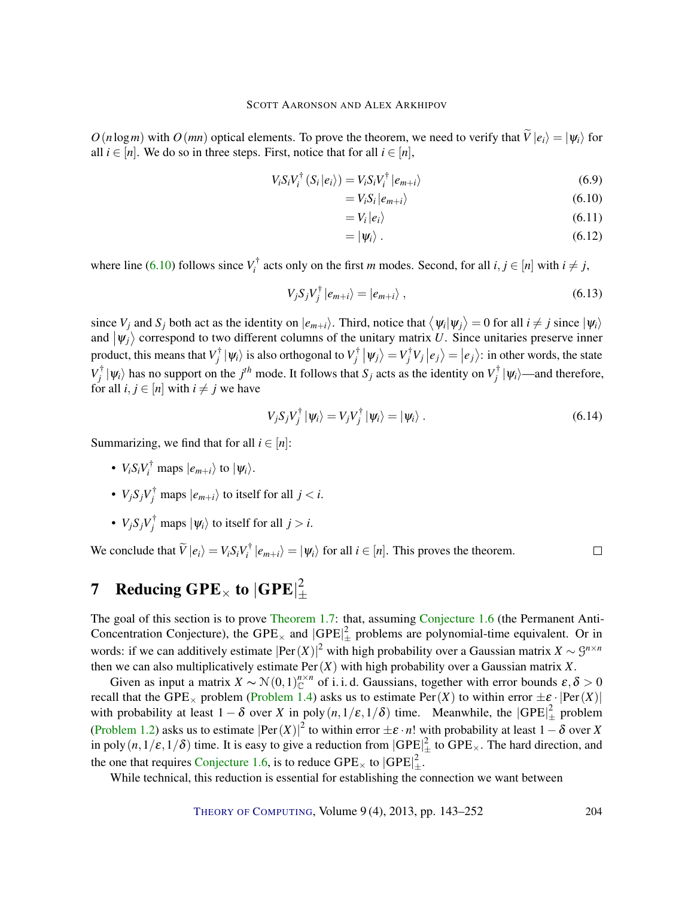$O(n \log m)$ with $O(mn)$ optical elements. To prove the theorem, we need to verify that $\widetilde{V}|e_i\rangle = |\psi_i\rangle$ for all $i \in [n]$. We do so in three steps. First, notice that for all $i \in [n]$,

$$V_i S_i V_i^\dagger (S_i |e_i\rangle) = V_i S_i V_i^\dagger |e_{m+i}\rangle \tag{6.9}$$

$$= V_i S_i |e_{m+i}\rangle \tag{6.10}$$

$$= V_i |e_i\rangle \tag{6.11}$$

$$= |\psi_i\rangle\,. \tag{6.12}$$

where line (6.10) follows since $V_i^\dagger$ acts only on the first $m$ modes. Second, for all $i, j \in [n]$ with $i \neq j$,

$$V_j S_j V_j^\dagger |e_{m+i}\rangle = |e_{m+i}\rangle\,, \tag{6.13}$$

since $V_j$ and $S_j$ both act as the identity on $|e_{m+i}\rangle$. Third, notice that $\langle \psi_i | \psi_j \rangle = 0$ for all $i \neq j$ since $|\psi_i\rangle$ and $|\psi_j\rangle$ correspond to two different columns of the unitary matrix $U$. Since unitaries preserve inner product, this means that $V_j^\dagger |\psi_i\rangle$ is also orthogonal to $V_j^\dagger |\psi_j\rangle = V_j^\dagger V_j |e_j\rangle = |e_j\rangle$: in other words, the state $V_j^\dagger |\psi_i\rangle$ has no support on the $j^{th}$ mode. It follows that $S_j$ acts as the identity on $V_j^\dagger |\psi_i\rangle$—and therefore, for all $i, j \in [n]$ with $i \neq j$ we have

$$V_j S_j V_j^\dagger |\psi_i\rangle = V_j V_j^\dagger |\psi_i\rangle = |\psi_i\rangle\,. \tag{6.14}$$

Summarizing, we find that for all $i \in [n]$:

- $V_i S_i V_i^\dagger$ maps $|e_{m+i}\rangle$ to $|\psi_i\rangle$.
- $V_j S_j V_j^\dagger$ maps $|e_{m+i}\rangle$ to itself for all $j < i$.
- $V_j S_j V_j^\dagger$ maps $|\psi_i\rangle$ to itself for all $j > i$.

We conclude that $\widetilde{V}|e_i\rangle = V_i S_i V_i^\dagger |e_{m+i}\rangle = |\psi_i\rangle$ for all $i \in [n]$. This proves the theorem. □

# 7 Reducing $\text{GPE}_\times$ to $|\text{GPE}|_\pm^2$

The goal of this section is to prove Theorem 1.7: that, assuming Conjecture 1.6 (the Permanent Anti-Concentration Conjecture), the $\text{GPE}_\times$ and $|\text{GPE}|_\pm^2$ problems are polynomial-time equivalent. Or in words: if we can additively estimate $|\text{Per}(X)|^2$ with high probability over a Gaussian matrix $X \sim \mathcal{G}^{n\times n}$ then we can also multiplicatively estimate $\text{Per}(X)$ with high probability over a Gaussian matrix $X$.

Given as input a matrix $X \sim \mathcal{N}(0,1)_{\mathbb{C}}^{n\times n}$ of i. i. d. Gaussians, together with error bounds $\varepsilon, \delta > 0$ recall that the $\text{GPE}_\times$ problem (Problem 1.4) asks us to estimate $\text{Per}(X)$ to within error $\pm\varepsilon \cdot |\text{Per}(X)|$ with probability at least $1-\delta$ over $X$ in $\text{poly}(n, 1/\varepsilon, 1/\delta)$ time. Meanwhile, the $|\text{GPE}|_\pm^2$ problem (Problem 1.2) asks us to estimate $|\text{Per}(X)|^2$ to within error $\pm\varepsilon \cdot n!$ with probability at least $1-\delta$ over $X$ in $\text{poly}(n, 1/\varepsilon, 1/\delta)$ time. It is easy to give a reduction from $|\text{GPE}|_\pm^2$ to $\text{GPE}_\times$. The hard direction, and the one that requires Conjecture 1.6, is to reduce $\text{GPE}_\times$ to $|\text{GPE}|_\pm^2$.

While technical, this reduction is essential for establishing the connection we want between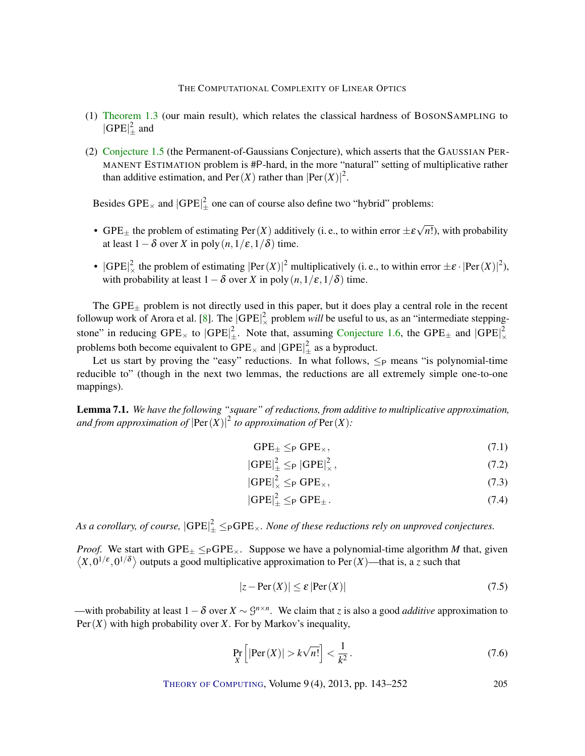(1) Theorem 1.3 (our main result), which relates the classical hardness of BosonSampling to $|\mathrm{GPE}|_{\pm}^{2}$ and

(2) Conjecture 1.5 (the Permanent-of-Gaussians Conjecture), which asserts that the Gaussian Permanent Estimation problem is #P-hard, in the more "natural" setting of multiplicative rather than additive estimation, and $\mathrm{Per}(X)$ rather than $|\mathrm{Per}(X)|^2$.

Besides $\mathrm{GPE}_{\times}$ and $|\mathrm{GPE}|_{\pm}^{2}$ one can of course also define two "hybrid" problems:

- $\mathrm{GPE}_{\pm}$ the problem of estimating $\mathrm{Per}(X)$ additively (i. e., to within error $\pm\varepsilon\sqrt{n!}$), with probability at least $1-\delta$ over $X$ in $\mathrm{poly}(n,1/\varepsilon,1/\delta)$ time.
- $|\mathrm{GPE}|_{\times}^{2}$ the problem of estimating $|\mathrm{Per}(X)|^2$ multiplicatively (i. e., to within error $\pm\varepsilon\cdot|\mathrm{Per}(X)|^2$), with probability at least $1-\delta$ over $X$ in $\mathrm{poly}(n,1/\varepsilon,1/\delta)$ time.

The $\mathrm{GPE}_{\pm}$ problem is not directly used in this paper, but it does play a central role in the recent followup work of Arora et al. [8]. The $|\mathrm{GPE}|_{\times}^{2}$ problem *will* be useful to us, as an "intermediate stepping-stone" in reducing $\mathrm{GPE}_{\times}$ to $|\mathrm{GPE}|_{\pm}^{2}$. Note that, assuming Conjecture 1.6, the $\mathrm{GPE}_{\pm}$ and $|\mathrm{GPE}|_{\times}^{2}$ problems both become equivalent to $\mathrm{GPE}_{\times}$ and $|\mathrm{GPE}|_{\pm}^{2}$ as a byproduct.

Let us start by proving the "easy" reductions. In what follows, $\leq_{\mathsf{P}}$ means "is polynomial-time reducible to" (though in the next two lemmas, the reductions are all extremely simple one-to-one mappings).

**Lemma 7.1.** *We have the following "square" of reductions, from additive to multiplicative approximation, and from approximation of* $|\mathrm{Per}(X)|^2$ *to approximation of* $\mathrm{Per}(X)$*:*

$$\mathrm{GPE}_{\pm} \leq_{\mathsf{P}} \mathrm{GPE}_{\times}, \tag{7.1}$$

$$|\mathrm{GPE}|_{\pm}^{2} \leq_{\mathsf{P}} |\mathrm{GPE}|_{\times}^{2}, \tag{7.2}$$

$$|\mathrm{GPE}|_{\times}^{2} \leq_{\mathsf{P}} \mathrm{GPE}_{\times}, \tag{7.3}$$

$$|\mathrm{GPE}|_{\pm}^{2} \leq_{\mathsf{P}} \mathrm{GPE}_{\pm}. \tag{7.4}$$

*As a corollary, of course,* $|\mathrm{GPE}|_{\pm}^{2} \leq_{\mathsf{P}} \mathrm{GPE}_{\times}$*. None of these reductions rely on unproved conjectures.*

*Proof.* We start with $\mathrm{GPE}_{\pm} \leq_{\mathsf{P}} \mathrm{GPE}_{\times}$. Suppose we have a polynomial-time algorithm $M$ that, given $\langle X, 0^{1/\varepsilon}, 0^{1/\delta}\rangle$ outputs a good multiplicative approximation to $\mathrm{Per}(X)$—that is, a $z$ such that

$$|z-\mathrm{Per}(X)| \leq \varepsilon\,|\mathrm{Per}(X)| \tag{7.5}$$

—with probability at least $1-\delta$ over $X \sim \mathcal{G}^{n\times n}$. We claim that $z$ is also a good *additive* approximation to $\mathrm{Per}(X)$ with high probability over $X$. For by Markov's inequality,

$$\Pr_X\left[|\mathrm{Per}(X)| > k\sqrt{n!}\right] < \frac{1}{k^2}. \tag{7.6}$$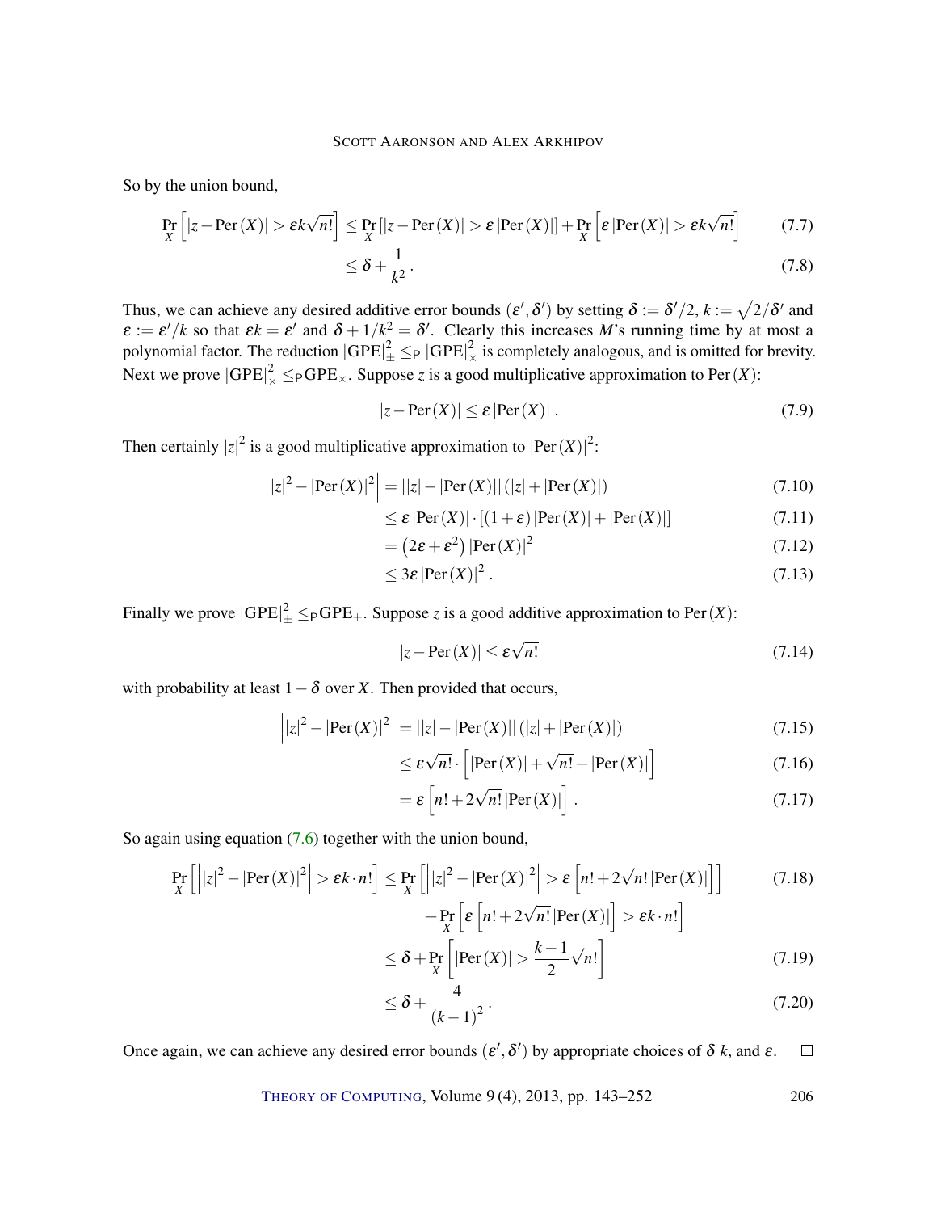So by the union bound,

$$\Pr_X\left[|z - \mathrm{Per}(X)| > \varepsilon k\sqrt{n!}\right] \leq \Pr_X\left[|z - \mathrm{Per}(X)| > \varepsilon\left|\mathrm{Per}(X)\right|\right] + \Pr_X\left[\varepsilon\left|\mathrm{Per}(X)\right| > \varepsilon k\sqrt{n!}\right] \tag{7.7}$$

$$\leq \delta + \frac{1}{k^2}. \tag{7.8}$$

Thus, we can achieve any desired additive error bounds $(\varepsilon', \delta')$ by setting $\delta := \delta'/2$, $k := \sqrt{2/\delta'}$ and $\varepsilon := \varepsilon'/k$ so that $\varepsilon k = \varepsilon'$ and $\delta + 1/k^2 = \delta'$. Clearly this increases $M$'s running time by at most a polynomial factor. The reduction $|\mathrm{GPE}|_{\pm}^2 \leq_{\mathsf{P}} |\mathrm{GPE}|_{\times}^2$ is completely analogous, and is omitted for brevity.

Next we prove $|\mathrm{GPE}|_{\times}^2 \leq_{\mathsf{P}} \mathrm{GPE}_{\times}$. Suppose $z$ is a good multiplicative approximation to $\mathrm{Per}(X)$:

$$|z - \mathrm{Per}(X)| \leq \varepsilon\left|\mathrm{Per}(X)\right|. \tag{7.9}$$

Then certainly $|z|^2$ is a good multiplicative approximation to $\left|\mathrm{Per}(X)\right|^2$:

$$\left||z|^2 - \left|\mathrm{Per}(X)\right|^2\right| = \left||z| - \left|\mathrm{Per}(X)\right|\right|\left(|z| + \left|\mathrm{Per}(X)\right|\right) \tag{7.10}$$

$$\leq \varepsilon\left|\mathrm{Per}(X)\right| \cdot \left[(1+\varepsilon)\left|\mathrm{Per}(X)\right| + \left|\mathrm{Per}(X)\right|\right] \tag{7.11}$$

$$= \left(2\varepsilon + \varepsilon^2\right)\left|\mathrm{Per}(X)\right|^2 \tag{7.12}$$

$$\leq 3\varepsilon\left|\mathrm{Per}(X)\right|^2. \tag{7.13}$$

Finally we prove $|\mathrm{GPE}|_{\pm}^2 \leq_{\mathsf{P}} \mathrm{GPE}_{\pm}$. Suppose $z$ is a good additive approximation to $\mathrm{Per}(X)$:

$$|z - \mathrm{Per}(X)| \leq \varepsilon\sqrt{n!} \tag{7.14}$$

with probability at least $1 - \delta$ over $X$. Then provided that occurs,

$$\left||z|^2 - \left|\mathrm{Per}(X)\right|^2\right| = \left||z| - \left|\mathrm{Per}(X)\right|\right|\left(|z| + \left|\mathrm{Per}(X)\right|\right) \tag{7.15}$$

$$\leq \varepsilon\sqrt{n!} \cdot \left[\left|\mathrm{Per}(X)\right| + \sqrt{n!} + \left|\mathrm{Per}(X)\right|\right] \tag{7.16}$$

$$= \varepsilon\left[n! + 2\sqrt{n!}\left|\mathrm{Per}(X)\right|\right]. \tag{7.17}$$

So again using equation (7.6) together with the union bound,

$$\Pr_X\left[\left||z|^2 - \left|\mathrm{Per}(X)\right|^2\right| > \varepsilon k \cdot n!\right] \leq \Pr_X\left[\left||z|^2 - \left|\mathrm{Per}(X)\right|^2\right| > \varepsilon\left[n! + 2\sqrt{n!}\left|\mathrm{Per}(X)\right|\right]\right] \tag{7.18}$$

$$+ \Pr_X\left[\varepsilon\left[n! + 2\sqrt{n!}\left|\mathrm{Per}(X)\right|\right] > \varepsilon k \cdot n!\right]$$

$$\leq \delta + \Pr_X\left[\left|\mathrm{Per}(X)\right| > \frac{k-1}{2}\sqrt{n!}\right] \tag{7.19}$$

$$\leq \delta + \frac{4}{(k-1)^2}. \tag{7.20}$$

Once again, we can achieve any desired error bounds $(\varepsilon', \delta')$ by appropriate choices of $\delta$ $k$, and $\varepsilon$. $\square$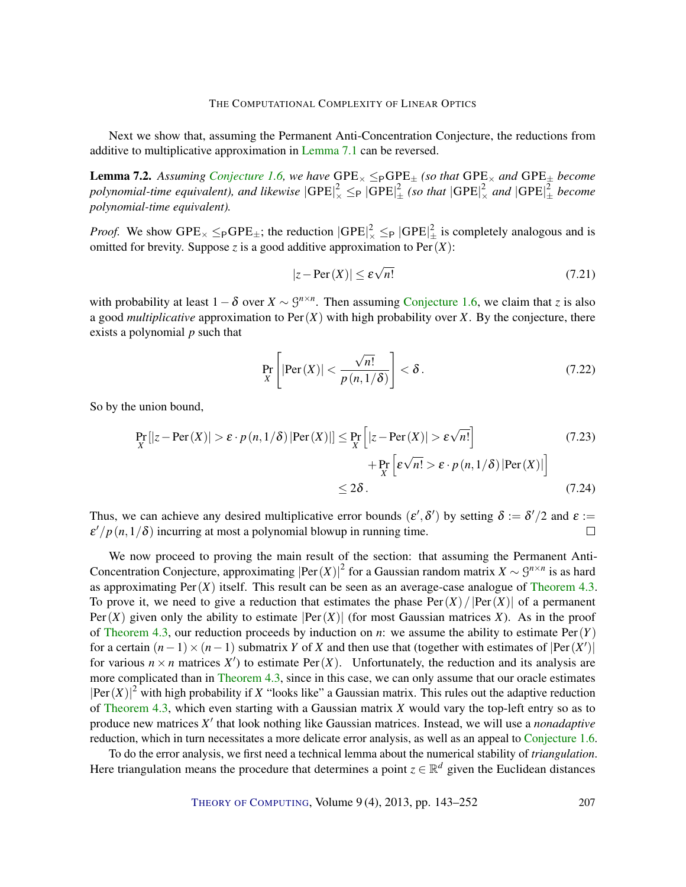Next we show that, assuming the Permanent Anti-Concentration Conjecture, the reductions from additive to multiplicative approximation in Lemma 7.1 can be reversed.

**Lemma 7.2.** *Assuming Conjecture 1.6, we have* $\mathrm{GPE}_\times \leq_{\mathsf{P}} \mathrm{GPE}_\pm$ *(so that* $\mathrm{GPE}_\times$ *and* $\mathrm{GPE}_\pm$ *become polynomial-time equivalent), and likewise* $|\mathrm{GPE}|^2_\times \leq_{\mathsf{P}} |\mathrm{GPE}|^2_\pm$ *(so that* $|\mathrm{GPE}|^2_\times$ *and* $|\mathrm{GPE}|^2_\pm$ *become polynomial-time equivalent).*

*Proof.* We show $\mathrm{GPE}_\times \leq_{\mathsf{P}} \mathrm{GPE}_\pm$; the reduction $|\mathrm{GPE}|^2_\times \leq_{\mathsf{P}} |\mathrm{GPE}|^2_\pm$ is completely analogous and is omitted for brevity. Suppose $z$ is a good additive approximation to $\mathrm{Per}(X)$:

$$|z - \mathrm{Per}(X)| \leq \varepsilon\sqrt{n!} \tag{7.21}$$

with probability at least $1-\delta$ over $X \sim \mathcal{G}^{n\times n}$. Then assuming Conjecture 1.6, we claim that $z$ is also a good *multiplicative* approximation to $\mathrm{Per}(X)$ with high probability over $X$. By the conjecture, there exists a polynomial $p$ such that

$$\Pr_X\left[|\mathrm{Per}(X)| < \frac{\sqrt{n!}}{p(n,1/\delta)}\right] < \delta\,. \tag{7.22}$$

So by the union bound,

$$\begin{aligned}
\Pr_X\left[|z-\mathrm{Per}(X)| > \varepsilon \cdot p(n,1/\delta)\,|\mathrm{Per}(X)|\right] &\leq \Pr_X\left[|z-\mathrm{Per}(X)| > \varepsilon\sqrt{n!}\right] && (7.23)\\
&\quad + \Pr_X\left[\varepsilon\sqrt{n!} > \varepsilon\cdot p(n,1/\delta)\,|\mathrm{Per}(X)|\right] \\
&\leq 2\delta\,. && (7.24)
\end{aligned}$$

Thus, we can achieve any desired multiplicative error bounds $(\varepsilon',\delta')$ by setting $\delta := \delta'/2$ and $\varepsilon := \varepsilon'/p(n,1/\delta)$ incurring at most a polynomial blowup in running time. □

We now proceed to proving the main result of the section: that assuming the Permanent Anti-Concentration Conjecture, approximating $|\mathrm{Per}(X)|^2$ for a Gaussian random matrix $X \sim \mathcal{G}^{n\times n}$ is as hard as approximating $\mathrm{Per}(X)$ itself. This result can be seen as an average-case analogue of Theorem 4.3. To prove it, we need to give a reduction that estimates the phase $\mathrm{Per}(X)/|\mathrm{Per}(X)|$ of a permanent $\mathrm{Per}(X)$ given only the ability to estimate $|\mathrm{Per}(X)|$ (for most Gaussian matrices $X$). As in the proof of Theorem 4.3, our reduction proceeds by induction on $n$: we assume the ability to estimate $\mathrm{Per}(Y)$ for a certain $(n-1)\times(n-1)$ submatrix $Y$ of $X$ and then use that (together with estimates of $|\mathrm{Per}(X')|$ for various $n\times n$ matrices $X'$) to estimate $\mathrm{Per}(X)$. Unfortunately, the reduction and its analysis are more complicated than in Theorem 4.3, since in this case, we can only assume that our oracle estimates $|\mathrm{Per}(X)|^2$ with high probability if $X$ "looks like" a Gaussian matrix. This rules out the adaptive reduction of Theorem 4.3, which even starting with a Gaussian matrix $X$ would vary the top-left entry so as to produce new matrices $X'$ that look nothing like Gaussian matrices. Instead, we will use a *nonadaptive* reduction, which in turn necessitates a more delicate error analysis, as well as an appeal to Conjecture 1.6.

To do the error analysis, we first need a technical lemma about the numerical stability of *triangulation*. Here triangulation means the procedure that determines a point $z \in \mathbb{R}^d$ given the Euclidean distances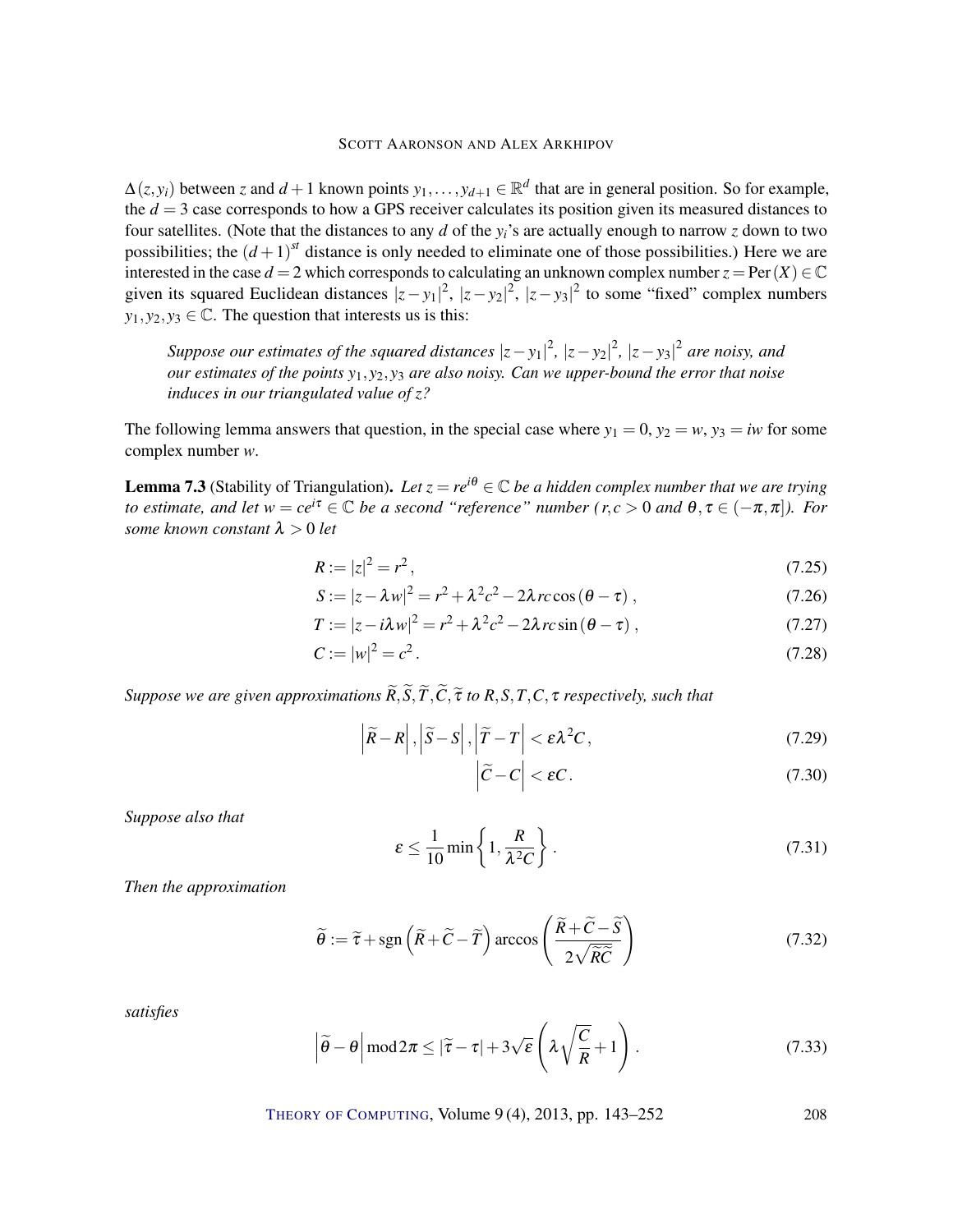$\Delta(z, y_i)$ between $z$ and $d+1$ known points $y_1, \ldots, y_{d+1} \in \mathbb{R}^d$ that are in general position. So for example, the $d = 3$ case corresponds to how a GPS receiver calculates its position given its measured distances to four satellites. (Note that the distances to any $d$ of the $y_i$'s are actually enough to narrow $z$ down to two possibilities; the $(d+1)^{st}$ distance is only needed to eliminate one of those possibilities.) Here we are interested in the case $d = 2$ which corresponds to calculating an unknown complex number $z = \mathrm{Per}(X) \in \mathbb{C}$ given its squared Euclidean distances $|z - y_1|^2$, $|z - y_2|^2$, $|z - y_3|^2$ to some "fixed" complex numbers $y_1, y_2, y_3 \in \mathbb{C}$. The question that interests us is this:

> *Suppose our estimates of the squared distances $|z - y_1|^2$, $|z - y_2|^2$, $|z - y_3|^2$ are noisy, and our estimates of the points $y_1, y_2, y_3$ are also noisy. Can we upper-bound the error that noise induces in our triangulated value of $z$?*

The following lemma answers that question, in the special case where $y_1 = 0$, $y_2 = w$, $y_3 = iw$ for some complex number $w$.

**Lemma 7.3** (Stability of Triangulation)**.** *Let $z = re^{i\theta} \in \mathbb{C}$ be a hidden complex number that we are trying to estimate, and let $w = ce^{i\tau} \in \mathbb{C}$ be a second "reference" number ($r, c > 0$ and $\theta, \tau \in (-\pi, \pi]$). For some known constant $\lambda > 0$ let*

$$R := |z|^2 = r^2, \tag{7.25}$$

$$S := |z - \lambda w|^2 = r^2 + \lambda^2 c^2 - 2\lambda rc \cos(\theta - \tau), \tag{7.26}$$

$$T := |z - i\lambda w|^2 = r^2 + \lambda^2 c^2 - 2\lambda rc \sin(\theta - \tau), \tag{7.27}$$

$$C := |w|^2 = c^2. \tag{7.28}$$

*Suppose we are given approximations $\widetilde{R}, \widetilde{S}, \widetilde{T}, \widetilde{C}, \widetilde{\tau}$ to $R, S, T, C, \tau$ respectively, such that*

$$\left|\widetilde{R} - R\right|, \left|\widetilde{S} - S\right|, \left|\widetilde{T} - T\right| < \varepsilon \lambda^2 C, \tag{7.29}$$

$$\left|\widetilde{C} - C\right| < \varepsilon C. \tag{7.30}$$

*Suppose also that*

$$\varepsilon \leq \frac{1}{10} \min\left\{1, \frac{R}{\lambda^2 C}\right\}. \tag{7.31}$$

*Then the approximation*

$$\widetilde{\theta} := \widetilde{\tau} + \mathrm{sgn}\left(\widetilde{R} + \widetilde{C} - \widetilde{T}\right) \arccos\left(\frac{\widetilde{R} + \widetilde{C} - \widetilde{S}}{2\sqrt{\widetilde{R}\widetilde{C}}}\right) \tag{7.32}$$

*satisfies*

$$\left|\widetilde{\theta} - \theta\right| \bmod 2\pi \leq |\widetilde{\tau} - \tau| + 3\sqrt{\varepsilon}\left(\lambda\sqrt{\frac{C}{R}} + 1\right). \tag{7.33}$$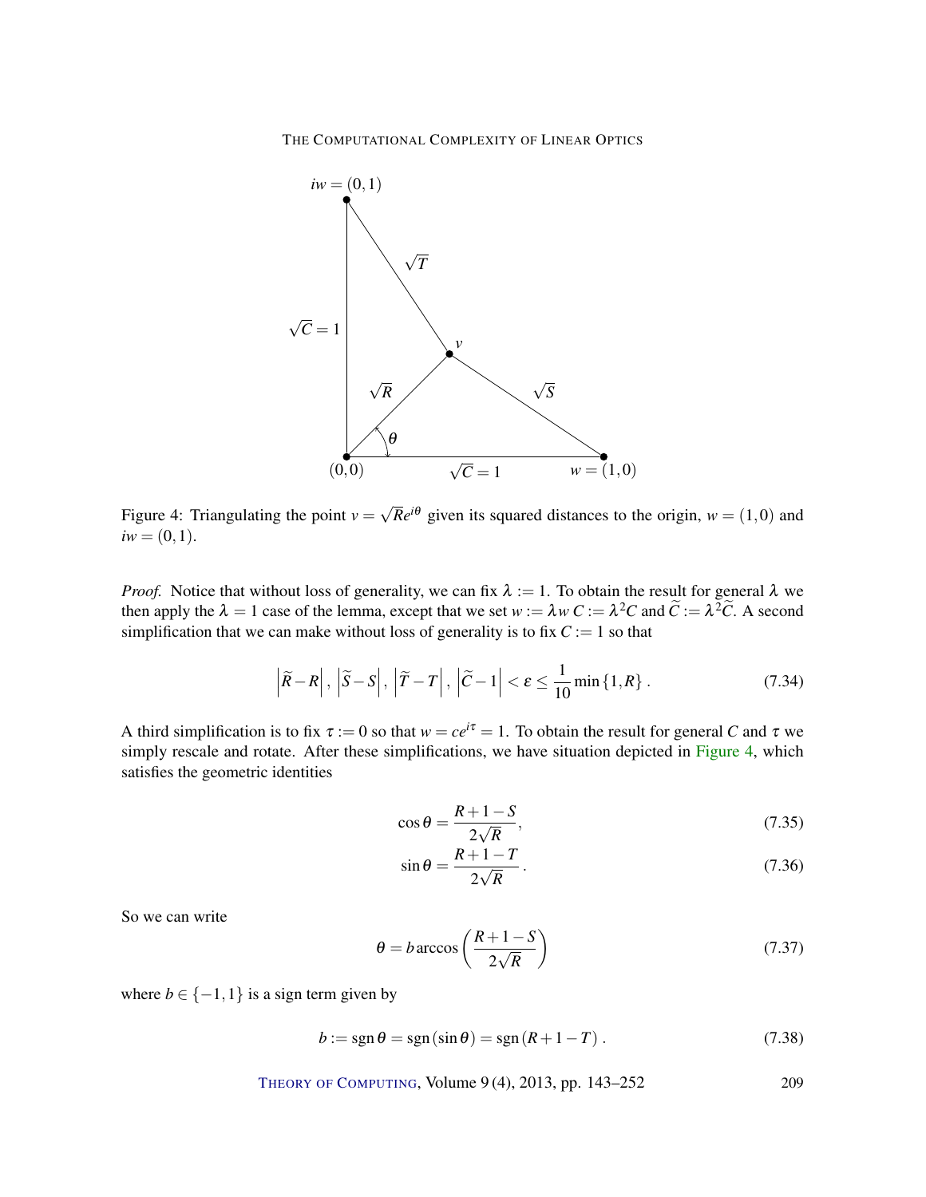Figure 4: Triangulating the point $v = \sqrt{R}e^{i\theta}$ given its squared distances to the origin, $w = (1,0)$ and $iw = (0,1)$.

*Proof.* Notice that without loss of generality, we can fix $\lambda := 1$. To obtain the result for general $\lambda$ we then apply the $\lambda = 1$ case of the lemma, except that we set $w := \lambda w$ $C := \lambda^2 C$ and $\widetilde{C} := \lambda^2 \widetilde{C}$. A second simplification that we can make without loss of generality is to fix $C := 1$ so that

$$\left|\widetilde{R} - R\right|, \left|\widetilde{S} - S\right|, \left|\widetilde{T} - T\right|, \left|\widetilde{C} - 1\right| < \varepsilon \leq \frac{1}{10}\min\{1, R\}. \tag{7.34}$$

A third simplification is to fix $\tau := 0$ so that $w = ce^{i\tau} = 1$. To obtain the result for general $C$ and $\tau$ we simply rescale and rotate. After these simplifications, we have situation depicted in Figure 4, which satisfies the geometric identities

$$\cos\theta = \frac{R + 1 - S}{2\sqrt{R}}, \tag{7.35}$$

$$\sin\theta = \frac{R + 1 - T}{2\sqrt{R}}. \tag{7.36}$$

So we can write

$$\theta = b \arccos\left(\frac{R + 1 - S}{2\sqrt{R}}\right) \tag{7.37}$$

where $b \in \{-1, 1\}$ is a sign term given by

$$b := \operatorname{sgn}\theta = \operatorname{sgn}(\sin\theta) = \operatorname{sgn}(R + 1 - T). \tag{7.38}$$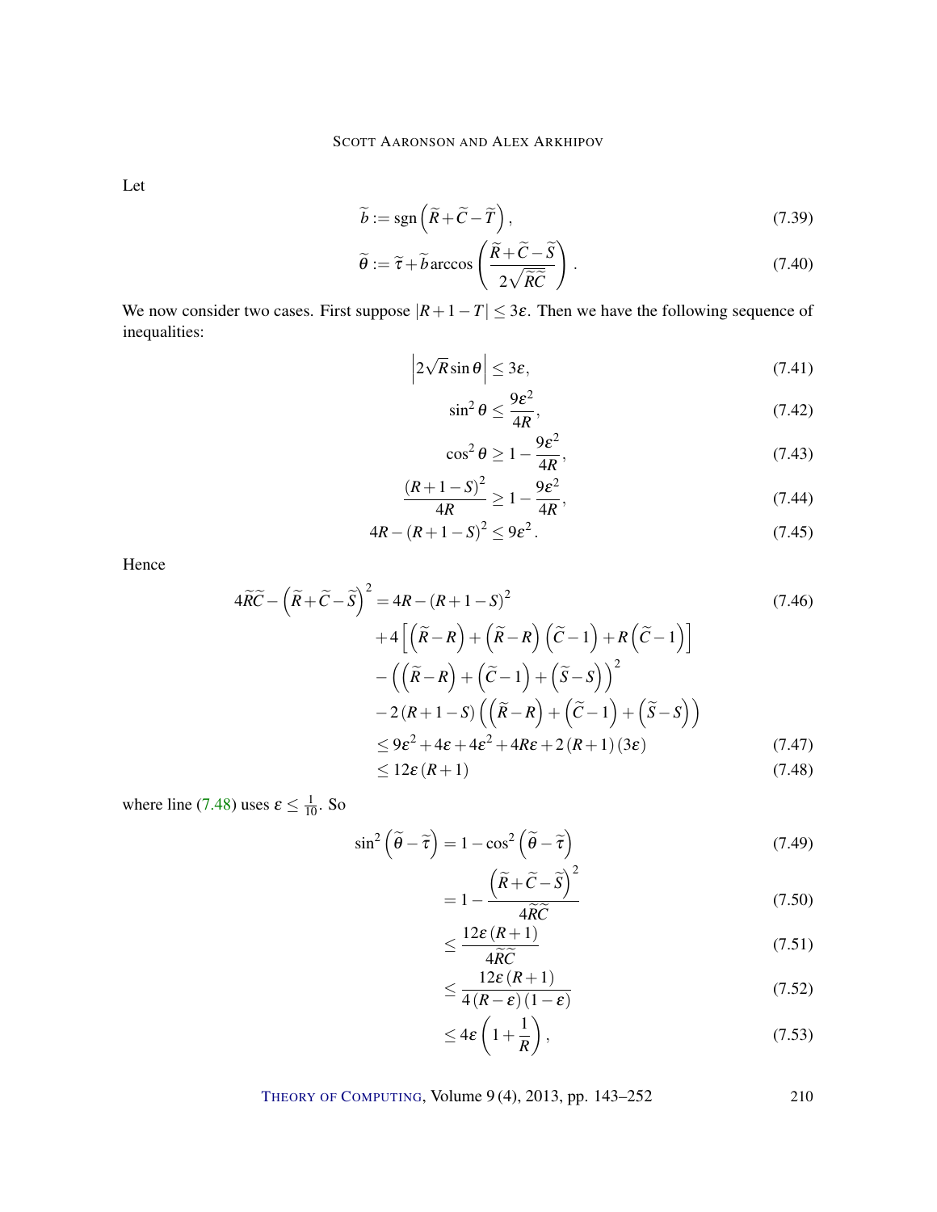Let

$$\widetilde{b} := \operatorname{sgn}\left(\widetilde{R}+\widetilde{C}-\widetilde{T}\right), \tag{7.39}$$

$$\widetilde{\theta} := \widetilde{\tau}+\widetilde{b}\arccos\left(\frac{\widetilde{R}+\widetilde{C}-\widetilde{S}}{2\sqrt{\widetilde{R}\widetilde{C}}}\right). \tag{7.40}$$

We now consider two cases. First suppose $|R+1-T| \leq 3\varepsilon$. Then we have the following sequence of inequalities:

$$\left|2\sqrt{R}\sin\theta\right| \leq 3\varepsilon, \tag{7.41}$$

$$\sin^2\theta \leq \frac{9\varepsilon^2}{4R}, \tag{7.42}$$

$$\cos^2\theta \geq 1-\frac{9\varepsilon^2}{4R}, \tag{7.43}$$

$$\frac{(R+1-S)^2}{4R} \geq 1-\frac{9\varepsilon^2}{4R}, \tag{7.44}$$

$$4R-(R+1-S)^2 \leq 9\varepsilon^2. \tag{7.45}$$

Hence

$$\begin{aligned}
4\widetilde{R}\widetilde{C}-\left(\widetilde{R}+\widetilde{C}-\widetilde{S}\right)^2 &= 4R-(R+1-S)^2 && (7.46)\\
&\quad+4\left[\left(\widetilde{R}-R\right)+\left(\widetilde{R}-R\right)\left(\widetilde{C}-1\right)+R\left(\widetilde{C}-1\right)\right]\\
&\quad-\left(\left(\widetilde{R}-R\right)+\left(\widetilde{C}-1\right)+\left(\widetilde{S}-S\right)\right)^2\\
&\quad-2(R+1-S)\left(\left(\widetilde{R}-R\right)+\left(\widetilde{C}-1\right)+\left(\widetilde{S}-S\right)\right)\\
&\leq 9\varepsilon^2+4\varepsilon+4\varepsilon^2+4R\varepsilon+2(R+1)(3\varepsilon) && (7.47)\\
&\leq 12\varepsilon(R+1) && (7.48)
\end{aligned}$$

where line (7.48) uses $\varepsilon \leq \frac{1}{10}$. So

$$\begin{aligned}
\sin^2\left(\widetilde{\theta}-\widetilde{\tau}\right) &= 1-\cos^2\left(\widetilde{\theta}-\widetilde{\tau}\right) && (7.49)\\
&= 1-\frac{\left(\widetilde{R}+\widetilde{C}-\widetilde{S}\right)^2}{4\widetilde{R}\widetilde{C}} && (7.50)\\
&\leq \frac{12\varepsilon(R+1)}{4\widetilde{R}\widetilde{C}} && (7.51)\\
&\leq \frac{12\varepsilon(R+1)}{4(R-\varepsilon)(1-\varepsilon)} && (7.52)\\
&\leq 4\varepsilon\left(1+\frac{1}{R}\right), && (7.53)
\end{aligned}$$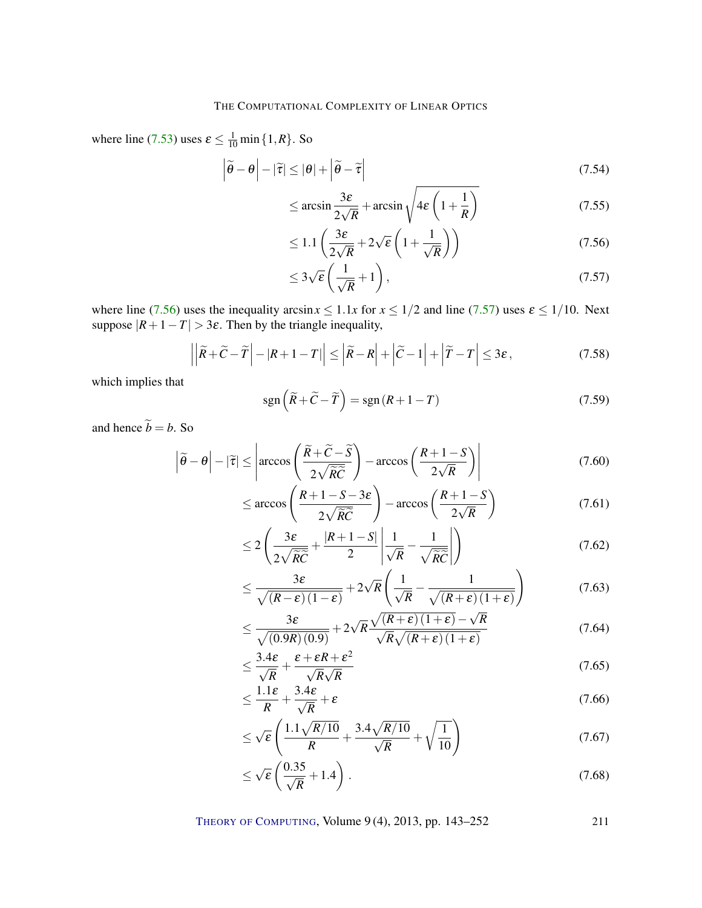where line (7.53) uses $\varepsilon \leq \frac{1}{10}\min\{1, R\}$. So

$$\left|\widetilde{\theta} - \theta\right| - |\widetilde{\tau}| \leq |\theta| + \left|\widetilde{\theta} - \widetilde{\tau}\right| \tag{7.54}$$

$$\leq \arcsin\frac{3\varepsilon}{2\sqrt{R}} + \arcsin\sqrt{4\varepsilon\left(1+\frac{1}{R}\right)} \tag{7.55}$$

$$\leq 1.1\left(\frac{3\varepsilon}{2\sqrt{R}} + 2\sqrt{\varepsilon}\left(1+\frac{1}{\sqrt{R}}\right)\right) \tag{7.56}$$

$$\leq 3\sqrt{\varepsilon}\left(\frac{1}{\sqrt{R}}+1\right), \tag{7.57}$$

where line (7.56) uses the inequality $\arcsin x \leq 1.1x$ for $x \leq 1/2$ and line (7.57) uses $\varepsilon \leq 1/10$. Next suppose $|R+1-T| > 3\varepsilon$. Then by the triangle inequality,

$$\left|\left|\widetilde{R} + \widetilde{C} - \widetilde{T}\right| - |R+1-T|\right| \leq \left|\widetilde{R} - R\right| + \left|\widetilde{C} - 1\right| + \left|\widetilde{T} - T\right| \leq 3\varepsilon, \tag{7.58}$$

which implies that

$$\operatorname{sgn}\left(\widetilde{R} + \widetilde{C} - \widetilde{T}\right) = \operatorname{sgn}\left(R+1-T\right) \tag{7.59}$$

and hence $\widetilde{b} = b$. So

$$\left|\widetilde{\theta} - \theta\right| - |\widetilde{\tau}| \leq \left|\arccos\left(\frac{\widetilde{R} + \widetilde{C} - \widetilde{S}}{2\sqrt{\widetilde{R}\widetilde{C}}}\right) - \arccos\left(\frac{R+1-S}{2\sqrt{R}}\right)\right| \tag{7.60}$$

$$\leq \arccos\left(\frac{R+1-S-3\varepsilon}{2\sqrt{\widetilde{R}\widetilde{C}}}\right) - \arccos\left(\frac{R+1-S}{2\sqrt{R}}\right) \tag{7.61}$$

$$\leq 2\left(\frac{3\varepsilon}{2\sqrt{\widetilde{R}\widetilde{C}}} + \frac{|R+1-S|}{2}\left|\frac{1}{\sqrt{R}} - \frac{1}{\sqrt{\widetilde{R}\widetilde{C}}}\right|\right) \tag{7.62}$$

$$\leq \frac{3\varepsilon}{\sqrt{(R-\varepsilon)(1-\varepsilon)}} + 2\sqrt{R}\left(\frac{1}{\sqrt{R}} - \frac{1}{\sqrt{(R+\varepsilon)(1+\varepsilon)}}\right) \tag{7.63}$$

$$\leq \frac{3\varepsilon}{\sqrt{(0.9R)(0.9)}} + 2\sqrt{R}\frac{\sqrt{(R+\varepsilon)(1+\varepsilon)} - \sqrt{R}}{\sqrt{R}\sqrt{(R+\varepsilon)(1+\varepsilon)}} \tag{7.64}$$

$$\leq \frac{3.4\varepsilon}{\sqrt{R}} + \frac{\varepsilon + \varepsilon R + \varepsilon^2}{\sqrt{R}\sqrt{R}} \tag{7.65}$$

$$\leq \frac{1.1\varepsilon}{R} + \frac{3.4\varepsilon}{\sqrt{R}} + \varepsilon \tag{7.66}$$

$$\leq \sqrt{\varepsilon}\left(\frac{1.1\sqrt{R/10}}{R} + \frac{3.4\sqrt{R/10}}{\sqrt{R}} + \sqrt{\frac{1}{10}}\right) \tag{7.67}$$

$$\leq \sqrt{\varepsilon}\left(\frac{0.35}{\sqrt{R}} + 1.4\right). \tag{7.68}$$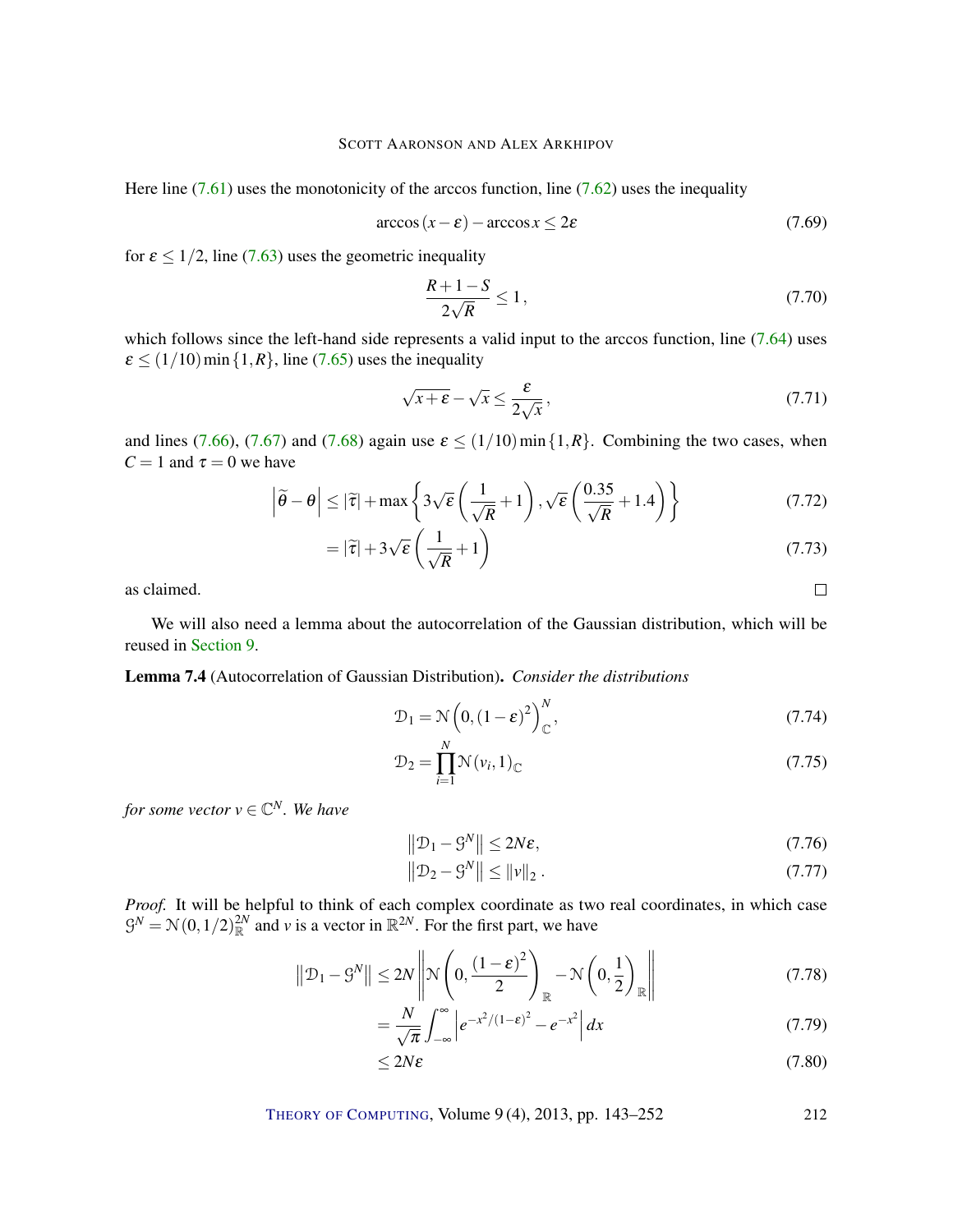Here line (7.61) uses the monotonicity of the arccos function, line (7.62) uses the inequality

$$\arccos(x-\varepsilon) - \arccos x \leq 2\varepsilon \tag{7.69}$$

for $\varepsilon \leq 1/2$, line (7.63) uses the geometric inequality

$$\frac{R+1-S}{2\sqrt{R}} \leq 1\,, \tag{7.70}$$

which follows since the left-hand side represents a valid input to the arccos function, line (7.64) uses $\varepsilon \leq (1/10)\min\{1,R\}$, line (7.65) uses the inequality

$$\sqrt{x+\varepsilon} - \sqrt{x} \leq \frac{\varepsilon}{2\sqrt{x}}\,, \tag{7.71}$$

and lines (7.66), (7.67) and (7.68) again use $\varepsilon \leq (1/10)\min\{1,R\}$. Combining the two cases, when $C=1$ and $\tau = 0$ we have

$$\left|\widetilde{\theta} - \theta\right| \leq |\widetilde{\tau}| + \max\left\{3\sqrt{\varepsilon}\left(\frac{1}{\sqrt{R}}+1\right), \sqrt{\varepsilon}\left(\frac{0.35}{\sqrt{R}}+1.4\right)\right\} \tag{7.72}$$

$$= |\widetilde{\tau}| + 3\sqrt{\varepsilon}\left(\frac{1}{\sqrt{R}}+1\right) \tag{7.73}$$

as claimed. □

We will also need a lemma about the autocorrelation of the Gaussian distribution, which will be reused in Section 9.

**Lemma 7.4** (Autocorrelation of Gaussian Distribution). *Consider the distributions*

$$\mathcal{D}_1 = \mathcal{N}\left(0,(1-\varepsilon)^2\right)_{\mathbb{C}}^N, \tag{7.74}$$

$$\mathcal{D}_2 = \prod_{i=1}^{N} \mathcal{N}(v_i,1)_{\mathbb{C}} \tag{7.75}$$

*for some vector $v \in \mathbb{C}^N$. We have*

$$\left\|\mathcal{D}_1 - \mathcal{G}^N\right\| \leq 2N\varepsilon, \tag{7.76}$$

$$\left\|\mathcal{D}_2 - \mathcal{G}^N\right\| \leq \|v\|_2\,. \tag{7.77}$$

*Proof.* It will be helpful to think of each complex coordinate as two real coordinates, in which case $\mathcal{G}^N = \mathcal{N}(0,1/2)_{\mathbb{R}}^{2N}$ and $v$ is a vector in $\mathbb{R}^{2N}$. For the first part, we have

$$\left\|\mathcal{D}_1 - \mathcal{G}^N\right\| \leq 2N\left\|\mathcal{N}\left(0,\frac{(1-\varepsilon)^2}{2}\right)_{\mathbb{R}} - \mathcal{N}\left(0,\frac{1}{2}\right)_{\mathbb{R}}\right\| \tag{7.78}$$

$$= \frac{N}{\sqrt{\pi}}\int_{-\infty}^{\infty}\left|e^{-x^2/(1-\varepsilon)^2} - e^{-x^2}\right| dx \tag{7.79}$$

$$\leq 2N\varepsilon \tag{7.80}$$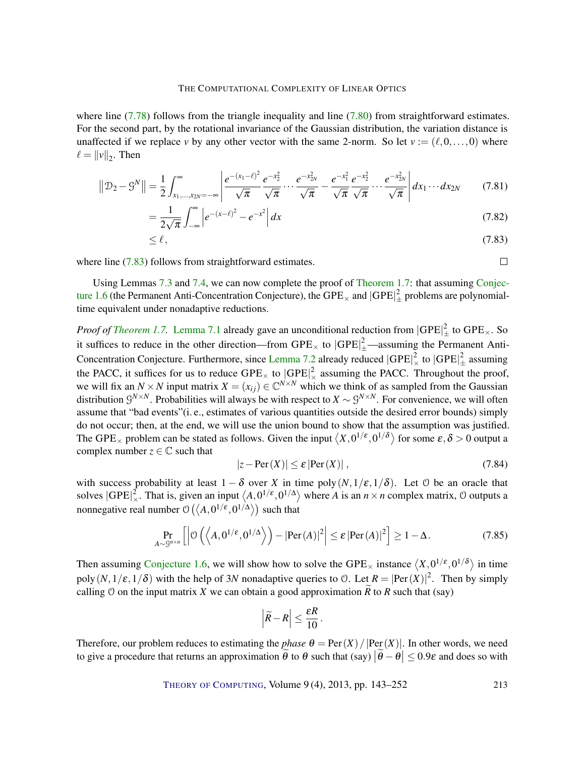where line (7.78) follows from the triangle inequality and line (7.80) from straightforward estimates. For the second part, by the rotational invariance of the Gaussian distribution, the variation distance is unaffected if we replace $v$ by any other vector with the same 2-norm. So let $v := (\ell, 0, \ldots, 0)$ where $\ell = \|v\|_2$. Then

$$\left\|\mathcal{D}_2 - \mathcal{G}^N\right\| = \frac{1}{2}\int_{x_1,\ldots,x_{2N}=-\infty}^{\infty} \left| \frac{e^{-(x_1-\ell)^2}}{\sqrt{\pi}} \frac{e^{-x_2^2}}{\sqrt{\pi}} \cdots \frac{e^{-x_{2N}^2}}{\sqrt{\pi}} - \frac{e^{-x_1^2}}{\sqrt{\pi}} \frac{e^{-x_2^2}}{\sqrt{\pi}} \cdots \frac{e^{-x_{2N}^2}}{\sqrt{\pi}} \right| dx_1 \cdots dx_{2N} \tag{7.81}$$

$$= \frac{1}{2\sqrt{\pi}} \int_{-\infty}^{\infty} \left| e^{-(x-\ell)^2} - e^{-x^2} \right| dx \tag{7.82}$$

$$\leq \ell, \tag{7.83}$$

where line (7.83) follows from straightforward estimates. $\square$

Using Lemmas 7.3 and 7.4, we can now complete the proof of Theorem 1.7: that assuming Conjecture 1.6 (the Permanent Anti-Concentration Conjecture), the $\mathrm{GPE}_\times$ and $|\mathrm{GPE}|_\pm^2$ problems are polynomial-time equivalent under nonadaptive reductions.

*Proof of Theorem 1.7.* Lemma 7.1 already gave an unconditional reduction from $|\mathrm{GPE}|_\pm^2$ to $\mathrm{GPE}_\times$. So it suffices to reduce in the other direction—from $\mathrm{GPE}_\times$ to $|\mathrm{GPE}|_\pm^2$—assuming the Permanent Anti-Concentration Conjecture. Furthermore, since Lemma 7.2 already reduced $|\mathrm{GPE}|_\times^2$ to $|\mathrm{GPE}|_\pm^2$ assuming the PACC, it suffices for us to reduce $\mathrm{GPE}_\times$ to $|\mathrm{GPE}|_\times^2$ assuming the PACC. Throughout the proof, we will fix an $N \times N$ input matrix $X = (x_{ij}) \in \mathbb{C}^{N\times N}$ which we think of as sampled from the Gaussian distribution $\mathcal{G}^{N\times N}$. Probabilities will always be with respect to $X \sim \mathcal{G}^{N\times N}$. For convenience, we will often assume that "bad events"(i. e., estimates of various quantities outside the desired error bounds) simply do not occur; then, at the end, we will use the union bound to show that the assumption was justified. The $\mathrm{GPE}_\times$ problem can be stated as follows. Given the input $\left\langle X, 0^{1/\varepsilon}, 0^{1/\delta}\right\rangle$ for some $\varepsilon, \delta > 0$ output a complex number $z \in \mathbb{C}$ such that

$$|z - \mathrm{Per}(X)| \leq \varepsilon\, |\mathrm{Per}(X)|\,, \tag{7.84}$$

with success probability at least $1-\delta$ over $X$ in time $\mathrm{poly}(N, 1/\varepsilon, 1/\delta)$. Let $\mathcal{O}$ be an oracle that solves $|\mathrm{GPE}|_\times^2$. That is, given an input $\left\langle A, 0^{1/\varepsilon}, 0^{1/\Delta}\right\rangle$ where $A$ is an $n \times n$ complex matrix, $\mathcal{O}$ outputs a nonnegative real number $\mathcal{O}\left(\left\langle A, 0^{1/\varepsilon}, 0^{1/\Delta}\right\rangle\right)$ such that

$$\Pr_{A\sim\mathcal{G}^{n\times n}}\left[\left|\mathcal{O}\left(\left\langle A, 0^{1/\varepsilon}, 0^{1/\Delta}\right\rangle\right) - |\mathrm{Per}(A)|^2\right| \leq \varepsilon\, |\mathrm{Per}(A)|^2\right] \geq 1-\Delta. \tag{7.85}$$

Then assuming Conjecture 1.6, we will show how to solve the $\mathrm{GPE}_\times$ instance $\left\langle X, 0^{1/\varepsilon}, 0^{1/\delta}\right\rangle$ in time $\mathrm{poly}(N, 1/\varepsilon, 1/\delta)$ with the help of $3N$ nonadaptive queries to $\mathcal{O}$. Let $R = |\mathrm{Per}(X)|^2$. Then by simply calling $\mathcal{O}$ on the input matrix $X$ we can obtain a good approximation $\widetilde{R}$ to $R$ such that (say)

$$\left|\widetilde{R} - R\right| \leq \frac{\varepsilon R}{10}\,.$$

Therefore, our problem reduces to estimating the *phase* $\theta = \mathrm{Per}(X)/|\mathrm{Per}(X)|$. In other words, we need to give a procedure that returns an approximation $\widetilde{\theta}$ to $\theta$ such that (say) $\left|\widetilde{\theta} - \theta\right| \leq 0.9\varepsilon$ and does so with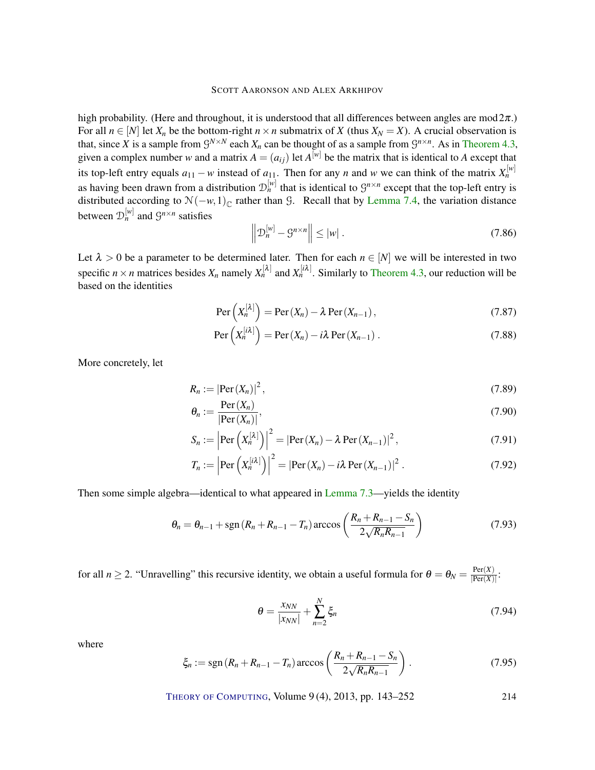high probability. (Here and throughout, it is understood that all differences between angles are $\bmod 2\pi$.) For all $n \in [N]$ let $X_n$ be the bottom-right $n \times n$ submatrix of $X$ (thus $X_N = X$). A crucial observation is that, since $X$ is a sample from $\mathcal{G}^{N\times N}$ each $X_n$ can be thought of as a sample from $\mathcal{G}^{n\times n}$. As in Theorem 4.3, given a complex number $w$ and a matrix $A = (a_{ij})$ let $A^{[w]}$ be the matrix that is identical to $A$ except that its top-left entry equals $a_{11} - w$ instead of $a_{11}$. Then for any $n$ and $w$ we can think of the matrix $X_n^{[w]}$ as having been drawn from a distribution $\mathcal{D}_n^{[w]}$ that is identical to $\mathcal{G}^{n\times n}$ except that the top-left entry is distributed according to $\mathcal{N}(-w,1)_{\mathbb{C}}$ rather than $\mathcal{G}$. Recall that by Lemma 7.4, the variation distance between $\mathcal{D}_n^{[w]}$ and $\mathcal{G}^{n\times n}$ satisfies

$$\left\| \mathcal{D}_n^{[w]} - \mathcal{G}^{n\times n} \right\| \leq |w| \,. \tag{7.86}$$

Let $\lambda > 0$ be a parameter to be determined later. Then for each $n \in [N]$ we will be interested in two specific $n \times n$ matrices besides $X_n$ namely $X_n^{[\lambda]}$ and $X_n^{[i\lambda]}$. Similarly to Theorem 4.3, our reduction will be based on the identities

$$\operatorname{Per}\left(X_n^{[\lambda]}\right) = \operatorname{Per}(X_n) - \lambda \operatorname{Per}(X_{n-1}), \tag{7.87}$$

$$\operatorname{Per}\left(X_n^{[i\lambda]}\right) = \operatorname{Per}(X_n) - i\lambda \operatorname{Per}(X_{n-1}) \,. \tag{7.88}$$

More concretely, let

$$R_n := |\operatorname{Per}(X_n)|^2, \tag{7.89}$$

$$\theta_n := \frac{\operatorname{Per}(X_n)}{|\operatorname{Per}(X_n)|}, \tag{7.90}$$

$$S_n := \left|\operatorname{Per}\left(X_n^{[\lambda]}\right)\right|^2 = |\operatorname{Per}(X_n) - \lambda \operatorname{Per}(X_{n-1})|^2, \tag{7.91}$$

$$T_n := \left|\operatorname{Per}\left(X_n^{[i\lambda]}\right)\right|^2 = |\operatorname{Per}(X_n) - i\lambda \operatorname{Per}(X_{n-1})|^2 \,. \tag{7.92}$$

Then some simple algebra—identical to what appeared in Lemma 7.3—yields the identity

$$\theta_n = \theta_{n-1} + \operatorname{sgn}(R_n + R_{n-1} - T_n) \arccos\left(\frac{R_n + R_{n-1} - S_n}{2\sqrt{R_n R_{n-1}}}\right) \tag{7.93}$$

for all $n \geq 2$. "Unravelling" this recursive identity, we obtain a useful formula for $\theta = \theta_N = \frac{\operatorname{Per}(X)}{|\operatorname{Per}(X)|}$:

$$\theta = \frac{x_{NN}}{|x_{NN}|} + \sum_{n=2}^{N} \xi_n \tag{7.94}$$

where

$$\xi_n := \operatorname{sgn}(R_n + R_{n-1} - T_n) \arccos\left(\frac{R_n + R_{n-1} - S_n}{2\sqrt{R_n R_{n-1}}}\right) . \tag{7.95}$$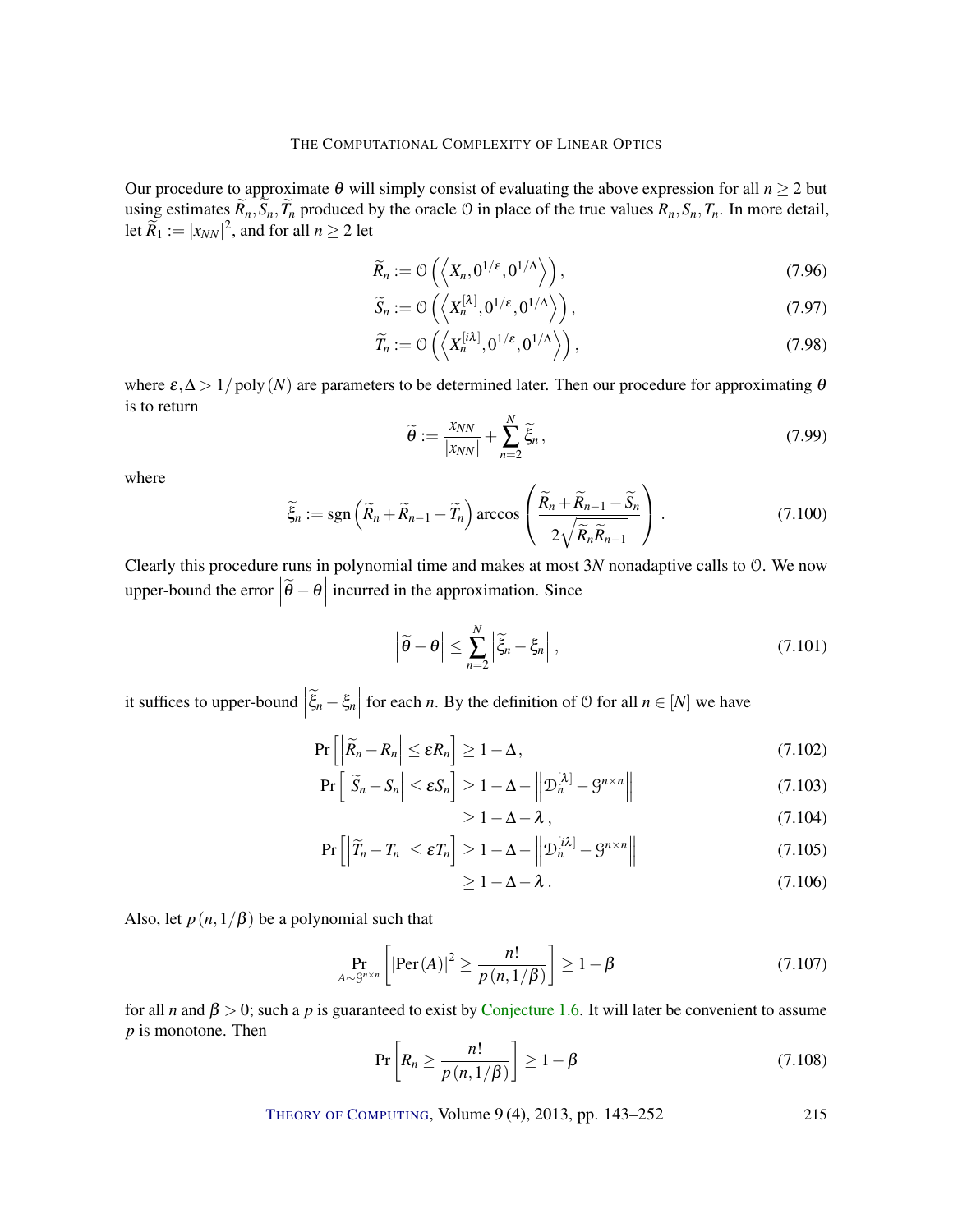Our procedure to approximate $\theta$ will simply consist of evaluating the above expression for all $n \geq 2$ but using estimates $\widetilde{R}_n, \widetilde{S}_n, \widetilde{T}_n$ produced by the oracle $\mathcal{O}$ in place of the true values $R_n, S_n, T_n$. In more detail, let $\widetilde{R}_1 := |x_{NN}|^2$, and for all $n \geq 2$ let

$$\widetilde{R}_n := \mathcal{O}\left(\left\langle X_n, 0^{1/\varepsilon}, 0^{1/\Delta}\right\rangle\right), \tag{7.96}$$

$$\widetilde{S}_n := \mathcal{O}\left(\left\langle X_n^{[\lambda]}, 0^{1/\varepsilon}, 0^{1/\Delta}\right\rangle\right), \tag{7.97}$$

$$\widetilde{T}_n := \mathcal{O}\left(\left\langle X_n^{[i\lambda]}, 0^{1/\varepsilon}, 0^{1/\Delta}\right\rangle\right), \tag{7.98}$$

where $\varepsilon, \Delta > 1/\operatorname{poly}(N)$ are parameters to be determined later. Then our procedure for approximating $\theta$ is to return

$$\widetilde{\theta} := \frac{x_{NN}}{|x_{NN}|} + \sum_{n=2}^{N} \widetilde{\xi}_n, \tag{7.99}$$

where

$$\widetilde{\xi}_n := \operatorname{sgn}\left(\widetilde{R}_n + \widetilde{R}_{n-1} - \widetilde{T}_n\right) \arccos\left(\frac{\widetilde{R}_n + \widetilde{R}_{n-1} - \widetilde{S}_n}{2\sqrt{\widetilde{R}_n \widetilde{R}_{n-1}}}\right). \tag{7.100}$$

Clearly this procedure runs in polynomial time and makes at most $3N$ nonadaptive calls to $\mathcal{O}$. We now upper-bound the error $\left|\widetilde{\theta} - \theta\right|$ incurred in the approximation. Since

$$\left|\widetilde{\theta} - \theta\right| \leq \sum_{n=2}^{N} \left|\widetilde{\xi}_n - \xi_n\right|, \tag{7.101}$$

it suffices to upper-bound $\left|\widetilde{\xi}_n - \xi_n\right|$ for each $n$. By the definition of $\mathcal{O}$ for all $n \in [N]$ we have

$$\Pr\left[\left|\widetilde{R}_n - R_n\right| \leq \varepsilon R_n\right] \geq 1 - \Delta, \tag{7.102}$$

$$\Pr\left[\left|\widetilde{S}_n - S_n\right| \leq \varepsilon S_n\right] \geq 1 - \Delta - \left\|\mathcal{D}_n^{[\lambda]} - \mathcal{G}^{n\times n}\right\| \tag{7.103}$$

$$\geq 1 - \Delta - \lambda, \tag{7.104}$$

$$\Pr\left[\left|\widetilde{T}_n - T_n\right| \leq \varepsilon T_n\right] \geq 1 - \Delta - \left\|\mathcal{D}_n^{[i\lambda]} - \mathcal{G}^{n\times n}\right\| \tag{7.105}$$

$$\geq 1 - \Delta - \lambda. \tag{7.106}$$

Also, let $p(n, 1/\beta)$ be a polynomial such that

$$\Pr_{A \sim \mathcal{G}^{n\times n}}\left[\left|\operatorname{Per}(A)\right|^2 \geq \frac{n!}{p(n, 1/\beta)}\right] \geq 1 - \beta \tag{7.107}$$

for all $n$ and $\beta > 0$; such a $p$ is guaranteed to exist by Conjecture 1.6. It will later be convenient to assume $p$ is monotone. Then

$$\Pr\left[R_n \geq \frac{n!}{p(n, 1/\beta)}\right] \geq 1 - \beta \tag{7.108}$$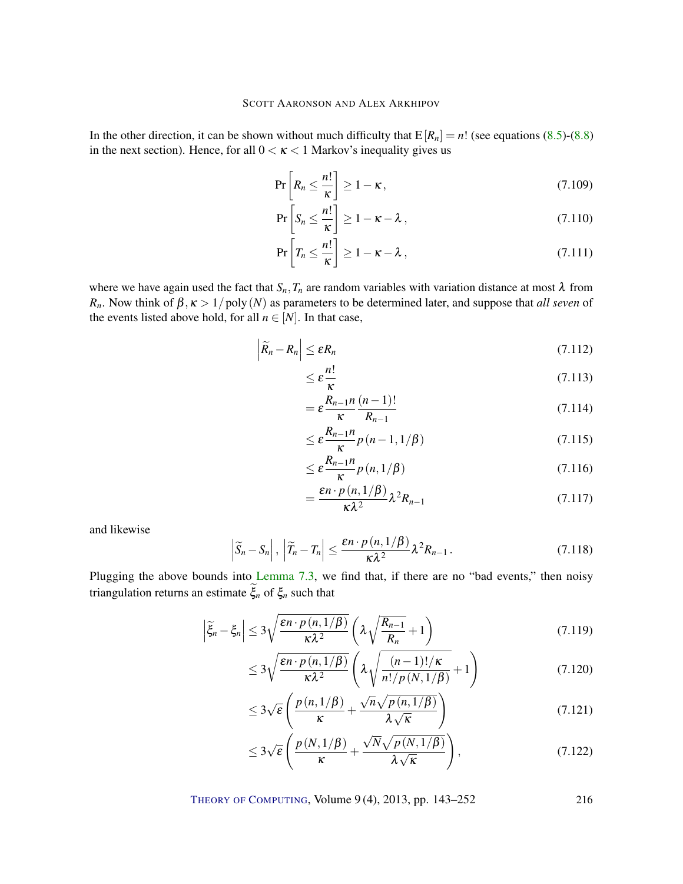In the other direction, it can be shown without much difficulty that $\mathrm{E}[R_n] = n!$ (see equations (8.5)-(8.8) in the next section). Hence, for all $0 < \kappa < 1$ Markov's inequality gives us

$$\Pr\left[R_n \leq \frac{n!}{\kappa}\right] \geq 1 - \kappa, \tag{7.109}$$

$$\Pr\left[S_n \leq \frac{n!}{\kappa}\right] \geq 1 - \kappa - \lambda, \tag{7.110}$$

$$\Pr\left[T_n \leq \frac{n!}{\kappa}\right] \geq 1 - \kappa - \lambda, \tag{7.111}$$

where we have again used the fact that $S_n, T_n$ are random variables with variation distance at most $\lambda$ from $R_n$. Now think of $\beta, \kappa > 1/\operatorname{poly}(N)$ as parameters to be determined later, and suppose that *all seven* of the events listed above hold, for all $n \in [N]$. In that case,

$$
\begin{aligned}
\left|\widetilde{R}_n - R_n\right| &\leq \varepsilon R_n && (7.112)\\
&\leq \varepsilon \frac{n!}{\kappa} && (7.113)\\
&= \varepsilon \frac{R_{n-1} n}{\kappa} \frac{(n-1)!}{R_{n-1}} && (7.114)\\
&\leq \varepsilon \frac{R_{n-1} n}{\kappa} p(n-1, 1/\beta) && (7.115)\\
&\leq \varepsilon \frac{R_{n-1} n}{\kappa} p(n, 1/\beta) && (7.116)\\
&= \frac{\varepsilon n \cdot p(n, 1/\beta)}{\kappa \lambda^2} \lambda^2 R_{n-1} && (7.117)
\end{aligned}
$$

and likewise

$$\left|\widetilde{S}_n - S_n\right|, \left|\widetilde{T}_n - T_n\right| \leq \frac{\varepsilon n \cdot p(n, 1/\beta)}{\kappa \lambda^2} \lambda^2 R_{n-1}. \tag{7.118}$$

Plugging the above bounds into Lemma 7.3, we find that, if there are no "bad events," then noisy triangulation returns an estimate $\widetilde{\xi}_n$ of $\xi_n$ such that

$$
\begin{aligned}
\left|\widetilde{\xi}_n - \xi_n\right| &\leq 3\sqrt{\frac{\varepsilon n \cdot p(n, 1/\beta)}{\kappa \lambda^2}} \left(\lambda \sqrt{\frac{R_{n-1}}{R_n}} + 1\right) && (7.119)\\
&\leq 3\sqrt{\frac{\varepsilon n \cdot p(n, 1/\beta)}{\kappa \lambda^2}} \left(\lambda \sqrt{\frac{(n-1)!/\kappa}{n!/p(N, 1/\beta)}} + 1\right) && (7.120)\\
&\leq 3\sqrt{\varepsilon} \left(\frac{p(n, 1/\beta)}{\kappa} + \frac{\sqrt{n}\sqrt{p(n, 1/\beta)}}{\lambda \sqrt{\kappa}}\right) && (7.121)\\
&\leq 3\sqrt{\varepsilon} \left(\frac{p(N, 1/\beta)}{\kappa} + \frac{\sqrt{N}\sqrt{p(N, 1/\beta)}}{\lambda \sqrt{\kappa}}\right), && (7.122)
\end{aligned}
$$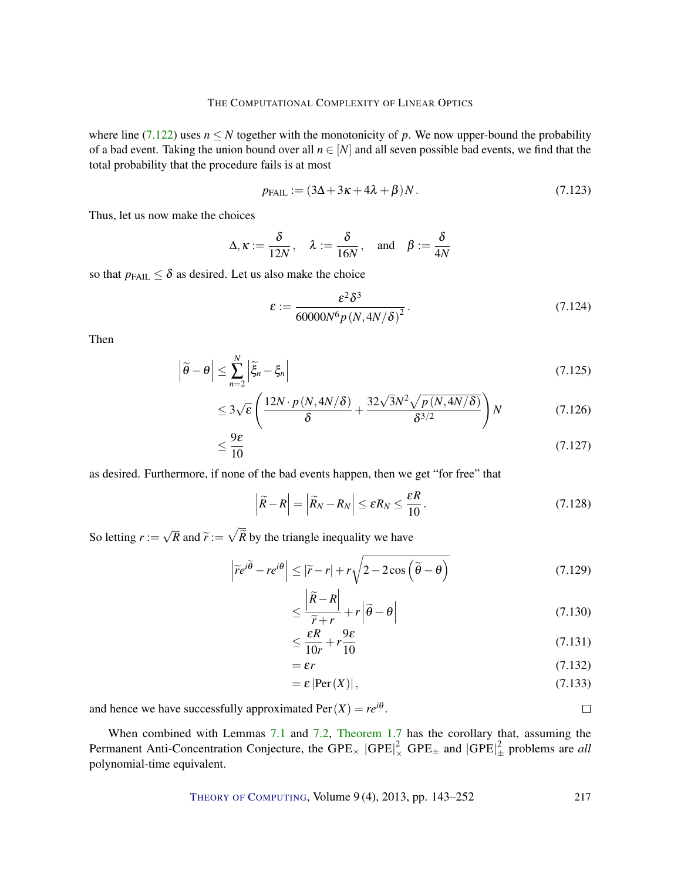where line (7.122) uses $n \leq N$ together with the monotonicity of $p$. We now upper-bound the probability of a bad event. Taking the union bound over all $n \in [N]$ and all seven possible bad events, we find that the total probability that the procedure fails is at most

$$p_{\text{FAIL}} := (3\Delta + 3\kappa + 4\lambda + \beta)N. \tag{7.123}$$

Thus, let us now make the choices

$$\Delta, \kappa := \frac{\delta}{12N}, \quad \lambda := \frac{\delta}{16N}, \quad \text{and} \quad \beta := \frac{\delta}{4N}$$

so that $p_{\text{FAIL}} \leq \delta$ as desired. Let us also make the choice

$$\varepsilon := \frac{\varepsilon^2 \delta^3}{60000 N^6 p(N, 4N/\delta)^2}. \tag{7.124}$$

Then

$$\left|\widetilde{\theta} - \theta\right| \leq \sum_{n=2}^{N} \left|\widetilde{\xi}_n - \xi_n\right| \tag{7.125}$$

$$\leq 3\sqrt{\varepsilon}\left(\frac{12N \cdot p(N, 4N/\delta)}{\delta} + \frac{32\sqrt{3}N^2\sqrt{p(N, 4N/\delta)}}{\delta^{3/2}}\right)N \tag{7.126}$$

$$\leq \frac{9\varepsilon}{10} \tag{7.127}$$

as desired. Furthermore, if none of the bad events happen, then we get "for free" that

$$\left|\widetilde{R} - R\right| = \left|\widetilde{R}_N - R_N\right| \leq \varepsilon R_N \leq \frac{\varepsilon R}{10}. \tag{7.128}$$

So letting $r := \sqrt{R}$ and $\widetilde{r} := \sqrt{\widetilde{R}}$ by the triangle inequality we have

$$\left|\widetilde{r}e^{i\widetilde{\theta}} - re^{i\theta}\right| \leq |\widetilde{r} - r| + r\sqrt{2 - 2\cos\left(\widetilde{\theta} - \theta\right)} \tag{7.129}$$

$$\leq \frac{\left|\widetilde{R} - R\right|}{\widetilde{r} + r} + r\left|\widetilde{\theta} - \theta\right| \tag{7.130}$$

$$\leq \frac{\varepsilon R}{10r} + r\frac{9\varepsilon}{10} \tag{7.131}$$

$$= \varepsilon r \tag{7.132}$$

$$= \varepsilon\,|\text{Per}(X)|, \tag{7.133}$$

and hence we have successfully approximated $\text{Per}(X) = re^{i\theta}$. □

When combined with Lemmas 7.1 and 7.2, Theorem 1.7 has the corollary that, assuming the Permanent Anti-Concentration Conjecture, the $\text{GPE}_\times$ $|\text{GPE}|^2_\times$ $\text{GPE}_\pm$ and $|\text{GPE}|^2_\pm$ problems are *all* polynomial-time equivalent.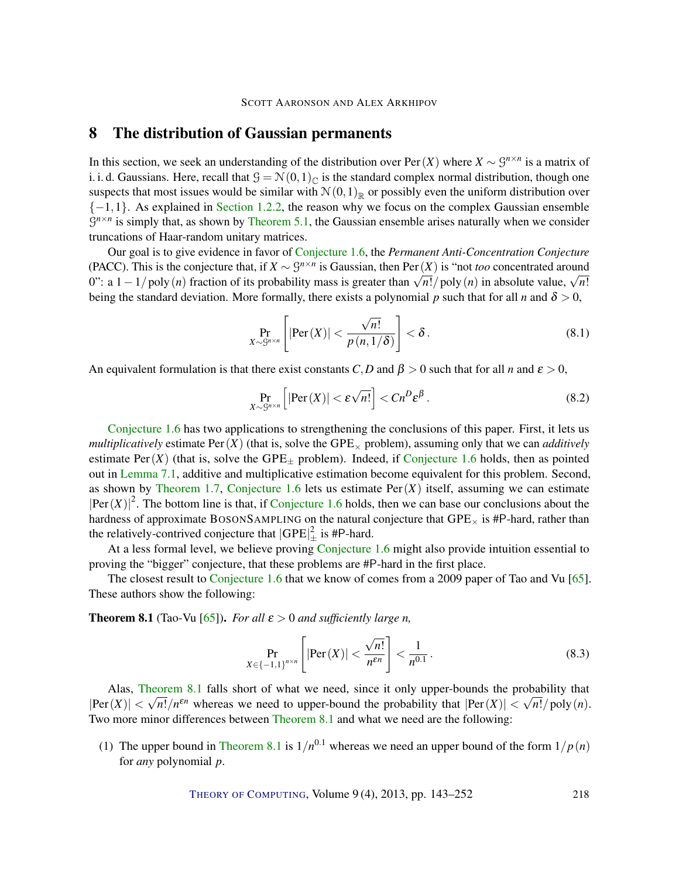## 8 The distribution of Gaussian permanents

In this section, we seek an understanding of the distribution over $\mathrm{Per}(X)$ where $X \sim \mathcal{G}^{n\times n}$ is a matrix of i. i. d. Gaussians. Here, recall that $\mathcal{G} = \mathcal{N}(0,1)_{\mathbb{C}}$ is the standard complex normal distribution, though one suspects that most issues would be similar with $\mathcal{N}(0,1)_{\mathbb{R}}$ or possibly even the uniform distribution over $\{-1,1\}$. As explained in Section 1.2.2, the reason why we focus on the complex Gaussian ensemble $\mathcal{G}^{n\times n}$ is simply that, as shown by Theorem 5.1, the Gaussian ensemble arises naturally when we consider truncations of Haar-random unitary matrices.

Our goal is to give evidence in favor of Conjecture 1.6, the *Permanent Anti-Concentration Conjecture* (PACC). This is the conjecture that, if $X \sim \mathcal{G}^{n\times n}$ is Gaussian, then $\mathrm{Per}(X)$ is "not *too* concentrated around 0": a $1-1/\mathrm{poly}(n)$ fraction of its probability mass is greater than $\sqrt{n!}/\mathrm{poly}(n)$ in absolute value, $\sqrt{n!}$ being the standard deviation. More formally, there exists a polynomial $p$ such that for all $n$ and $\delta > 0$,

$$\Pr_{X\sim\mathcal{G}^{n\times n}}\left[|\mathrm{Per}(X)| < \frac{\sqrt{n!}}{p(n,1/\delta)}\right] < \delta\,. \tag{8.1}$$

An equivalent formulation is that there exist constants $C, D$ and $\beta > 0$ such that for all $n$ and $\varepsilon > 0$,

$$\Pr_{X\sim\mathcal{G}^{n\times n}}\left[|\mathrm{Per}(X)| < \varepsilon\sqrt{n!}\right] < Cn^{D}\varepsilon^{\beta}\,. \tag{8.2}$$

Conjecture 1.6 has two applications to strengthening the conclusions of this paper. First, it lets us *multiplicatively* estimate $\mathrm{Per}(X)$ (that is, solve the $\mathrm{GPE}_{\times}$ problem), assuming only that we can *additively* estimate $\mathrm{Per}(X)$ (that is, solve the $\mathrm{GPE}_{\pm}$ problem). Indeed, if Conjecture 1.6 holds, then as pointed out in Lemma 7.1, additive and multiplicative estimation become equivalent for this problem. Second, as shown by Theorem 1.7, Conjecture 1.6 lets us estimate $\mathrm{Per}(X)$ itself, assuming we can estimate $|\mathrm{Per}(X)|^2$. The bottom line is that, if Conjecture 1.6 holds, then we can base our conclusions about the hardness of approximate BosonSampling on the natural conjecture that $\mathrm{GPE}_{\times}$ is #P-hard, rather than the relatively-contrived conjecture that $|\mathrm{GPE}|_{\pm}^2$ is #P-hard.

At a less formal level, we believe proving Conjecture 1.6 might also provide intuition essential to proving the "bigger" conjecture, that these problems are #P-hard in the first place.

The closest result to Conjecture 1.6 that we know of comes from a 2009 paper of Tao and Vu [65]. These authors show the following:

**Theorem 8.1** (Tao-Vu [65]). *For all $\varepsilon > 0$ and sufficiently large $n$,*

$$\Pr_{X\in\{-1,1\}^{n\times n}}\left[|\mathrm{Per}(X)| < \frac{\sqrt{n!}}{n^{\varepsilon n}}\right] < \frac{1}{n^{0.1}}\,. \tag{8.3}$$

Alas, Theorem 8.1 falls short of what we need, since it only upper-bounds the probability that $|\mathrm{Per}(X)| < \sqrt{n!}/n^{\varepsilon n}$ whereas we need to upper-bound the probability that $|\mathrm{Per}(X)| < \sqrt{n!}/\mathrm{poly}(n)$. Two more minor differences between Theorem 8.1 and what we need are the following:

(1) The upper bound in Theorem 8.1 is $1/n^{0.1}$ whereas we need an upper bound of the form $1/p(n)$ for *any* polynomial $p$.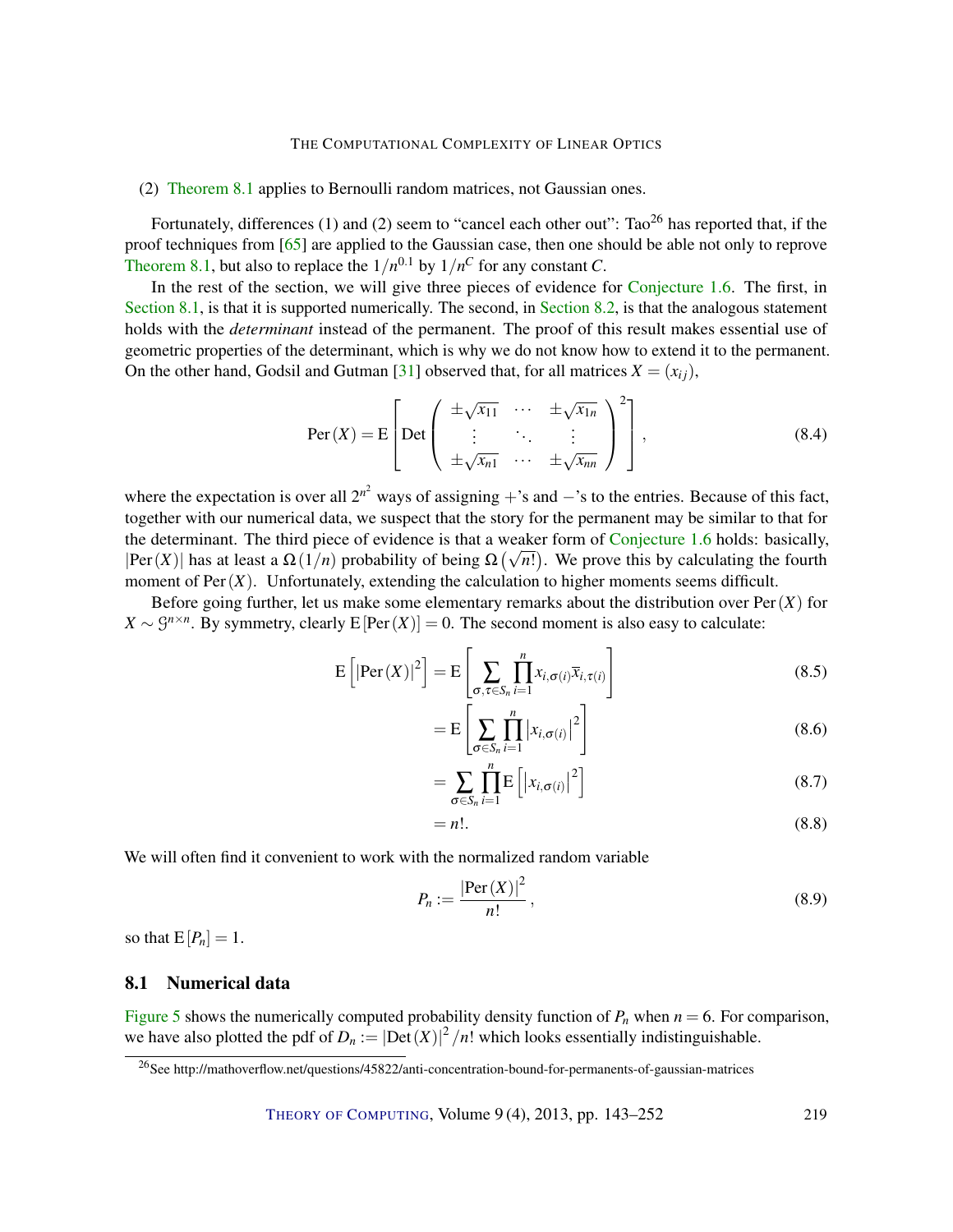(2) Theorem 8.1 applies to Bernoulli random matrices, not Gaussian ones.

Fortunately, differences (1) and (2) seem to "cancel each other out": Tao[26] has reported that, if the proof techniques from [65] are applied to the Gaussian case, then one should be able not only to reprove Theorem 8.1, but also to replace the $1/n^{0.1}$ by $1/n^C$ for any constant $C$.

In the rest of the section, we will give three pieces of evidence for Conjecture 1.6. The first, in Section 8.1, is that it is supported numerically. The second, in Section 8.2, is that the analogous statement holds with the *determinant* instead of the permanent. The proof of this result makes essential use of geometric properties of the determinant, which is why we do not know how to extend it to the permanent. On the other hand, Godsil and Gutman [31] observed that, for all matrices $X = (x_{ij})$,

$$\operatorname{Per}(X) = \operatorname{E}\left[\operatorname{Det}\begin{pmatrix} \pm\sqrt{x_{11}} & \cdots & \pm\sqrt{x_{1n}} \\ \vdots & \ddots & \vdots \\ \pm\sqrt{x_{n1}} & \cdots & \pm\sqrt{x_{nn}} \end{pmatrix}^2\right], \tag{8.4}$$

where the expectation is over all $2^{n^2}$ ways of assigning $+$'s and $-$'s to the entries. Because of this fact, together with our numerical data, we suspect that the story for the permanent may be similar to that for the determinant. The third piece of evidence is that a weaker form of Conjecture 1.6 holds: basically, $|\operatorname{Per}(X)|$ has at least a $\Omega(1/n)$ probability of being $\Omega(\sqrt{n!})$. We prove this by calculating the fourth moment of $\operatorname{Per}(X)$. Unfortunately, extending the calculation to higher moments seems difficult.

Before going further, let us make some elementary remarks about the distribution over $\operatorname{Per}(X)$ for $X \sim \mathcal{G}^{n\times n}$. By symmetry, clearly $\operatorname{E}[\operatorname{Per}(X)] = 0$. The second moment is also easy to calculate:

$$\operatorname{E}\left[|\operatorname{Per}(X)|^2\right] = \operatorname{E}\left[\sum_{\sigma,\tau\in S_n}\prod_{i=1}^{n} x_{i,\sigma(i)}\overline{x}_{i,\tau(i)}\right] \tag{8.5}$$

$$= \operatorname{E}\left[\sum_{\sigma\in S_n}\prod_{i=1}^{n}\left|x_{i,\sigma(i)}\right|^2\right] \tag{8.6}$$

$$= \sum_{\sigma\in S_n}\prod_{i=1}^{n}\operatorname{E}\left[\left|x_{i,\sigma(i)}\right|^2\right] \tag{8.7}$$

$$= n!. \tag{8.8}$$

We will often find it convenient to work with the normalized random variable

$$P_n := \frac{|\operatorname{Per}(X)|^2}{n!}, \tag{8.9}$$

so that $\operatorname{E}[P_n] = 1$.

## 8.1 Numerical data

Figure 5 shows the numerically computed probability density function of $P_n$ when $n = 6$. For comparison, we have also plotted the pdf of $D_n := |\operatorname{Det}(X)|^2/n!$ which looks essentially indistinguishable.

[26] See http://mathoverflow.net/questions/45822/anti-concentration-bound-for-permanents-of-gaussian-matrices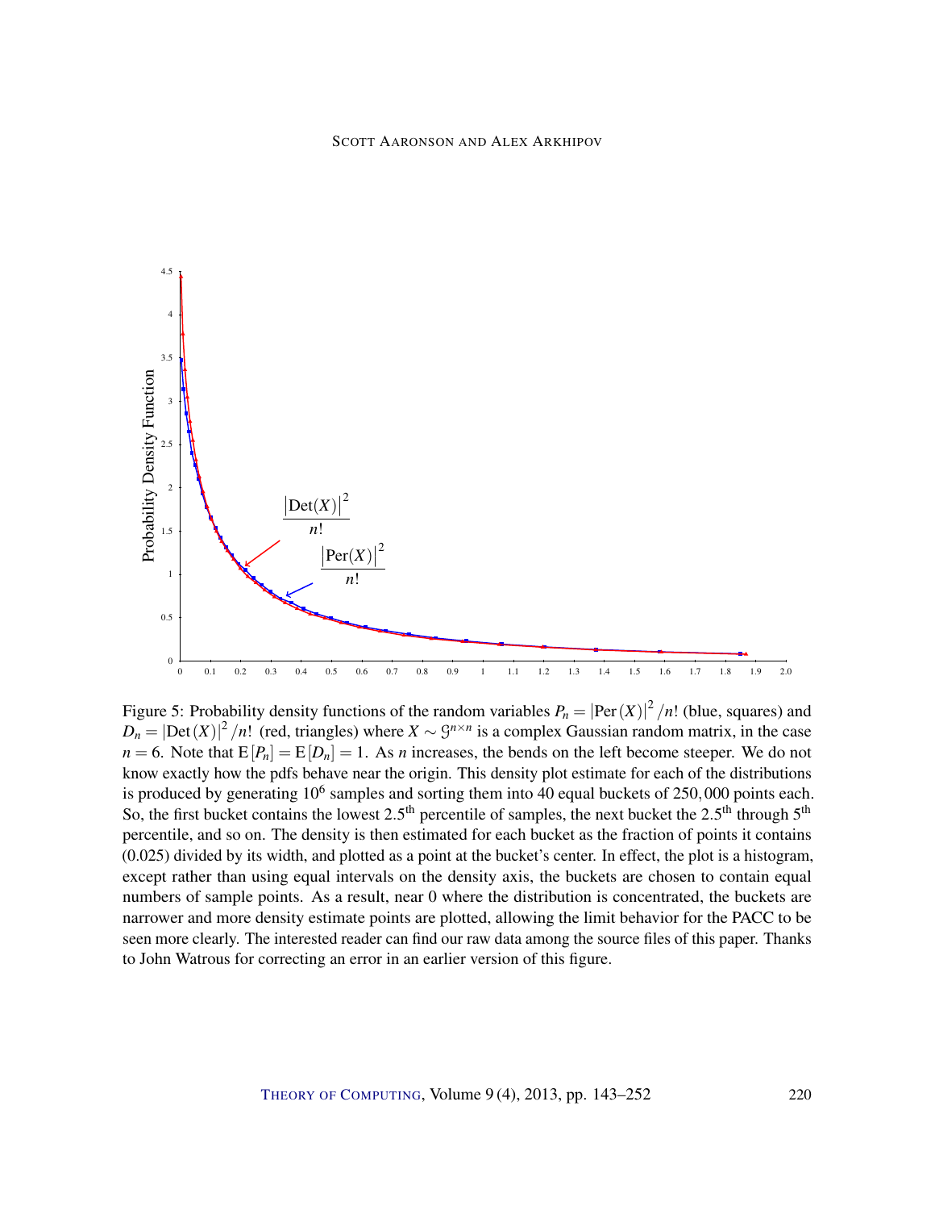Figure 5: Probability density functions of the random variables $P_n = |\text{Per}(X)|^2/n!$ (blue, squares) and $D_n = |\text{Det}(X)|^2/n!$ (red, triangles) where $X \sim \mathcal{G}^{n\times n}$ is a complex Gaussian random matrix, in the case $n = 6$. Note that $\mathrm{E}[P_n] = \mathrm{E}[D_n] = 1$. As $n$ increases, the bends on the left become steeper. We do not know exactly how the pdfs behave near the origin. This density plot estimate for each of the distributions is produced by generating $10^6$ samples and sorting them into 40 equal buckets of $250,000$ points each. So, the first bucket contains the lowest $2.5^{\text{th}}$ percentile of samples, the next bucket the $2.5^{\text{th}}$ through $5^{\text{th}}$ percentile, and so on. The density is then estimated for each bucket as the fraction of points it contains (0.025) divided by its width, and plotted as a point at the bucket's center. In effect, the plot is a histogram, except rather than using equal intervals on the density axis, the buckets are chosen to contain equal numbers of sample points. As a result, near 0 where the distribution is concentrated, the buckets are narrower and more density estimate points are plotted, allowing the limit behavior for the PACC to be seen more clearly. The interested reader can find our raw data among the source files of this paper. Thanks to John Watrous for correcting an error in an earlier version of this figure.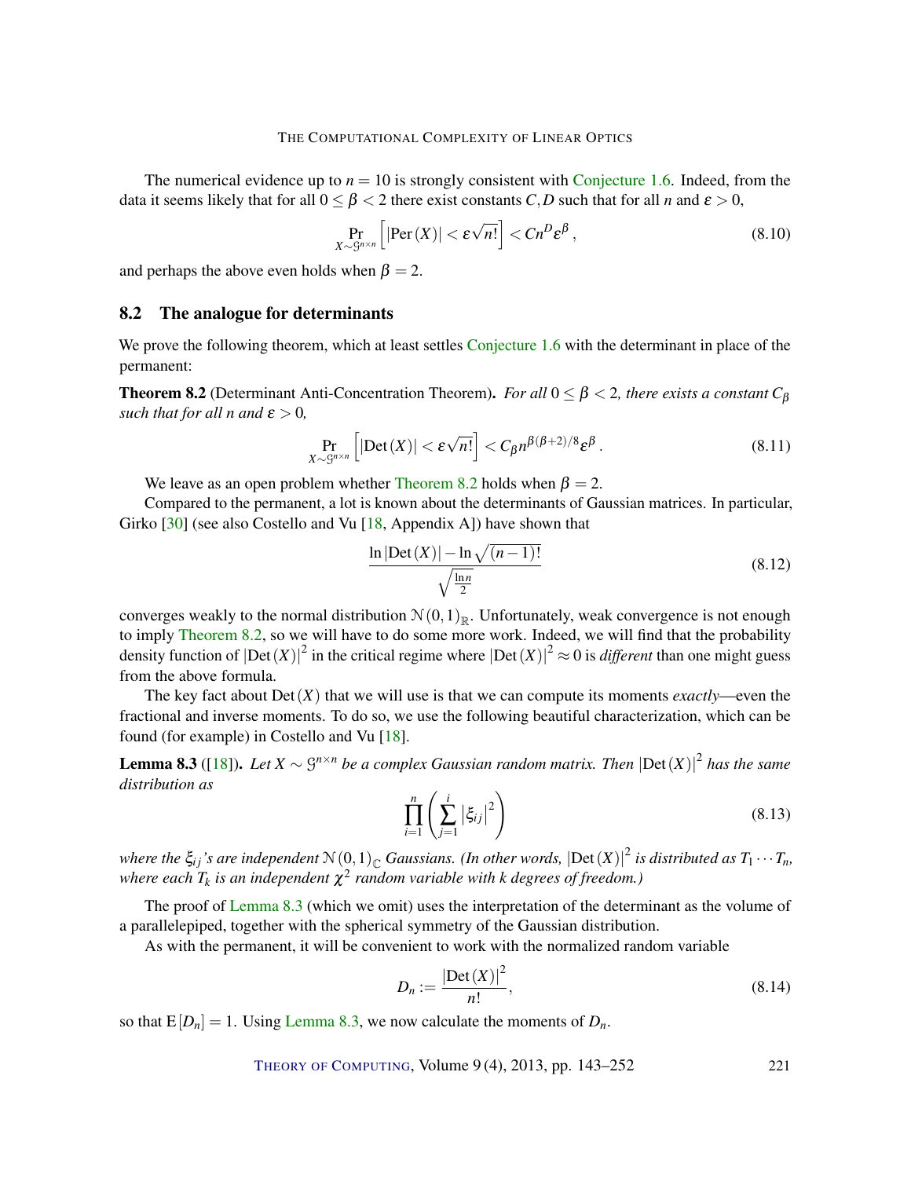The numerical evidence up to $n = 10$ is strongly consistent with Conjecture 1.6. Indeed, from the data it seems likely that for all $0 \leq \beta < 2$ there exist constants $C, D$ such that for all $n$ and $\varepsilon > 0$,

$$\Pr_{X \sim \mathcal{G}^{n \times n}} \left[ |\mathrm{Per}(X)| < \varepsilon \sqrt{n!} \right] < C n^D \varepsilon^\beta \,, \tag{8.10}$$

and perhaps the above even holds when $\beta = 2$.

## 8.2 The analogue for determinants

We prove the following theorem, which at least settles Conjecture 1.6 with the determinant in place of the permanent:

**Theorem 8.2** (Determinant Anti-Concentration Theorem). *For all $0 \leq \beta < 2$, there exists a constant $C_\beta$ such that for all $n$ and $\varepsilon > 0$,*

$$\Pr_{X \sim \mathcal{G}^{n \times n}} \left[ |\mathrm{Det}(X)| < \varepsilon \sqrt{n!} \right] < C_\beta n^{\beta(\beta+2)/8} \varepsilon^\beta \,. \tag{8.11}$$

We leave as an open problem whether Theorem 8.2 holds when $\beta = 2$.

Compared to the permanent, a lot is known about the determinants of Gaussian matrices. In particular, Girko [30] (see also Costello and Vu [18, Appendix A]) have shown that

$$\frac{\ln |\mathrm{Det}(X)| - \ln \sqrt{(n-1)!}}{\sqrt{\frac{\ln n}{2}}} \tag{8.12}$$

converges weakly to the normal distribution $\mathcal{N}(0,1)_{\mathbb{R}}$. Unfortunately, weak convergence is not enough to imply Theorem 8.2, so we will have to do some more work. Indeed, we will find that the probability density function of $|\mathrm{Det}(X)|^2$ in the critical regime where $|\mathrm{Det}(X)|^2 \approx 0$ is *different* than one might guess from the above formula.

The key fact about $\mathrm{Det}(X)$ that we will use is that we can compute its moments *exactly*—even the fractional and inverse moments. To do so, we use the following beautiful characterization, which can be found (for example) in Costello and Vu [18].

**Lemma 8.3** ([18]). *Let $X \sim \mathcal{G}^{n \times n}$ be a complex Gaussian random matrix. Then $|\mathrm{Det}(X)|^2$ has the same distribution as*

$$\prod_{i=1}^{n} \left( \sum_{j=1}^{i} |\xi_{ij}|^2 \right) \tag{8.13}$$

*where the $\xi_{ij}$'s are independent $\mathcal{N}(0,1)_{\mathbb{C}}$ Gaussians. (In other words, $|\mathrm{Det}(X)|^2$ is distributed as $T_1 \cdots T_n$, where each $T_k$ is an independent $\chi^2$ random variable with $k$ degrees of freedom.)*

The proof of Lemma 8.3 (which we omit) uses the interpretation of the determinant as the volume of a parallelepiped, together with the spherical symmetry of the Gaussian distribution.

As with the permanent, it will be convenient to work with the normalized random variable

$$D_n := \frac{|\mathrm{Det}(X)|^2}{n!}, \tag{8.14}$$

so that $\mathrm{E}[D_n] = 1$. Using Lemma 8.3, we now calculate the moments of $D_n$.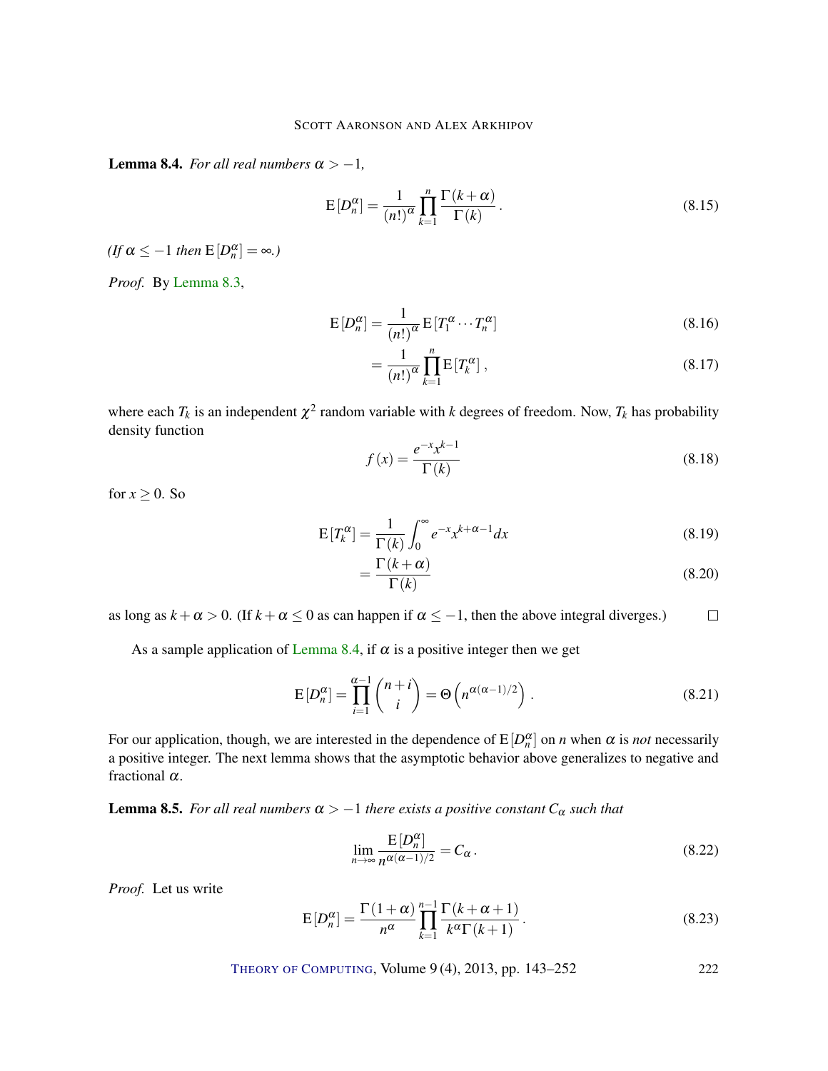**Lemma 8.4.** *For all real numbers $\alpha > -1$,*

$$\mathrm{E}\left[D_n^\alpha\right] = \frac{1}{(n!)^\alpha} \prod_{k=1}^{n} \frac{\Gamma(k+\alpha)}{\Gamma(k)}. \tag{8.15}$$

*(If $\alpha \leq -1$ then $\mathrm{E}\left[D_n^\alpha\right] = \infty$.)*

*Proof.* By Lemma 8.3,

$$\mathrm{E}\left[D_n^\alpha\right] = \frac{1}{(n!)^\alpha} \mathrm{E}\left[T_1^\alpha \cdots T_n^\alpha\right] \tag{8.16}$$

$$= \frac{1}{(n!)^\alpha} \prod_{k=1}^{n} \mathrm{E}\left[T_k^\alpha\right], \tag{8.17}$$

where each $T_k$ is an independent $\chi^2$ random variable with $k$ degrees of freedom. Now, $T_k$ has probability density function

$$f(x) = \frac{e^{-x} x^{k-1}}{\Gamma(k)} \tag{8.18}$$

for $x \geq 0$. So

$$\mathrm{E}\left[T_k^\alpha\right] = \frac{1}{\Gamma(k)} \int_0^\infty e^{-x} x^{k+\alpha-1} dx \tag{8.19}$$

$$= \frac{\Gamma(k+\alpha)}{\Gamma(k)} \tag{8.20}$$

as long as $k+\alpha > 0$. (If $k+\alpha \leq 0$ as can happen if $\alpha \leq -1$, then the above integral diverges.) □

As a sample application of Lemma 8.4, if $\alpha$ is a positive integer then we get

$$\mathrm{E}\left[D_n^\alpha\right] = \prod_{i=1}^{\alpha-1} \binom{n+i}{i} = \Theta\left(n^{\alpha(\alpha-1)/2}\right). \tag{8.21}$$

For our application, though, we are interested in the dependence of $\mathrm{E}\left[D_n^\alpha\right]$ on $n$ when $\alpha$ is *not* necessarily a positive integer. The next lemma shows that the asymptotic behavior above generalizes to negative and fractional $\alpha$.

**Lemma 8.5.** *For all real numbers $\alpha > -1$ there exists a positive constant $C_\alpha$ such that*

$$\lim_{n\to\infty} \frac{\mathrm{E}\left[D_n^\alpha\right]}{n^{\alpha(\alpha-1)/2}} = C_\alpha. \tag{8.22}$$

*Proof.* Let us write

$$\mathrm{E}\left[D_n^\alpha\right] = \frac{\Gamma(1+\alpha)}{n^\alpha} \prod_{k=1}^{n-1} \frac{\Gamma(k+\alpha+1)}{k^\alpha \Gamma(k+1)}. \tag{8.23}$$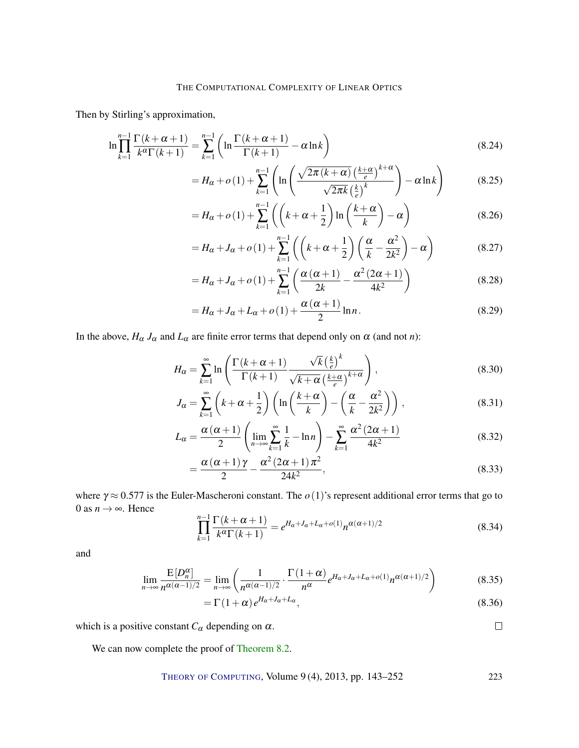Then by Stirling's approximation,

$$\ln \prod_{k=1}^{n-1} \frac{\Gamma(k+\alpha+1)}{k^{\alpha}\Gamma(k+1)} = \sum_{k=1}^{n-1} \left( \ln \frac{\Gamma(k+\alpha+1)}{\Gamma(k+1)} - \alpha \ln k \right) \tag{8.24}$$

$$= H_\alpha + o(1) + \sum_{k=1}^{n-1} \left( \ln \left( \frac{\sqrt{2\pi(k+\alpha)} \left(\frac{k+\alpha}{e}\right)^{k+\alpha}}{\sqrt{2\pi k} \left(\frac{k}{e}\right)^{k}} \right) - \alpha \ln k \right) \tag{8.25}$$

$$= H_\alpha + o(1) + \sum_{k=1}^{n-1} \left( \left(k+\alpha+\frac{1}{2}\right) \ln \left( \frac{k+\alpha}{k} \right) - \alpha \right) \tag{8.26}$$

$$= H_\alpha + J_\alpha + o(1) + \sum_{k=1}^{n-1} \left( \left(k+\alpha+\frac{1}{2}\right) \left( \frac{\alpha}{k} - \frac{\alpha^2}{2k^2} \right) - \alpha \right) \tag{8.27}$$

$$= H_\alpha + J_\alpha + o(1) + \sum_{k=1}^{n-1} \left( \frac{\alpha(\alpha+1)}{2k} - \frac{\alpha^2(2\alpha+1)}{4k^2} \right) \tag{8.28}$$

$$= H_\alpha + J_\alpha + L_\alpha + o(1) + \frac{\alpha(\alpha+1)}{2} \ln n. \tag{8.29}$$

In the above, $H_\alpha$ $J_\alpha$ and $L_\alpha$ are finite error terms that depend only on $\alpha$ (and not $n$):

$$H_\alpha = \sum_{k=1}^{\infty} \ln \left( \frac{\Gamma(k+\alpha+1)}{\Gamma(k+1)} \frac{\sqrt{k} \left(\frac{k}{e}\right)^{k}}{\sqrt{k+\alpha} \left(\frac{k+\alpha}{e}\right)^{k+\alpha}} \right), \tag{8.30}$$

$$J_\alpha = \sum_{k=1}^{\infty} \left(k+\alpha+\frac{1}{2}\right) \left( \ln \left( \frac{k+\alpha}{k} \right) - \left( \frac{\alpha}{k} - \frac{\alpha^2}{2k^2} \right) \right), \tag{8.31}$$

$$L_\alpha = \frac{\alpha(\alpha+1)}{2} \left( \lim_{n\to\infty} \sum_{k=1}^{\infty} \frac{1}{k} - \ln n \right) - \sum_{k=1}^{\infty} \frac{\alpha^2(2\alpha+1)}{4k^2} \tag{8.32}$$

$$= \frac{\alpha(\alpha+1)\gamma}{2} - \frac{\alpha^2(2\alpha+1)\pi^2}{24k^2}, \tag{8.33}$$

where $\gamma \approx 0.577$ is the Euler-Mascheroni constant. The $o(1)$'s represent additional error terms that go to 0 as $n \to \infty$. Hence

$$\prod_{k=1}^{n-1} \frac{\Gamma(k+\alpha+1)}{k^{\alpha}\Gamma(k+1)} = e^{H_\alpha + J_\alpha + L_\alpha + o(1)} n^{\alpha(\alpha+1)/2} \tag{8.34}$$

and

$$\lim_{n\to\infty} \frac{\mathrm{E}[D_n^\alpha]}{n^{\alpha(\alpha-1)/2}} = \lim_{n\to\infty} \left( \frac{1}{n^{\alpha(\alpha-1)/2}} \cdot \frac{\Gamma(1+\alpha)}{n^{\alpha}} e^{H_\alpha + J_\alpha + L_\alpha + o(1)} n^{\alpha(\alpha+1)/2} \right) \tag{8.35}$$

$$= \Gamma(1+\alpha) e^{H_\alpha + J_\alpha + L_\alpha}, \tag{8.36}$$

which is a positive constant $C_\alpha$ depending on $\alpha$. □

We can now complete the proof of Theorem 8.2.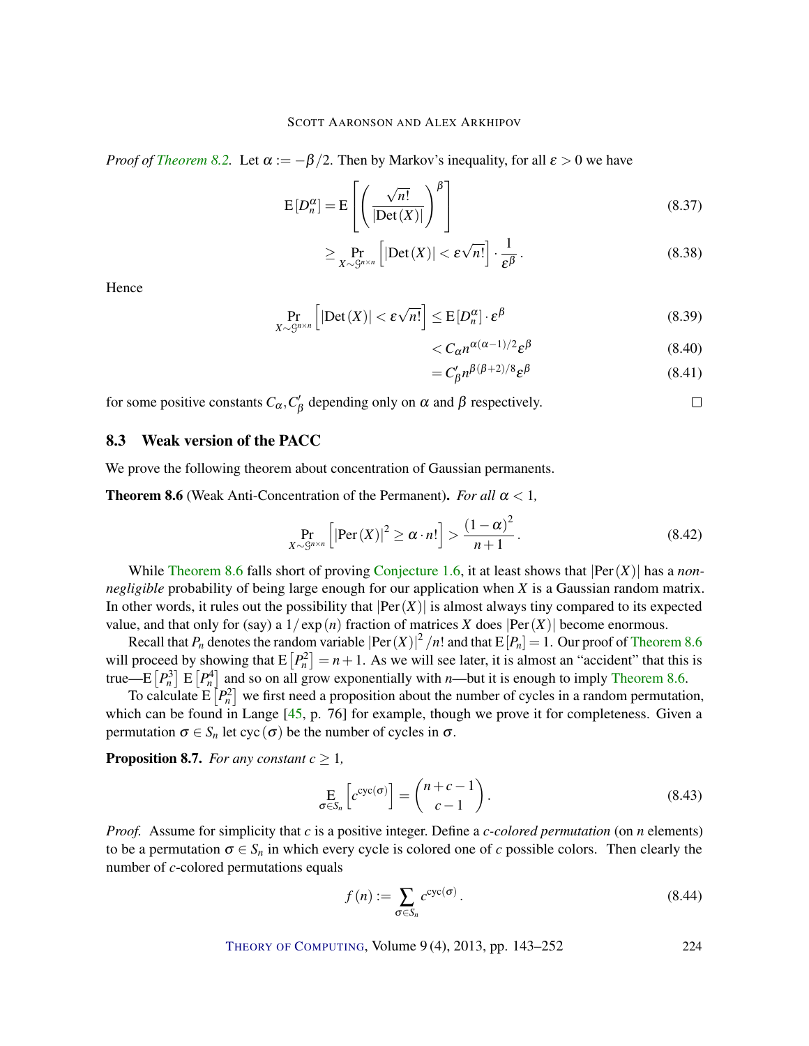*Proof of Theorem 8.2.* Let $\alpha := -\beta/2$. Then by Markov's inequality, for all $\varepsilon > 0$ we have

$$\mathrm{E}[D_n^\alpha] = \mathrm{E}\left[\left(\frac{\sqrt{n!}}{|\mathrm{Det}(X)|}\right)^\beta\right] \tag{8.37}$$

$$\geq \Pr_{X \sim \mathcal{G}^{n\times n}}\left[|\mathrm{Det}(X)| < \varepsilon\sqrt{n!}\right] \cdot \frac{1}{\varepsilon^\beta}. \tag{8.38}$$

Hence

$$\Pr_{X \sim \mathcal{G}^{n\times n}}\left[|\mathrm{Det}(X)| < \varepsilon\sqrt{n!}\right] \leq \mathrm{E}[D_n^\alpha] \cdot \varepsilon^\beta \tag{8.39}$$

$$< C_\alpha n^{\alpha(\alpha-1)/2} \varepsilon^\beta \tag{8.40}$$

$$= C'_\beta n^{\beta(\beta+2)/8} \varepsilon^\beta \tag{8.41}$$

for some positive constants $C_\alpha, C'_\beta$ depending only on $\alpha$ and $\beta$ respectively. □

## 8.3 Weak version of the PACC

We prove the following theorem about concentration of Gaussian permanents.

**Theorem 8.6** (Weak Anti-Concentration of the Permanent). *For all $\alpha < 1$,*

$$\Pr_{X \sim \mathcal{G}^{n\times n}}\left[|\mathrm{Per}(X)|^2 \geq \alpha \cdot n!\right] > \frac{(1-\alpha)^2}{n+1}. \tag{8.42}$$

While Theorem 8.6 falls short of proving Conjecture 1.6, it at least shows that $|\mathrm{Per}(X)|$ has a *non-negligible* probability of being large enough for our application when $X$ is a Gaussian random matrix. In other words, it rules out the possibility that $|\mathrm{Per}(X)|$ is almost always tiny compared to its expected value, and that only for (say) a $1/\exp(n)$ fraction of matrices $X$ does $|\mathrm{Per}(X)|$ become enormous.

Recall that $P_n$ denotes the random variable $|\mathrm{Per}(X)|^2/n!$ and that $\mathrm{E}[P_n] = 1$. Our proof of Theorem 8.6 will proceed by showing that $\mathrm{E}\left[P_n^2\right] = n+1$. As we will see later, it is almost an "accident" that this is true—$\mathrm{E}\left[P_n^3\right]$ $\mathrm{E}\left[P_n^4\right]$ and so on all grow exponentially with $n$—but it is enough to imply Theorem 8.6.

To calculate $\mathrm{E}\left[P_n^2\right]$ we first need a proposition about the number of cycles in a random permutation, which can be found in Lange [45, p. 76] for example, though we prove it for completeness. Given a permutation $\sigma \in S_n$ let $\mathrm{cyc}(\sigma)$ be the number of cycles in $\sigma$.

**Proposition 8.7.** *For any constant $c \geq 1$,*

$$\mathop{\mathrm{E}}_{\sigma \in S_n}\left[c^{\mathrm{cyc}(\sigma)}\right] = \binom{n+c-1}{c-1}. \tag{8.43}$$

*Proof.* Assume for simplicity that $c$ is a positive integer. Define a *c-colored permutation* (on $n$ elements) to be a permutation $\sigma \in S_n$ in which every cycle is colored one of $c$ possible colors. Then clearly the number of $c$-colored permutations equals

$$f(n) := \sum_{\sigma \in S_n} c^{\mathrm{cyc}(\sigma)}. \tag{8.44}$$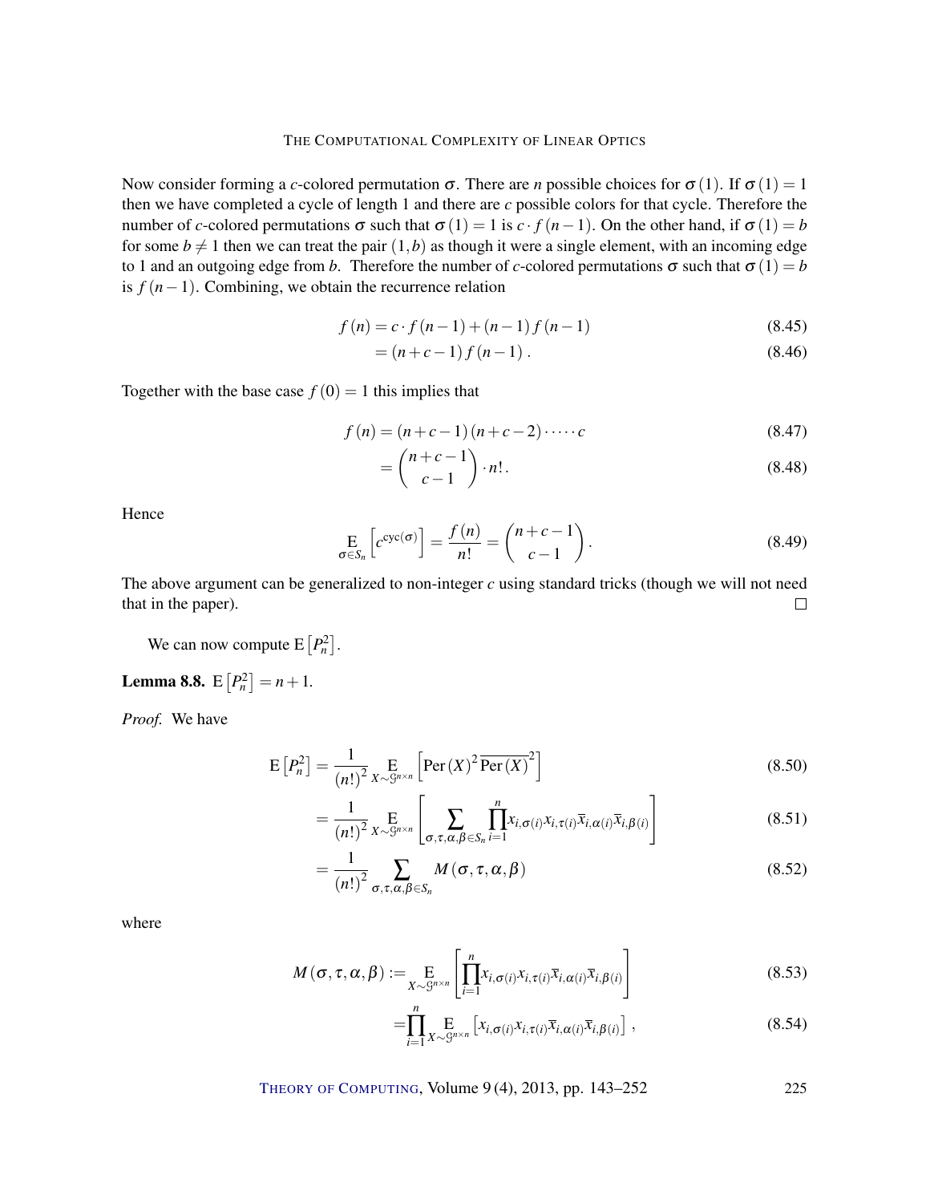Now consider forming a $c$-colored permutation $\sigma$. There are $n$ possible choices for $\sigma(1)$. If $\sigma(1) = 1$ then we have completed a cycle of length 1 and there are $c$ possible colors for that cycle. Therefore the number of $c$-colored permutations $\sigma$ such that $\sigma(1) = 1$ is $c \cdot f(n-1)$. On the other hand, if $\sigma(1) = b$ for some $b \neq 1$ then we can treat the pair $(1, b)$ as though it were a single element, with an incoming edge to 1 and an outgoing edge from $b$. Therefore the number of $c$-colored permutations $\sigma$ such that $\sigma(1) = b$ is $f(n-1)$. Combining, we obtain the recurrence relation

$$f(n) = c \cdot f(n-1) + (n-1) f(n-1) \tag{8.45}$$

$$= (n+c-1) f(n-1). \tag{8.46}$$

Together with the base case $f(0) = 1$ this implies that

$$f(n) = (n+c-1)(n+c-2) \cdot \cdots \cdot c \tag{8.47}$$

$$= \binom{n+c-1}{c-1} \cdot n!. \tag{8.48}$$

Hence

$$\operatorname*{E}_{\sigma \in S_n}\left[c^{\mathrm{cyc}(\sigma)}\right] = \frac{f(n)}{n!} = \binom{n+c-1}{c-1}. \tag{8.49}$$

The above argument can be generalized to non-integer $c$ using standard tricks (though we will not need that in the paper). $\square$

We can now compute $\mathrm{E}\left[P_n^2\right]$.

**Lemma 8.8.** $\mathrm{E}\left[P_n^2\right] = n+1$.

*Proof.* We have

$$\mathrm{E}\left[P_n^2\right] = \frac{1}{(n!)^2} \operatorname*{E}_{X \sim \mathcal{G}^{n \times n}}\left[\mathrm{Per}(X)^2 \, \overline{\mathrm{Per}(X)}^2\right] \tag{8.50}$$

$$= \frac{1}{(n!)^2} \operatorname*{E}_{X \sim \mathcal{G}^{n \times n}}\left[\sum_{\sigma,\tau,\alpha,\beta \in S_n} \prod_{i=1}^{n} x_{i,\sigma(i)} x_{i,\tau(i)} \overline{x}_{i,\alpha(i)} \overline{x}_{i,\beta(i)}\right] \tag{8.51}$$

$$= \frac{1}{(n!)^2} \sum_{\sigma,\tau,\alpha,\beta \in S_n} M(\sigma,\tau,\alpha,\beta) \tag{8.52}$$

where

$$M(\sigma,\tau,\alpha,\beta) := \operatorname*{E}_{X \sim \mathcal{G}^{n \times n}}\left[\prod_{i=1}^{n} x_{i,\sigma(i)} x_{i,\tau(i)} \overline{x}_{i,\alpha(i)} \overline{x}_{i,\beta(i)}\right] \tag{8.53}$$

$$= \prod_{i=1}^{n} \operatorname*{E}_{X \sim \mathcal{G}^{n \times n}}\left[x_{i,\sigma(i)} x_{i,\tau(i)} \overline{x}_{i,\alpha(i)} \overline{x}_{i,\beta(i)}\right], \tag{8.54}$$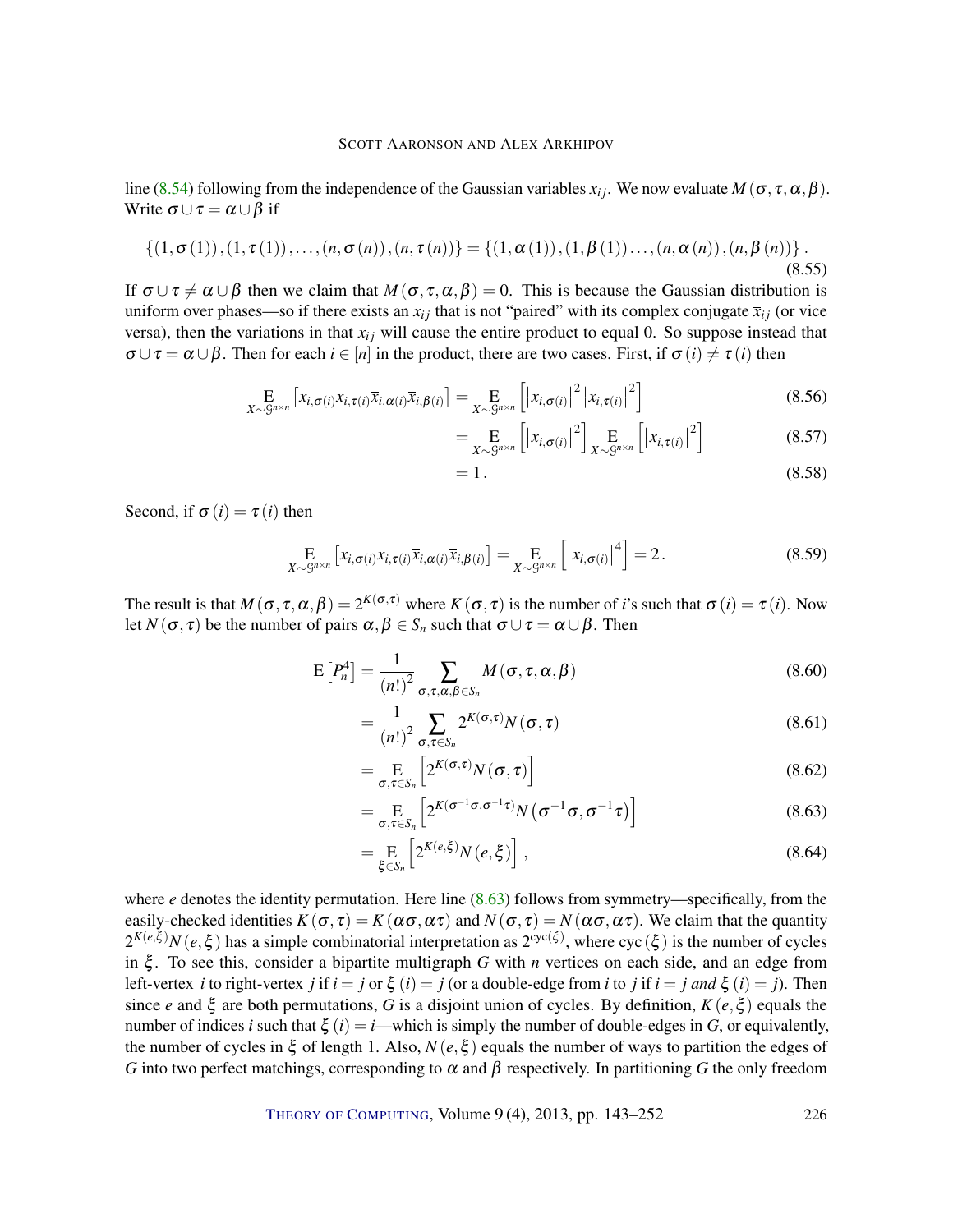line (8.54) following from the independence of the Gaussian variables $x_{ij}$. We now evaluate $M(\sigma,\tau,\alpha,\beta)$. Write $\sigma\cup\tau=\alpha\cup\beta$ if

$$\{(1,\sigma(1)),(1,\tau(1)),\ldots,(n,\sigma(n)),(n,\tau(n))\}=\{(1,\alpha(1)),(1,\beta(1))\ldots,(n,\alpha(n)),(n,\beta(n))\}\,. \tag{8.55}$$

If $\sigma\cup\tau\neq\alpha\cup\beta$ then we claim that $M(\sigma,\tau,\alpha,\beta)=0$. This is because the Gaussian distribution is uniform over phases—so if there exists an $x_{ij}$ that is not "paired" with its complex conjugate $\overline{x}_{ij}$ (or vice versa), then the variations in that $x_{ij}$ will cause the entire product to equal 0. So suppose instead that $\sigma\cup\tau=\alpha\cup\beta$. Then for each $i\in[n]$ in the product, there are two cases. First, if $\sigma(i)\neq\tau(i)$ then

$$\operatorname*{E}_{X\sim\mathcal{G}^{n\times n}}\left[x_{i,\sigma(i)}x_{i,\tau(i)}\overline{x}_{i,\alpha(i)}\overline{x}_{i,\beta(i)}\right]=\operatorname*{E}_{X\sim\mathcal{G}^{n\times n}}\left[\left|x_{i,\sigma(i)}\right|^2\left|x_{i,\tau(i)}\right|^2\right] \tag{8.56}$$

$$=\operatorname*{E}_{X\sim\mathcal{G}^{n\times n}}\left[\left|x_{i,\sigma(i)}\right|^2\right]\operatorname*{E}_{X\sim\mathcal{G}^{n\times n}}\left[\left|x_{i,\tau(i)}\right|^2\right] \tag{8.57}$$

$$=1\,. \tag{8.58}$$

Second, if $\sigma(i)=\tau(i)$ then

$$\operatorname*{E}_{X\sim\mathcal{G}^{n\times n}}\left[x_{i,\sigma(i)}x_{i,\tau(i)}\overline{x}_{i,\alpha(i)}\overline{x}_{i,\beta(i)}\right]=\operatorname*{E}_{X\sim\mathcal{G}^{n\times n}}\left[\left|x_{i,\sigma(i)}\right|^4\right]=2\,. \tag{8.59}$$

The result is that $M(\sigma,\tau,\alpha,\beta)=2^{K(\sigma,\tau)}$ where $K(\sigma,\tau)$ is the number of $i$'s such that $\sigma(i)=\tau(i)$. Now let $N(\sigma,\tau)$ be the number of pairs $\alpha,\beta\in S_n$ such that $\sigma\cup\tau=\alpha\cup\beta$. Then

$$\operatorname{E}\left[P_n^4\right]=\frac{1}{(n!)^2}\sum_{\sigma,\tau,\alpha,\beta\in S_n}M(\sigma,\tau,\alpha,\beta) \tag{8.60}$$

$$=\frac{1}{(n!)^2}\sum_{\sigma,\tau\in S_n}2^{K(\sigma,\tau)}N(\sigma,\tau) \tag{8.61}$$

$$=\operatorname*{E}_{\sigma,\tau\in S_n}\left[2^{K(\sigma,\tau)}N(\sigma,\tau)\right] \tag{8.62}$$

$$=\operatorname*{E}_{\sigma,\tau\in S_n}\left[2^{K(\sigma^{-1}\sigma,\sigma^{-1}\tau)}N\left(\sigma^{-1}\sigma,\sigma^{-1}\tau\right)\right] \tag{8.63}$$

$$=\operatorname*{E}_{\xi\in S_n}\left[2^{K(e,\xi)}N(e,\xi)\right], \tag{8.64}$$

where $e$ denotes the identity permutation. Here line (8.63) follows from symmetry—specifically, from the easily-checked identities $K(\sigma,\tau)=K(\alpha\sigma,\alpha\tau)$ and $N(\sigma,\tau)=N(\alpha\sigma,\alpha\tau)$. We claim that the quantity $2^{K(e,\xi)}N(e,\xi)$ has a simple combinatorial interpretation as $2^{\operatorname{cyc}(\xi)}$, where $\operatorname{cyc}(\xi)$ is the number of cycles in $\xi$. To see this, consider a bipartite multigraph $G$ with $n$ vertices on each side, and an edge from left-vertex $i$ to right-vertex $j$ if $i=j$ or $\xi(i)=j$ (or a double-edge from $i$ to $j$ if $i=j$ *and* $\xi(i)=j$). Then since $e$ and $\xi$ are both permutations, $G$ is a disjoint union of cycles. By definition, $K(e,\xi)$ equals the number of indices $i$ such that $\xi(i)=i$—which is simply the number of double-edges in $G$, or equivalently, the number of cycles in $\xi$ of length 1. Also, $N(e,\xi)$ equals the number of ways to partition the edges of $G$ into two perfect matchings, corresponding to $\alpha$ and $\beta$ respectively. In partitioning $G$ the only freedom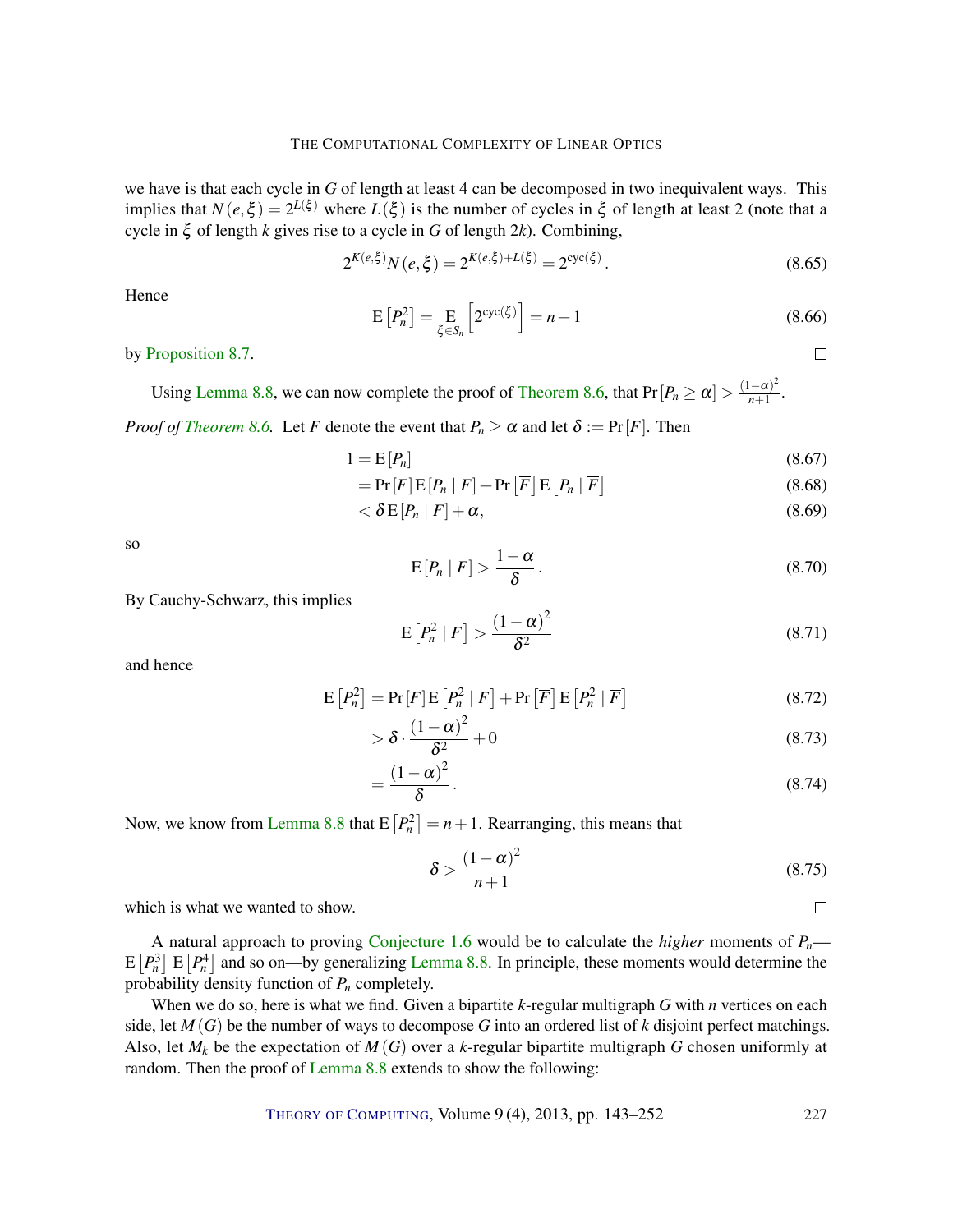we have is that each cycle in $G$ of length at least 4 can be decomposed in two inequivalent ways. This implies that $N(e,\xi) = 2^{L(\xi)}$ where $L(\xi)$ is the number of cycles in $\xi$ of length at least 2 (note that a cycle in $\xi$ of length $k$ gives rise to a cycle in $G$ of length $2k$). Combining,

$$2^{K(e,\xi)} N(e,\xi) = 2^{K(e,\xi)+L(\xi)} = 2^{\mathrm{cyc}(\xi)}. \tag{8.65}$$

Hence

$$\mathrm{E}\left[P_n^2\right] = \mathop{\mathrm{E}}_{\xi \in S_n}\left[2^{\mathrm{cyc}(\xi)}\right] = n+1 \tag{8.66}$$

by Proposition 8.7. □

Using Lemma 8.8, we can now complete the proof of Theorem 8.6, that $\Pr[P_n \geq \alpha] > \frac{(1-\alpha)^2}{n+1}$.

*Proof of Theorem 8.6.* Let $F$ denote the event that $P_n \geq \alpha$ and let $\delta := \Pr[F]$. Then

$$1 = \mathrm{E}[P_n] \tag{8.67}$$

$$= \Pr[F]\,\mathrm{E}[P_n \mid F] + \Pr\left[\overline{F}\right]\mathrm{E}\left[P_n \mid \overline{F}\right] \tag{8.68}$$

$$< \delta\,\mathrm{E}[P_n \mid F] + \alpha, \tag{8.69}$$

so

$$\mathrm{E}[P_n \mid F] > \frac{1-\alpha}{\delta}. \tag{8.70}$$

By Cauchy-Schwarz, this implies

$$\mathrm{E}\left[P_n^2 \mid F\right] > \frac{(1-\alpha)^2}{\delta^2} \tag{8.71}$$

and hence

$$\mathrm{E}\left[P_n^2\right] = \Pr[F]\,\mathrm{E}\left[P_n^2 \mid F\right] + \Pr\left[\overline{F}\right]\mathrm{E}\left[P_n^2 \mid \overline{F}\right] \tag{8.72}$$

$$> \delta \cdot \frac{(1-\alpha)^2}{\delta^2} + 0 \tag{8.73}$$

$$= \frac{(1-\alpha)^2}{\delta}. \tag{8.74}$$

Now, we know from Lemma 8.8 that $\mathrm{E}\left[P_n^2\right] = n+1$. Rearranging, this means that

$$\delta > \frac{(1-\alpha)^2}{n+1} \tag{8.75}$$

which is what we wanted to show. □

A natural approach to proving Conjecture 1.6 would be to calculate the *higher* moments of $P_n$—$\mathrm{E}\left[P_n^3\right]$ $\mathrm{E}\left[P_n^4\right]$ and so on—by generalizing Lemma 8.8. In principle, these moments would determine the probability density function of $P_n$ completely.

When we do so, here is what we find. Given a bipartite $k$-regular multigraph $G$ with $n$ vertices on each side, let $M(G)$ be the number of ways to decompose $G$ into an ordered list of $k$ disjoint perfect matchings. Also, let $M_k$ be the expectation of $M(G)$ over a $k$-regular bipartite multigraph $G$ chosen uniformly at random. Then the proof of Lemma 8.8 extends to show the following: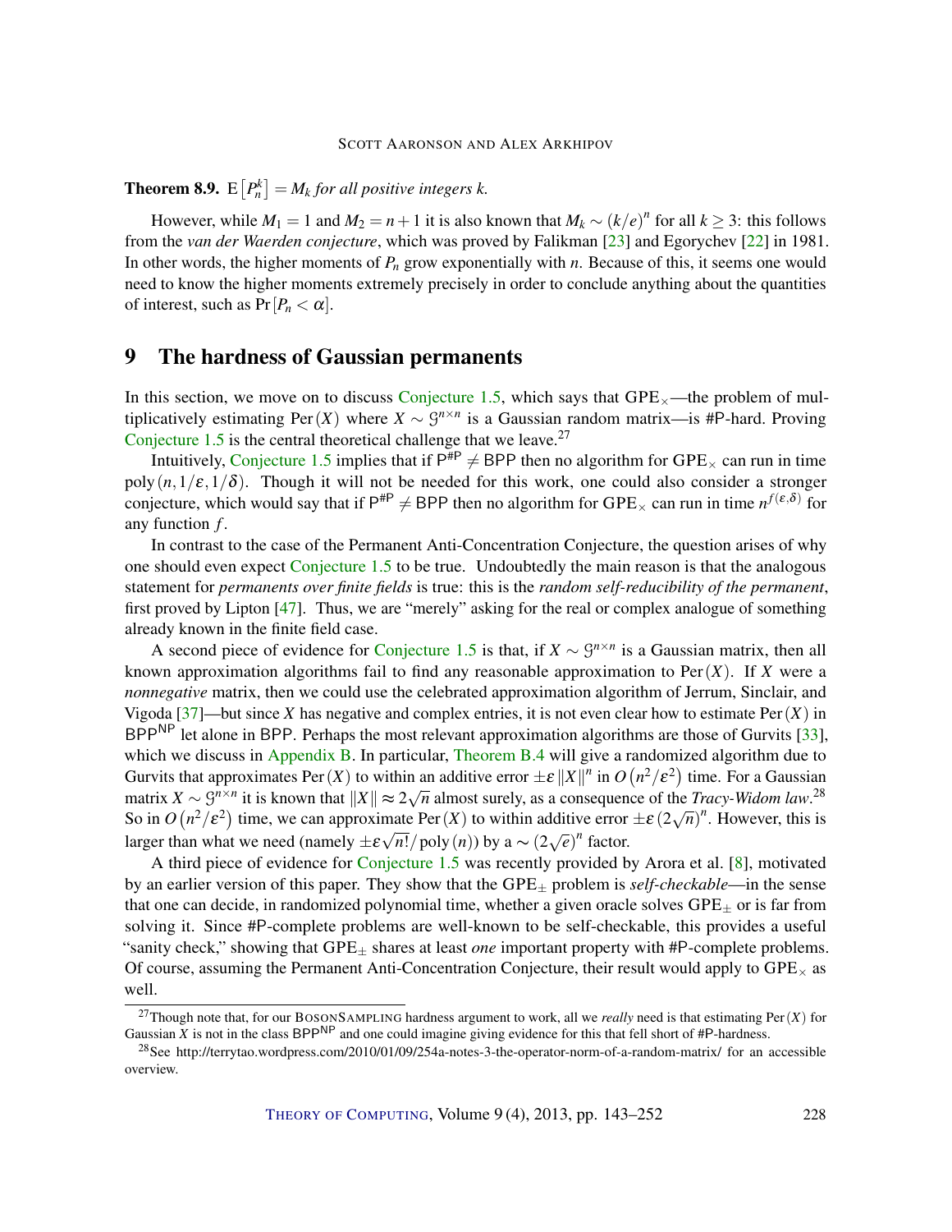**Theorem 8.9.** $\mathrm{E}\left[P_n^k\right] = M_k$ *for all positive integers* $k$.

However, while $M_1 = 1$ and $M_2 = n+1$ it is also known that $M_k \sim (k/e)^n$ for all $k \geq 3$: this follows from the *van der Waerden conjecture*, which was proved by Falikman [23] and Egorychev [22] in 1981. In other words, the higher moments of $P_n$ grow exponentially with $n$. Because of this, it seems one would need to know the higher moments extremely precisely in order to conclude anything about the quantities of interest, such as $\Pr[P_n < \alpha]$.

# 9 The hardness of Gaussian permanents

In this section, we move on to discuss Conjecture 1.5, which says that $\mathrm{GPE}_\times$—the problem of multiplicatively estimating $\mathrm{Per}(X)$ where $X \sim \mathcal{G}^{n\times n}$ is a Gaussian random matrix—is #P-hard. Proving Conjecture 1.5 is the central theoretical challenge that we leave.[27]

Intuitively, Conjecture 1.5 implies that if $\mathsf{P}^{\#\mathsf{P}} \neq \mathsf{BPP}$ then no algorithm for $\mathrm{GPE}_\times$ can run in time $\mathrm{poly}(n, 1/\varepsilon, 1/\delta)$. Though it will not be needed for this work, one could also consider a stronger conjecture, which would say that if $\mathsf{P}^{\#\mathsf{P}} \neq \mathsf{BPP}$ then no algorithm for $\mathrm{GPE}_\times$ can run in time $n^{f(\varepsilon,\delta)}$ for any function $f$.

In contrast to the case of the Permanent Anti-Concentration Conjecture, the question arises of why one should even expect Conjecture 1.5 to be true. Undoubtedly the main reason is that the analogous statement for *permanents over finite fields* is true: this is the *random self-reducibility of the permanent*, first proved by Lipton [47]. Thus, we are "merely" asking for the real or complex analogue of something already known in the finite field case.

A second piece of evidence for Conjecture 1.5 is that, if $X \sim \mathcal{G}^{n\times n}$ is a Gaussian matrix, then all known approximation algorithms fail to find any reasonable approximation to $\mathrm{Per}(X)$. If $X$ were a *nonnegative* matrix, then we could use the celebrated approximation algorithm of Jerrum, Sinclair, and Vigoda [37]—but since $X$ has negative and complex entries, it is not even clear how to estimate $\mathrm{Per}(X)$ in $\mathsf{BPP}^{\mathsf{NP}}$ let alone in $\mathsf{BPP}$. Perhaps the most relevant approximation algorithms are those of Gurvits [33], which we discuss in Appendix B. In particular, Theorem B.4 will give a randomized algorithm due to Gurvits that approximates $\mathrm{Per}(X)$ to within an additive error $\pm\varepsilon \|X\|^n$ in $O(n^2/\varepsilon^2)$ time. For a Gaussian matrix $X \sim \mathcal{G}^{n\times n}$ it is known that $\|X\| \approx 2\sqrt{n}$ almost surely, as a consequence of the *Tracy-Widom law*.[28] So in $O(n^2/\varepsilon^2)$ time, we can approximate $\mathrm{Per}(X)$ to within additive error $\pm\varepsilon (2\sqrt{n})^n$. However, this is larger than what we need (namely $\pm\varepsilon\sqrt{n!}/\mathrm{poly}(n)$) by a $\sim (2\sqrt{e})^n$ factor.

A third piece of evidence for Conjecture 1.5 was recently provided by Arora et al. [8], motivated by an earlier version of this paper. They show that the $\mathrm{GPE}_\pm$ problem is *self-checkable*—in the sense that one can decide, in randomized polynomial time, whether a given oracle solves $\mathrm{GPE}_\pm$ or is far from solving it. Since #P-complete problems are well-known to be self-checkable, this provides a useful "sanity check," showing that $\mathrm{GPE}_\pm$ shares at least *one* important property with #P-complete problems. Of course, assuming the Permanent Anti-Concentration Conjecture, their result would apply to $\mathrm{GPE}_\times$ as well.

[27] Though note that, for our BosonSampling hardness argument to work, all we *really* need is that estimating $\mathrm{Per}(X)$ for Gaussian $X$ is not in the class $\mathsf{BPP}^{\mathsf{NP}}$ and one could imagine giving evidence for this that fell short of #P-hardness.

[28] See http://terrytao.wordpress.com/2010/01/09/254a-notes-3-the-operator-norm-of-a-random-matrix/ for an accessible overview.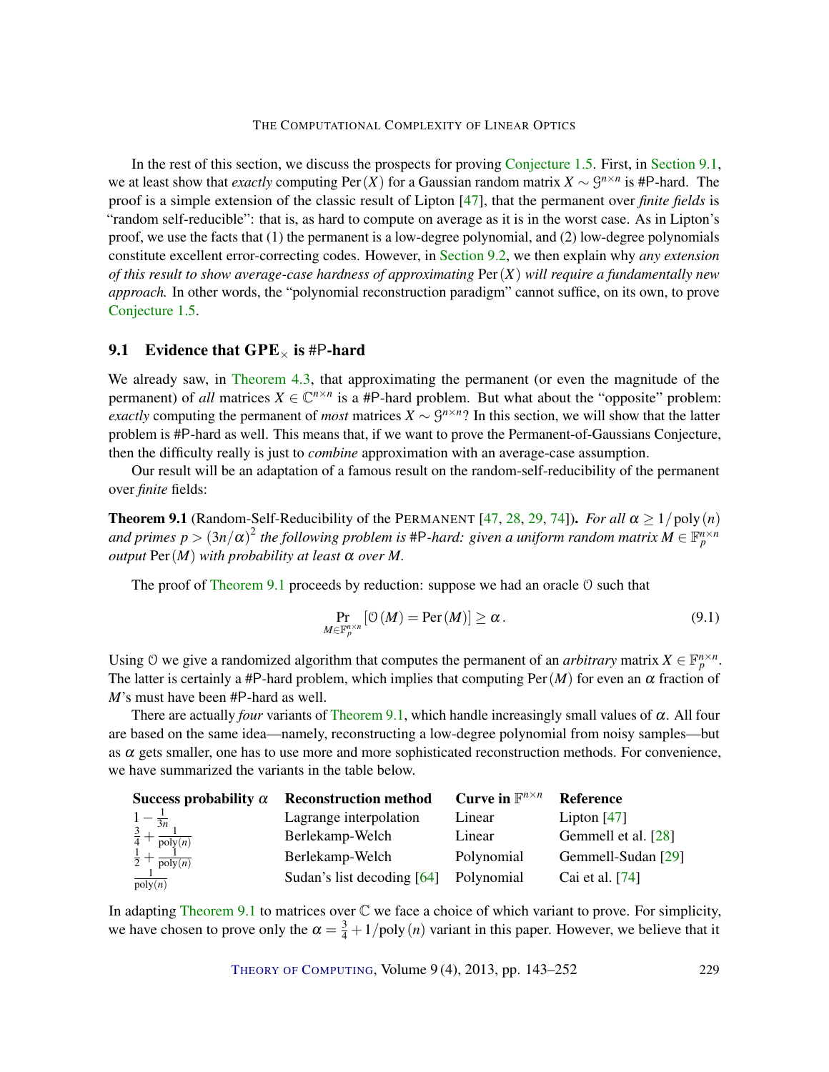In the rest of this section, we discuss the prospects for proving Conjecture 1.5. First, in Section 9.1, we at least show that *exactly* computing $\operatorname{Per}(X)$ for a Gaussian random matrix $X \sim \mathcal{G}^{n\times n}$ is #P-hard. The proof is a simple extension of the classic result of Lipton [47], that the permanent over *finite fields* is "random self-reducible": that is, as hard to compute on average as it is in the worst case. As in Lipton's proof, we use the facts that (1) the permanent is a low-degree polynomial, and (2) low-degree polynomials constitute excellent error-correcting codes. However, in Section 9.2, we then explain why *any extension of this result to show average-case hardness of approximating* $\operatorname{Per}(X)$ *will require a fundamentally new approach.* In other words, the "polynomial reconstruction paradigm" cannot suffice, on its own, to prove Conjecture 1.5.

## 9.1 Evidence that $\mathrm{GPE}_\times$ is #P-hard

We already saw, in Theorem 4.3, that approximating the permanent (or even the magnitude of the permanent) of *all* matrices $X \in \mathbb{C}^{n\times n}$ is a #P-hard problem. But what about the "opposite" problem: *exactly* computing the permanent of *most* matrices $X \sim \mathcal{G}^{n\times n}$? In this section, we will show that the latter problem is #P-hard as well. This means that, if we want to prove the Permanent-of-Gaussians Conjecture, then the difficulty really is just to *combine* approximation with an average-case assumption.

Our result will be an adaptation of a famous result on the random-self-reducibility of the permanent over *finite* fields:

**Theorem 9.1** (Random-Self-Reducibility of the PERMANENT [47, 28, 29, 74]). *For all $\alpha \geq 1/\operatorname{poly}(n)$ and primes $p > (3n/\alpha)^2$ the following problem is #P-hard: given a uniform random matrix $M \in \mathbb{F}_p^{n\times n}$ output $\operatorname{Per}(M)$ with probability at least $\alpha$ over $M$.*

The proof of Theorem 9.1 proceeds by reduction: suppose we had an oracle $\mathcal{O}$ such that

$$\Pr_{M \in \mathbb{F}_p^{n\times n}}\left[\mathcal{O}(M) = \operatorname{Per}(M)\right] \geq \alpha\,. \tag{9.1}$$

Using $\mathcal{O}$ we give a randomized algorithm that computes the permanent of an *arbitrary* matrix $X \in \mathbb{F}_p^{n\times n}$. The latter is certainly a #P-hard problem, which implies that computing $\operatorname{Per}(M)$ for even an $\alpha$ fraction of $M$'s must have been #P-hard as well.

There are actually *four* variants of Theorem 9.1, which handle increasingly small values of $\alpha$. All four are based on the same idea—namely, reconstructing a low-degree polynomial from noisy samples—but as $\alpha$ gets smaller, one has to use more and more sophisticated reconstruction methods. For convenience, we have summarized the variants in the table below.

| Success probability $\alpha$ | Reconstruction method | Curve in $\mathbb{F}^{n\times n}$ | Reference |
|---|---|---|---|
| $1 - \frac{1}{3n}$ | Lagrange interpolation | Linear | Lipton [47] |
| $\frac{3}{4} + \frac{1}{\operatorname{poly}(n)}$ | Berlekamp-Welch | Linear | Gemmell et al. [28] |
| $\frac{1}{2} + \frac{1}{\operatorname{poly}(n)}$ | Berlekamp-Welch | Polynomial | Gemmell-Sudan [29] |
| $\frac{1}{\operatorname{poly}(n)}$ | Sudan's list decoding [64] | Polynomial | Cai et al. [74] |

In adapting Theorem 9.1 to matrices over $\mathbb{C}$ we face a choice of which variant to prove. For simplicity, we have chosen to prove only the $\alpha = \frac{3}{4} + 1/\operatorname{poly}(n)$ variant in this paper. However, we believe that it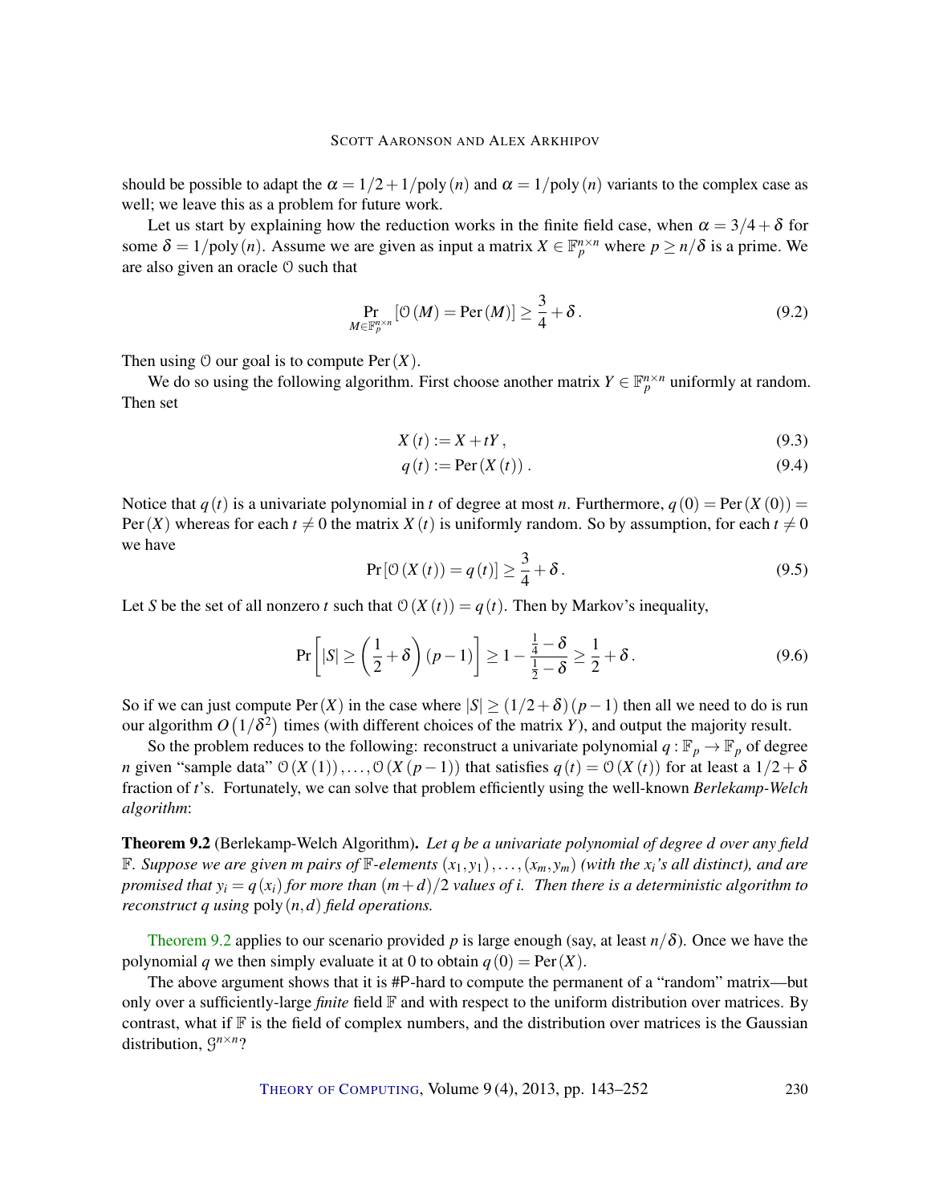should be possible to adapt the $\alpha = 1/2 + 1/\text{poly}(n)$ and $\alpha = 1/\text{poly}(n)$ variants to the complex case as well; we leave this as a problem for future work.

Let us start by explaining how the reduction works in the finite field case, when $\alpha = 3/4 + \delta$ for some $\delta = 1/\text{poly}(n)$. Assume we are given as input a matrix $X \in \mathbb{F}_p^{n \times n}$ where $p \geq n/\delta$ is a prime. We are also given an oracle $\mathcal{O}$ such that

$$\Pr_{M \in \mathbb{F}_p^{n \times n}} [\mathcal{O}(M) = \text{Per}(M)] \geq \frac{3}{4} + \delta. \tag{9.2}$$

Then using $\mathcal{O}$ our goal is to compute $\text{Per}(X)$.

We do so using the following algorithm. First choose another matrix $Y \in \mathbb{F}_p^{n \times n}$ uniformly at random. Then set

$$X(t) := X + tY, \tag{9.3}$$

$$q(t) := \text{Per}(X(t)). \tag{9.4}$$

Notice that $q(t)$ is a univariate polynomial in $t$ of degree at most $n$. Furthermore, $q(0) = \text{Per}(X(0)) = \text{Per}(X)$ whereas for each $t \neq 0$ the matrix $X(t)$ is uniformly random. So by assumption, for each $t \neq 0$ we have

$$\Pr[\mathcal{O}(X(t)) = q(t)] \geq \frac{3}{4} + \delta. \tag{9.5}$$

Let $S$ be the set of all nonzero $t$ such that $\mathcal{O}(X(t)) = q(t)$. Then by Markov's inequality,

$$\Pr\left[|S| \geq \left(\frac{1}{2} + \delta\right)(p-1)\right] \geq 1 - \frac{\frac{1}{4} - \delta}{\frac{1}{2} - \delta} \geq \frac{1}{2} + \delta. \tag{9.6}$$

So if we can just compute $\text{Per}(X)$ in the case where $|S| \geq (1/2 + \delta)(p-1)$ then all we need to do is run our algorithm $O(1/\delta^2)$ times (with different choices of the matrix $Y$), and output the majority result.

So the problem reduces to the following: reconstruct a univariate polynomial $q : \mathbb{F}_p \to \mathbb{F}_p$ of degree $n$ given "sample data" $\mathcal{O}(X(1)), \ldots, \mathcal{O}(X(p-1))$ that satisfies $q(t) = \mathcal{O}(X(t))$ for at least a $1/2 + \delta$ fraction of $t$'s. Fortunately, we can solve that problem efficiently using the well-known *Berlekamp-Welch algorithm*:

**Theorem 9.2** (Berlekamp-Welch Algorithm)**.** *Let $q$ be a univariate polynomial of degree $d$ over any field $\mathbb{F}$. Suppose we are given $m$ pairs of $\mathbb{F}$-elements $(x_1, y_1), \ldots, (x_m, y_m)$ (with the $x_i$'s all distinct), and are promised that $y_i = q(x_i)$ for more than $(m+d)/2$ values of $i$. Then there is a deterministic algorithm to reconstruct $q$ using $\text{poly}(n, d)$ field operations.*

Theorem 9.2 applies to our scenario provided $p$ is large enough (say, at least $n/\delta$). Once we have the polynomial $q$ we then simply evaluate it at 0 to obtain $q(0) = \text{Per}(X)$.

The above argument shows that it is #P-hard to compute the permanent of a "random" matrix—but only over a sufficiently-large *finite* field $\mathbb{F}$ and with respect to the uniform distribution over matrices. By contrast, what if $\mathbb{F}$ is the field of complex numbers, and the distribution over matrices is the Gaussian distribution, $\mathcal{G}^{n \times n}$?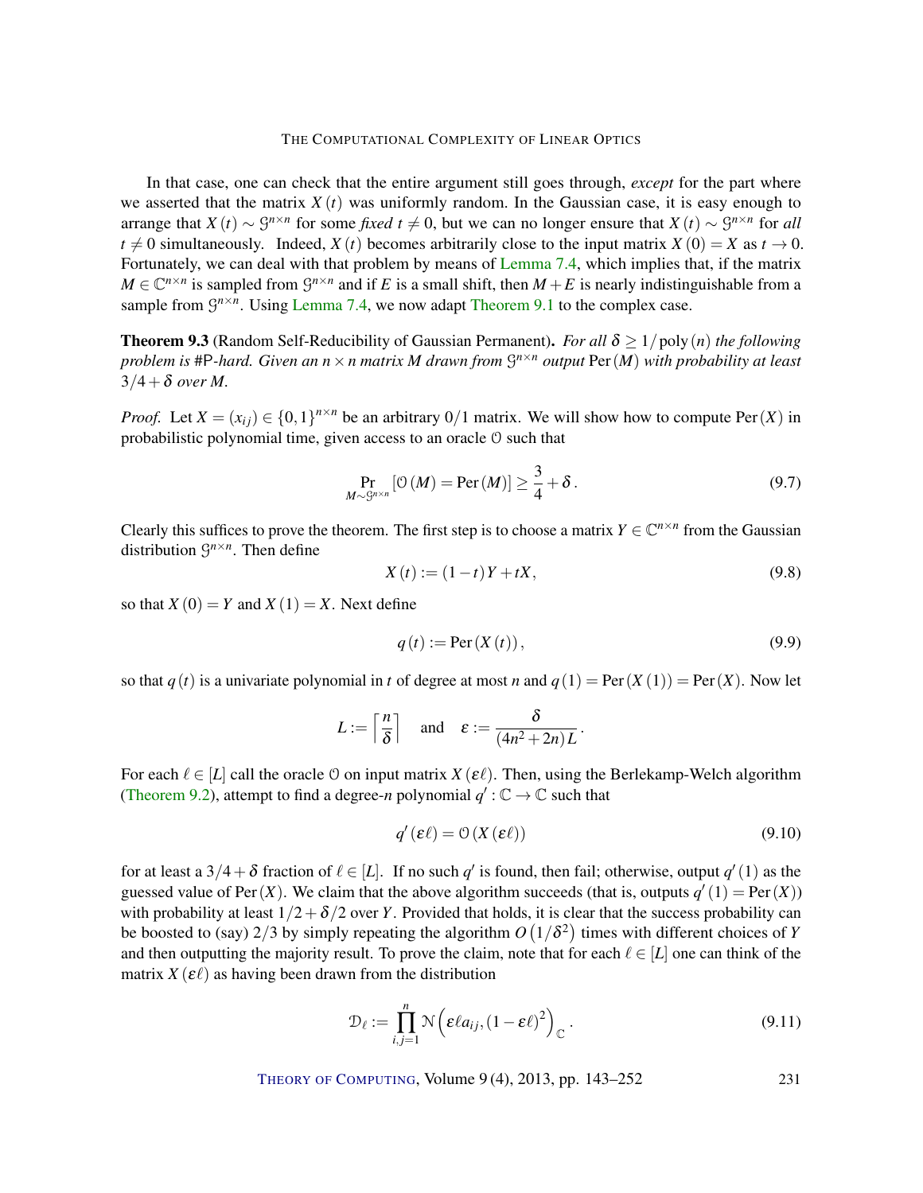In that case, one can check that the entire argument still goes through, *except* for the part where we asserted that the matrix $X(t)$ was uniformly random. In the Gaussian case, it is easy enough to arrange that $X(t) \sim \mathcal{G}^{n\times n}$ for some *fixed* $t \neq 0$, but we can no longer ensure that $X(t) \sim \mathcal{G}^{n\times n}$ for *all* $t \neq 0$ simultaneously. Indeed, $X(t)$ becomes arbitrarily close to the input matrix $X(0) = X$ as $t \to 0$. Fortunately, we can deal with that problem by means of Lemma 7.4, which implies that, if the matrix $M \in \mathbb{C}^{n\times n}$ is sampled from $\mathcal{G}^{n\times n}$ and if $E$ is a small shift, then $M + E$ is nearly indistinguishable from a sample from $\mathcal{G}^{n\times n}$. Using Lemma 7.4, we now adapt Theorem 9.1 to the complex case.

**Theorem 9.3** (Random Self-Reducibility of Gaussian Permanent). *For all $\delta \geq 1/\text{poly}(n)$ the following problem is* #P*-hard. Given an $n \times n$ matrix $M$ drawn from $\mathcal{G}^{n\times n}$ output $\text{Per}(M)$ with probability at least $3/4 + \delta$ over $M$.*

*Proof.* Let $X = (x_{ij}) \in \{0,1\}^{n\times n}$ be an arbitrary $0/1$ matrix. We will show how to compute $\text{Per}(X)$ in probabilistic polynomial time, given access to an oracle $\mathcal{O}$ such that

$$\Pr_{M\sim\mathcal{G}^{n\times n}}[\mathcal{O}(M) = \text{Per}(M)] \geq \frac{3}{4} + \delta. \tag{9.7}$$

Clearly this suffices to prove the theorem. The first step is to choose a matrix $Y \in \mathbb{C}^{n\times n}$ from the Gaussian distribution $\mathcal{G}^{n\times n}$. Then define

$$X(t) := (1-t)Y + tX, \tag{9.8}$$

so that $X(0) = Y$ and $X(1) = X$. Next define

$$q(t) := \text{Per}(X(t)), \tag{9.9}$$

so that $q(t)$ is a univariate polynomial in $t$ of degree at most $n$ and $q(1) = \text{Per}(X(1)) = \text{Per}(X)$. Now let

$$L := \left\lceil \frac{n}{\delta} \right\rceil \quad \text{and} \quad \varepsilon := \frac{\delta}{(4n^2 + 2n)L}.$$

For each $\ell \in [L]$ call the oracle $\mathcal{O}$ on input matrix $X(\varepsilon\ell)$. Then, using the Berlekamp-Welch algorithm (Theorem 9.2), attempt to find a degree-$n$ polynomial $q' : \mathbb{C} \to \mathbb{C}$ such that

$$q'(\varepsilon\ell) = \mathcal{O}(X(\varepsilon\ell)) \tag{9.10}$$

for at least a $3/4 + \delta$ fraction of $\ell \in [L]$. If no such $q'$ is found, then fail; otherwise, output $q'(1)$ as the guessed value of $\text{Per}(X)$. We claim that the above algorithm succeeds (that is, outputs $q'(1) = \text{Per}(X)$) with probability at least $1/2 + \delta/2$ over $Y$. Provided that holds, it is clear that the success probability can be boosted to (say) $2/3$ by simply repeating the algorithm $O(1/\delta^2)$ times with different choices of $Y$ and then outputting the majority result. To prove the claim, note that for each $\ell \in [L]$ one can think of the matrix $X(\varepsilon\ell)$ as having been drawn from the distribution

$$\mathcal{D}_\ell := \prod_{i,j=1}^{n} \mathcal{N}\left(\varepsilon\ell a_{ij}, (1-\varepsilon\ell)^2\right)_{\mathbb{C}}. \tag{9.11}$$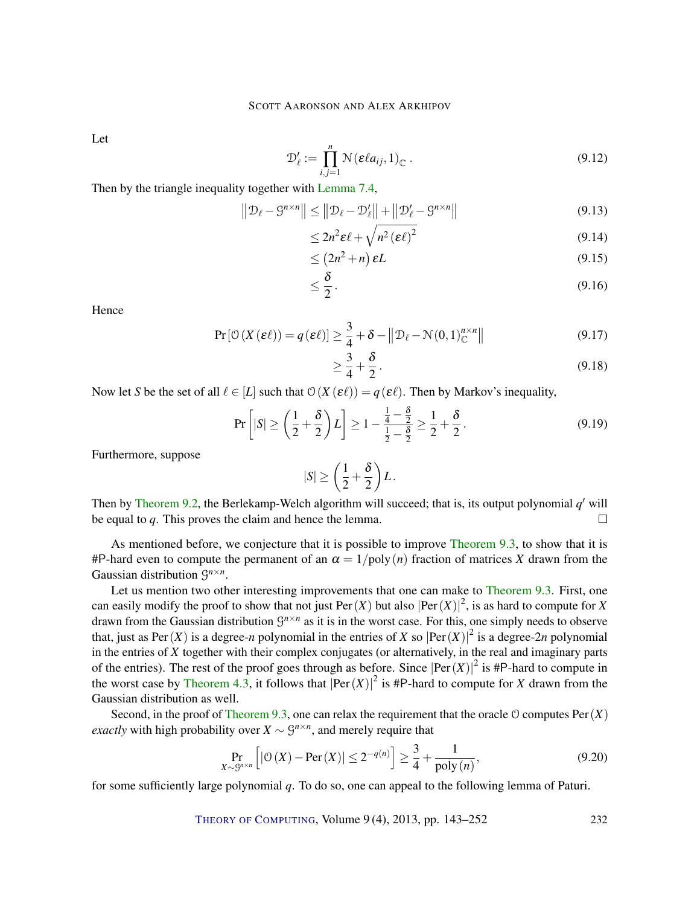Let

$$\mathcal{D}'_\ell := \prod_{i,j=1}^{n} \mathcal{N}(\varepsilon \ell a_{ij}, 1)_{\mathbb{C}} \,. \tag{9.12}$$

Then by the triangle inequality together with Lemma 7.4,

$$\begin{aligned}
\left\| \mathcal{D}_\ell - \mathcal{G}^{n\times n} \right\| &\le \left\| \mathcal{D}_\ell - \mathcal{D}'_\ell \right\| + \left\| \mathcal{D}'_\ell - \mathcal{G}^{n\times n} \right\| && (9.13)\\
&\le 2n^2 \varepsilon \ell + \sqrt{n^2 (\varepsilon \ell)^2} && (9.14)\\
&\le \left(2n^2 + n\right) \varepsilon L && (9.15)\\
&\le \frac{\delta}{2} \,. && (9.16)
\end{aligned}$$

Hence

$$\begin{aligned}
\Pr\left[\mathcal{O}\left(X(\varepsilon \ell)\right) = q(\varepsilon \ell)\right] &\ge \frac{3}{4} + \delta - \left\| \mathcal{D}_\ell - \mathcal{N}(0,1)_{\mathbb{C}}^{n\times n} \right\| && (9.17)\\
&\ge \frac{3}{4} + \frac{\delta}{2} \,. && (9.18)
\end{aligned}$$

Now let $S$ be the set of all $\ell \in [L]$ such that $\mathcal{O}(X(\varepsilon \ell)) = q(\varepsilon \ell)$. Then by Markov's inequality,

$$\Pr\left[ |S| \ge \left( \frac{1}{2} + \frac{\delta}{2} \right) L \right] \ge 1 - \frac{\frac{1}{4} - \frac{\delta}{2}}{\frac{1}{2} - \frac{\delta}{2}} \ge \frac{1}{2} + \frac{\delta}{2} \,. \tag{9.19}$$

Furthermore, suppose

$$|S| \ge \left( \frac{1}{2} + \frac{\delta}{2} \right) L \,.$$

Then by Theorem 9.2, the Berlekamp-Welch algorithm will succeed; that is, its output polynomial $q'$ will be equal to $q$. This proves the claim and hence the lemma. □

As mentioned before, we conjecture that it is possible to improve Theorem 9.3, to show that it is #P-hard even to compute the permanent of an $\alpha = 1/\mathrm{poly}(n)$ fraction of matrices $X$ drawn from the Gaussian distribution $\mathcal{G}^{n\times n}$.

Let us mention two other interesting improvements that one can make to Theorem 9.3. First, one can easily modify the proof to show that not just $\mathrm{Per}(X)$ but also $|\mathrm{Per}(X)|^2$, is as hard to compute for $X$ drawn from the Gaussian distribution $\mathcal{G}^{n\times n}$ as it is in the worst case. For this, one simply needs to observe that, just as $\mathrm{Per}(X)$ is a degree-$n$ polynomial in the entries of $X$ so $|\mathrm{Per}(X)|^2$ is a degree-$2n$ polynomial in the entries of $X$ together with their complex conjugates (or alternatively, in the real and imaginary parts of the entries). The rest of the proof goes through as before. Since $|\mathrm{Per}(X)|^2$ is #P-hard to compute in the worst case by Theorem 4.3, it follows that $|\mathrm{Per}(X)|^2$ is #P-hard to compute for $X$ drawn from the Gaussian distribution as well.

Second, in the proof of Theorem 9.3, one can relax the requirement that the oracle $\mathcal{O}$ computes $\mathrm{Per}(X)$ *exactly* with high probability over $X \sim \mathcal{G}^{n\times n}$, and merely require that

$$\Pr_{X\sim\mathcal{G}^{n\times n}}\left[ \left| \mathcal{O}(X) - \mathrm{Per}(X) \right| \le 2^{-q(n)} \right] \ge \frac{3}{4} + \frac{1}{\mathrm{poly}(n)}, \tag{9.20}$$

for some sufficiently large polynomial $q$. To do so, one can appeal to the following lemma of Paturi.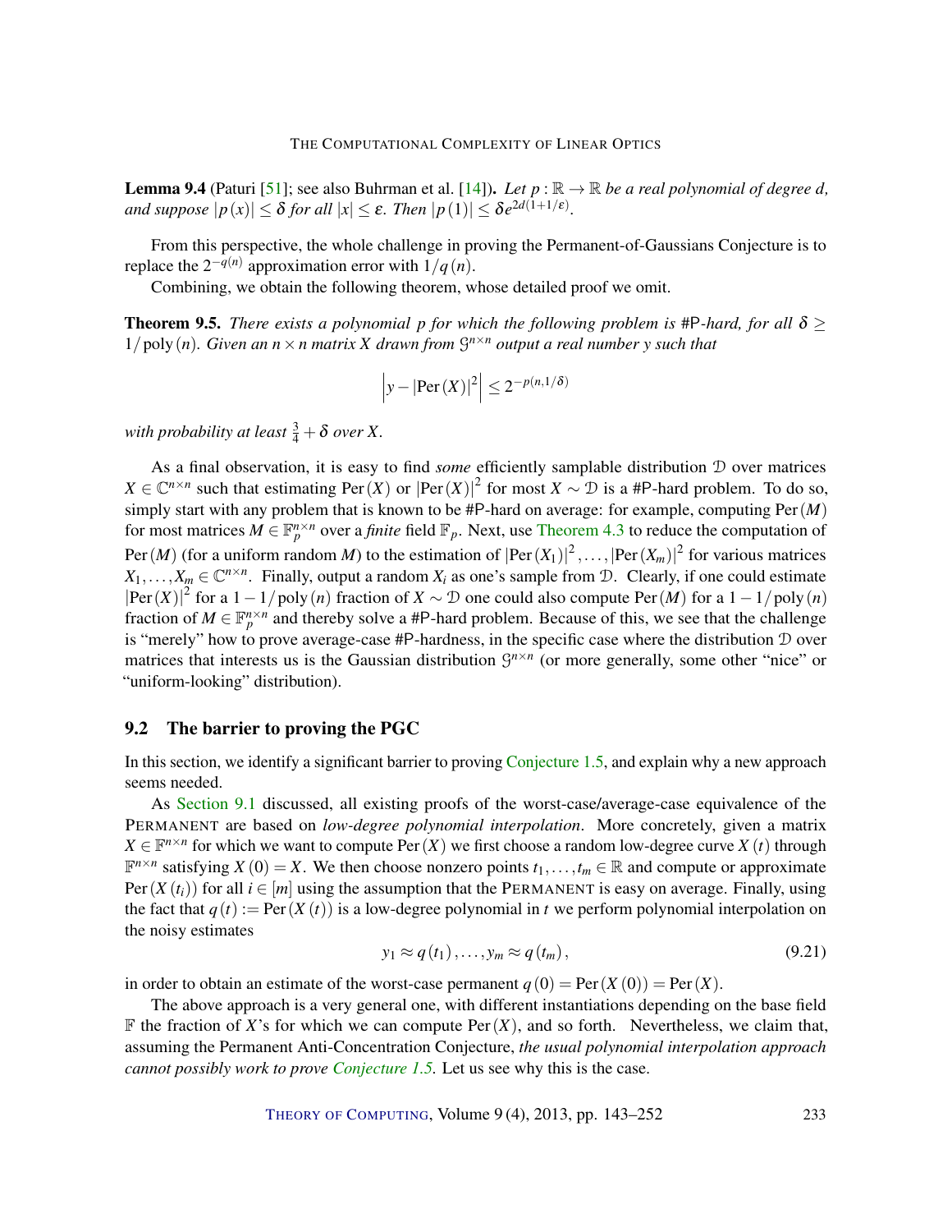**Lemma 9.4** (Paturi [51]; see also Buhrman et al. [14]). *Let $p : \mathbb{R} \to \mathbb{R}$ be a real polynomial of degree $d$, and suppose $|p(x)| \leq \delta$ for all $|x| \leq \varepsilon$. Then $|p(1)| \leq \delta e^{2d(1+1/\varepsilon)}$.*

From this perspective, the whole challenge in proving the Permanent-of-Gaussians Conjecture is to replace the $2^{-q(n)}$ approximation error with $1/q(n)$.

Combining, we obtain the following theorem, whose detailed proof we omit.

**Theorem 9.5.** *There exists a polynomial $p$ for which the following problem is #P-hard, for all $\delta \geq 1/\operatorname{poly}(n)$. Given an $n \times n$ matrix $X$ drawn from $\mathcal{G}^{n \times n}$ output a real number $y$ such that*

$$\left| y - |\operatorname{Per}(X)|^2 \right| \leq 2^{-p(n,1/\delta)}$$

*with probability at least $\frac{3}{4} + \delta$ over $X$.*

As a final observation, it is easy to find *some* efficiently samplable distribution $\mathcal{D}$ over matrices $X \in \mathbb{C}^{n \times n}$ such that estimating $\operatorname{Per}(X)$ or $|\operatorname{Per}(X)|^2$ for most $X \sim \mathcal{D}$ is a #P-hard problem. To do so, simply start with any problem that is known to be #P-hard on average: for example, computing $\operatorname{Per}(M)$ for most matrices $M \in \mathbb{F}_p^{n \times n}$ over a *finite* field $\mathbb{F}_p$. Next, use Theorem 4.3 to reduce the computation of $\operatorname{Per}(M)$ (for a uniform random $M$) to the estimation of $|\operatorname{Per}(X_1)|^2, \ldots, |\operatorname{Per}(X_m)|^2$ for various matrices $X_1, \ldots, X_m \in \mathbb{C}^{n \times n}$. Finally, output a random $X_i$ as one's sample from $\mathcal{D}$. Clearly, if one could estimate $|\operatorname{Per}(X)|^2$ for a $1 - 1/\operatorname{poly}(n)$ fraction of $X \sim \mathcal{D}$ one could also compute $\operatorname{Per}(M)$ for a $1 - 1/\operatorname{poly}(n)$ fraction of $M \in \mathbb{F}_p^{n \times n}$ and thereby solve a #P-hard problem. Because of this, we see that the challenge is "merely" how to prove average-case #P-hardness, in the specific case where the distribution $\mathcal{D}$ over matrices that interests us is the Gaussian distribution $\mathcal{G}^{n \times n}$ (or more generally, some other "nice" or "uniform-looking" distribution).

## 9.2 The barrier to proving the PGC

In this section, we identify a significant barrier to proving Conjecture 1.5, and explain why a new approach seems needed.

As Section 9.1 discussed, all existing proofs of the worst-case/average-case equivalence of the PERMANENT are based on *low-degree polynomial interpolation*. More concretely, given a matrix $X \in \mathbb{F}^{n \times n}$ for which we want to compute $\operatorname{Per}(X)$ we first choose a random low-degree curve $X(t)$ through $\mathbb{F}^{n \times n}$ satisfying $X(0) = X$. We then choose nonzero points $t_1, \ldots, t_m \in \mathbb{R}$ and compute or approximate $\operatorname{Per}(X(t_i))$ for all $i \in [m]$ using the assumption that the PERMANENT is easy on average. Finally, using the fact that $q(t) := \operatorname{Per}(X(t))$ is a low-degree polynomial in $t$ we perform polynomial interpolation on the noisy estimates

$$y_1 \approx q(t_1), \ldots, y_m \approx q(t_m), \tag{9.21}$$

in order to obtain an estimate of the worst-case permanent $q(0) = \operatorname{Per}(X(0)) = \operatorname{Per}(X)$.

The above approach is a very general one, with different instantiations depending on the base field $\mathbb{F}$ the fraction of $X$'s for which we can compute $\operatorname{Per}(X)$, and so forth. Nevertheless, we claim that, assuming the Permanent Anti-Concentration Conjecture, *the usual polynomial interpolation approach cannot possibly work to prove Conjecture 1.5.* Let us see why this is the case.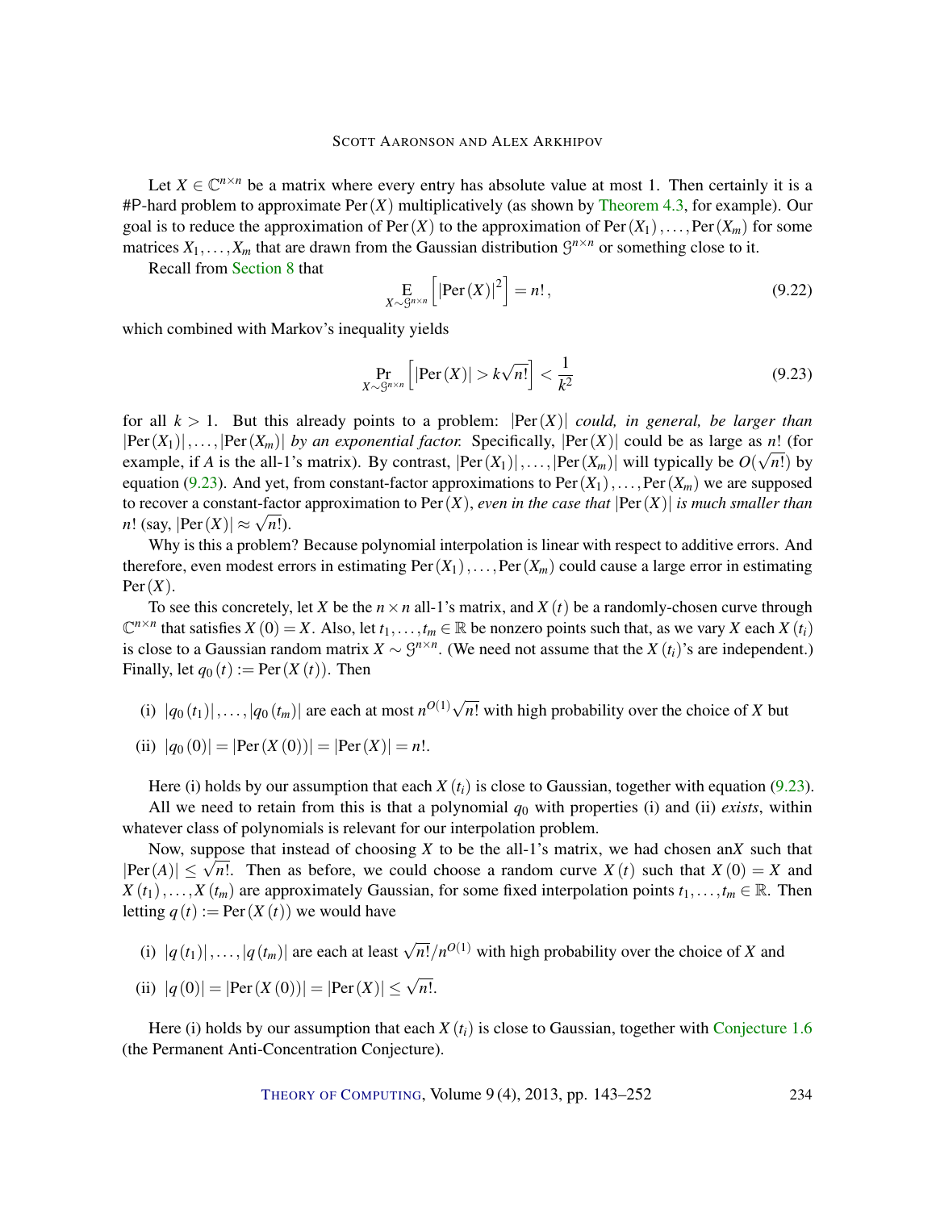Let $X \in \mathbb{C}^{n \times n}$ be a matrix where every entry has absolute value at most 1. Then certainly it is a #P-hard problem to approximate $\operatorname{Per}(X)$ multiplicatively (as shown by Theorem 4.3, for example). Our goal is to reduce the approximation of $\operatorname{Per}(X)$ to the approximation of $\operatorname{Per}(X_1), \ldots, \operatorname{Per}(X_m)$ for some matrices $X_1, \ldots, X_m$ that are drawn from the Gaussian distribution $\mathcal{G}^{n \times n}$ or something close to it.

Recall from Section 8 that

$$\operatorname*{E}_{X \sim \mathcal{G}^{n \times n}}\left[|\operatorname{Per}(X)|^2\right] = n!\,, \tag{9.22}$$

which combined with Markov's inequality yields

$$\Pr_{X \sim \mathcal{G}^{n \times n}}\left[|\operatorname{Per}(X)| > k\sqrt{n!}\right] < \frac{1}{k^2} \tag{9.23}$$

for all $k > 1$. But this already points to a problem: $|\operatorname{Per}(X)|$ *could, in general, be larger than* $|\operatorname{Per}(X_1)|, \ldots, |\operatorname{Per}(X_m)|$ *by an exponential factor.* Specifically, $|\operatorname{Per}(X)|$ could be as large as $n!$ (for example, if $A$ is the all-1's matrix). By contrast, $|\operatorname{Per}(X_1)|, \ldots, |\operatorname{Per}(X_m)|$ will typically be $O(\sqrt{n!})$ by equation (9.23). And yet, from constant-factor approximations to $\operatorname{Per}(X_1), \ldots, \operatorname{Per}(X_m)$ we are supposed to recover a constant-factor approximation to $\operatorname{Per}(X)$, *even in the case that* $|\operatorname{Per}(X)|$ *is much smaller than* $n!$ (say, $|\operatorname{Per}(X)| \approx \sqrt{n!}$).

Why is this a problem? Because polynomial interpolation is linear with respect to additive errors. And therefore, even modest errors in estimating $\operatorname{Per}(X_1), \ldots, \operatorname{Per}(X_m)$ could cause a large error in estimating $\operatorname{Per}(X)$.

To see this concretely, let $X$ be the $n \times n$ all-1's matrix, and $X(t)$ be a randomly-chosen curve through $\mathbb{C}^{n \times n}$ that satisfies $X(0) = X$. Also, let $t_1, \ldots, t_m \in \mathbb{R}$ be nonzero points such that, as we vary $X$ each $X(t_i)$ is close to a Gaussian random matrix $X \sim \mathcal{G}^{n \times n}$. (We need not assume that the $X(t_i)$'s are independent.) Finally, let $q_0(t) := \operatorname{Per}(X(t))$. Then

(i) $|q_0(t_1)|, \ldots, |q_0(t_m)|$ are each at most $n^{O(1)}\sqrt{n!}$ with high probability over the choice of $X$ but

(ii) $|q_0(0)| = |\operatorname{Per}(X(0))| = |\operatorname{Per}(X)| = n!$.

Here (i) holds by our assumption that each $X(t_i)$ is close to Gaussian, together with equation (9.23).

All we need to retain from this is that a polynomial $q_0$ with properties (i) and (ii) *exists*, within whatever class of polynomials is relevant for our interpolation problem.

Now, suppose that instead of choosing $X$ to be the all-1's matrix, we had chosen an$X$ such that $|\operatorname{Per}(A)| \leq \sqrt{n!}$. Then as before, we could choose a random curve $X(t)$ such that $X(0) = X$ and $X(t_1), \ldots, X(t_m)$ are approximately Gaussian, for some fixed interpolation points $t_1, \ldots, t_m \in \mathbb{R}$. Then letting $q(t) := \operatorname{Per}(X(t))$ we would have

(i) $|q(t_1)|, \ldots, |q(t_m)|$ are each at least $\sqrt{n!}/n^{O(1)}$ with high probability over the choice of $X$ and

(ii) $|q(0)| = |\operatorname{Per}(X(0))| = |\operatorname{Per}(X)| \leq \sqrt{n!}$.

Here (i) holds by our assumption that each $X(t_i)$ is close to Gaussian, together with Conjecture 1.6 (the Permanent Anti-Concentration Conjecture).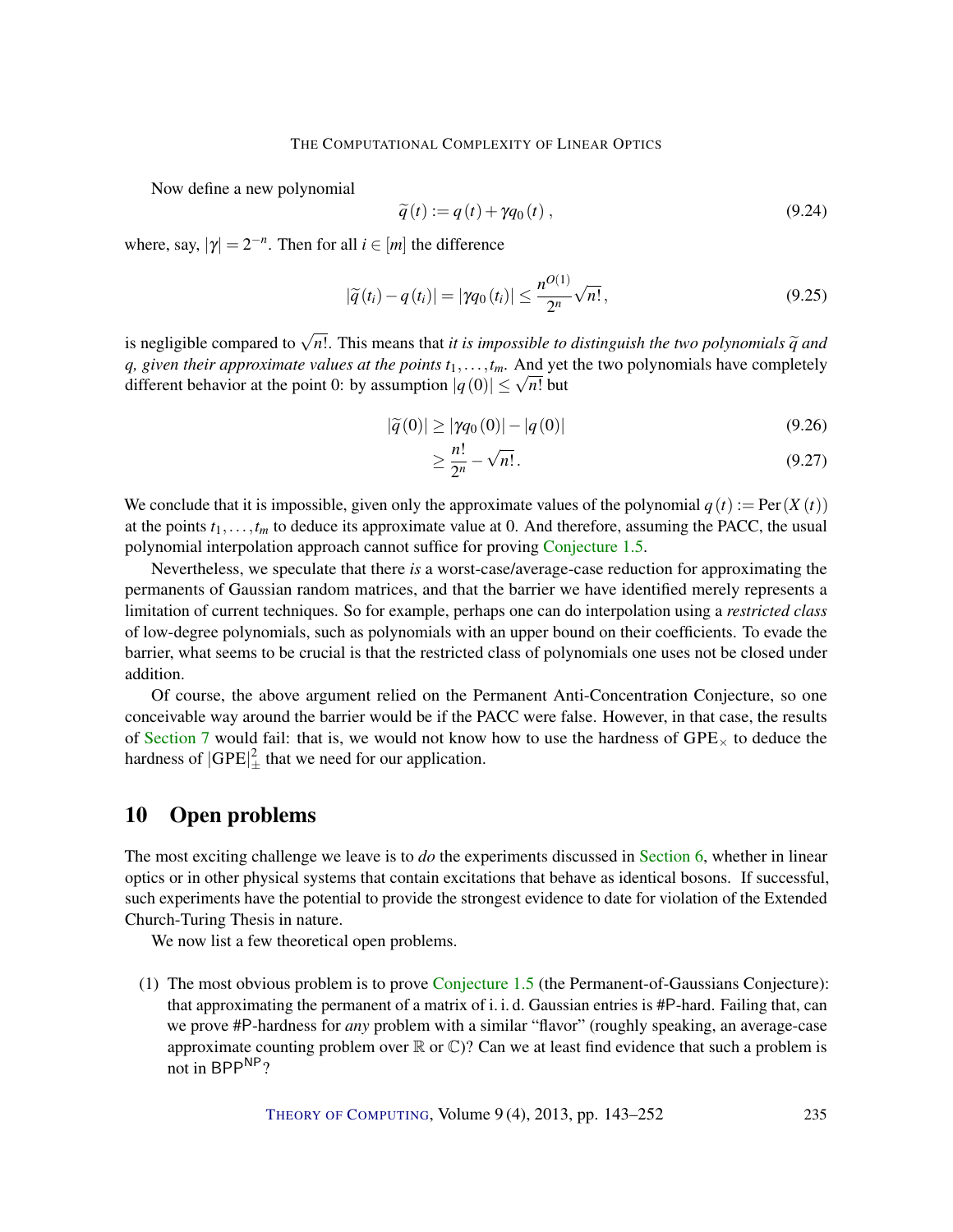Now define a new polynomial

$$\widetilde{q}(t) := q(t) + \gamma q_0(t), \tag{9.24}$$

where, say, $|\gamma| = 2^{-n}$. Then for all $i \in [m]$ the difference

$$|\widetilde{q}(t_i) - q(t_i)| = |\gamma q_0(t_i)| \leq \frac{n^{O(1)}}{2^n}\sqrt{n!}, \tag{9.25}$$

is negligible compared to $\sqrt{n!}$. This means that *it is impossible to distinguish the two polynomials $\widetilde{q}$ and $q$, given their approximate values at the points $t_1, \ldots, t_m$.* And yet the two polynomials have completely different behavior at the point 0: by assumption $|q(0)| \leq \sqrt{n!}$ but

$$|\widetilde{q}(0)| \geq |\gamma q_0(0)| - |q(0)| \tag{9.26}$$

$$\geq \frac{n!}{2^n} - \sqrt{n!}. \tag{9.27}$$

We conclude that it is impossible, given only the approximate values of the polynomial $q(t) := \mathrm{Per}(X(t))$ at the points $t_1, \ldots, t_m$ to deduce its approximate value at 0. And therefore, assuming the PACC, the usual polynomial interpolation approach cannot suffice for proving Conjecture 1.5.

Nevertheless, we speculate that there *is* a worst-case/average-case reduction for approximating the permanents of Gaussian random matrices, and that the barrier we have identified merely represents a limitation of current techniques. So for example, perhaps one can do interpolation using a *restricted class* of low-degree polynomials, such as polynomials with an upper bound on their coefficients. To evade the barrier, what seems to be crucial is that the restricted class of polynomials one uses not be closed under addition.

Of course, the above argument relied on the Permanent Anti-Concentration Conjecture, so one conceivable way around the barrier would be if the PACC were false. However, in that case, the results of Section 7 would fail: that is, we would not know how to use the hardness of $\mathrm{GPE}_\times$ to deduce the hardness of $|\mathrm{GPE}|^2_\pm$ that we need for our application.

## 10 Open problems

The most exciting challenge we leave is to *do* the experiments discussed in Section 6, whether in linear optics or in other physical systems that contain excitations that behave as identical bosons. If successful, such experiments have the potential to provide the strongest evidence to date for violation of the Extended Church-Turing Thesis in nature.

We now list a few theoretical open problems.

(1) The most obvious problem is to prove Conjecture 1.5 (the Permanent-of-Gaussians Conjecture): that approximating the permanent of a matrix of i. i. d. Gaussian entries is #P-hard. Failing that, can we prove #P-hardness for *any* problem with a similar "flavor" (roughly speaking, an average-case approximate counting problem over $\mathbb{R}$ or $\mathbb{C}$)? Can we at least find evidence that such a problem is not in $\mathsf{BPP}^{\mathsf{NP}}$?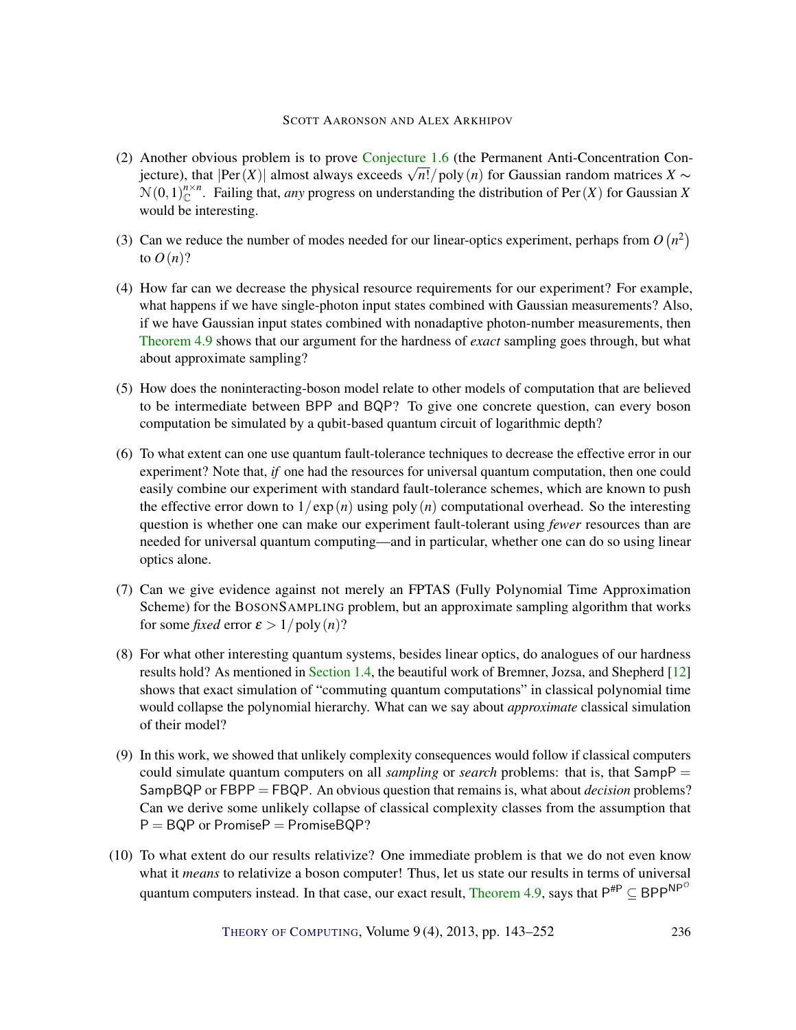(2) Another obvious problem is to prove Conjecture 1.6 (the Permanent Anti-Concentration Conjecture), that $|\text{Per}(X)|$ almost always exceeds $\sqrt{n!}/\text{poly}(n)$ for Gaussian random matrices $X \sim \mathcal{N}(0,1)_{\mathbb{C}}^{n\times n}$. Failing that, *any* progress on understanding the distribution of $\text{Per}(X)$ for Gaussian $X$ would be interesting.

(3) Can we reduce the number of modes needed for our linear-optics experiment, perhaps from $O(n^2)$ to $O(n)$?

(4) How far can we decrease the physical resource requirements for our experiment? For example, what happens if we have single-photon input states combined with Gaussian measurements? Also, if we have Gaussian input states combined with nonadaptive photon-number measurements, then Theorem 4.9 shows that our argument for the hardness of *exact* sampling goes through, but what about approximate sampling?

(5) How does the noninteracting-boson model relate to other models of computation that are believed to be intermediate between $\mathsf{BPP}$ and $\mathsf{BQP}$? To give one concrete question, can every boson computation be simulated by a qubit-based quantum circuit of logarithmic depth?

(6) To what extent can one use quantum fault-tolerance techniques to decrease the effective error in our experiment? Note that, *if* one had the resources for universal quantum computation, then one could easily combine our experiment with standard fault-tolerance schemes, which are known to push the effective error down to $1/\exp(n)$ using $\text{poly}(n)$ computational overhead. So the interesting question is whether one can make our experiment fault-tolerant using *fewer* resources than are needed for universal quantum computing—and in particular, whether one can do so using linear optics alone.

(7) Can we give evidence against not merely an FPTAS (Fully Polynomial Time Approximation Scheme) for the BosonSampling problem, but an approximate sampling algorithm that works for some *fixed* error $\varepsilon > 1/\text{poly}(n)$?

(8) For what other interesting quantum systems, besides linear optics, do analogues of our hardness results hold? As mentioned in Section 1.4, the beautiful work of Bremner, Jozsa, and Shepherd [12] shows that exact simulation of "commuting quantum computations" in classical polynomial time would collapse the polynomial hierarchy. What can we say about *approximate* classical simulation of their model?

(9) In this work, we showed that unlikely complexity consequences would follow if classical computers could simulate quantum computers on all *sampling* or *search* problems: that is, that $\mathsf{SampP} = \mathsf{SampBQP}$ or $\mathsf{FBPP} = \mathsf{FBQP}$. An obvious question that remains is, what about *decision* problems? Can we derive some unlikely collapse of classical complexity classes from the assumption that $\mathsf{P} = \mathsf{BQP}$ or $\mathsf{PromiseP} = \mathsf{PromiseBQP}$?

(10) To what extent do our results relativize? One immediate problem is that we do not even know what it *means* to relativize a boson computer! Thus, let us state our results in terms of universal quantum computers instead. In that case, our exact result, Theorem 4.9, says that $\mathsf{P}^{\#\mathsf{P}} \subseteq \mathsf{BPP}^{\mathsf{NP}^{\mathcal{O}}}$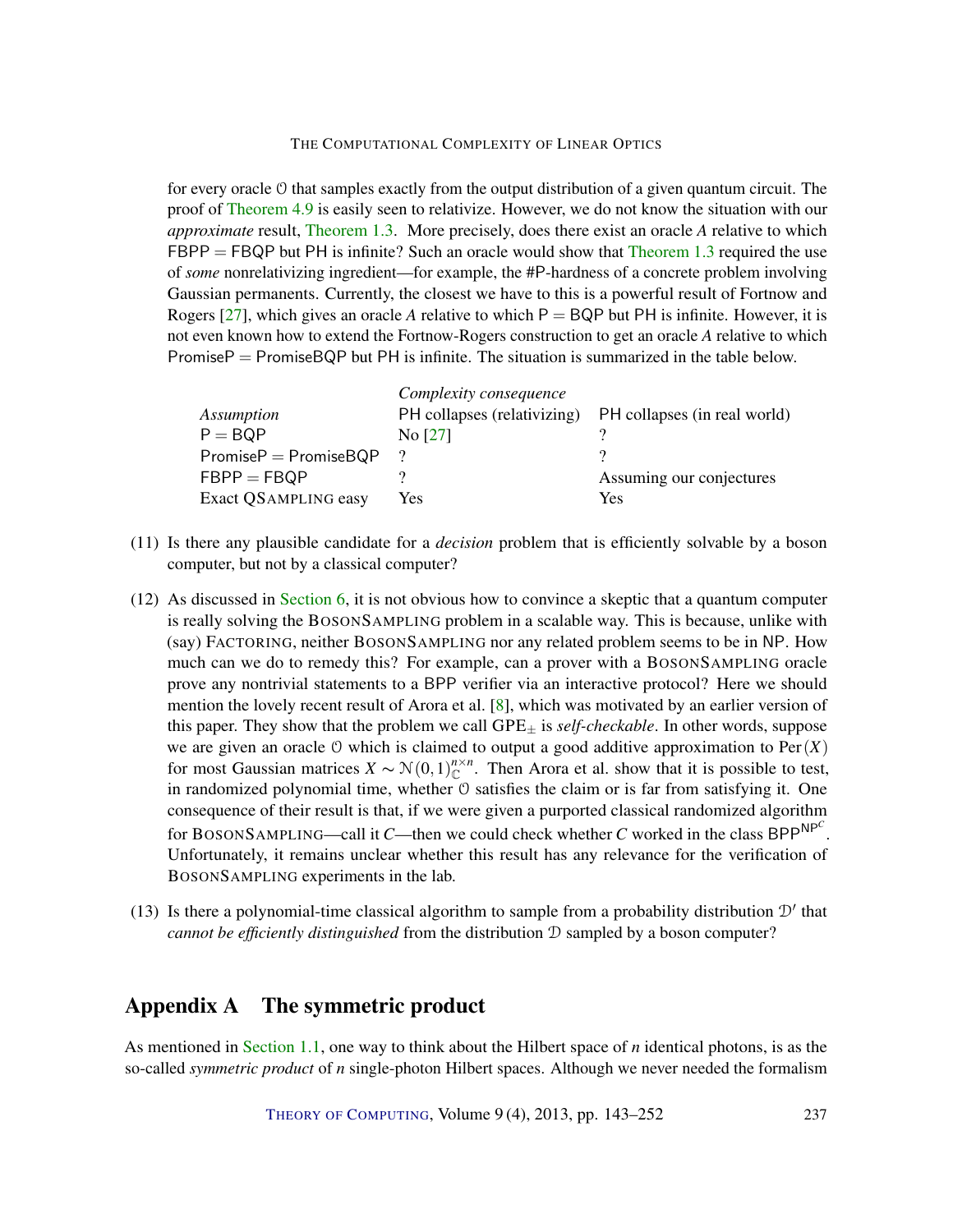for every oracle $\mathcal{O}$ that samples exactly from the output distribution of a given quantum circuit. The proof of Theorem 4.9 is easily seen to relativize. However, we do not know the situation with our *approximate* result, Theorem 1.3. More precisely, does there exist an oracle $A$ relative to which $\mathsf{FBPP} = \mathsf{FBQP}$ but $\mathsf{PH}$ is infinite? Such an oracle would show that Theorem 1.3 required the use of *some* nonrelativizing ingredient—for example, the #P-hardness of a concrete problem involving Gaussian permanents. Currently, the closest we have to this is a powerful result of Fortnow and Rogers [27], which gives an oracle $A$ relative to which $\mathsf{P} = \mathsf{BQP}$ but $\mathsf{PH}$ is infinite. However, it is not even known how to extend the Fortnow-Rogers construction to get an oracle $A$ relative to which $\mathsf{PromiseP} = \mathsf{PromiseBQP}$ but $\mathsf{PH}$ is infinite. The situation is summarized in the table below.

| | *Complexity consequence* | |
|---|---|---|
| *Assumption* | PH collapses (relativizing) | PH collapses (in real world) |
| $\mathsf{P} = \mathsf{BQP}$ | No [27] | ? |
| $\mathsf{PromiseP} = \mathsf{PromiseBQP}$ | ? | ? |
| $\mathsf{FBPP} = \mathsf{FBQP}$ | ? | Assuming our conjectures |
| Exact QSAMPLING easy | Yes | Yes |

(11) Is there any plausible candidate for a *decision* problem that is efficiently solvable by a boson computer, but not by a classical computer?

(12) As discussed in Section 6, it is not obvious how to convince a skeptic that a quantum computer is really solving the BOSONSAMPLING problem in a scalable way. This is because, unlike with (say) FACTORING, neither BOSONSAMPLING nor any related problem seems to be in NP. How much can we do to remedy this? For example, can a prover with a BOSONSAMPLING oracle prove any nontrivial statements to a BPP verifier via an interactive protocol? Here we should mention the lovely recent result of Arora et al. [8], which was motivated by an earlier version of this paper. They show that the problem we call $\mathrm{GPE}_{\pm}$ is *self-checkable*. In other words, suppose we are given an oracle $\mathcal{O}$ which is claimed to output a good additive approximation to $\mathrm{Per}(X)$ for most Gaussian matrices $X \sim \mathcal{N}(0,1)_{\mathbb{C}}^{n\times n}$. Then Arora et al. show that it is possible to test, in randomized polynomial time, whether $\mathcal{O}$ satisfies the claim or is far from satisfying it. One consequence of their result is that, if we were given a purported classical randomized algorithm for BOSONSAMPLING—call it $C$—then we could check whether $C$ worked in the class $\mathsf{BPP}^{\mathsf{NP}^C}$. Unfortunately, it remains unclear whether this result has any relevance for the verification of BOSONSAMPLING experiments in the lab.

(13) Is there a polynomial-time classical algorithm to sample from a probability distribution $\mathcal{D}'$ that *cannot be efficiently distinguished* from the distribution $\mathcal{D}$ sampled by a boson computer?

## Appendix A The symmetric product

As mentioned in Section 1.1, one way to think about the Hilbert space of $n$ identical photons, is as the so-called *symmetric product* of $n$ single-photon Hilbert spaces. Although we never needed the formalism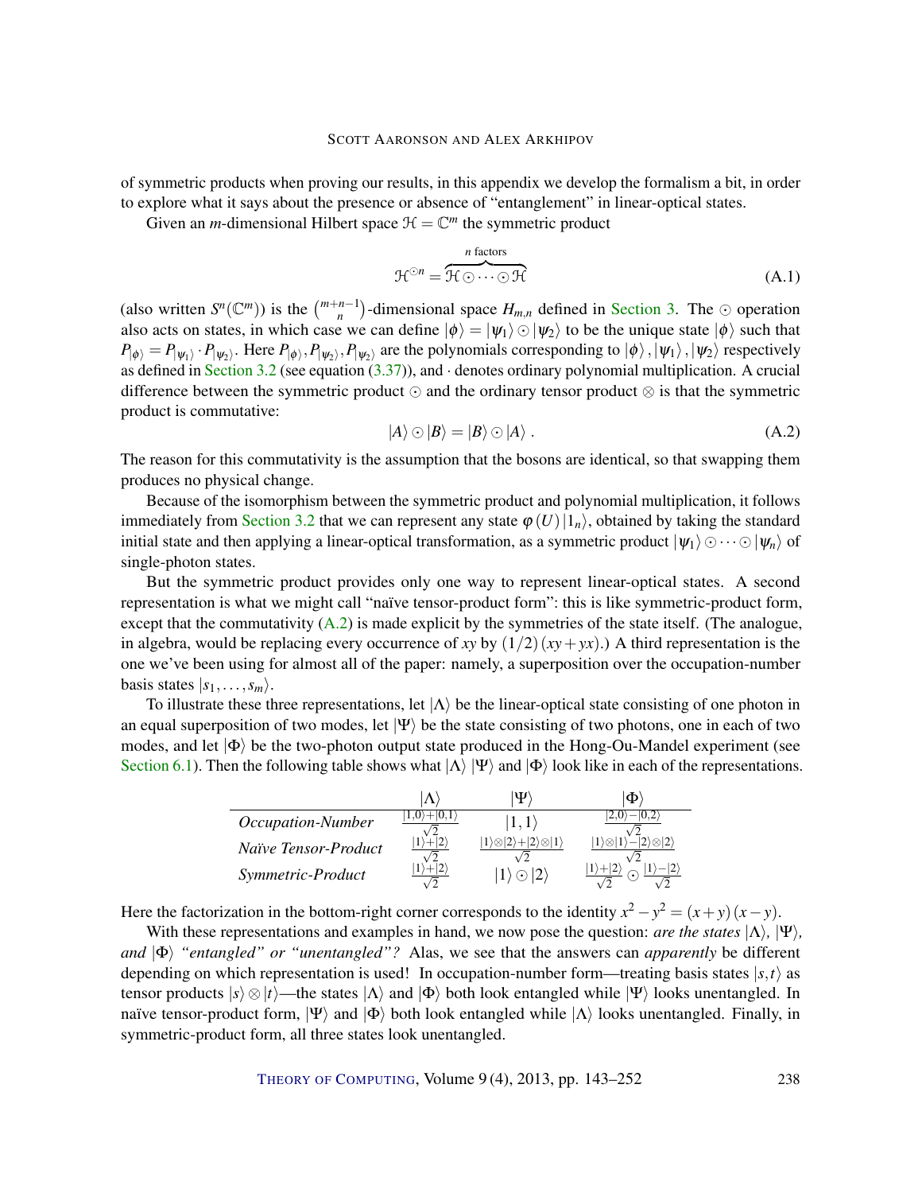of symmetric products when proving our results, in this appendix we develop the formalism a bit, in order to explore what it says about the presence or absence of "entanglement" in linear-optical states.

Given an $m$-dimensional Hilbert space $\mathcal{H} = \mathbb{C}^m$ the symmetric product

$$\mathcal{H}^{\odot n} = \overbrace{\mathcal{H} \odot \cdots \odot \mathcal{H}}^{n \text{ factors}} \tag{A.1}$$

(also written $S^n(\mathbb{C}^m)$) is the $\binom{m+n-1}{n}$-dimensional space $H_{m,n}$ defined in Section 3. The $\odot$ operation also acts on states, in which case we can define $|\phi\rangle = |\psi_1\rangle \odot |\psi_2\rangle$ to be the unique state $|\phi\rangle$ such that $P_{|\phi\rangle} = P_{|\psi_1\rangle} \cdot P_{|\psi_2\rangle}$. Here $P_{|\phi\rangle}, P_{|\psi_2\rangle}, P_{|\psi_2\rangle}$ are the polynomials corresponding to $|\phi\rangle, |\psi_1\rangle, |\psi_2\rangle$ respectively as defined in Section 3.2 (see equation (3.37)), and $\cdot$ denotes ordinary polynomial multiplication. A crucial difference between the symmetric product $\odot$ and the ordinary tensor product $\otimes$ is that the symmetric product is commutative:

$$|A\rangle \odot |B\rangle = |B\rangle \odot |A\rangle\ . \tag{A.2}$$

The reason for this commutativity is the assumption that the bosons are identical, so that swapping them produces no physical change.

Because of the isomorphism between the symmetric product and polynomial multiplication, it follows immediately from Section 3.2 that we can represent any state $\varphi(U)|1_n\rangle$, obtained by taking the standard initial state and then applying a linear-optical transformation, as a symmetric product $|\psi_1\rangle \odot \cdots \odot |\psi_n\rangle$ of single-photon states.

But the symmetric product provides only one way to represent linear-optical states. A second representation is what we might call "naïve tensor-product form": this is like symmetric-product form, except that the commutativity (A.2) is made explicit by the symmetries of the state itself. (The analogue, in algebra, would be replacing every occurrence of $xy$ by $(1/2)(xy+yx)$.) A third representation is the one we've been using for almost all of the paper: namely, a superposition over the occupation-number basis states $|s_1, \dots, s_m\rangle$.

To illustrate these three representations, let $|\Lambda\rangle$ be the linear-optical state consisting of one photon in an equal superposition of two modes, let $|\Psi\rangle$ be the state consisting of two photons, one in each of two modes, and let $|\Phi\rangle$ be the two-photon output state produced in the Hong-Ou-Mandel experiment (see Section 6.1). Then the following table shows what $|\Lambda\rangle$ $|\Psi\rangle$ and $|\Phi\rangle$ look like in each of the representations.

| | $\lvert\Lambda\rangle$ | $\lvert\Psi\rangle$ | $\lvert\Phi\rangle$ |
|---|---|---|---|
| *Occupation-Number* | $\frac{\lvert 1,0\rangle + \lvert 0,1\rangle}{\sqrt{2}}$ | $\lvert 1,1\rangle$ | $\frac{\lvert 2,0\rangle - \lvert 0,2\rangle}{\sqrt{2}}$ |
| *Naïve Tensor-Product* | $\frac{\lvert 1\rangle + \lvert 2\rangle}{\sqrt{2}}$ | $\frac{\lvert 1\rangle \otimes \lvert 2\rangle + \lvert 2\rangle \otimes \lvert 1\rangle}{\sqrt{2}}$ | $\frac{\lvert 1\rangle \otimes \lvert 1\rangle - \lvert 2\rangle \otimes \lvert 2\rangle}{\sqrt{2}}$ |
| *Symmetric-Product* | $\frac{\lvert 1\rangle + \lvert 2\rangle}{\sqrt{2}}$ | $\lvert 1\rangle \odot \lvert 2\rangle$ | $\frac{\lvert 1\rangle + \lvert 2\rangle}{\sqrt{2}} \odot \frac{\lvert 1\rangle - \lvert 2\rangle}{\sqrt{2}}$ |

Here the factorization in the bottom-right corner corresponds to the identity $x^2 - y^2 = (x+y)(x-y)$.

With these representations and examples in hand, we now pose the question: *are the states $|\Lambda\rangle$, $|\Psi\rangle$, and $|\Phi\rangle$ "entangled" or "unentangled"?* Alas, we see that the answers can *apparently* be different depending on which representation is used! In occupation-number form—treating basis states $|s,t\rangle$ as tensor products $|s\rangle \otimes |t\rangle$—the states $|\Lambda\rangle$ and $|\Phi\rangle$ both look entangled while $|\Psi\rangle$ looks unentangled. In naïve tensor-product form, $|\Psi\rangle$ and $|\Phi\rangle$ both look entangled while $|\Lambda\rangle$ looks unentangled. Finally, in symmetric-product form, all three states look unentangled.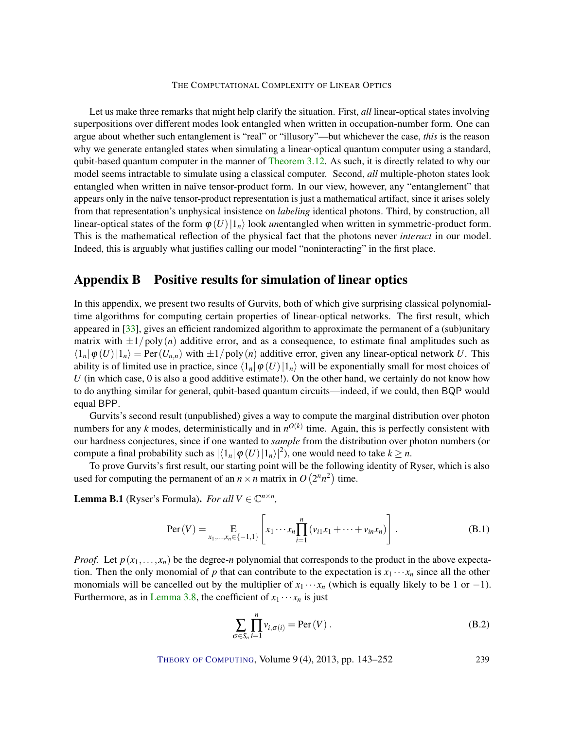Let us make three remarks that might help clarify the situation. First, *all* linear-optical states involving superpositions over different modes look entangled when written in occupation-number form. One can argue about whether such entanglement is "real" or "illusory"—but whichever the case, *this* is the reason why we generate entangled states when simulating a linear-optical quantum computer using a standard, qubit-based quantum computer in the manner of Theorem 3.12. As such, it is directly related to why our model seems intractable to simulate using a classical computer. Second, *all* multiple-photon states look entangled when written in naïve tensor-product form. In our view, however, any "entanglement" that appears only in the naïve tensor-product representation is just a mathematical artifact, since it arises solely from that representation's unphysical insistence on *labeling* identical photons. Third, by construction, all linear-optical states of the form $\varphi(U)|1_n\rangle$ look *un*entangled when written in symmetric-product form. This is the mathematical reflection of the physical fact that the photons never *interact* in our model. Indeed, this is arguably what justifies calling our model "noninteracting" in the first place.

## Appendix B Positive results for simulation of linear optics

In this appendix, we present two results of Gurvits, both of which give surprising classical polynomial-time algorithms for computing certain properties of linear-optical networks. The first result, which appeared in [33], gives an efficient randomized algorithm to approximate the permanent of a (sub)unitary matrix with $\pm 1/\operatorname{poly}(n)$ additive error, and as a consequence, to estimate final amplitudes such as $\langle 1_n|\varphi(U)|1_n\rangle = \operatorname{Per}(U_{n,n})$ with $\pm 1/\operatorname{poly}(n)$ additive error, given any linear-optical network $U$. This ability is of limited use in practice, since $\langle 1_n|\varphi(U)|1_n\rangle$ will be exponentially small for most choices of $U$ (in which case, 0 is also a good additive estimate!). On the other hand, we certainly do not know how to do anything similar for general, qubit-based quantum circuits—indeed, if we could, then BQP would equal BPP.

Gurvits's second result (unpublished) gives a way to compute the marginal distribution over photon numbers for any $k$ modes, deterministically and in $n^{O(k)}$ time. Again, this is perfectly consistent with our hardness conjectures, since if one wanted to *sample* from the distribution over photon numbers (or compute a final probability such as $|\langle 1_n|\varphi(U)|1_n\rangle|^2$), one would need to take $k \geq n$.

To prove Gurvits's first result, our starting point will be the following identity of Ryser, which is also used for computing the permanent of an $n \times n$ matrix in $O\left(2^n n^2\right)$ time.

**Lemma B.1** (Ryser's Formula). *For all $V \in \mathbb{C}^{n \times n}$,*

$$\operatorname{Per}(V) = \operatorname*{E}_{x_1,\ldots,x_n \in \{-1,1\}}\left[x_1 \cdots x_n \prod_{i=1}^{n}\left(v_{i1}x_1 + \cdots + v_{in}x_n\right)\right]. \tag{B.1}$$

*Proof.* Let $p(x_1,\ldots,x_n)$ be the degree-$n$ polynomial that corresponds to the product in the above expectation. Then the only monomial of $p$ that can contribute to the expectation is $x_1 \cdots x_n$ since all the other monomials will be cancelled out by the multiplier of $x_1 \cdots x_n$ (which is equally likely to be 1 or $-1$). Furthermore, as in Lemma 3.8, the coefficient of $x_1 \cdots x_n$ is just

$$\sum_{\sigma \in S_n} \prod_{i=1}^{n} v_{i,\sigma(i)} = \operatorname{Per}(V). \tag{B.2}$$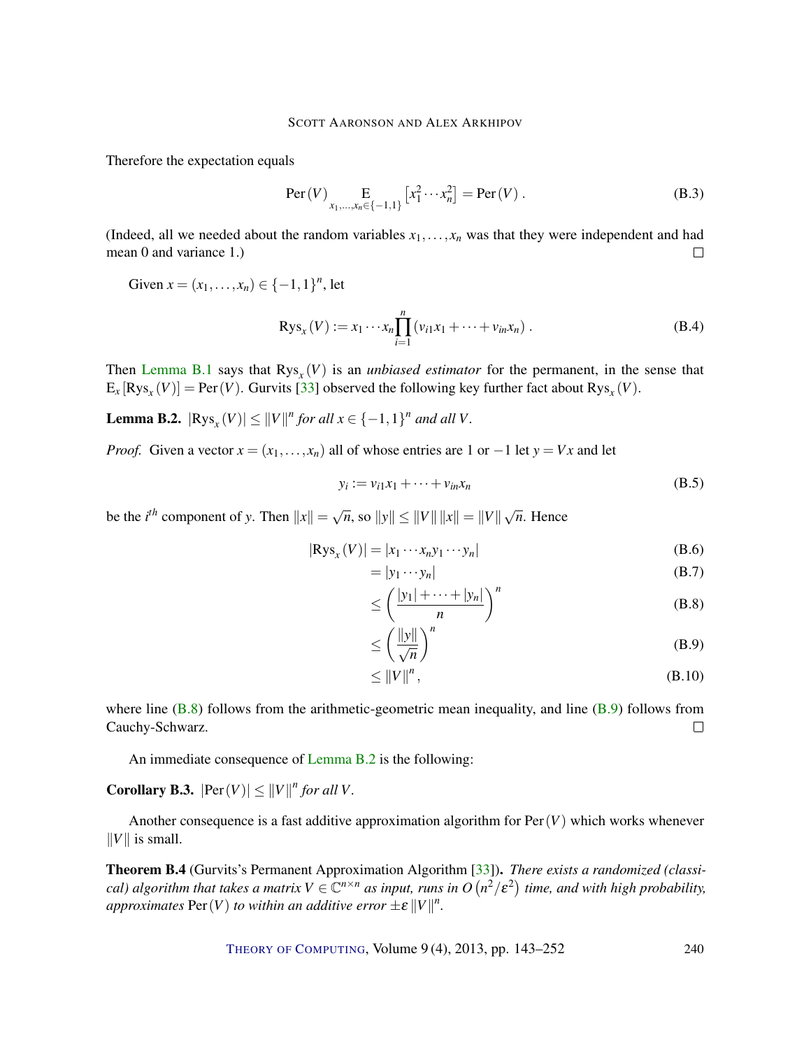Therefore the expectation equals

$$\operatorname{Per}(V) \mathop{\mathrm{E}}_{x_1,\ldots,x_n \in \{-1,1\}} \left[x_1^2 \cdots x_n^2\right] = \operatorname{Per}(V) . \tag{B.3}$$

(Indeed, all we needed about the random variables $x_1, \ldots, x_n$ was that they were independent and had mean 0 and variance 1.) □

Given $x = (x_1, \ldots, x_n) \in \{-1,1\}^n$, let

$$\operatorname{Rys}_x(V) := x_1 \cdots x_n \prod_{i=1}^{n} (v_{i1}x_1 + \cdots + v_{in}x_n) . \tag{B.4}$$

Then Lemma B.1 says that $\operatorname{Rys}_x(V)$ is an *unbiased estimator* for the permanent, in the sense that $\mathrm{E}_x[\operatorname{Rys}_x(V)] = \operatorname{Per}(V)$. Gurvits [33] observed the following key further fact about $\operatorname{Rys}_x(V)$.

**Lemma B.2.** *$|\operatorname{Rys}_x(V)| \le \|V\|^n$ for all $x \in \{-1,1\}^n$ and all $V$.*

*Proof.* Given a vector $x = (x_1, \ldots, x_n)$ all of whose entries are 1 or $-1$ let $y = Vx$ and let

$$y_i := v_{i1}x_1 + \cdots + v_{in}x_n \tag{B.5}$$

be the $i^{th}$ component of $y$. Then $\|x\| = \sqrt{n}$, so $\|y\| \le \|V\| \|x\| = \|V\| \sqrt{n}$. Hence

$$|\operatorname{Rys}_x(V)| = |x_1 \cdots x_n y_1 \cdots y_n| \tag{B.6}$$

$$= |y_1 \cdots y_n| \tag{B.7}$$

$$\le \left(\frac{|y_1| + \cdots + |y_n|}{n}\right)^n \tag{B.8}$$

$$\le \left(\frac{\|y\|}{\sqrt{n}}\right)^n \tag{B.9}$$

$$\le \|V\|^n , \tag{B.10}$$

where line (B.8) follows from the arithmetic-geometric mean inequality, and line (B.9) follows from Cauchy-Schwarz. □

An immediate consequence of Lemma B.2 is the following:

**Corollary B.3.** *$|\operatorname{Per}(V)| \le \|V\|^n$ for all $V$.*

Another consequence is a fast additive approximation algorithm for $\operatorname{Per}(V)$ which works whenever $\|V\|$ is small.

**Theorem B.4** (Gurvits's Permanent Approximation Algorithm [33])**.** *There exists a randomized (classical) algorithm that takes a matrix $V \in \mathbb{C}^{n \times n}$ as input, runs in $O\left(n^2/\varepsilon^2\right)$ time, and with high probability, approximates $\operatorname{Per}(V)$ to within an additive error $\pm\varepsilon \|V\|^n$.*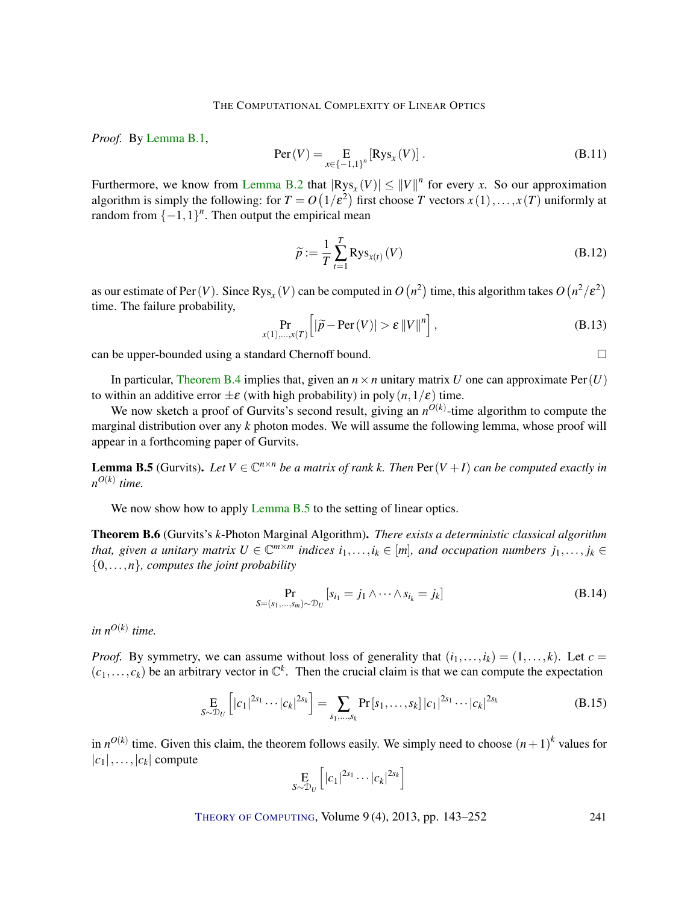*Proof.* By Lemma B.1,

$$\operatorname{Per}(V) = \operatorname*{E}_{x\in\{-1,1\}^n}\left[\operatorname{Rys}_x(V)\right]. \tag{B.11}$$

Furthermore, we know from Lemma B.2 that $|\operatorname{Rys}_x(V)| \le \|V\|^n$ for every $x$. So our approximation algorithm is simply the following: for $T = O\left(1/\varepsilon^2\right)$ first choose $T$ vectors $x(1),\ldots,x(T)$ uniformly at random from $\{-1,1\}^n$. Then output the empirical mean

$$\widetilde{p} := \frac{1}{T}\sum_{t=1}^{T}\operatorname{Rys}_{x(t)}(V) \tag{B.12}$$

as our estimate of $\operatorname{Per}(V)$. Since $\operatorname{Rys}_x(V)$ can be computed in $O\left(n^2\right)$ time, this algorithm takes $O\left(n^2/\varepsilon^2\right)$ time. The failure probability,

$$\Pr_{x(1),\ldots,x(T)}\left[\left|\widetilde{p} - \operatorname{Per}(V)\right| > \varepsilon\|V\|^n\right], \tag{B.13}$$

can be upper-bounded using a standard Chernoff bound. □

In particular, Theorem B.4 implies that, given an $n\times n$ unitary matrix $U$ one can approximate $\operatorname{Per}(U)$ to within an additive error $\pm\varepsilon$ (with high probability) in $\operatorname{poly}(n, 1/\varepsilon)$ time.

We now sketch a proof of Gurvits's second result, giving an $n^{O(k)}$-time algorithm to compute the marginal distribution over any $k$ photon modes. We will assume the following lemma, whose proof will appear in a forthcoming paper of Gurvits.

**Lemma B.5** (Gurvits). *Let $V \in \mathbb{C}^{n\times n}$ be a matrix of rank $k$. Then $\operatorname{Per}(V+I)$ can be computed exactly in $n^{O(k)}$ time.*

We now show how to apply Lemma B.5 to the setting of linear optics.

**Theorem B.6** (Gurvits's $k$-Photon Marginal Algorithm). *There exists a deterministic classical algorithm that, given a unitary matrix $U \in \mathbb{C}^{m\times m}$ indices $i_1,\ldots,i_k \in [m]$, and occupation numbers $j_1,\ldots,j_k \in \{0,\ldots,n\}$, computes the joint probability*

$$\Pr_{S=(s_1,\ldots,s_m)\sim\mathcal{D}_U}\left[s_{i_1} = j_1 \wedge \cdots \wedge s_{i_k} = j_k\right] \tag{B.14}$$

*in $n^{O(k)}$ time.*

*Proof.* By symmetry, we can assume without loss of generality that $(i_1,\ldots,i_k) = (1,\ldots,k)$. Let $c = (c_1,\ldots,c_k)$ be an arbitrary vector in $\mathbb{C}^k$. Then the crucial claim is that we can compute the expectation

$$\operatorname*{E}_{S\sim\mathcal{D}_U}\left[|c_1|^{2s_1}\cdots|c_k|^{2s_k}\right] = \sum_{s_1,\ldots,s_k}\Pr\left[s_1,\ldots,s_k\right]|c_1|^{2s_1}\cdots|c_k|^{2s_k} \tag{B.15}$$

in $n^{O(k)}$ time. Given this claim, the theorem follows easily. We simply need to choose $(n+1)^k$ values for $|c_1|,\ldots,|c_k|$ compute

$$\operatorname*{E}_{S\sim\mathcal{D}_U}\left[|c_1|^{2s_1}\cdots|c_k|^{2s_k}\right]$$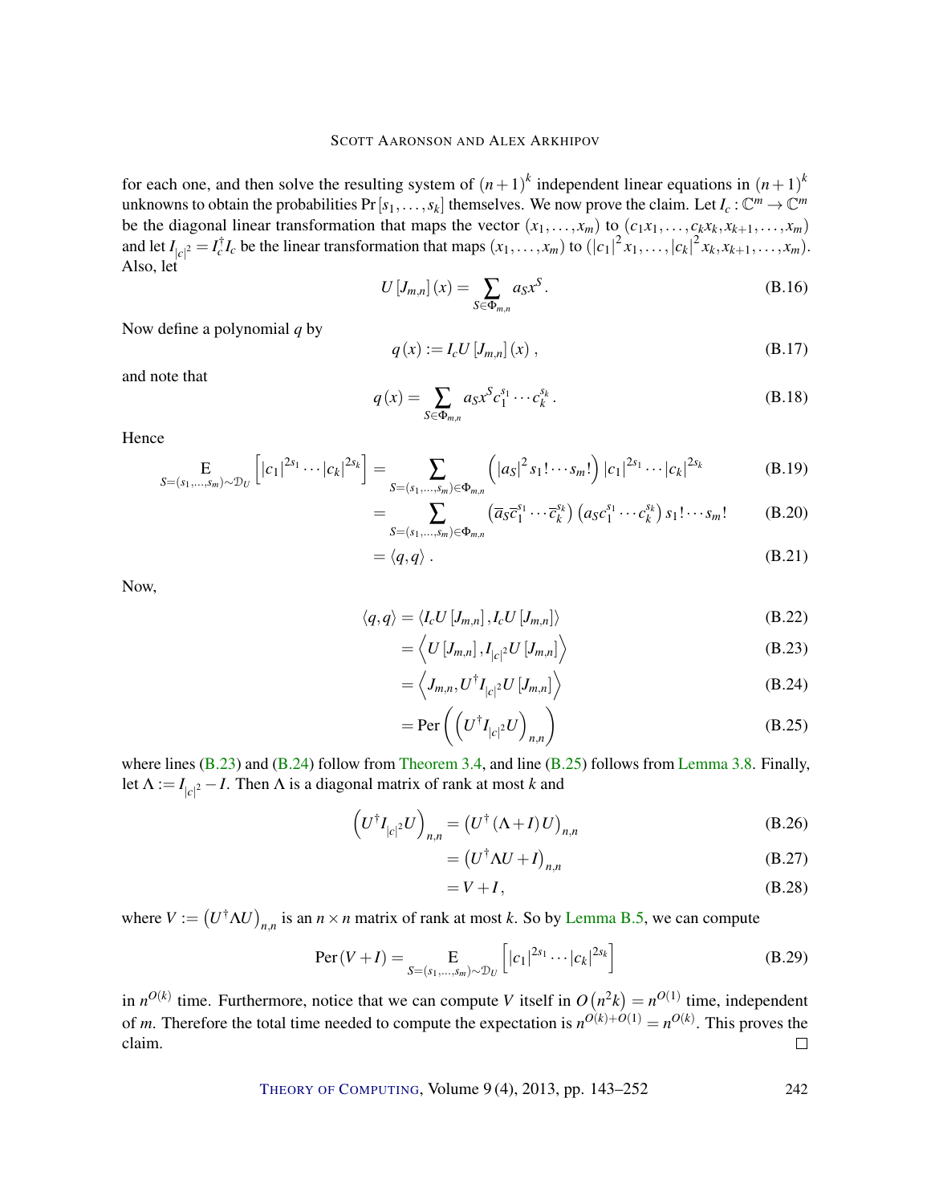for each one, and then solve the resulting system of $(n+1)^k$ independent linear equations in $(n+1)^k$ unknowns to obtain the probabilities $\Pr[s_1,\ldots,s_k]$ themselves. We now prove the claim. Let $I_c : \mathbb{C}^m \to \mathbb{C}^m$ be the diagonal linear transformation that maps the vector $(x_1,\ldots,x_m)$ to $(c_1x_1,\ldots,c_kx_k,x_{k+1},\ldots,x_m)$ and let $I_{|c|^2} = I_c^\dagger I_c$ be the linear transformation that maps $(x_1,\ldots,x_m)$ to $(|c_1|^2 x_1,\ldots,|c_k|^2 x_k,x_{k+1},\ldots,x_m)$. Also, let

$$U[J_{m,n}](x) = \sum_{S\in\Phi_{m,n}} a_S x^S. \tag{B.16}$$

Now define a polynomial $q$ by

$$q(x) := I_c U[J_{m,n}](x), \tag{B.17}$$

and note that

$$q(x) = \sum_{S\in\Phi_{m,n}} a_S x^S c_1^{s_1}\cdots c_k^{s_k}. \tag{B.18}$$

Hence

$$\begin{aligned}
\operatorname*{E}_{S=(s_1,\ldots,s_m)\sim\mathcal{D}_U}\left[|c_1|^{2s_1}\cdots|c_k|^{2s_k}\right] &= \sum_{S=(s_1,\ldots,s_m)\in\Phi_{m,n}} \left(|a_S|^2 s_1!\cdots s_m!\right)|c_1|^{2s_1}\cdots|c_k|^{2s_k} && \text{(B.19)}\\
&= \sum_{S=(s_1,\ldots,s_m)\in\Phi_{m,n}} \left(\overline{a}_S\overline{c}_1^{s_1}\cdots\overline{c}_k^{s_k}\right)\left(a_S c_1^{s_1}\cdots c_k^{s_k}\right)s_1!\cdots s_m! && \text{(B.20)}\\
&= \langle q,q\rangle. && \text{(B.21)}
\end{aligned}$$

Now,

$$\begin{aligned}
\langle q,q\rangle &= \langle I_cU[J_{m,n}], I_cU[J_{m,n}]\rangle && \text{(B.22)}\\
&= \left\langle U[J_{m,n}], I_{|c|^2}U[J_{m,n}]\right\rangle && \text{(B.23)}\\
&= \left\langle J_{m,n}, U^\dagger I_{|c|^2}U[J_{m,n}]\right\rangle && \text{(B.24)}\\
&= \operatorname{Per}\left(\left(U^\dagger I_{|c|^2}U\right)_{n,n}\right) && \text{(B.25)}
\end{aligned}$$

where lines (B.23) and (B.24) follow from Theorem 3.4, and line (B.25) follows from Lemma 3.8. Finally, let $\Lambda := I_{|c|^2} - I$. Then $\Lambda$ is a diagonal matrix of rank at most $k$ and

$$\begin{aligned}
\left(U^\dagger I_{|c|^2}U\right)_{n,n} &= \left(U^\dagger(\Lambda+I)U\right)_{n,n} && \text{(B.26)}\\
&= \left(U^\dagger\Lambda U + I\right)_{n,n} && \text{(B.27)}\\
&= V + I, && \text{(B.28)}
\end{aligned}$$

where $V := \left(U^\dagger\Lambda U\right)_{n,n}$ is an $n\times n$ matrix of rank at most $k$. So by Lemma B.5, we can compute

$$\operatorname{Per}(V+I) = \operatorname*{E}_{S=(s_1,\ldots,s_m)\sim\mathcal{D}_U}\left[|c_1|^{2s_1}\cdots|c_k|^{2s_k}\right] \tag{B.29}$$

in $n^{O(k)}$ time. Furthermore, notice that we can compute $V$ itself in $O(n^2k) = n^{O(1)}$ time, independent of $m$. Therefore the total time needed to compute the expectation is $n^{O(k)+O(1)} = n^{O(k)}$. This proves the claim. □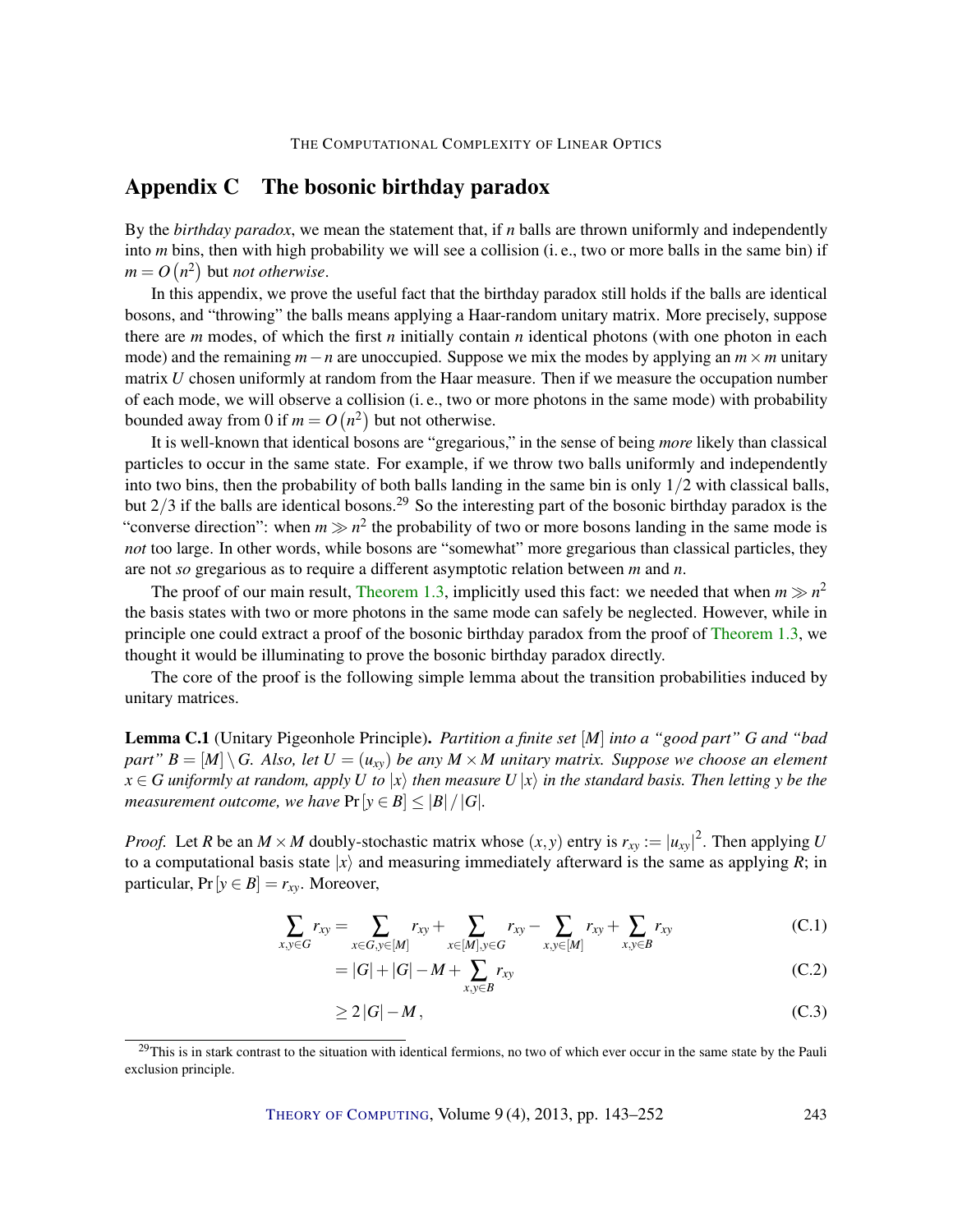## Appendix C The bosonic birthday paradox

By the *birthday paradox*, we mean the statement that, if $n$ balls are thrown uniformly and independently into $m$ bins, then with high probability we will see a collision (i. e., two or more balls in the same bin) if $m = O(n^2)$ but *not otherwise*.

In this appendix, we prove the useful fact that the birthday paradox still holds if the balls are identical bosons, and "throwing" the balls means applying a Haar-random unitary matrix. More precisely, suppose there are $m$ modes, of which the first $n$ initially contain $n$ identical photons (with one photon in each mode) and the remaining $m-n$ are unoccupied. Suppose we mix the modes by applying an $m \times m$ unitary matrix $U$ chosen uniformly at random from the Haar measure. Then if we measure the occupation number of each mode, we will observe a collision (i. e., two or more photons in the same mode) with probability bounded away from 0 if $m = O(n^2)$ but not otherwise.

It is well-known that identical bosons are "gregarious," in the sense of being *more* likely than classical particles to occur in the same state. For example, if we throw two balls uniformly and independently into two bins, then the probability of both balls landing in the same bin is only $1/2$ with classical balls, but $2/3$ if the balls are identical bosons.[29] So the interesting part of the bosonic birthday paradox is the "converse direction": when $m \gg n^2$ the probability of two or more bosons landing in the same mode is *not* too large. In other words, while bosons are "somewhat" more gregarious than classical particles, they are not *so* gregarious as to require a different asymptotic relation between $m$ and $n$.

The proof of our main result, Theorem 1.3, implicitly used this fact: we needed that when $m \gg n^2$ the basis states with two or more photons in the same mode can safely be neglected. However, while in principle one could extract a proof of the bosonic birthday paradox from the proof of Theorem 1.3, we thought it would be illuminating to prove the bosonic birthday paradox directly.

The core of the proof is the following simple lemma about the transition probabilities induced by unitary matrices.

**Lemma C.1** (Unitary Pigeonhole Principle). *Partition a finite set $[M]$ into a "good part" $G$ and "bad part" $B = [M] \setminus G$. Also, let $U = (u_{xy})$ be any $M \times M$ unitary matrix. Suppose we choose an element $x \in G$ uniformly at random, apply $U$ to $|x\rangle$ then measure $U|x\rangle$ in the standard basis. Then letting $y$ be the measurement outcome, we have $\Pr[y \in B] \leq |B|/|G|$.*

*Proof.* Let $R$ be an $M \times M$ doubly-stochastic matrix whose $(x,y)$ entry is $r_{xy} := |u_{xy}|^2$. Then applying $U$ to a computational basis state $|x\rangle$ and measuring immediately afterward is the same as applying $R$; in particular, $\Pr[y \in B] = r_{xy}$. Moreover,

$$\sum_{x,y \in G} r_{xy} = \sum_{x \in G, y \in [M]} r_{xy} + \sum_{x \in [M], y \in G} r_{xy} - \sum_{x,y \in [M]} r_{xy} + \sum_{x,y \in B} r_{xy} \tag{C.1}$$

$$= |G| + |G| - M + \sum_{x,y \in B} r_{xy} \tag{C.2}$$

$$\geq 2|G| - M, \tag{C.3}$$

[29] This is in stark contrast to the situation with identical fermions, no two of which ever occur in the same state by the Pauli exclusion principle.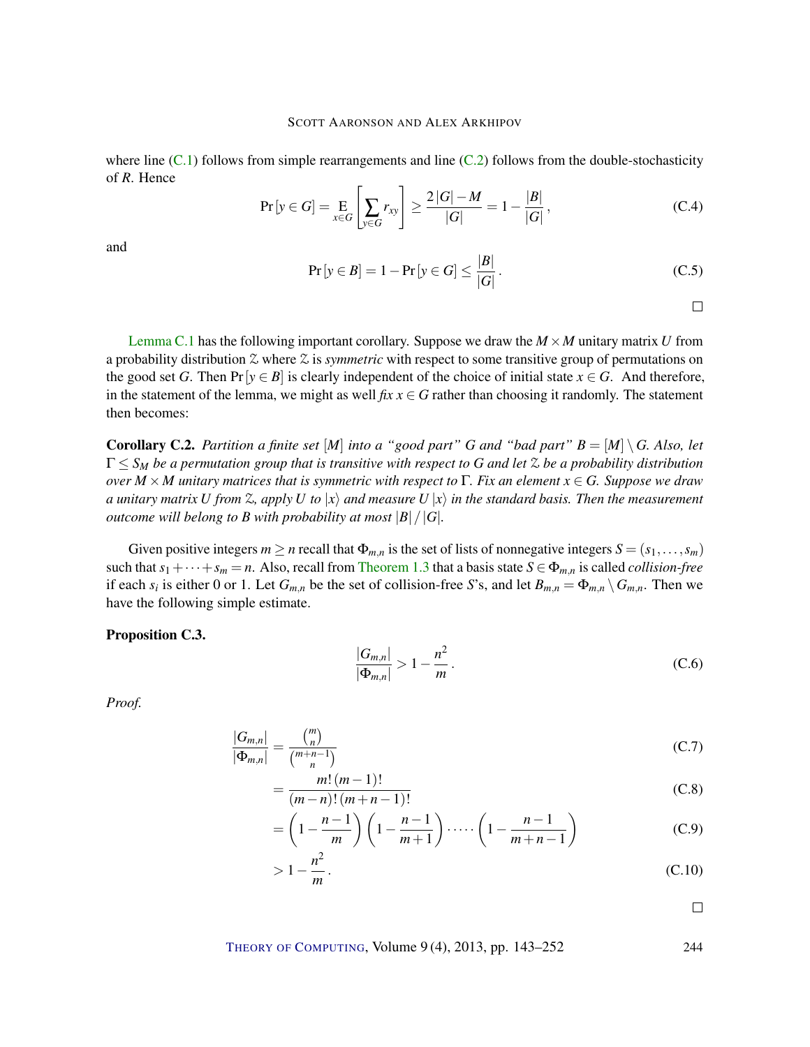where line (C.1) follows from simple rearrangements and line (C.2) follows from the double-stochasticity of $R$. Hence

$$\Pr[y \in G] = \operatorname*{E}_{x \in G}\left[\sum_{y \in G} r_{xy}\right] \geq \frac{2|G| - M}{|G|} = 1 - \frac{|B|}{|G|}, \tag{C.4}$$

and

$$\Pr[y \in B] = 1 - \Pr[y \in G] \leq \frac{|B|}{|G|}. \tag{C.5}$$

□

Lemma C.1 has the following important corollary. Suppose we draw the $M \times M$ unitary matrix $U$ from a probability distribution $\mathcal{Z}$ where $\mathcal{Z}$ is *symmetric* with respect to some transitive group of permutations on the good set $G$. Then $\Pr[y \in B]$ is clearly independent of the choice of initial state $x \in G$. And therefore, in the statement of the lemma, we might as well *fix* $x \in G$ rather than choosing it randomly. The statement then becomes:

**Corollary C.2.** *Partition a finite set $[M]$ into a "good part" $G$ and "bad part" $B = [M] \setminus G$. Also, let $\Gamma \leq S_M$ be a permutation group that is transitive with respect to $G$ and let $\mathcal{Z}$ be a probability distribution over $M \times M$ unitary matrices that is symmetric with respect to $\Gamma$. Fix an element $x \in G$. Suppose we draw a unitary matrix $U$ from $\mathcal{Z}$, apply $U$ to $|x\rangle$ and measure $U|x\rangle$ in the standard basis. Then the measurement outcome will belong to $B$ with probability at most $|B|/|G|$.*

Given positive integers $m \geq n$ recall that $\Phi_{m,n}$ is the set of lists of nonnegative integers $S = (s_1, \ldots, s_m)$ such that $s_1 + \cdots + s_m = n$. Also, recall from Theorem 1.3 that a basis state $S \in \Phi_{m,n}$ is called *collision-free* if each $s_i$ is either 0 or 1. Let $G_{m,n}$ be the set of collision-free $S$'s, and let $B_{m,n} = \Phi_{m,n} \setminus G_{m,n}$. Then we have the following simple estimate.

**Proposition C.3.**

$$\frac{|G_{m,n}|}{|\Phi_{m,n}|} > 1 - \frac{n^2}{m}. \tag{C.6}$$

*Proof.*

$$\frac{|G_{m,n}|}{|\Phi_{m,n}|} = \frac{\binom{m}{n}}{\binom{m+n-1}{n}} \tag{C.7}$$

$$= \frac{m!\,(m-1)!}{(m-n)!\,(m+n-1)!} \tag{C.8}$$

$$= \left(1 - \frac{n-1}{m}\right)\left(1 - \frac{n-1}{m+1}\right) \cdot \cdots \cdot \left(1 - \frac{n-1}{m+n-1}\right) \tag{C.9}$$

$$> 1 - \frac{n^2}{m}. \tag{C.10}$$

□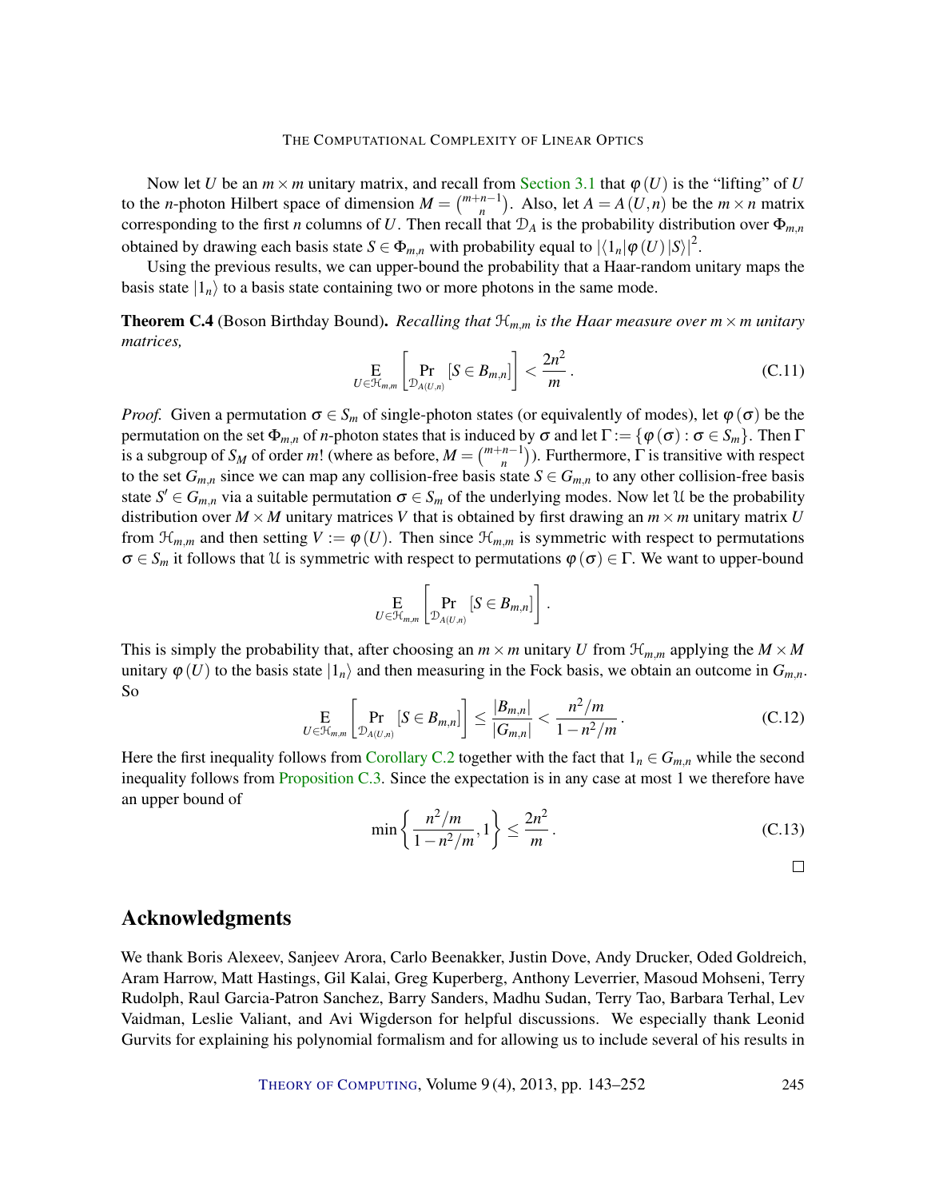Now let $U$ be an $m \times m$ unitary matrix, and recall from Section 3.1 that $\varphi(U)$ is the "lifting" of $U$ to the $n$-photon Hilbert space of dimension $M = \binom{m+n-1}{n}$. Also, let $A = A(U,n)$ be the $m \times n$ matrix corresponding to the first $n$ columns of $U$. Then recall that $\mathcal{D}_A$ is the probability distribution over $\Phi_{m,n}$ obtained by drawing each basis state $S \in \Phi_{m,n}$ with probability equal to $|\langle 1_n|\varphi(U)|S\rangle|^2$.

Using the previous results, we can upper-bound the probability that a Haar-random unitary maps the basis state $|1_n\rangle$ to a basis state containing two or more photons in the same mode.

**Theorem C.4** (Boson Birthday Bound). *Recalling that $\mathcal{H}_{m,m}$ is the Haar measure over $m \times m$ unitary matrices,*

$$\operatorname*{E}_{U \in \mathcal{H}_{m,m}} \left[ \Pr_{\mathcal{D}_{A(U,n)}} [S \in B_{m,n}] \right] < \frac{2n^2}{m}. \tag{C.11}$$

*Proof.* Given a permutation $\sigma \in S_m$ of single-photon states (or equivalently of modes), let $\varphi(\sigma)$ be the permutation on the set $\Phi_{m,n}$ of $n$-photon states that is induced by $\sigma$ and let $\Gamma := \{\varphi(\sigma) : \sigma \in S_m\}$. Then $\Gamma$ is a subgroup of $S_M$ of order $m!$ (where as before, $M = \binom{m+n-1}{n}$). Furthermore, $\Gamma$ is transitive with respect to the set $G_{m,n}$ since we can map any collision-free basis state $S \in G_{m,n}$ to any other collision-free basis state $S' \in G_{m,n}$ via a suitable permutation $\sigma \in S_m$ of the underlying modes. Now let $\mathcal{U}$ be the probability distribution over $M \times M$ unitary matrices $V$ that is obtained by first drawing an $m \times m$ unitary matrix $U$ from $\mathcal{H}_{m,m}$ and then setting $V := \varphi(U)$. Then since $\mathcal{H}_{m,m}$ is symmetric with respect to permutations $\sigma \in S_m$ it follows that $\mathcal{U}$ is symmetric with respect to permutations $\varphi(\sigma) \in \Gamma$. We want to upper-bound

$$\operatorname*{E}_{U \in \mathcal{H}_{m,m}} \left[ \Pr_{\mathcal{D}_{A(U,n)}} [S \in B_{m,n}] \right].$$

This is simply the probability that, after choosing an $m \times m$ unitary $U$ from $\mathcal{H}_{m,m}$ applying the $M \times M$ unitary $\varphi(U)$ to the basis state $|1_n\rangle$ and then measuring in the Fock basis, we obtain an outcome in $G_{m,n}$. So

$$\operatorname*{E}_{U \in \mathcal{H}_{m,m}} \left[ \Pr_{\mathcal{D}_{A(U,n)}} [S \in B_{m,n}] \right] \leq \frac{|B_{m,n}|}{|G_{m,n}|} < \frac{n^2/m}{1 - n^2/m}. \tag{C.12}$$

Here the first inequality follows from Corollary C.2 together with the fact that $1_n \in G_{m,n}$ while the second inequality follows from Proposition C.3. Since the expectation is in any case at most 1 we therefore have an upper bound of

$$\min \left\{ \frac{n^2/m}{1 - n^2/m}, 1 \right\} \leq \frac{2n^2}{m}. \tag{C.13}$$

□

## Acknowledgments

We thank Boris Alexeev, Sanjeev Arora, Carlo Beenakker, Justin Dove, Andy Drucker, Oded Goldreich, Aram Harrow, Matt Hastings, Gil Kalai, Greg Kuperberg, Anthony Leverrier, Masoud Mohseni, Terry Rudolph, Raul Garcia-Patron Sanchez, Barry Sanders, Madhu Sudan, Terry Tao, Barbara Terhal, Lev Vaidman, Leslie Valiant, and Avi Wigderson for helpful discussions. We especially thank Leonid Gurvits for explaining his polynomial formalism and for allowing us to include several of his results in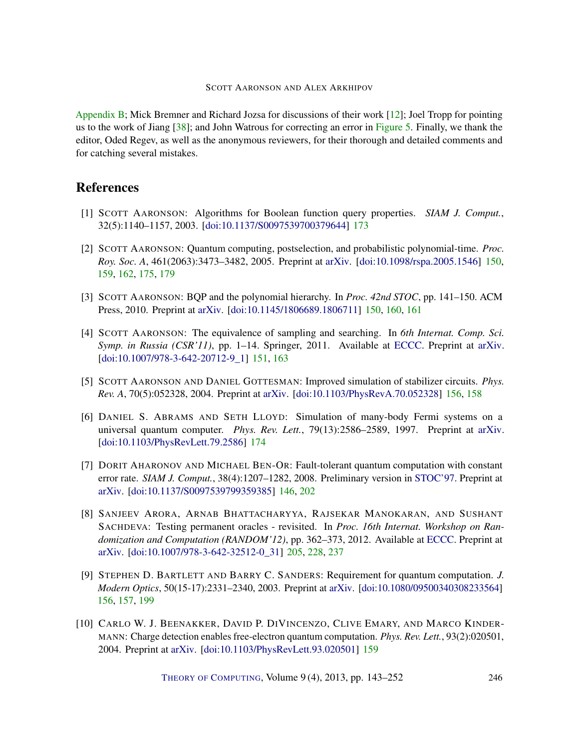Appendix B; Mick Bremner and Richard Jozsa for discussions of their work [12]; Joel Tropp for pointing us to the work of Jiang [38]; and John Watrous for correcting an error in Figure 5. Finally, we thank the editor, Oded Regev, as well as the anonymous reviewers, for their thorough and detailed comments and for catching several mistakes.

## References

[1] Scott Aaronson: Algorithms for Boolean function query properties. *SIAM J. Comput.*, 32(5):1140–1157, 2003. [doi:10.1137/S0097539700379644] 173

[2] Scott Aaronson: Quantum computing, postselection, and probabilistic polynomial-time. *Proc. Roy. Soc. A*, 461(2063):3473–3482, 2005. Preprint at arXiv. [doi:10.1098/rspa.2005.1546] 150, 159, 162, 175, 179

[3] Scott Aaronson: BQP and the polynomial hierarchy. In *Proc. 42nd STOC*, pp. 141–150. ACM Press, 2010. Preprint at arXiv. [doi:10.1145/1806689.1806711] 150, 160, 161

[4] Scott Aaronson: The equivalence of sampling and searching. In *6th Internat. Comp. Sci. Symp. in Russia (CSR'11)*, pp. 1–14. Springer, 2011. Available at ECCC. Preprint at arXiv. [doi:10.1007/978-3-642-20712-9_1] 151, 163

[5] Scott Aaronson and Daniel Gottesman: Improved simulation of stabilizer circuits. *Phys. Rev. A*, 70(5):052328, 2004. Preprint at arXiv. [doi:10.1103/PhysRevA.70.052328] 156, 158

[6] Daniel S. Abrams and Seth Lloyd: Simulation of many-body Fermi systems on a universal quantum computer. *Phys. Rev. Lett.*, 79(13):2586–2589, 1997. Preprint at arXiv. [doi:10.1103/PhysRevLett.79.2586] 174

[7] Dorit Aharonov and Michael Ben-Or: Fault-tolerant quantum computation with constant error rate. *SIAM J. Comput.*, 38(4):1207–1282, 2008. Preliminary version in STOC'97. Preprint at arXiv. [doi:10.1137/S0097539799359385] 146, 202

[8] Sanjeev Arora, Arnab Bhattacharyya, Rajsekar Manokaran, and Sushant Sachdeva: Testing permanent oracles - revisited. In *Proc. 16th Internat. Workshop on Randomization and Computation (RANDOM'12)*, pp. 362–373, 2012. Available at ECCC. Preprint at arXiv. [doi:10.1007/978-3-642-32512-0_31] 205, 228, 237

[9] Stephen D. Bartlett and Barry C. Sanders: Requirement for quantum computation. *J. Modern Optics*, 50(15-17):2331–2340, 2003. Preprint at arXiv. [doi:10.1080/09500340308233564] 156, 157, 199

[10] Carlo W. J. Beenakker, David P. DiVincenzo, Clive Emary, and Marco Kindermann: Charge detection enables free-electron quantum computation. *Phys. Rev. Lett.*, 93(2):020501, 2004. Preprint at arXiv. [doi:10.1103/PhysRevLett.93.020501] 159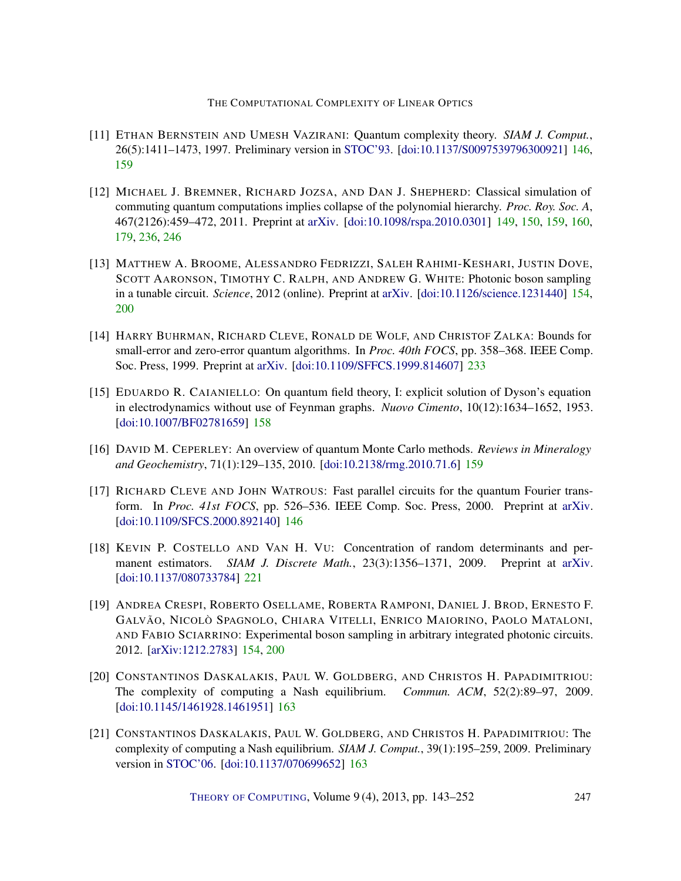[11] Ethan Bernstein and Umesh Vazirani: Quantum complexity theory. *SIAM J. Comput.*, 26(5):1411–1473, 1997. Preliminary version in STOC'93. [doi:10.1137/S0097539796300921] 146, 159

[12] Michael J. Bremner, Richard Jozsa, and Dan J. Shepherd: Classical simulation of commuting quantum computations implies collapse of the polynomial hierarchy. *Proc. Roy. Soc. A*, 467(2126):459–472, 2011. Preprint at arXiv. [doi:10.1098/rspa.2010.0301] 149, 150, 159, 160, 179, 236, 246

[13] Matthew A. Broome, Alessandro Fedrizzi, Saleh Rahimi-Keshari, Justin Dove, Scott Aaronson, Timothy C. Ralph, and Andrew G. White: Photonic boson sampling in a tunable circuit. *Science*, 2012 (online). Preprint at arXiv. [doi:10.1126/science.1231440] 154, 200

[14] Harry Buhrman, Richard Cleve, Ronald de Wolf, and Christof Zalka: Bounds for small-error and zero-error quantum algorithms. In *Proc. 40th FOCS*, pp. 358–368. IEEE Comp. Soc. Press, 1999. Preprint at arXiv. [doi:10.1109/SFFCS.1999.814607] 233

[15] Eduardo R. Caianiello: On quantum field theory, I: explicit solution of Dyson's equation in electrodynamics without use of Feynman graphs. *Nuovo Cimento*, 10(12):1634–1652, 1953. [doi:10.1007/BF02781659] 158

[16] David M. Ceperley: An overview of quantum Monte Carlo methods. *Reviews in Mineralogy and Geochemistry*, 71(1):129–135, 2010. [doi:10.2138/rmg.2010.71.6] 159

[17] Richard Cleve and John Watrous: Fast parallel circuits for the quantum Fourier transform. In *Proc. 41st FOCS*, pp. 526–536. IEEE Comp. Soc. Press, 2000. Preprint at arXiv. [doi:10.1109/SFCS.2000.892140] 146

[18] Kevin P. Costello and Van H. Vu: Concentration of random determinants and permanent estimators. *SIAM J. Discrete Math.*, 23(3):1356–1371, 2009. Preprint at arXiv. [doi:10.1137/080733784] 221

[19] Andrea Crespi, Roberto Osellame, Roberta Ramponi, Daniel J. Brod, Ernesto F. Galvão, Nicolò Spagnolo, Chiara Vitelli, Enrico Maiorino, Paolo Mataloni, and Fabio Sciarrino: Experimental boson sampling in arbitrary integrated photonic circuits. 2012. [arXiv:1212.2783] 154, 200

[20] Constantinos Daskalakis, Paul W. Goldberg, and Christos H. Papadimitriou: The complexity of computing a Nash equilibrium. *Commun. ACM*, 52(2):89–97, 2009. [doi:10.1145/1461928.1461951] 163

[21] Constantinos Daskalakis, Paul W. Goldberg, and Christos H. Papadimitriou: The complexity of computing a Nash equilibrium. *SIAM J. Comput.*, 39(1):195–259, 2009. Preliminary version in STOC'06. [doi:10.1137/070699652] 163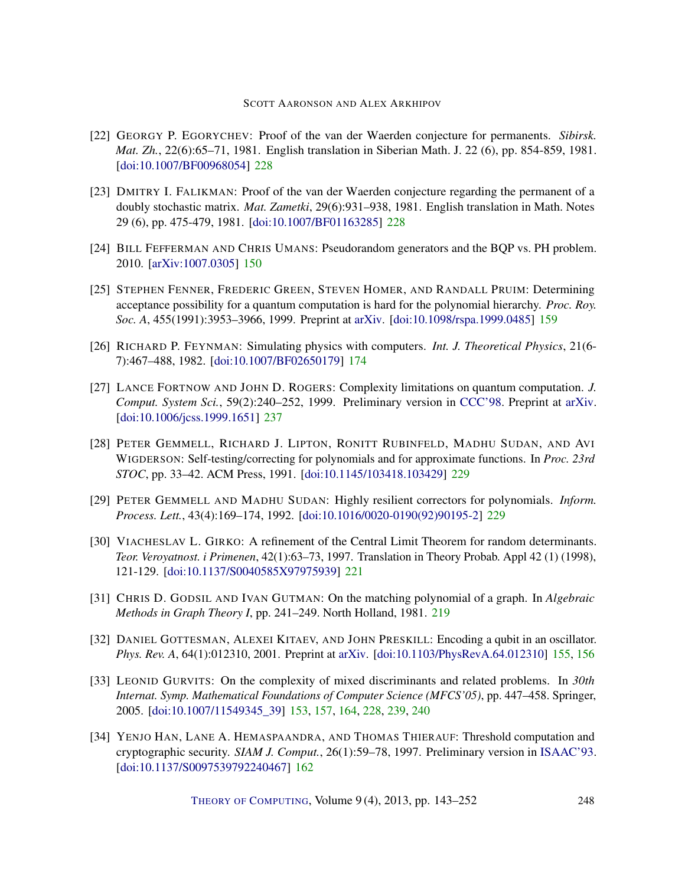[22] GEORGY P. EGORYCHEV: Proof of the van der Waerden conjecture for permanents. *Sibirsk. Mat. Zh.*, 22(6):65–71, 1981. English translation in Siberian Math. J. 22 (6), pp. 854-859, 1981. [doi:10.1007/BF00968054] 228

[23] DMITRY I. FALIKMAN: Proof of the van der Waerden conjecture regarding the permanent of a doubly stochastic matrix. *Mat. Zametki*, 29(6):931–938, 1981. English translation in Math. Notes 29 (6), pp. 475-479, 1981. [doi:10.1007/BF01163285] 228

[24] BILL FEFFERMAN AND CHRIS UMANS: Pseudorandom generators and the BQP vs. PH problem. 2010. [arXiv:1007.0305] 150

[25] STEPHEN FENNER, FREDERIC GREEN, STEVEN HOMER, AND RANDALL PRUIM: Determining acceptance possibility for a quantum computation is hard for the polynomial hierarchy. *Proc. Roy. Soc. A*, 455(1991):3953–3966, 1999. Preprint at arXiv. [doi:10.1098/rspa.1999.0485] 159

[26] RICHARD P. FEYNMAN: Simulating physics with computers. *Int. J. Theoretical Physics*, 21(6-7):467–488, 1982. [doi:10.1007/BF02650179] 174

[27] LANCE FORTNOW AND JOHN D. ROGERS: Complexity limitations on quantum computation. *J. Comput. System Sci.*, 59(2):240–252, 1999. Preliminary version in CCC'98. Preprint at arXiv. [doi:10.1006/jcss.1999.1651] 237

[28] PETER GEMMELL, RICHARD J. LIPTON, RONITT RUBINFELD, MADHU SUDAN, AND AVI WIGDERSON: Self-testing/correcting for polynomials and for approximate functions. In *Proc. 23rd STOC*, pp. 33–42. ACM Press, 1991. [doi:10.1145/103418.103429] 229

[29] PETER GEMMELL AND MADHU SUDAN: Highly resilient correctors for polynomials. *Inform. Process. Lett.*, 43(4):169–174, 1992. [doi:10.1016/0020-0190(92)90195-2] 229

[30] VIACHESLAV L. GIRKO: A refinement of the Central Limit Theorem for random determinants. *Teor. Veroyatnost. i Primenen*, 42(1):63–73, 1997. Translation in Theory Probab. Appl 42 (1) (1998), 121-129. [doi:10.1137/S0040585X97975939] 221

[31] CHRIS D. GODSIL AND IVAN GUTMAN: On the matching polynomial of a graph. In *Algebraic Methods in Graph Theory I*, pp. 241–249. North Holland, 1981. 219

[32] DANIEL GOTTESMAN, ALEXEI KITAEV, AND JOHN PRESKILL: Encoding a qubit in an oscillator. *Phys. Rev. A*, 64(1):012310, 2001. Preprint at arXiv. [doi:10.1103/PhysRevA.64.012310] 155, 156

[33] LEONID GURVITS: On the complexity of mixed discriminants and related problems. In *30th Internat. Symp. Mathematical Foundations of Computer Science (MFCS'05)*, pp. 447–458. Springer, 2005. [doi:10.1007/11549345_39] 153, 157, 164, 228, 239, 240

[34] YENJO HAN, LANE A. HEMASPAANDRA, AND THOMAS THIERAUF: Threshold computation and cryptographic security. *SIAM J. Comput.*, 26(1):59–78, 1997. Preliminary version in ISAAC'93. [doi:10.1137/S0097539792240467] 162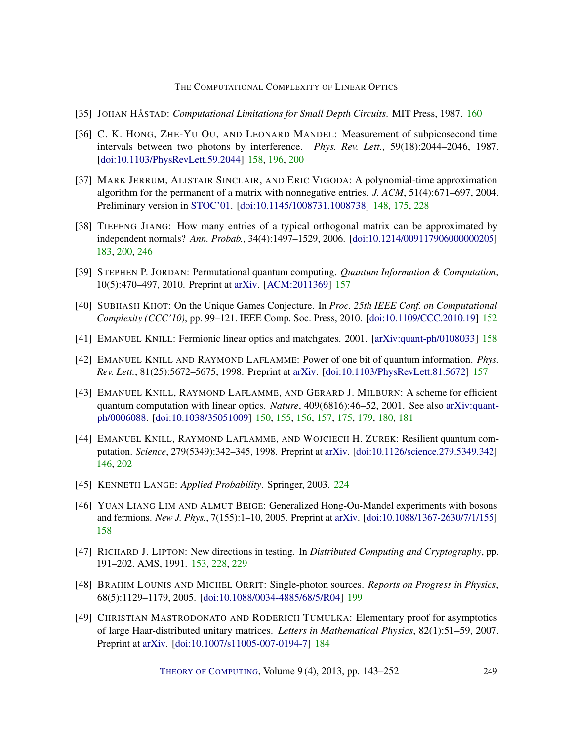[35] Johan Håstad: *Computational Limitations for Small Depth Circuits*. MIT Press, 1987. 160

[36] C. K. Hong, Zhe-Yu Ou, and Leonard Mandel: Measurement of subpicosecond time intervals between two photons by interference. *Phys. Rev. Lett.*, 59(18):2044–2046, 1987. [doi:10.1103/PhysRevLett.59.2044] 158, 196, 200

[37] Mark Jerrum, Alistair Sinclair, and Eric Vigoda: A polynomial-time approximation algorithm for the permanent of a matrix with nonnegative entries. *J. ACM*, 51(4):671–697, 2004. Preliminary version in STOC'01. [doi:10.1145/1008731.1008738] 148, 175, 228

[38] Tiefeng Jiang: How many entries of a typical orthogonal matrix can be approximated by independent normals? *Ann. Probab.*, 34(4):1497–1529, 2006. [doi:10.1214/009117906000000205] 183, 200, 246

[39] Stephen P. Jordan: Permutational quantum computing. *Quantum Information & Computation*, 10(5):470–497, 2010. Preprint at arXiv. [ACM:2011369] 157

[40] Subhash Khot: On the Unique Games Conjecture. In *Proc. 25th IEEE Conf. on Computational Complexity (CCC'10)*, pp. 99–121. IEEE Comp. Soc. Press, 2010. [doi:10.1109/CCC.2010.19] 152

[41] Emanuel Knill: Fermionic linear optics and matchgates. 2001. [arXiv:quant-ph/0108033] 158

[42] Emanuel Knill and Raymond Laflamme: Power of one bit of quantum information. *Phys. Rev. Lett.*, 81(25):5672–5675, 1998. Preprint at arXiv. [doi:10.1103/PhysRevLett.81.5672] 157

[43] Emanuel Knill, Raymond Laflamme, and Gerard J. Milburn: A scheme for efficient quantum computation with linear optics. *Nature*, 409(6816):46–52, 2001. See also arXiv:quant-ph/0006088. [doi:10.1038/35051009] 150, 155, 156, 157, 175, 179, 180, 181

[44] Emanuel Knill, Raymond Laflamme, and Wojciech H. Zurek: Resilient quantum computation. *Science*, 279(5349):342–345, 1998. Preprint at arXiv. [doi:10.1126/science.279.5349.342] 146, 202

[45] Kenneth Lange: *Applied Probability*. Springer, 2003. 224

[46] Yuan Liang Lim and Almut Beige: Generalized Hong-Ou-Mandel experiments with bosons and fermions. *New J. Phys.*, 7(155):1–10, 2005. Preprint at arXiv. [doi:10.1088/1367-2630/7/1/155] 158

[47] Richard J. Lipton: New directions in testing. In *Distributed Computing and Cryptography*, pp. 191–202. AMS, 1991. 153, 228, 229

[48] Brahim Lounis and Michel Orrit: Single-photon sources. *Reports on Progress in Physics*, 68(5):1129–1179, 2005. [doi:10.1088/0034-4885/68/5/R04] 199

[49] Christian Mastrodonato and Roderich Tumulka: Elementary proof for asymptotics of large Haar-distributed unitary matrices. *Letters in Mathematical Physics*, 82(1):51–59, 2007. Preprint at arXiv. [doi:10.1007/s11005-007-0194-7] 184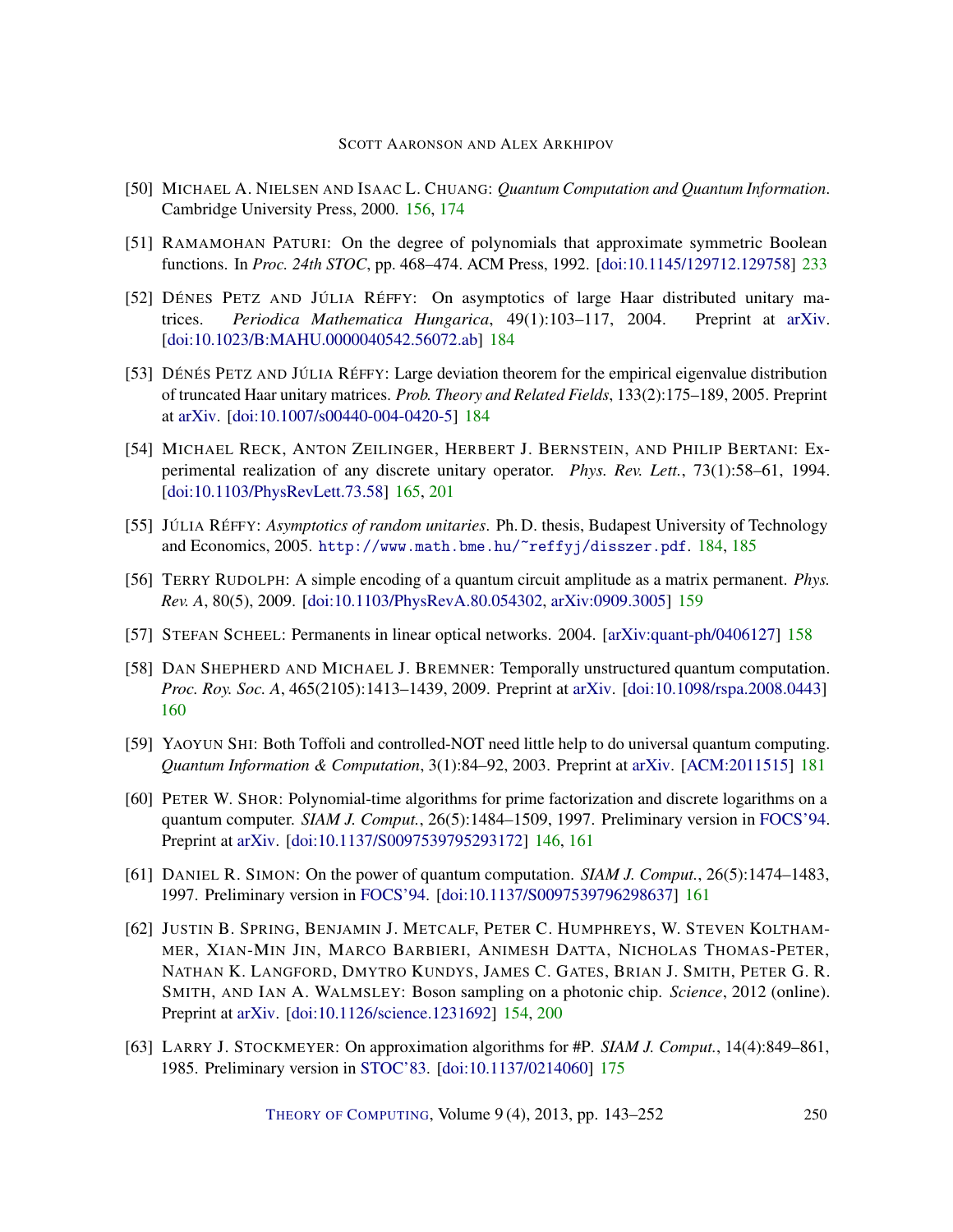[50] MICHAEL A. NIELSEN AND ISAAC L. CHUANG: *Quantum Computation and Quantum Information*. Cambridge University Press, 2000. 156, 174

[51] RAMAMOHAN PATURI: On the degree of polynomials that approximate symmetric Boolean functions. In *Proc. 24th STOC*, pp. 468–474. ACM Press, 1992. [doi:10.1145/129712.129758] 233

[52] DÉNES PETZ AND JÚLIA RÉFFY: On asymptotics of large Haar distributed unitary matrices. *Periodica Mathematica Hungarica*, 49(1):103–117, 2004. Preprint at arXiv. [doi:10.1023/B:MAHU.0000040542.56072.ab] 184

[53] DÉNÉS PETZ AND JÚLIA RÉFFY: Large deviation theorem for the empirical eigenvalue distribution of truncated Haar unitary matrices. *Prob. Theory and Related Fields*, 133(2):175–189, 2005. Preprint at arXiv. [doi:10.1007/s00440-004-0420-5] 184

[54] MICHAEL RECK, ANTON ZEILINGER, HERBERT J. BERNSTEIN, AND PHILIP BERTANI: Experimental realization of any discrete unitary operator. *Phys. Rev. Lett.*, 73(1):58–61, 1994. [doi:10.1103/PhysRevLett.73.58] 165, 201

[55] JÚLIA RÉFFY: *Asymptotics of random unitaries*. Ph. D. thesis, Budapest University of Technology and Economics, 2005. `http://www.math.bme.hu/~reffyj/disszer.pdf`. 184, 185

[56] TERRY RUDOLPH: A simple encoding of a quantum circuit amplitude as a matrix permanent. *Phys. Rev. A*, 80(5), 2009. [doi:10.1103/PhysRevA.80.054302, arXiv:0909.3005] 159

[57] STEFAN SCHEEL: Permanents in linear optical networks. 2004. [arXiv:quant-ph/0406127] 158

[58] DAN SHEPHERD AND MICHAEL J. BREMNER: Temporally unstructured quantum computation. *Proc. Roy. Soc. A*, 465(2105):1413–1439, 2009. Preprint at arXiv. [doi:10.1098/rspa.2008.0443] 160

[59] YAOYUN SHI: Both Toffoli and controlled-NOT need little help to do universal quantum computing. *Quantum Information & Computation*, 3(1):84–92, 2003. Preprint at arXiv. [ACM:2011515] 181

[60] PETER W. SHOR: Polynomial-time algorithms for prime factorization and discrete logarithms on a quantum computer. *SIAM J. Comput.*, 26(5):1484–1509, 1997. Preliminary version in FOCS'94. Preprint at arXiv. [doi:10.1137/S0097539795293172] 146, 161

[61] DANIEL R. SIMON: On the power of quantum computation. *SIAM J. Comput.*, 26(5):1474–1483, 1997. Preliminary version in FOCS'94. [doi:10.1137/S0097539796298637] 161

[62] JUSTIN B. SPRING, BENJAMIN J. METCALF, PETER C. HUMPHREYS, W. STEVEN KOLTHAMMER, XIAN-MIN JIN, MARCO BARBIERI, ANIMESH DATTA, NICHOLAS THOMAS-PETER, NATHAN K. LANGFORD, DMYTRO KUNDYS, JAMES C. GATES, BRIAN J. SMITH, PETER G. R. SMITH, AND IAN A. WALMSLEY: Boson sampling on a photonic chip. *Science*, 2012 (online). Preprint at arXiv. [doi:10.1126/science.1231692] 154, 200

[63] LARRY J. STOCKMEYER: On approximation algorithms for #P. *SIAM J. Comput.*, 14(4):849–861, 1985. Preliminary version in STOC'83. [doi:10.1137/0214060] 175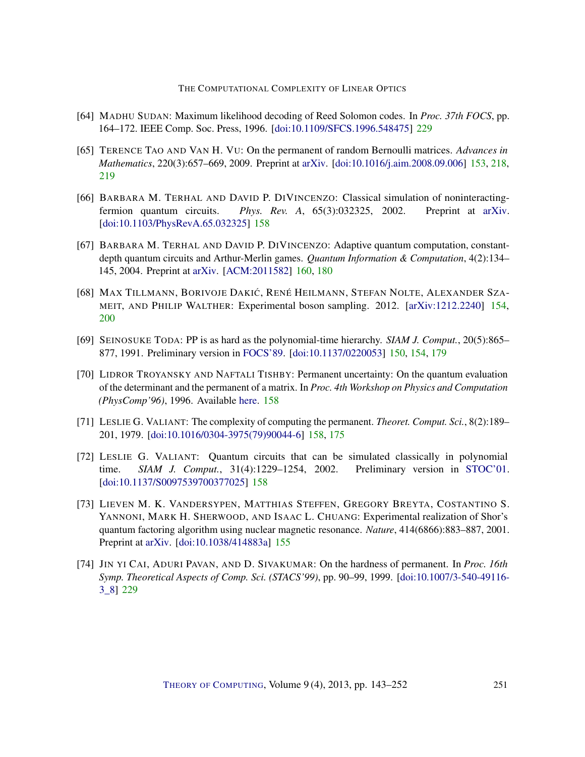[64] MADHU SUDAN: Maximum likelihood decoding of Reed Solomon codes. In *Proc. 37th FOCS*, pp. 164–172. IEEE Comp. Soc. Press, 1996. [doi:10.1109/SFCS.1996.548475] 229

[65] TERENCE TAO AND VAN H. VU: On the permanent of random Bernoulli matrices. *Advances in Mathematics*, 220(3):657–669, 2009. Preprint at arXiv. [doi:10.1016/j.aim.2008.09.006] 153, 218, 219

[66] BARBARA M. TERHAL AND DAVID P. DIVINCENZO: Classical simulation of noninteracting-fermion quantum circuits. *Phys. Rev. A*, 65(3):032325, 2002. Preprint at arXiv. [doi:10.1103/PhysRevA.65.032325] 158

[67] BARBARA M. TERHAL AND DAVID P. DIVINCENZO: Adaptive quantum computation, constant-depth quantum circuits and Arthur-Merlin games. *Quantum Information & Computation*, 4(2):134–145, 2004. Preprint at arXiv. [ACM:2011582] 160, 180

[68] MAX TILLMANN, BORIVOJE DAKIĆ, RENÉ HEILMANN, STEFAN NOLTE, ALEXANDER SZAMEIT, AND PHILIP WALTHER: Experimental boson sampling. 2012. [arXiv:1212.2240] 154, 200

[69] SEINOSUKE TODA: PP is as hard as the polynomial-time hierarchy. *SIAM J. Comput.*, 20(5):865–877, 1991. Preliminary version in FOCS'89. [doi:10.1137/0220053] 150, 154, 179

[70] LIDROR TROYANSKY AND NAFTALI TISHBY: Permanent uncertainty: On the quantum evaluation of the determinant and the permanent of a matrix. In *Proc. 4th Workshop on Physics and Computation (PhysComp'96)*, 1996. Available here. 158

[71] LESLIE G. VALIANT: The complexity of computing the permanent. *Theoret. Comput. Sci.*, 8(2):189–201, 1979. [doi:10.1016/0304-3975(79)90044-6] 158, 175

[72] LESLIE G. VALIANT: Quantum circuits that can be simulated classically in polynomial time. *SIAM J. Comput.*, 31(4):1229–1254, 2002. Preliminary version in STOC'01. [doi:10.1137/S0097539700377025] 158

[73] LIEVEN M. K. VANDERSYPEN, MATTHIAS STEFFEN, GREGORY BREYTA, COSTANTINO S. YANNONI, MARK H. SHERWOOD, AND ISAAC L. CHUANG: Experimental realization of Shor's quantum factoring algorithm using nuclear magnetic resonance. *Nature*, 414(6866):883–887, 2001. Preprint at arXiv. [doi:10.1038/414883a] 155

[74] JIN YI CAI, ADURI PAVAN, AND D. SIVAKUMAR: On the hardness of permanent. In *Proc. 16th Symp. Theoretical Aspects of Comp. Sci. (STACS'99)*, pp. 90–99, 1999. [doi:10.1007/3-540-49116-3_8] 229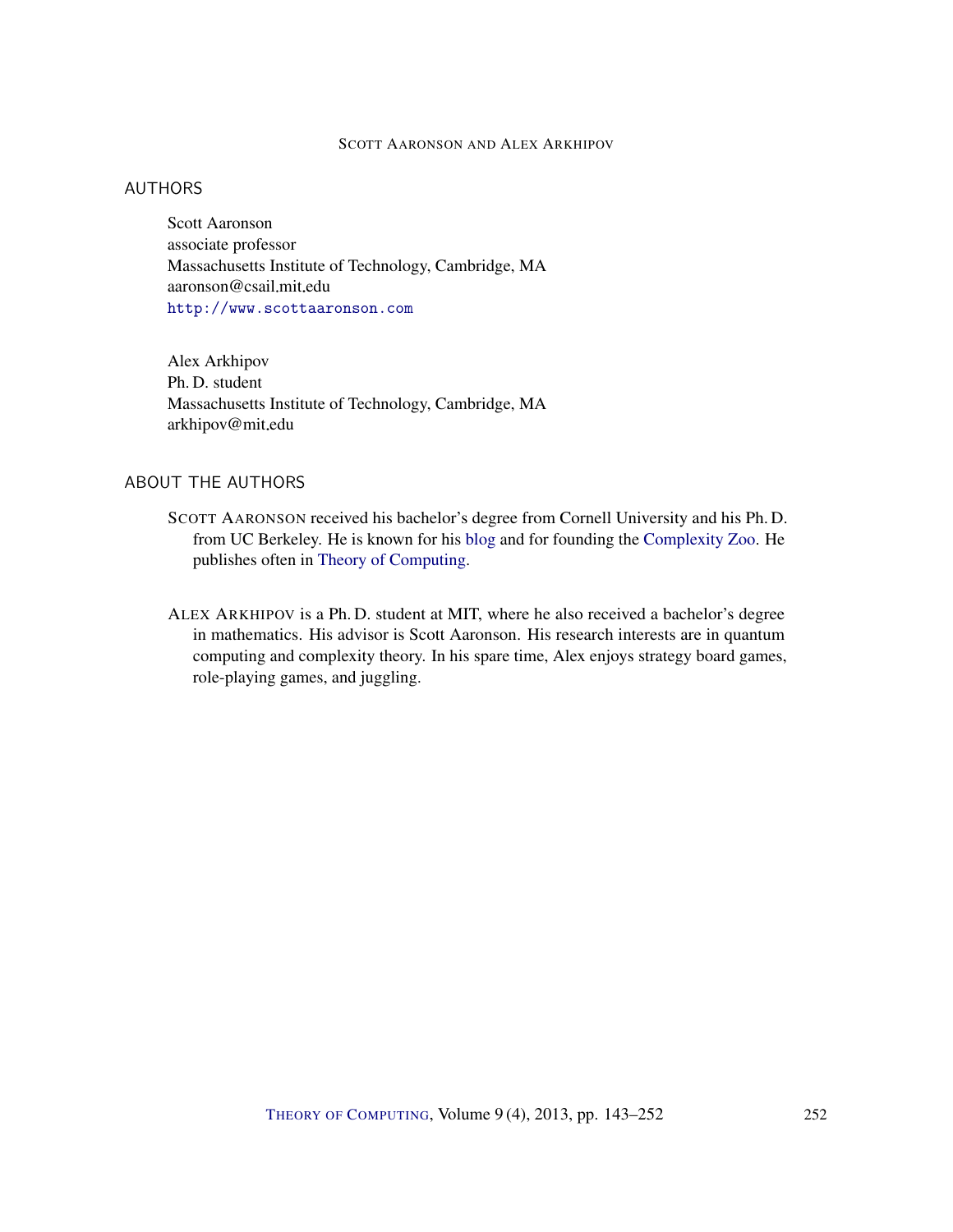## AUTHORS

Scott Aaronson
associate professor
Massachusetts Institute of Technology, Cambridge, MA
aaronson@csail.mit.edu
http://www.scottaaronson.com

Alex Arkhipov
Ph. D. student
Massachusetts Institute of Technology, Cambridge, MA
arkhipov@mit.edu

## ABOUT THE AUTHORS

SCOTT AARONSON received his bachelor's degree from Cornell University and his Ph. D. from UC Berkeley. He is known for his blog and for founding the Complexity Zoo. He publishes often in Theory of Computing.

ALEX ARKHIPOV is a Ph. D. student at MIT, where he also received a bachelor's degree in mathematics. His advisor is Scott Aaronson. His research interests are in quantum computing and complexity theory. In his spare time, Alex enjoys strategy board games, role-playing games, and juggling.